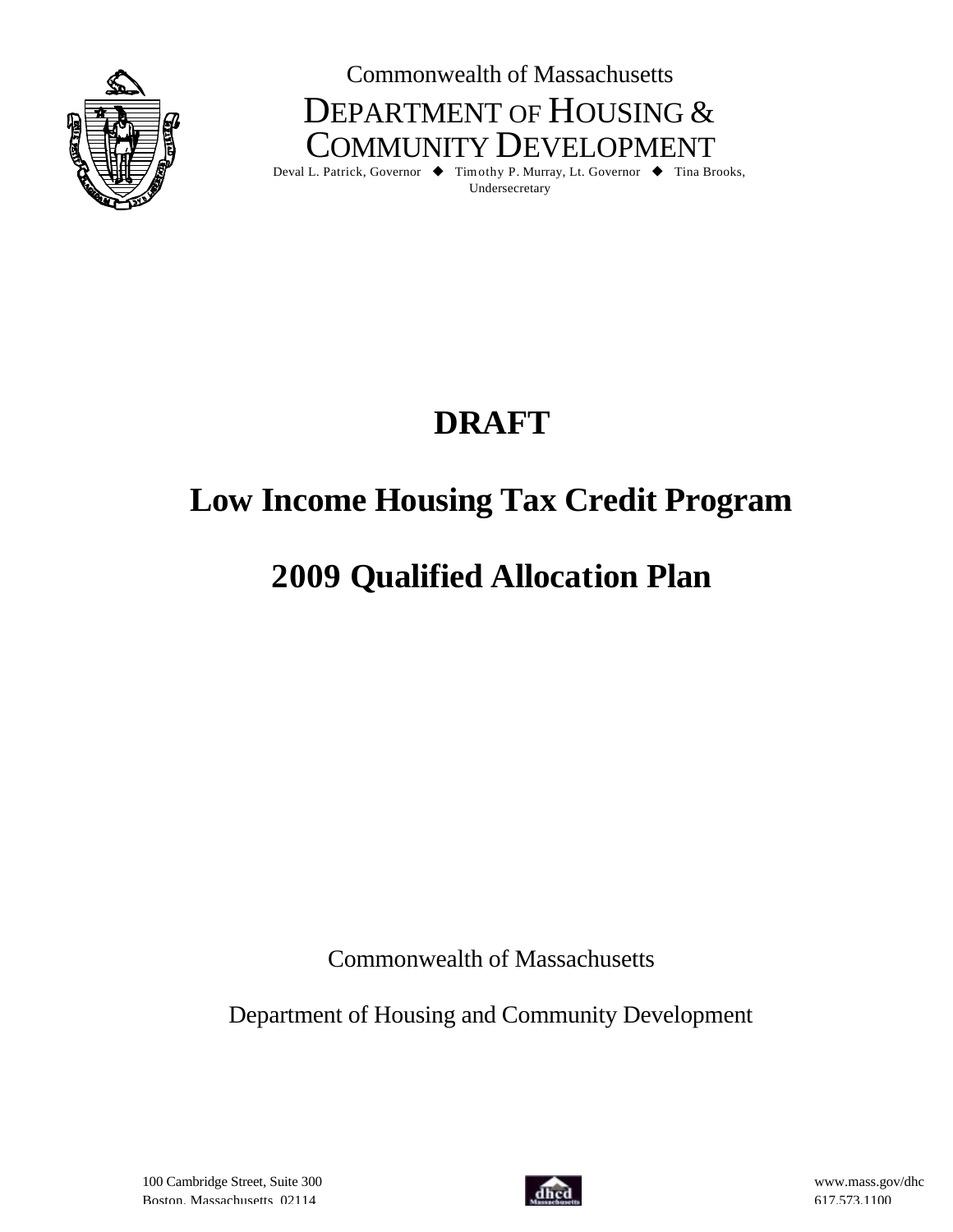Commonwealth of Massachusetts

DEPARTMENT OF HOUSING & COMMUNITY DEVELOPMENT

Deval L. Patrick, Governor ◆ Timothy P. Murray, Lt. Governor ◆ Tina Brooks, Undersecretary

# DRAFT

# Low Income Housing Tax Credit Program

# 2009 Qualified Allocation Plan

Commonwealth of Massachusetts

Department of Housing and Community Development

100 Cambridge Street, Suite 300
Boston, Massachusetts 02114

www.mass.gov/dhc
617.573.1100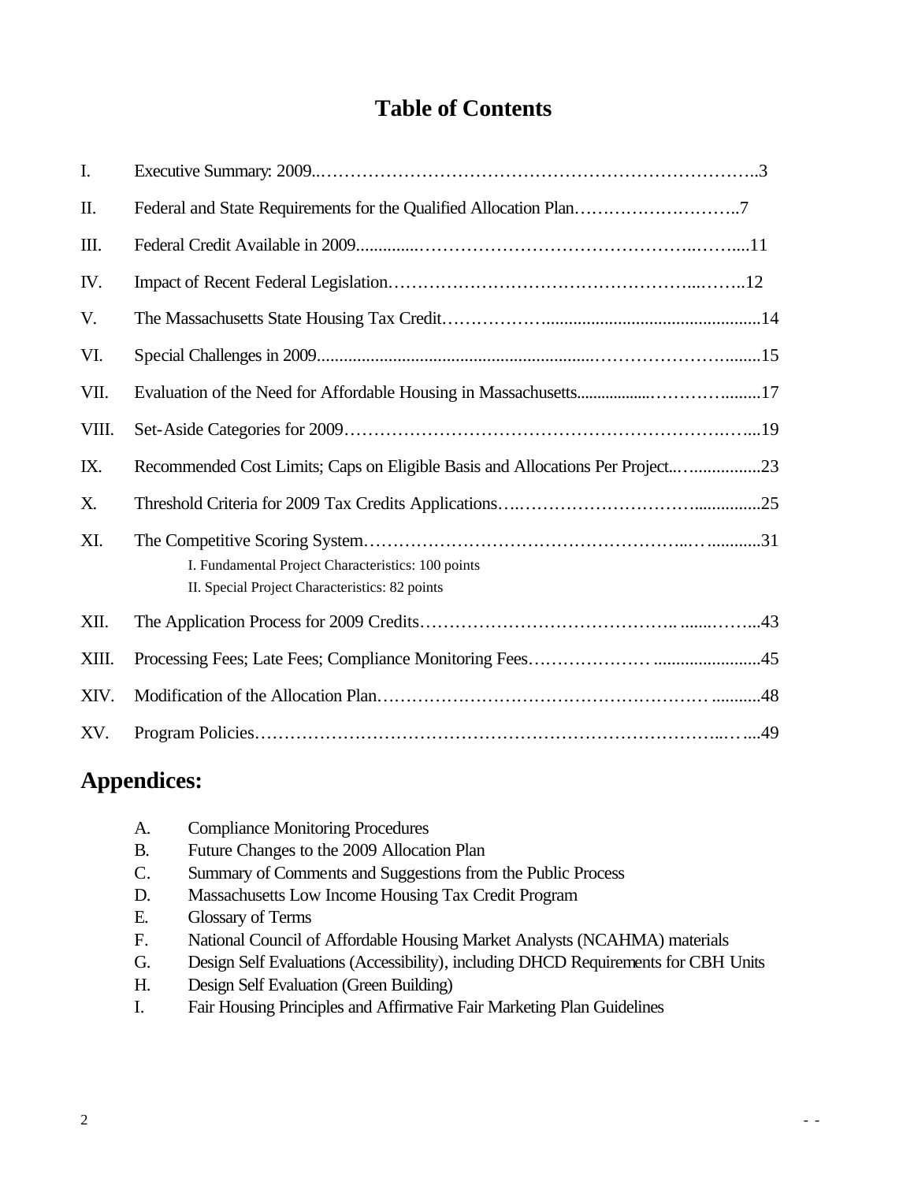# Table of Contents

| | | |
|---|---|---|
| I. | Executive Summary: 2009 | 3 |
| II. | Federal and State Requirements for the Qualified Allocation Plan | 7 |
| III. | Federal Credit Available in 2009 | 11 |
| IV. | Impact of Recent Federal Legislation | 12 |
| V. | The Massachusetts State Housing Tax Credit | 14 |
| VI. | Special Challenges in 2009 | 15 |
| VII. | Evaluation of the Need for Affordable Housing in Massachusetts | 17 |
| VIII. | Set-Aside Categories for 2009 | 19 |
| IX. | Recommended Cost Limits; Caps on Eligible Basis and Allocations Per Project | 23 |
| X. | Threshold Criteria for 2009 Tax Credits Applications | 25 |
| XI. | The Competitive Scoring System<br>I. Fundamental Project Characteristics: 100 points<br>II. Special Project Characteristics: 82 points | 31 |
| XII. | The Application Process for 2009 Credits | 43 |
| XIII. | Processing Fees; Late Fees; Compliance Monitoring Fees | 45 |
| XIV. | Modification of the Allocation Plan | 48 |
| XV. | Program Policies | 49 |

## Appendices:

A. Compliance Monitoring Procedures
B. Future Changes to the 2009 Allocation Plan
C. Summary of Comments and Suggestions from the Public Process
D. Massachusetts Low Income Housing Tax Credit Program
E. Glossary of Terms
F. National Council of Affordable Housing Market Analysts (NCAHMA) materials
G. Design Self Evaluations (Accessibility), including DHCD Requirements for CBH Units
H. Design Self Evaluation (Green Building)
I. Fair Housing Principles and Affirmative Fair Marketing Plan Guidelines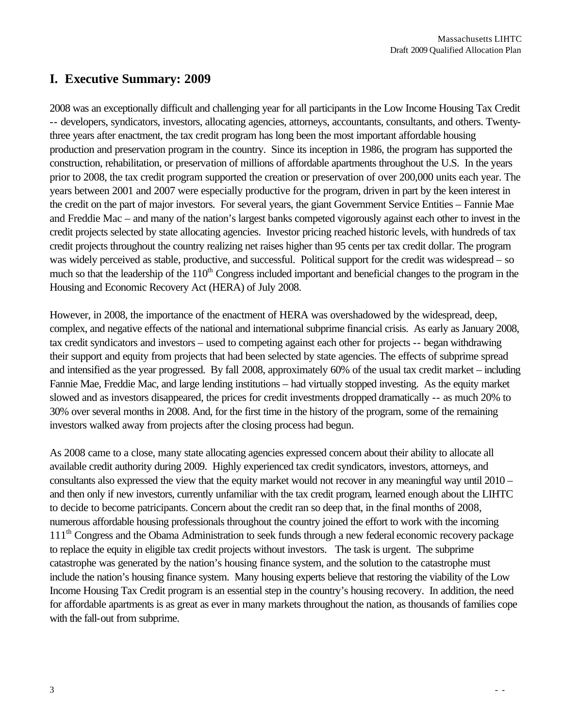# I. Executive Summary: 2009

2008 was an exceptionally difficult and challenging year for all participants in the Low Income Housing Tax Credit -- developers, syndicators, investors, allocating agencies, attorneys, accountants, consultants, and others. Twenty-three years after enactment, the tax credit program has long been the most important affordable housing production and preservation program in the country. Since its inception in 1986, the program has supported the construction, rehabilitation, or preservation of millions of affordable apartments throughout the U.S. In the years prior to 2008, the tax credit program supported the creation or preservation of over 200,000 units each year. The years between 2001 and 2007 were especially productive for the program, driven in part by the keen interest in the credit on the part of major investors. For several years, the giant Government Service Entities – Fannie Mae and Freddie Mac – and many of the nation's largest banks competed vigorously against each other to invest in the credit projects selected by state allocating agencies. Investor pricing reached historic levels, with hundreds of tax credit projects throughout the country realizing net raises higher than 95 cents per tax credit dollar. The program was widely perceived as stable, productive, and successful. Political support for the credit was widespread – so much so that the leadership of the 110th Congress included important and beneficial changes to the program in the Housing and Economic Recovery Act (HERA) of July 2008.

However, in 2008, the importance of the enactment of HERA was overshadowed by the widespread, deep, complex, and negative effects of the national and international subprime financial crisis. As early as January 2008, tax credit syndicators and investors – used to competing against each other for projects -- began withdrawing their support and equity from projects that had been selected by state agencies. The effects of subprime spread and intensified as the year progressed. By fall 2008, approximately 60% of the usual tax credit market – including Fannie Mae, Freddie Mac, and large lending institutions – had virtually stopped investing. As the equity market slowed and as investors disappeared, the prices for credit investments dropped dramatically -- as much 20% to 30% over several months in 2008. And, for the first time in the history of the program, some of the remaining investors walked away from projects after the closing process had begun.

As 2008 came to a close, many state allocating agencies expressed concern about their ability to allocate all available credit authority during 2009. Highly experienced tax credit syndicators, investors, attorneys, and consultants also expressed the view that the equity market would not recover in any meaningful way until 2010 – and then only if new investors, currently unfamiliar with the tax credit program, learned enough about the LIHTC to decide to become patricipants. Concern about the credit ran so deep that, in the final months of 2008, numerous affordable housing professionals throughout the country joined the effort to work with the incoming 111th Congress and the Obama Administration to seek funds through a new federal economic recovery package to replace the equity in eligible tax credit projects without investors. The task is urgent. The subprime catastrophe was generated by the nation's housing finance system, and the solution to the catastrophe must include the nation's housing finance system. Many housing experts believe that restoring the viability of the Low Income Housing Tax Credit program is an essential step in the country's housing recovery. In addition, the need for affordable apartments is as great as ever in many markets throughout the nation, as thousands of families cope with the fall-out from subprime.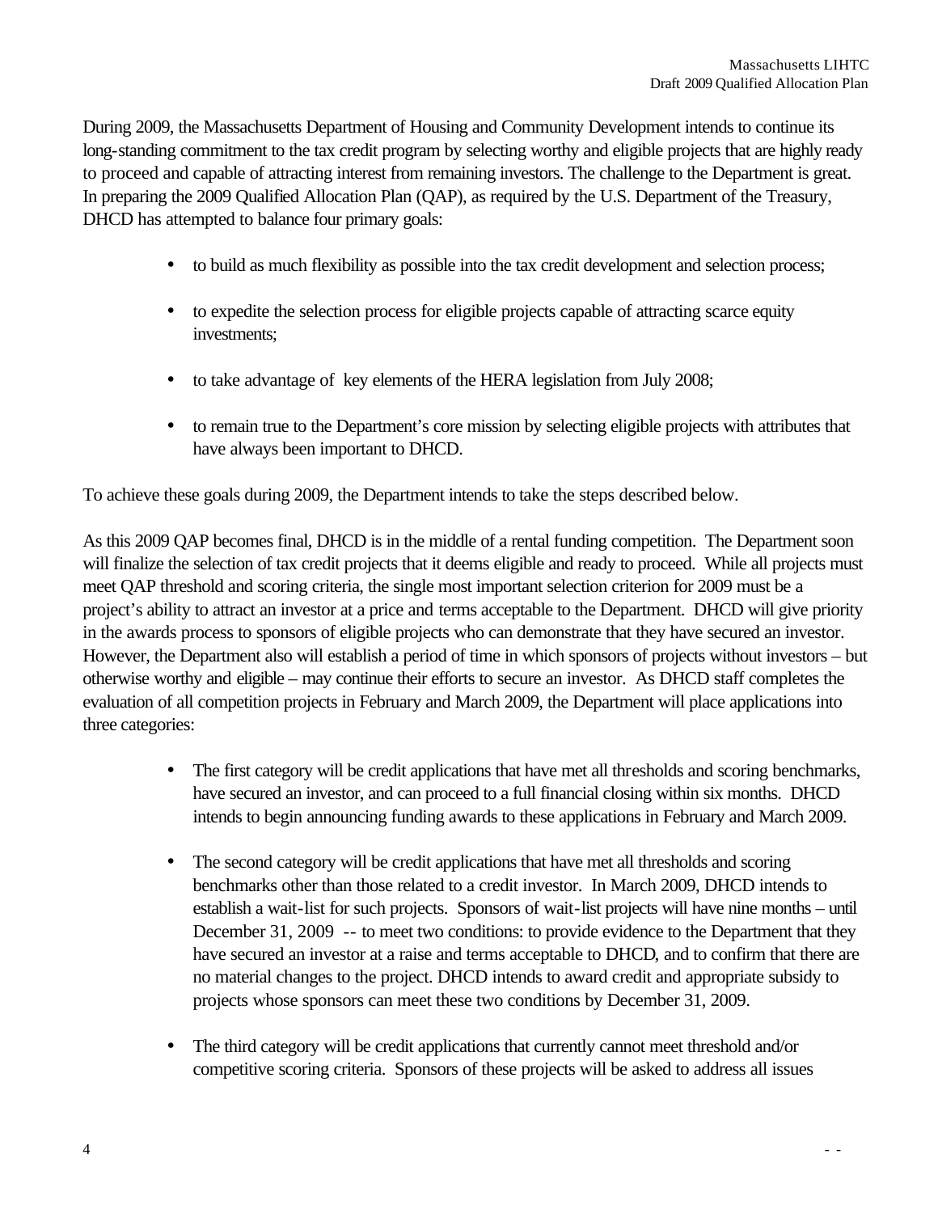During 2009, the Massachusetts Department of Housing and Community Development intends to continue its long-standing commitment to the tax credit program by selecting worthy and eligible projects that are highly ready to proceed and capable of attracting interest from remaining investors. The challenge to the Department is great. In preparing the 2009 Qualified Allocation Plan (QAP), as required by the U.S. Department of the Treasury, DHCD has attempted to balance four primary goals:

- to build as much flexibility as possible into the tax credit development and selection process;
- to expedite the selection process for eligible projects capable of attracting scarce equity investments;
- to take advantage of key elements of the HERA legislation from July 2008;
- to remain true to the Department's core mission by selecting eligible projects with attributes that have always been important to DHCD.

To achieve these goals during 2009, the Department intends to take the steps described below.

As this 2009 QAP becomes final, DHCD is in the middle of a rental funding competition. The Department soon will finalize the selection of tax credit projects that it deems eligible and ready to proceed. While all projects must meet QAP threshold and scoring criteria, the single most important selection criterion for 2009 must be a project's ability to attract an investor at a price and terms acceptable to the Department. DHCD will give priority in the awards process to sponsors of eligible projects who can demonstrate that they have secured an investor. However, the Department also will establish a period of time in which sponsors of projects without investors – but otherwise worthy and eligible – may continue their efforts to secure an investor. As DHCD staff completes the evaluation of all competition projects in February and March 2009, the Department will place applications into three categories:

- The first category will be credit applications that have met all thresholds and scoring benchmarks, have secured an investor, and can proceed to a full financial closing within six months. DHCD intends to begin announcing funding awards to these applications in February and March 2009.
- The second category will be credit applications that have met all thresholds and scoring benchmarks other than those related to a credit investor. In March 2009, DHCD intends to establish a wait-list for such projects. Sponsors of wait-list projects will have nine months – until December 31, 2009 -- to meet two conditions: to provide evidence to the Department that they have secured an investor at a raise and terms acceptable to DHCD, and to confirm that there are no material changes to the project. DHCD intends to award credit and appropriate subsidy to projects whose sponsors can meet these two conditions by December 31, 2009.
- The third category will be credit applications that currently cannot meet threshold and/or competitive scoring criteria. Sponsors of these projects will be asked to address all issues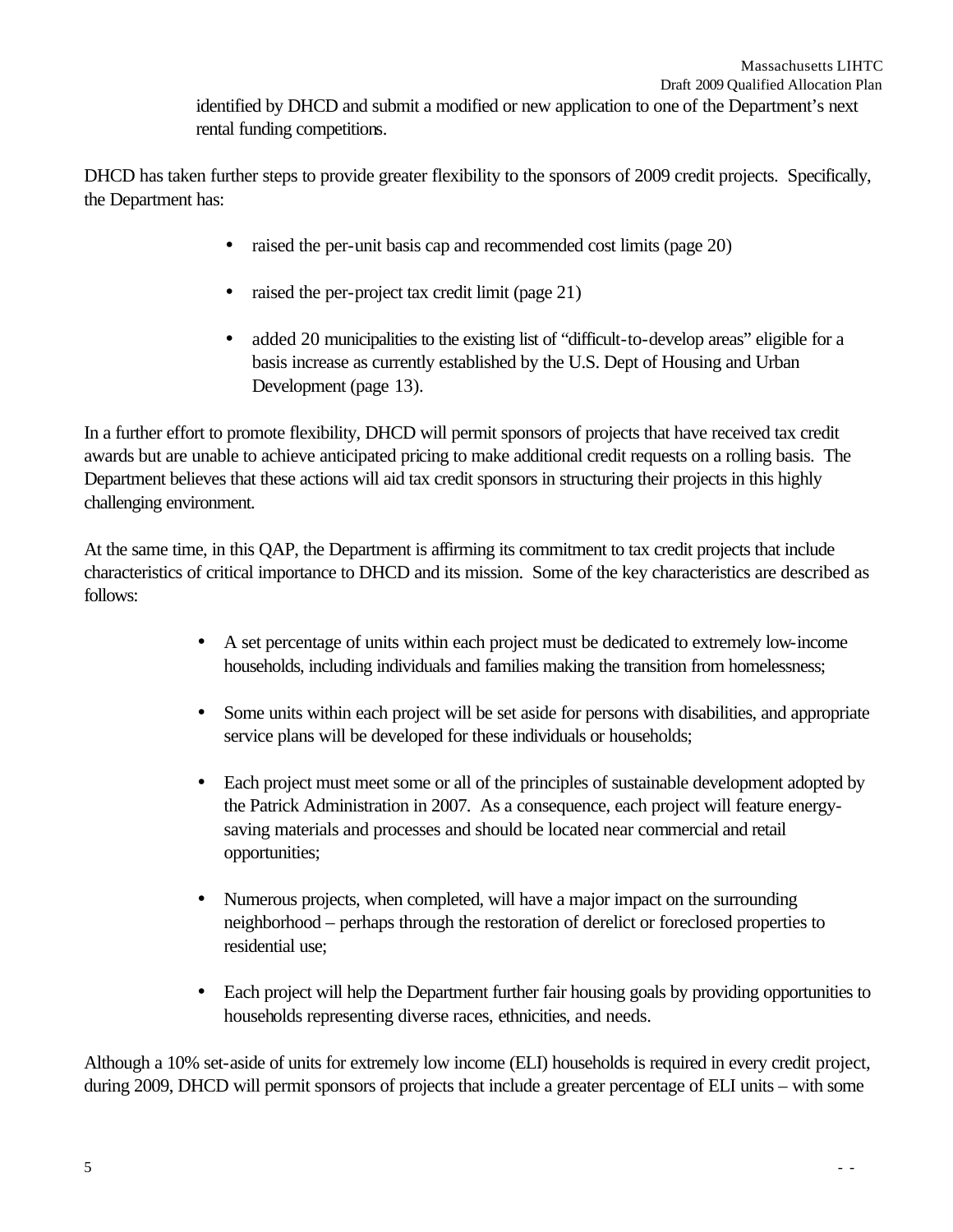identified by DHCD and submit a modified or new application to one of the Department's next rental funding competitions.

DHCD has taken further steps to provide greater flexibility to the sponsors of 2009 credit projects. Specifically, the Department has:

- raised the per-unit basis cap and recommended cost limits (page 20)
- raised the per-project tax credit limit (page 21)
- added 20 municipalities to the existing list of "difficult-to-develop areas" eligible for a basis increase as currently established by the U.S. Dept of Housing and Urban Development (page 13).

In a further effort to promote flexibility, DHCD will permit sponsors of projects that have received tax credit awards but are unable to achieve anticipated pricing to make additional credit requests on a rolling basis. The Department believes that these actions will aid tax credit sponsors in structuring their projects in this highly challenging environment.

At the same time, in this QAP, the Department is affirming its commitment to tax credit projects that include characteristics of critical importance to DHCD and its mission. Some of the key characteristics are described as follows:

- A set percentage of units within each project must be dedicated to extremely low-income households, including individuals and families making the transition from homelessness;
- Some units within each project will be set aside for persons with disabilities, and appropriate service plans will be developed for these individuals or households;
- Each project must meet some or all of the principles of sustainable development adopted by the Patrick Administration in 2007. As a consequence, each project will feature energy-saving materials and processes and should be located near commercial and retail opportunities;
- Numerous projects, when completed, will have a major impact on the surrounding neighborhood – perhaps through the restoration of derelict or foreclosed properties to residential use;
- Each project will help the Department further fair housing goals by providing opportunities to households representing diverse races, ethnicities, and needs.

Although a 10% set-aside of units for extremely low income (ELI) households is required in every credit project, during 2009, DHCD will permit sponsors of projects that include a greater percentage of ELI units – with some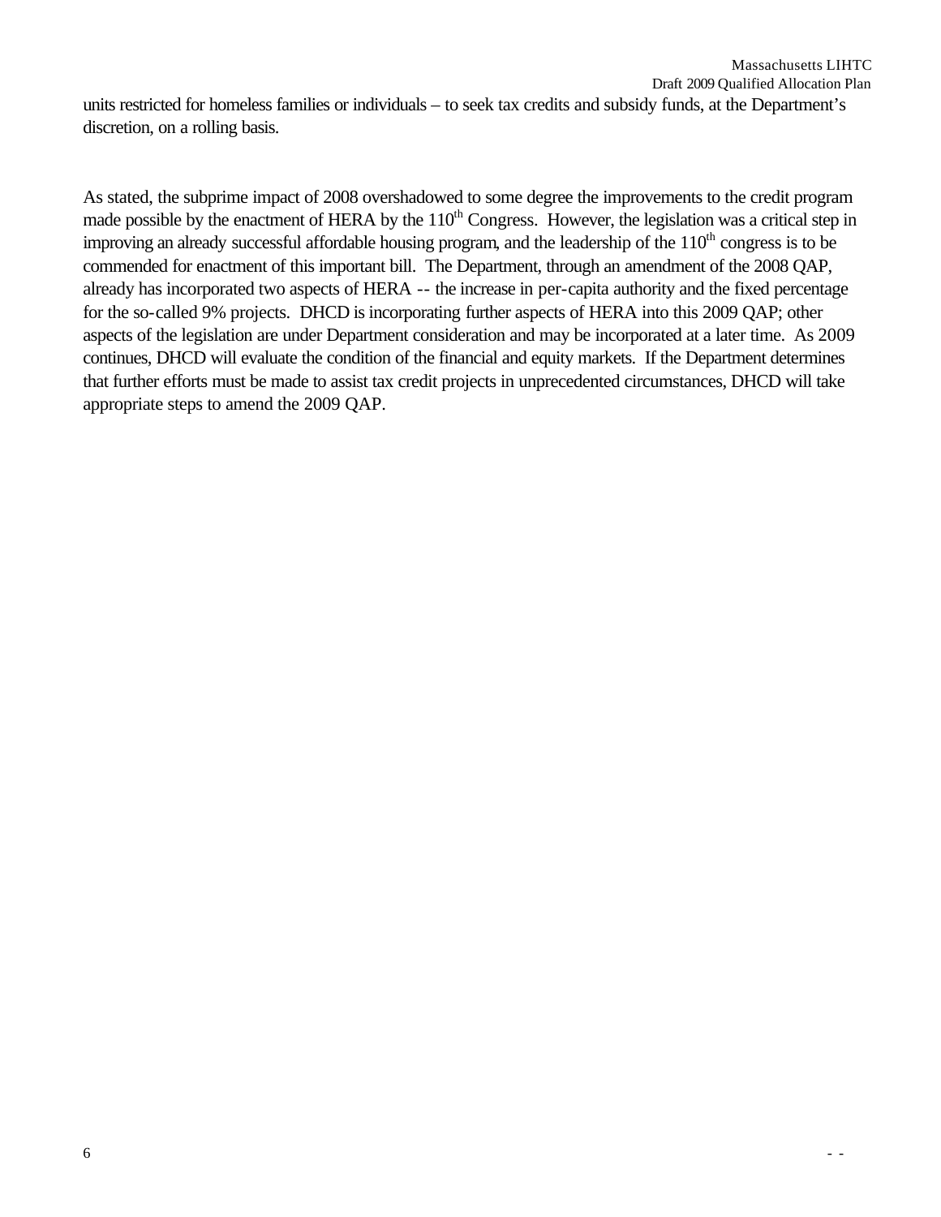units restricted for homeless families or individuals – to seek tax credits and subsidy funds, at the Department's discretion, on a rolling basis.

As stated, the subprime impact of 2008 overshadowed to some degree the improvements to the credit program made possible by the enactment of HERA by the 110th Congress. However, the legislation was a critical step in improving an already successful affordable housing program, and the leadership of the 110th congress is to be commended for enactment of this important bill. The Department, through an amendment of the 2008 QAP, already has incorporated two aspects of HERA -- the increase in per-capita authority and the fixed percentage for the so-called 9% projects. DHCD is incorporating further aspects of HERA into this 2009 QAP; other aspects of the legislation are under Department consideration and may be incorporated at a later time. As 2009 continues, DHCD will evaluate the condition of the financial and equity markets. If the Department determines that further efforts must be made to assist tax credit projects in unprecedented circumstances, DHCD will take appropriate steps to amend the 2009 QAP.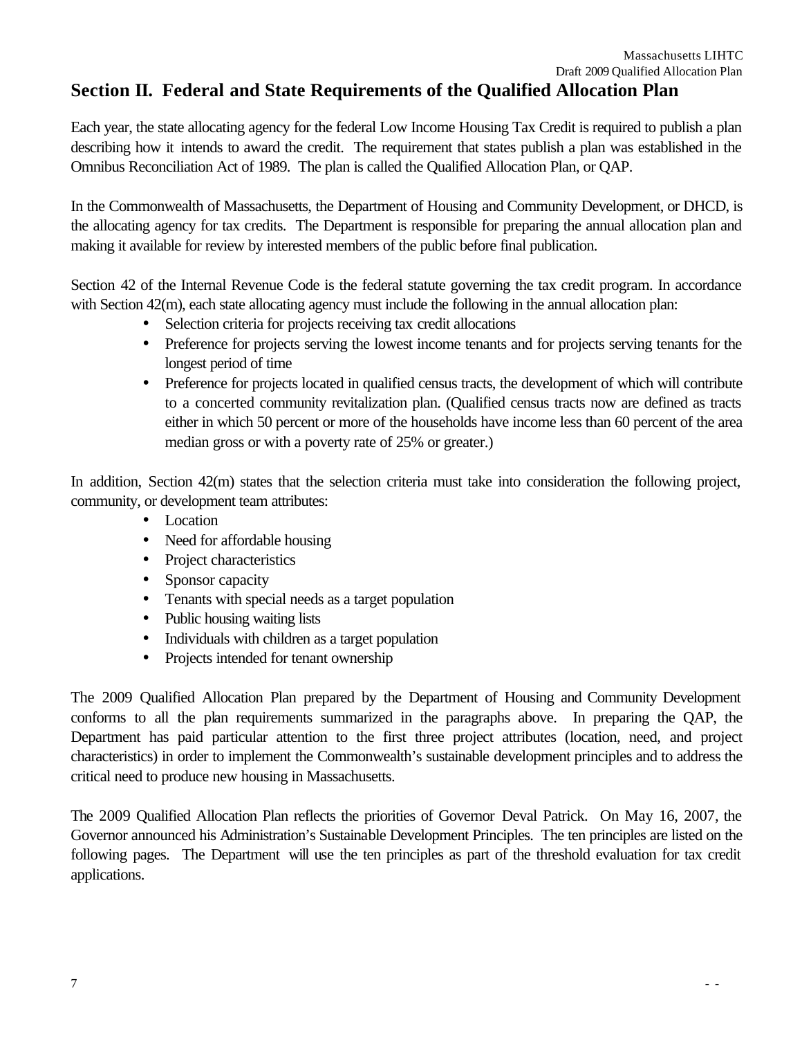## Section II. Federal and State Requirements of the Qualified Allocation Plan

Each year, the state allocating agency for the federal Low Income Housing Tax Credit is required to publish a plan describing how it intends to award the credit. The requirement that states publish a plan was established in the Omnibus Reconciliation Act of 1989. The plan is called the Qualified Allocation Plan, or QAP.

In the Commonwealth of Massachusetts, the Department of Housing and Community Development, or DHCD, is the allocating agency for tax credits. The Department is responsible for preparing the annual allocation plan and making it available for review by interested members of the public before final publication.

Section 42 of the Internal Revenue Code is the federal statute governing the tax credit program. In accordance with Section 42(m), each state allocating agency must include the following in the annual allocation plan:

- Selection criteria for projects receiving tax credit allocations
- Preference for projects serving the lowest income tenants and for projects serving tenants for the longest period of time
- Preference for projects located in qualified census tracts, the development of which will contribute to a concerted community revitalization plan. (Qualified census tracts now are defined as tracts either in which 50 percent or more of the households have income less than 60 percent of the area median gross or with a poverty rate of 25% or greater.)

In addition, Section 42(m) states that the selection criteria must take into consideration the following project, community, or development team attributes:

- Location
- Need for affordable housing
- Project characteristics
- Sponsor capacity
- Tenants with special needs as a target population
- Public housing waiting lists
- Individuals with children as a target population
- Projects intended for tenant ownership

The 2009 Qualified Allocation Plan prepared by the Department of Housing and Community Development conforms to all the plan requirements summarized in the paragraphs above. In preparing the QAP, the Department has paid particular attention to the first three project attributes (location, need, and project characteristics) in order to implement the Commonwealth's sustainable development principles and to address the critical need to produce new housing in Massachusetts.

The 2009 Qualified Allocation Plan reflects the priorities of Governor Deval Patrick. On May 16, 2007, the Governor announced his Administration's Sustainable Development Principles. The ten principles are listed on the following pages. The Department will use the ten principles as part of the threshold evaluation for tax credit applications.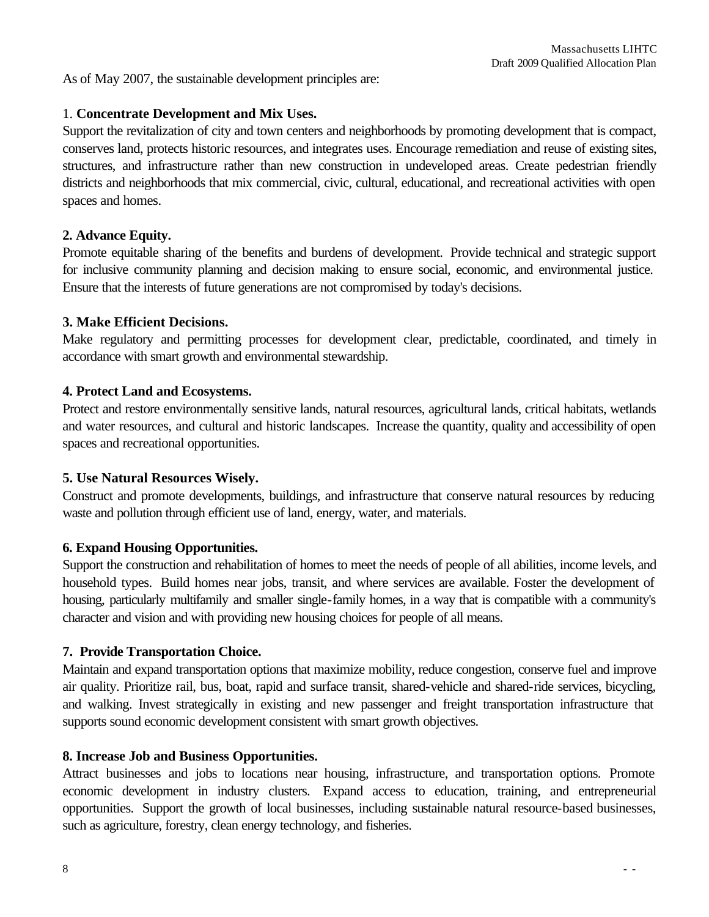As of May 2007, the sustainable development principles are:

1. **Concentrate Development and Mix Uses.**
Support the revitalization of city and town centers and neighborhoods by promoting development that is compact, conserves land, protects historic resources, and integrates uses. Encourage remediation and reuse of existing sites, structures, and infrastructure rather than new construction in undeveloped areas. Create pedestrian friendly districts and neighborhoods that mix commercial, civic, cultural, educational, and recreational activities with open spaces and homes.

**2. Advance Equity.**
Promote equitable sharing of the benefits and burdens of development. Provide technical and strategic support for inclusive community planning and decision making to ensure social, economic, and environmental justice. Ensure that the interests of future generations are not compromised by today's decisions.

**3. Make Efficient Decisions.**
Make regulatory and permitting processes for development clear, predictable, coordinated, and timely in accordance with smart growth and environmental stewardship.

**4. Protect Land and Ecosystems.**
Protect and restore environmentally sensitive lands, natural resources, agricultural lands, critical habitats, wetlands and water resources, and cultural and historic landscapes. Increase the quantity, quality and accessibility of open spaces and recreational opportunities.

**5. Use Natural Resources Wisely.**
Construct and promote developments, buildings, and infrastructure that conserve natural resources by reducing waste and pollution through efficient use of land, energy, water, and materials.

**6. Expand Housing Opportunities.**
Support the construction and rehabilitation of homes to meet the needs of people of all abilities, income levels, and household types. Build homes near jobs, transit, and where services are available. Foster the development of housing, particularly multifamily and smaller single-family homes, in a way that is compatible with a community's character and vision and with providing new housing choices for people of all means.

**7. Provide Transportation Choice.**
Maintain and expand transportation options that maximize mobility, reduce congestion, conserve fuel and improve air quality. Prioritize rail, bus, boat, rapid and surface transit, shared-vehicle and shared-ride services, bicycling, and walking. Invest strategically in existing and new passenger and freight transportation infrastructure that supports sound economic development consistent with smart growth objectives.

**8. Increase Job and Business Opportunities.**
Attract businesses and jobs to locations near housing, infrastructure, and transportation options. Promote economic development in industry clusters. Expand access to education, training, and entrepreneurial opportunities. Support the growth of local businesses, including sustainable natural resource-based businesses, such as agriculture, forestry, clean energy technology, and fisheries.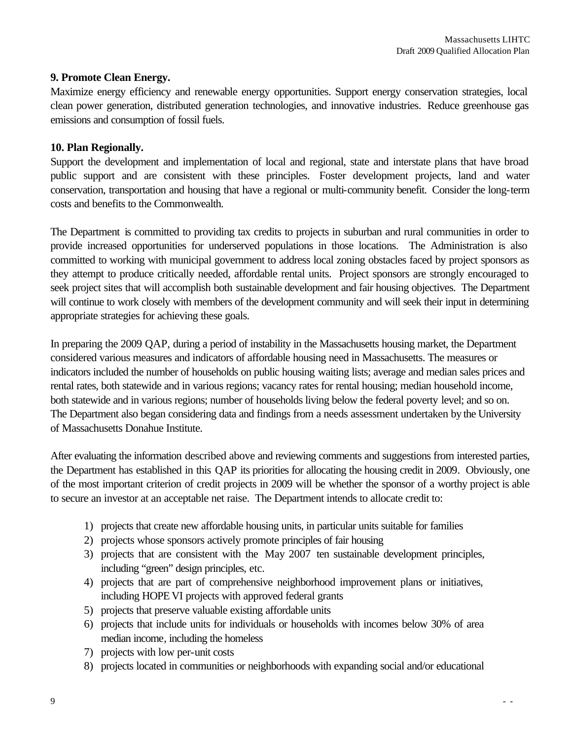**9. Promote Clean Energy.**
Maximize energy efficiency and renewable energy opportunities. Support energy conservation strategies, local clean power generation, distributed generation technologies, and innovative industries. Reduce greenhouse gas emissions and consumption of fossil fuels.

**10. Plan Regionally.**
Support the development and implementation of local and regional, state and interstate plans that have broad public support and are consistent with these principles. Foster development projects, land and water conservation, transportation and housing that have a regional or multi-community benefit. Consider the long-term costs and benefits to the Commonwealth.

The Department is committed to providing tax credits to projects in suburban and rural communities in order to provide increased opportunities for underserved populations in those locations. The Administration is also committed to working with municipal government to address local zoning obstacles faced by project sponsors as they attempt to produce critically needed, affordable rental units. Project sponsors are strongly encouraged to seek project sites that will accomplish both sustainable development and fair housing objectives. The Department will continue to work closely with members of the development community and will seek their input in determining appropriate strategies for achieving these goals.

In preparing the 2009 QAP, during a period of instability in the Massachusetts housing market, the Department considered various measures and indicators of affordable housing need in Massachusetts. The measures or indicators included the number of households on public housing waiting lists; average and median sales prices and rental rates, both statewide and in various regions; vacancy rates for rental housing; median household income, both statewide and in various regions; number of households living below the federal poverty level; and so on. The Department also began considering data and findings from a needs assessment undertaken by the University of Massachusetts Donahue Institute.

After evaluating the information described above and reviewing comments and suggestions from interested parties, the Department has established in this QAP its priorities for allocating the housing credit in 2009. Obviously, one of the most important criterion of credit projects in 2009 will be whether the sponsor of a worthy project is able to secure an investor at an acceptable net raise. The Department intends to allocate credit to:

1) projects that create new affordable housing units, in particular units suitable for families
2) projects whose sponsors actively promote principles of fair housing
3) projects that are consistent with the May 2007 ten sustainable development principles, including "green" design principles, etc.
4) projects that are part of comprehensive neighborhood improvement plans or initiatives, including HOPE VI projects with approved federal grants
5) projects that preserve valuable existing affordable units
6) projects that include units for individuals or households with incomes below 30% of area median income, including the homeless
7) projects with low per-unit costs
8) projects located in communities or neighborhoods with expanding social and/or educational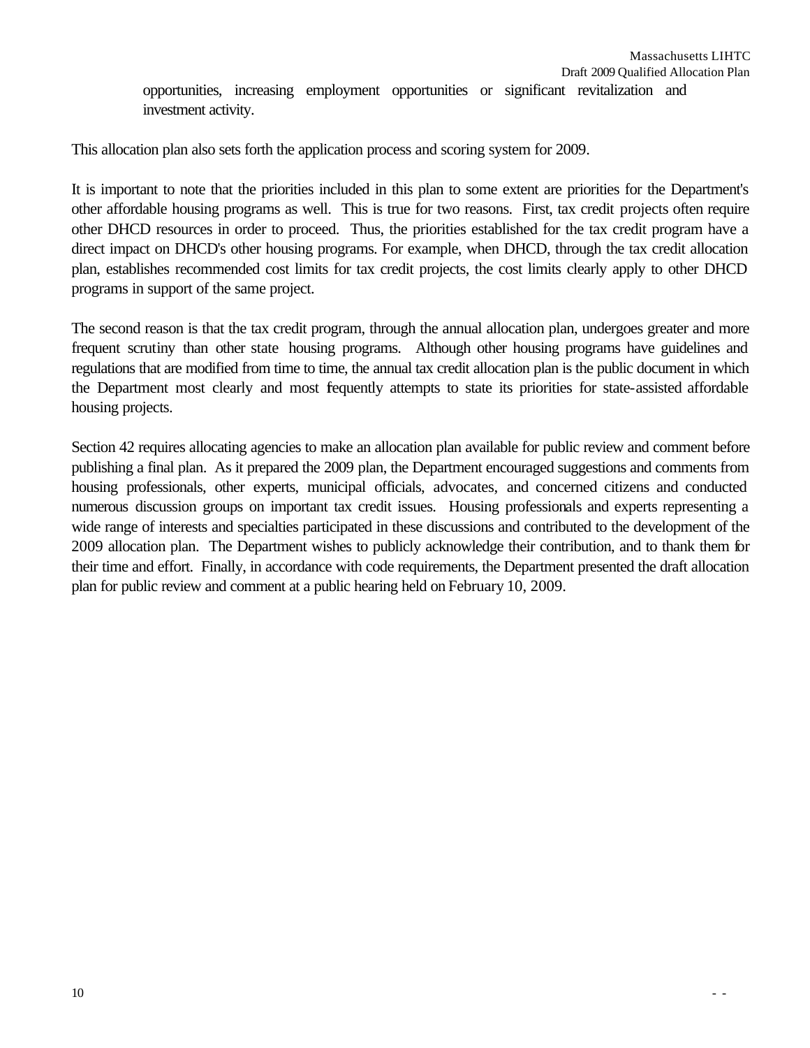opportunities, increasing employment opportunities or significant revitalization and investment activity.

This allocation plan also sets forth the application process and scoring system for 2009.

It is important to note that the priorities included in this plan to some extent are priorities for the Department's other affordable housing programs as well. This is true for two reasons. First, tax credit projects often require other DHCD resources in order to proceed. Thus, the priorities established for the tax credit program have a direct impact on DHCD's other housing programs. For example, when DHCD, through the tax credit allocation plan, establishes recommended cost limits for tax credit projects, the cost limits clearly apply to other DHCD programs in support of the same project.

The second reason is that the tax credit program, through the annual allocation plan, undergoes greater and more frequent scrutiny than other state housing programs. Although other housing programs have guidelines and regulations that are modified from time to time, the annual tax credit allocation plan is the public document in which the Department most clearly and most frequently attempts to state its priorities for state-assisted affordable housing projects.

Section 42 requires allocating agencies to make an allocation plan available for public review and comment before publishing a final plan. As it prepared the 2009 plan, the Department encouraged suggestions and comments from housing professionals, other experts, municipal officials, advocates, and concerned citizens and conducted numerous discussion groups on important tax credit issues. Housing professionals and experts representing a wide range of interests and specialties participated in these discussions and contributed to the development of the 2009 allocation plan. The Department wishes to publicly acknowledge their contribution, and to thank them for their time and effort. Finally, in accordance with code requirements, the Department presented the draft allocation plan for public review and comment at a public hearing held on February 10, 2009.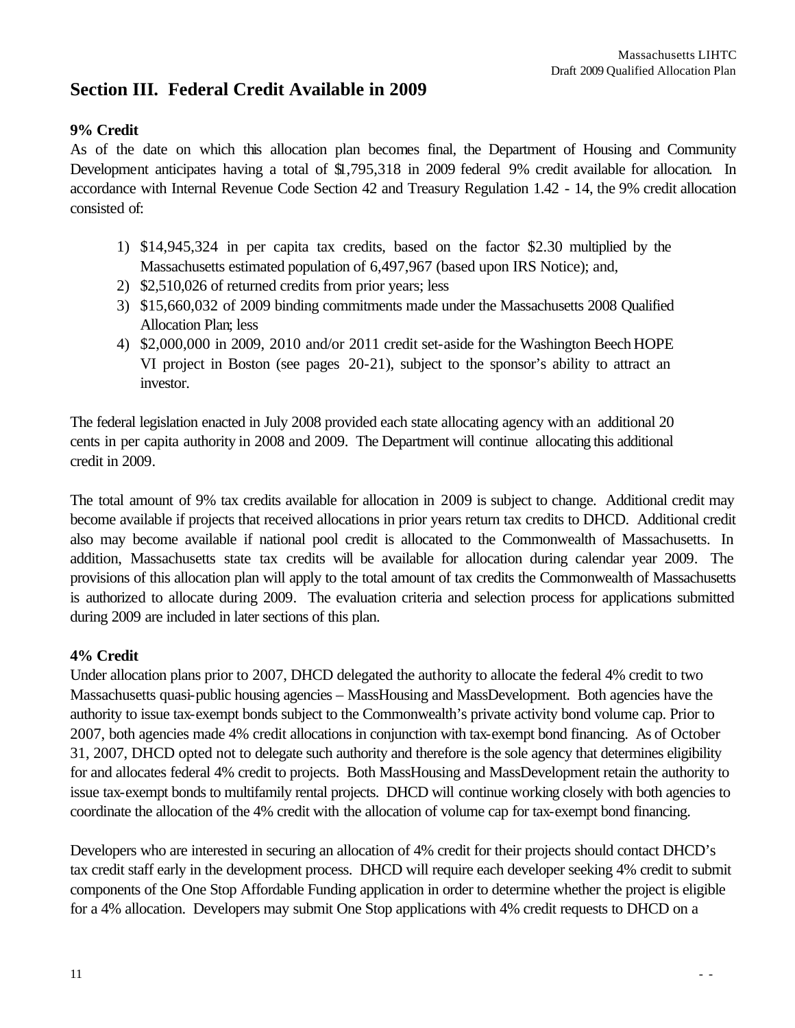## Section III. Federal Credit Available in 2009

**9% Credit**

As of the date on which this allocation plan becomes final, the Department of Housing and Community Development anticipates having a total of $1,795,318 in 2009 federal 9% credit available for allocation. In accordance with Internal Revenue Code Section 42 and Treasury Regulation 1.42 - 14, the 9% credit allocation consisted of:

1) $14,945,324 in per capita tax credits, based on the factor $2.30 multiplied by the Massachusetts estimated population of 6,497,967 (based upon IRS Notice); and,
2) $2,510,026 of returned credits from prior years; less
3) $15,660,032 of 2009 binding commitments made under the Massachusetts 2008 Qualified Allocation Plan; less
4) $2,000,000 in 2009, 2010 and/or 2011 credit set-aside for the Washington Beech HOPE VI project in Boston (see pages 20-21), subject to the sponsor's ability to attract an investor.

The federal legislation enacted in July 2008 provided each state allocating agency with an additional 20 cents in per capita authority in 2008 and 2009. The Department will continue allocating this additional credit in 2009.

The total amount of 9% tax credits available for allocation in 2009 is subject to change. Additional credit may become available if projects that received allocations in prior years return tax credits to DHCD. Additional credit also may become available if national pool credit is allocated to the Commonwealth of Massachusetts. In addition, Massachusetts state tax credits will be available for allocation during calendar year 2009. The provisions of this allocation plan will apply to the total amount of tax credits the Commonwealth of Massachusetts is authorized to allocate during 2009. The evaluation criteria and selection process for applications submitted during 2009 are included in later sections of this plan.

**4% Credit**

Under allocation plans prior to 2007, DHCD delegated the authority to allocate the federal 4% credit to two Massachusetts quasi-public housing agencies – MassHousing and MassDevelopment. Both agencies have the authority to issue tax-exempt bonds subject to the Commonwealth's private activity bond volume cap. Prior to 2007, both agencies made 4% credit allocations in conjunction with tax-exempt bond financing. As of October 31, 2007, DHCD opted not to delegate such authority and therefore is the sole agency that determines eligibility for and allocates federal 4% credit to projects. Both MassHousing and MassDevelopment retain the authority to issue tax-exempt bonds to multifamily rental projects. DHCD will continue working closely with both agencies to coordinate the allocation of the 4% credit with the allocation of volume cap for tax-exempt bond financing.

Developers who are interested in securing an allocation of 4% credit for their projects should contact DHCD's tax credit staff early in the development process. DHCD will require each developer seeking 4% credit to submit components of the One Stop Affordable Funding application in order to determine whether the project is eligible for a 4% allocation. Developers may submit One Stop applications with 4% credit requests to DHCD on a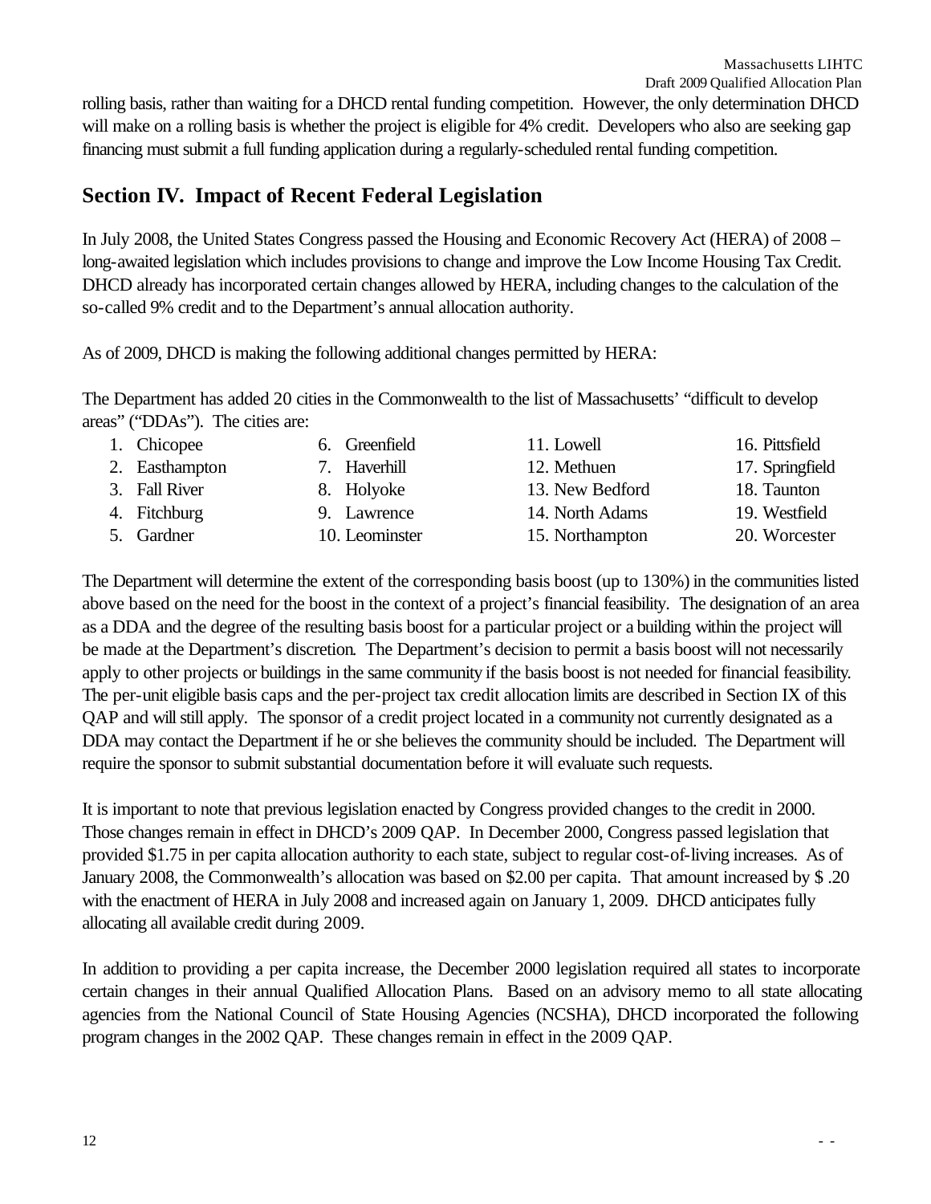rolling basis, rather than waiting for a DHCD rental funding competition. However, the only determination DHCD will make on a rolling basis is whether the project is eligible for 4% credit. Developers who also are seeking gap financing must submit a full funding application during a regularly-scheduled rental funding competition.

## Section IV. Impact of Recent Federal Legislation

In July 2008, the United States Congress passed the Housing and Economic Recovery Act (HERA) of 2008 – long-awaited legislation which includes provisions to change and improve the Low Income Housing Tax Credit. DHCD already has incorporated certain changes allowed by HERA, including changes to the calculation of the so-called 9% credit and to the Department's annual allocation authority.

As of 2009, DHCD is making the following additional changes permitted by HERA:

The Department has added 20 cities in the Commonwealth to the list of Massachusetts' "difficult to develop areas" ("DDAs"). The cities are:

1. Chicopee
2. Easthampton
3. Fall River
4. Fitchburg
5. Gardner
6. Greenfield
7. Haverhill
8. Holyoke
9. Lawrence
10. Leominster
11. Lowell
12. Methuen
13. New Bedford
14. North Adams
15. Northampton
16. Pittsfield
17. Springfield
18. Taunton
19. Westfield
20. Worcester

The Department will determine the extent of the corresponding basis boost (up to 130%) in the communities listed above based on the need for the boost in the context of a project's financial feasibility. The designation of an area as a DDA and the degree of the resulting basis boost for a particular project or a building within the project will be made at the Department's discretion. The Department's decision to permit a basis boost will not necessarily apply to other projects or buildings in the same community if the basis boost is not needed for financial feasibility. The per-unit eligible basis caps and the per-project tax credit allocation limits are described in Section IX of this QAP and will still apply. The sponsor of a credit project located in a community not currently designated as a DDA may contact the Department if he or she believes the community should be included. The Department will require the sponsor to submit substantial documentation before it will evaluate such requests.

It is important to note that previous legislation enacted by Congress provided changes to the credit in 2000. Those changes remain in effect in DHCD's 2009 QAP. In December 2000, Congress passed legislation that provided $1.75 in per capita allocation authority to each state, subject to regular cost-of-living increases. As of January 2008, the Commonwealth's allocation was based on $2.00 per capita. That amount increased by $ .20 with the enactment of HERA in July 2008 and increased again on January 1, 2009. DHCD anticipates fully allocating all available credit during 2009.

In addition to providing a per capita increase, the December 2000 legislation required all states to incorporate certain changes in their annual Qualified Allocation Plans. Based on an advisory memo to all state allocating agencies from the National Council of State Housing Agencies (NCSHA), DHCD incorporated the following program changes in the 2002 QAP. These changes remain in effect in the 2009 QAP.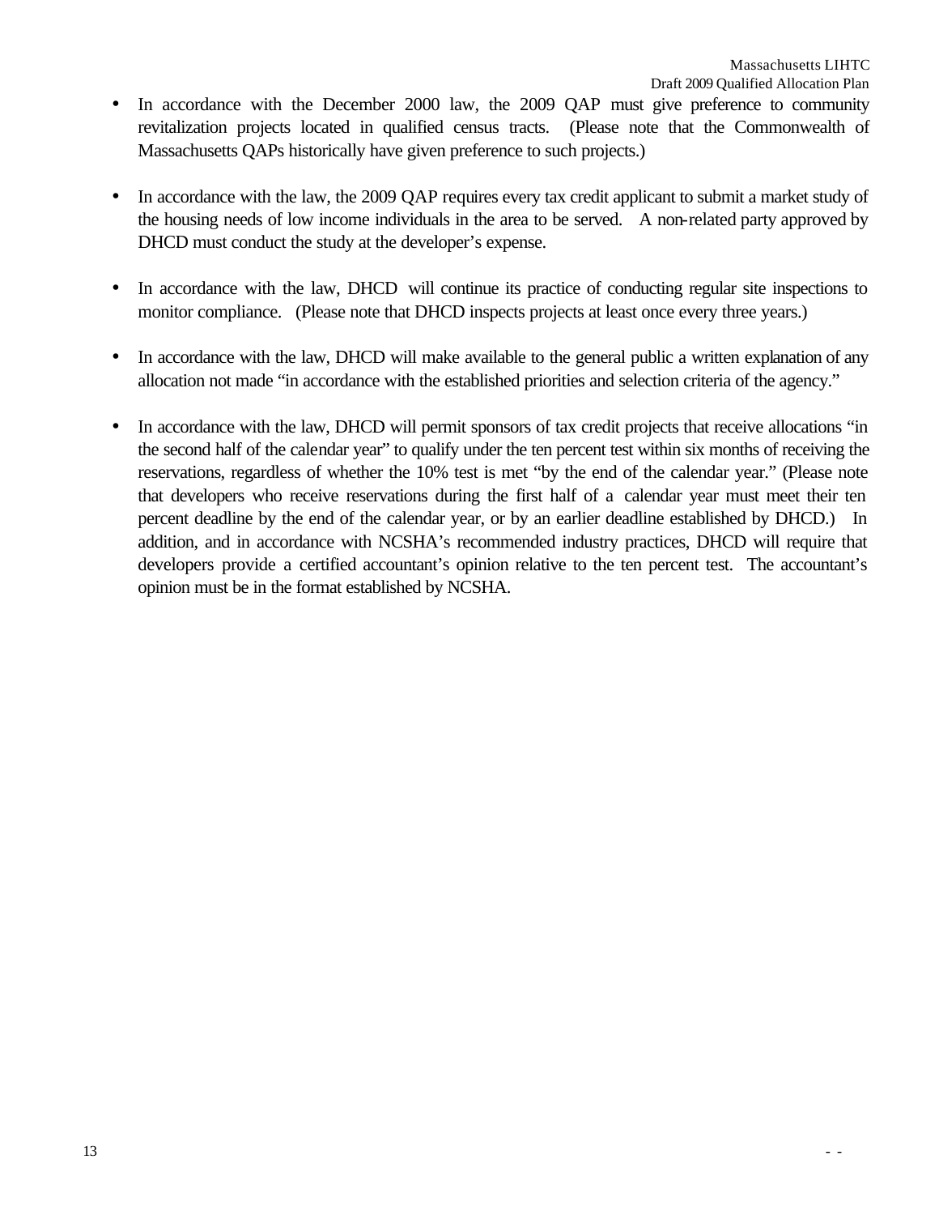- In accordance with the December 2000 law, the 2009 QAP must give preference to community revitalization projects located in qualified census tracts. (Please note that the Commonwealth of Massachusetts QAPs historically have given preference to such projects.)

- In accordance with the law, the 2009 QAP requires every tax credit applicant to submit a market study of the housing needs of low income individuals in the area to be served. A non-related party approved by DHCD must conduct the study at the developer's expense.

- In accordance with the law, DHCD will continue its practice of conducting regular site inspections to monitor compliance. (Please note that DHCD inspects projects at least once every three years.)

- In accordance with the law, DHCD will make available to the general public a written explanation of any allocation not made "in accordance with the established priorities and selection criteria of the agency."

- In accordance with the law, DHCD will permit sponsors of tax credit projects that receive allocations "in the second half of the calendar year" to qualify under the ten percent test within six months of receiving the reservations, regardless of whether the 10% test is met "by the end of the calendar year." (Please note that developers who receive reservations during the first half of a calendar year must meet their ten percent deadline by the end of the calendar year, or by an earlier deadline established by DHCD.) In addition, and in accordance with NCSHA's recommended industry practices, DHCD will require that developers provide a certified accountant's opinion relative to the ten percent test. The accountant's opinion must be in the format established by NCSHA.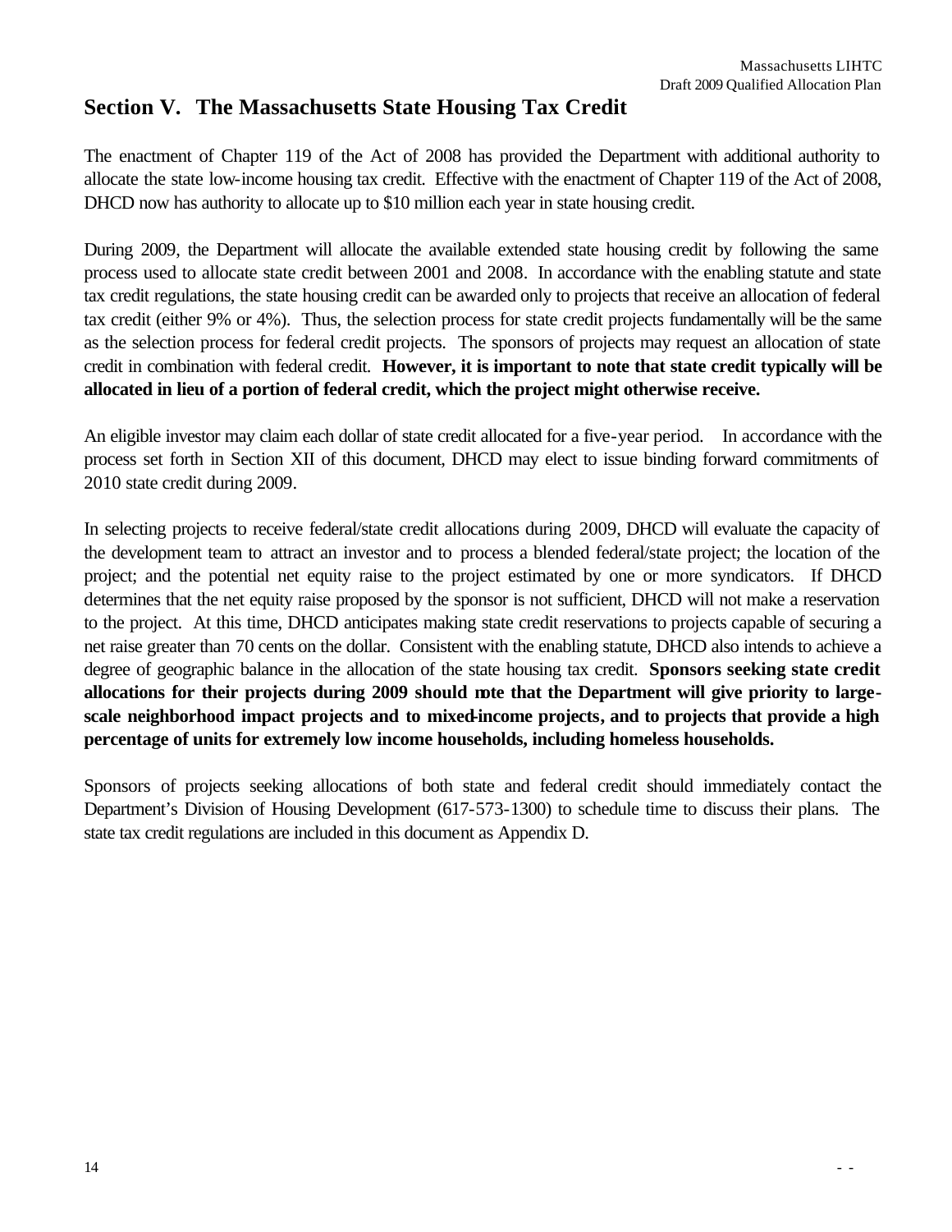## Section V. The Massachusetts State Housing Tax Credit

The enactment of Chapter 119 of the Act of 2008 has provided the Department with additional authority to allocate the state low-income housing tax credit. Effective with the enactment of Chapter 119 of the Act of 2008, DHCD now has authority to allocate up to $10 million each year in state housing credit.

During 2009, the Department will allocate the available extended state housing credit by following the same process used to allocate state credit between 2001 and 2008. In accordance with the enabling statute and state tax credit regulations, the state housing credit can be awarded only to projects that receive an allocation of federal tax credit (either 9% or 4%). Thus, the selection process for state credit projects fundamentally will be the same as the selection process for federal credit projects. The sponsors of projects may request an allocation of state credit in combination with federal credit. **However, it is important to note that state credit typically will be allocated in lieu of a portion of federal credit, which the project might otherwise receive.**

An eligible investor may claim each dollar of state credit allocated for a five-year period. In accordance with the process set forth in Section XII of this document, DHCD may elect to issue binding forward commitments of 2010 state credit during 2009.

In selecting projects to receive federal/state credit allocations during 2009, DHCD will evaluate the capacity of the development team to attract an investor and to process a blended federal/state project; the location of the project; and the potential net equity raise to the project estimated by one or more syndicators. If DHCD determines that the net equity raise proposed by the sponsor is not sufficient, DHCD will not make a reservation to the project. At this time, DHCD anticipates making state credit reservations to projects capable of securing a net raise greater than 70 cents on the dollar. Consistent with the enabling statute, DHCD also intends to achieve a degree of geographic balance in the allocation of the state housing tax credit. **Sponsors seeking state credit allocations for their projects during 2009 should note that the Department will give priority to large-scale neighborhood impact projects and to mixed-income projects, and to projects that provide a high percentage of units for extremely low income households, including homeless households.**

Sponsors of projects seeking allocations of both state and federal credit should immediately contact the Department's Division of Housing Development (617-573-1300) to schedule time to discuss their plans. The state tax credit regulations are included in this document as Appendix D.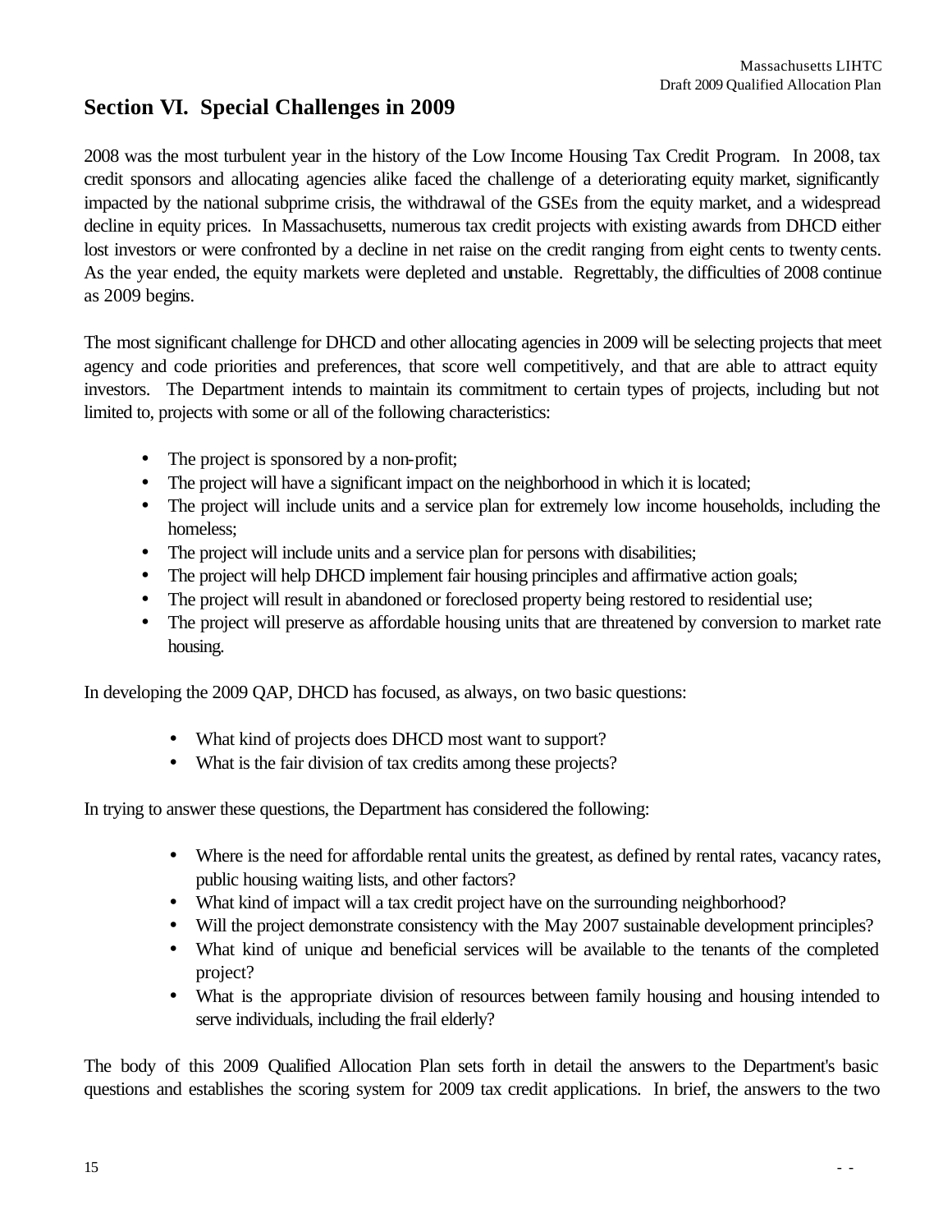## Section VI. Special Challenges in 2009

2008 was the most turbulent year in the history of the Low Income Housing Tax Credit Program. In 2008, tax credit sponsors and allocating agencies alike faced the challenge of a deteriorating equity market, significantly impacted by the national subprime crisis, the withdrawal of the GSEs from the equity market, and a widespread decline in equity prices. In Massachusetts, numerous tax credit projects with existing awards from DHCD either lost investors or were confronted by a decline in net raise on the credit ranging from eight cents to twenty cents. As the year ended, the equity markets were depleted and unstable. Regrettably, the difficulties of 2008 continue as 2009 begins.

The most significant challenge for DHCD and other allocating agencies in 2009 will be selecting projects that meet agency and code priorities and preferences, that score well competitively, and that are able to attract equity investors. The Department intends to maintain its commitment to certain types of projects, including but not limited to, projects with some or all of the following characteristics:

- The project is sponsored by a non-profit;
- The project will have a significant impact on the neighborhood in which it is located;
- The project will include units and a service plan for extremely low income households, including the homeless;
- The project will include units and a service plan for persons with disabilities;
- The project will help DHCD implement fair housing principles and affirmative action goals;
- The project will result in abandoned or foreclosed property being restored to residential use;
- The project will preserve as affordable housing units that are threatened by conversion to market rate housing.

In developing the 2009 QAP, DHCD has focused, as always, on two basic questions:

- What kind of projects does DHCD most want to support?
- What is the fair division of tax credits among these projects?

In trying to answer these questions, the Department has considered the following:

- Where is the need for affordable rental units the greatest, as defined by rental rates, vacancy rates, public housing waiting lists, and other factors?
- What kind of impact will a tax credit project have on the surrounding neighborhood?
- Will the project demonstrate consistency with the May 2007 sustainable development principles?
- What kind of unique and beneficial services will be available to the tenants of the completed project?
- What is the appropriate division of resources between family housing and housing intended to serve individuals, including the frail elderly?

The body of this 2009 Qualified Allocation Plan sets forth in detail the answers to the Department's basic questions and establishes the scoring system for 2009 tax credit applications. In brief, the answers to the two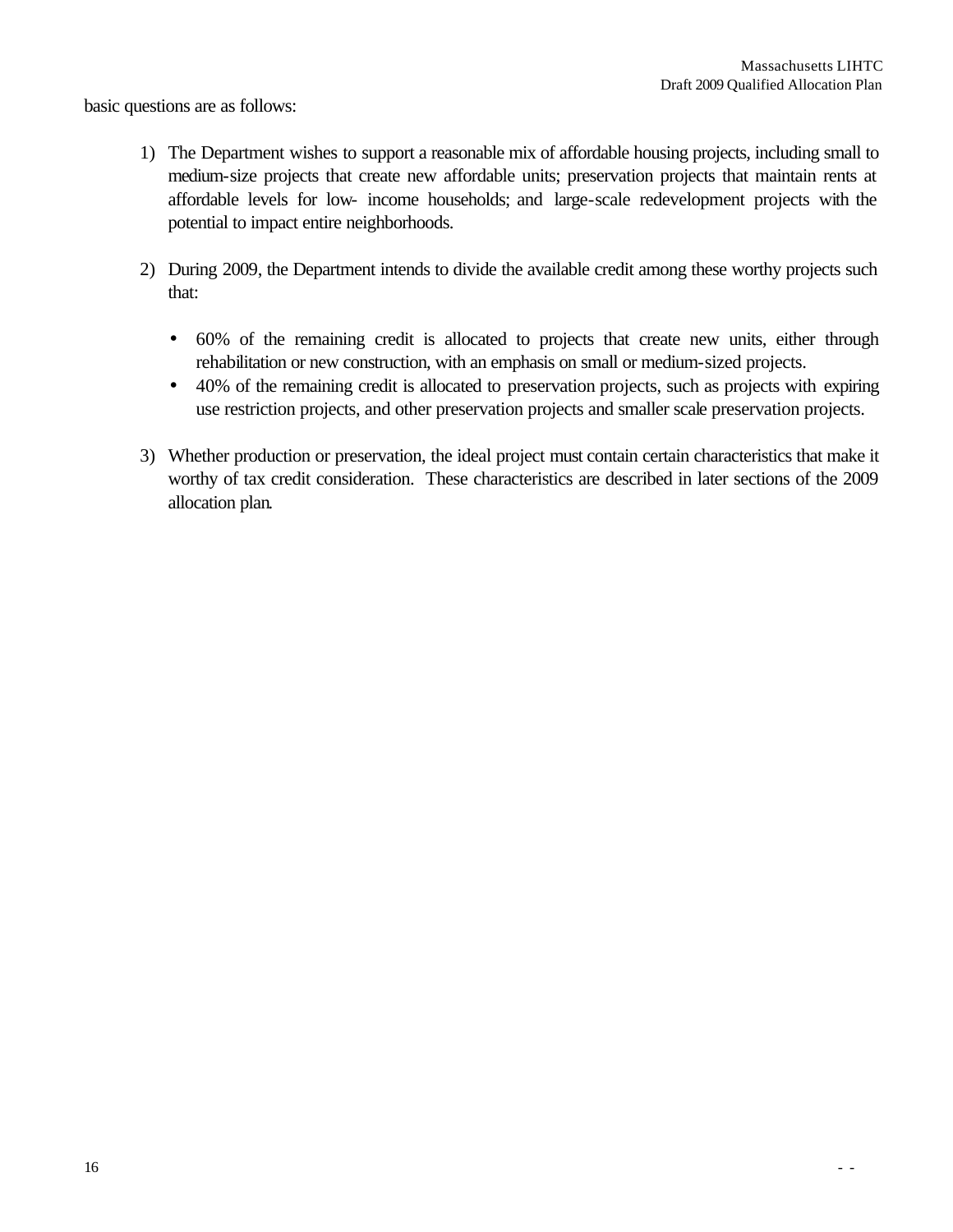basic questions are as follows:

1) The Department wishes to support a reasonable mix of affordable housing projects, including small to medium-size projects that create new affordable units; preservation projects that maintain rents at affordable levels for low- income households; and large-scale redevelopment projects with the potential to impact entire neighborhoods.

2) During 2009, the Department intends to divide the available credit among these worthy projects such that:

   - 60% of the remaining credit is allocated to projects that create new units, either through rehabilitation or new construction, with an emphasis on small or medium-sized projects.
   - 40% of the remaining credit is allocated to preservation projects, such as projects with expiring use restriction projects, and other preservation projects and smaller scale preservation projects.

3) Whether production or preservation, the ideal project must contain certain characteristics that make it worthy of tax credit consideration. These characteristics are described in later sections of the 2009 allocation plan.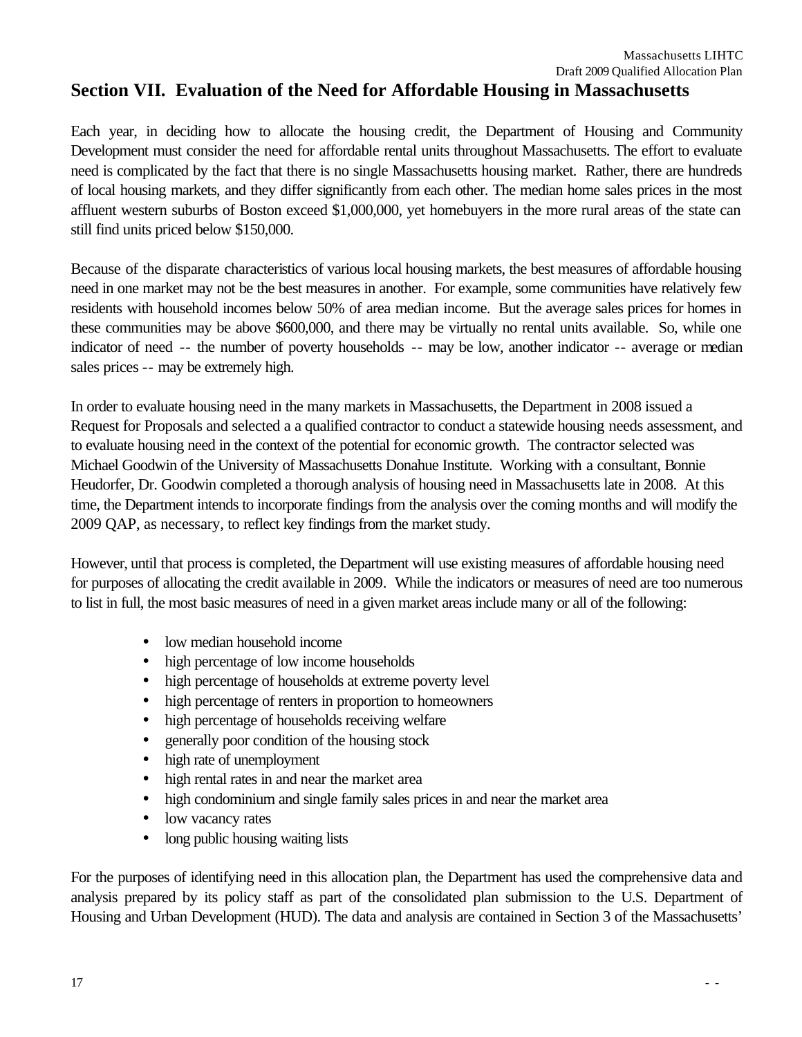## Section VII. Evaluation of the Need for Affordable Housing in Massachusetts

Each year, in deciding how to allocate the housing credit, the Department of Housing and Community Development must consider the need for affordable rental units throughout Massachusetts. The effort to evaluate need is complicated by the fact that there is no single Massachusetts housing market. Rather, there are hundreds of local housing markets, and they differ significantly from each other. The median home sales prices in the most affluent western suburbs of Boston exceed $1,000,000, yet homebuyers in the more rural areas of the state can still find units priced below $150,000.

Because of the disparate characteristics of various local housing markets, the best measures of affordable housing need in one market may not be the best measures in another. For example, some communities have relatively few residents with household incomes below 50% of area median income. But the average sales prices for homes in these communities may be above $600,000, and there may be virtually no rental units available. So, while one indicator of need -- the number of poverty households -- may be low, another indicator -- average or median sales prices -- may be extremely high.

In order to evaluate housing need in the many markets in Massachusetts, the Department in 2008 issued a Request for Proposals and selected a a qualified contractor to conduct a statewide housing needs assessment, and to evaluate housing need in the context of the potential for economic growth. The contractor selected was Michael Goodwin of the University of Massachusetts Donahue Institute. Working with a consultant, Bonnie Heudorfer, Dr. Goodwin completed a thorough analysis of housing need in Massachusetts late in 2008. At this time, the Department intends to incorporate findings from the analysis over the coming months and will modify the 2009 QAP, as necessary, to reflect key findings from the market study.

However, until that process is completed, the Department will use existing measures of affordable housing need for purposes of allocating the credit available in 2009. While the indicators or measures of need are too numerous to list in full, the most basic measures of need in a given market areas include many or all of the following:

- low median household income
- high percentage of low income households
- high percentage of households at extreme poverty level
- high percentage of renters in proportion to homeowners
- high percentage of households receiving welfare
- generally poor condition of the housing stock
- high rate of unemployment
- high rental rates in and near the market area
- high condominium and single family sales prices in and near the market area
- low vacancy rates
- long public housing waiting lists

For the purposes of identifying need in this allocation plan, the Department has used the comprehensive data and analysis prepared by its policy staff as part of the consolidated plan submission to the U.S. Department of Housing and Urban Development (HUD). The data and analysis are contained in Section 3 of the Massachusetts'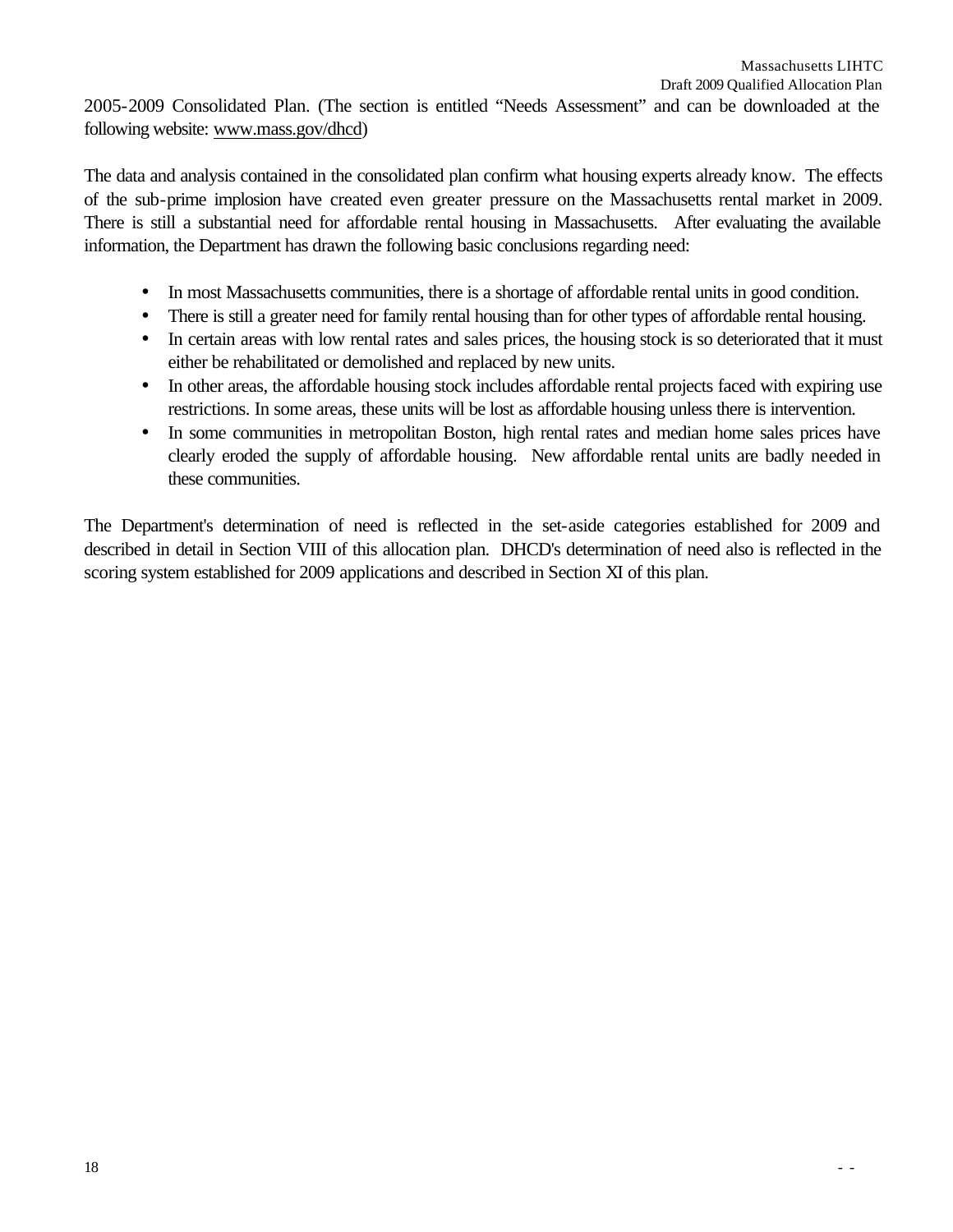2005-2009 Consolidated Plan. (The section is entitled "Needs Assessment" and can be downloaded at the following website: www.mass.gov/dhcd)

The data and analysis contained in the consolidated plan confirm what housing experts already know. The effects of the sub-prime implosion have created even greater pressure on the Massachusetts rental market in 2009. There is still a substantial need for affordable rental housing in Massachusetts. After evaluating the available information, the Department has drawn the following basic conclusions regarding need:

- In most Massachusetts communities, there is a shortage of affordable rental units in good condition.
- There is still a greater need for family rental housing than for other types of affordable rental housing.
- In certain areas with low rental rates and sales prices, the housing stock is so deteriorated that it must either be rehabilitated or demolished and replaced by new units.
- In other areas, the affordable housing stock includes affordable rental projects faced with expiring use restrictions. In some areas, these units will be lost as affordable housing unless there is intervention.
- In some communities in metropolitan Boston, high rental rates and median home sales prices have clearly eroded the supply of affordable housing. New affordable rental units are badly needed in these communities.

The Department's determination of need is reflected in the set-aside categories established for 2009 and described in detail in Section VIII of this allocation plan. DHCD's determination of need also is reflected in the scoring system established for 2009 applications and described in Section XI of this plan.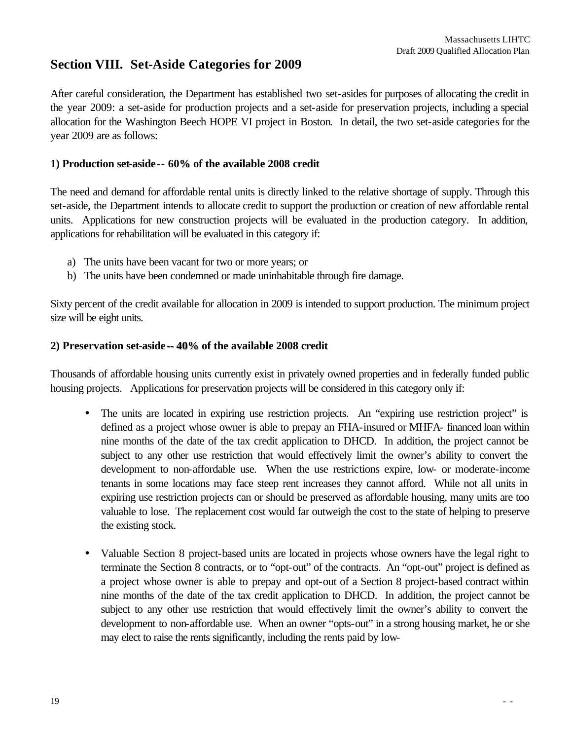## Section VIII. Set-Aside Categories for 2009

After careful consideration, the Department has established two set-asides for purposes of allocating the credit in the year 2009: a set-aside for production projects and a set-aside for preservation projects, including a special allocation for the Washington Beech HOPE VI project in Boston. In detail, the two set-aside categories for the year 2009 are as follows:

**1) Production set-aside -- 60% of the available 2008 credit**

The need and demand for affordable rental units is directly linked to the relative shortage of supply. Through this set-aside, the Department intends to allocate credit to support the production or creation of new affordable rental units. Applications for new construction projects will be evaluated in the production category. In addition, applications for rehabilitation will be evaluated in this category if:

a) The units have been vacant for two or more years; or
b) The units have been condemned or made uninhabitable through fire damage.

Sixty percent of the credit available for allocation in 2009 is intended to support production. The minimum project size will be eight units.

**2) Preservation set-aside -- 40% of the available 2008 credit**

Thousands of affordable housing units currently exist in privately owned properties and in federally funded public housing projects. Applications for preservation projects will be considered in this category only if:

- The units are located in expiring use restriction projects. An "expiring use restriction project" is defined as a project whose owner is able to prepay an FHA-insured or MHFA- financed loan within nine months of the date of the tax credit application to DHCD. In addition, the project cannot be subject to any other use restriction that would effectively limit the owner's ability to convert the development to non-affordable use. When the use restrictions expire, low- or moderate-income tenants in some locations may face steep rent increases they cannot afford. While not all units in expiring use restriction projects can or should be preserved as affordable housing, many units are too valuable to lose. The replacement cost would far outweigh the cost to the state of helping to preserve the existing stock.

- Valuable Section 8 project-based units are located in projects whose owners have the legal right to terminate the Section 8 contracts, or to "opt-out" of the contracts. An "opt-out" project is defined as a project whose owner is able to prepay and opt-out of a Section 8 project-based contract within nine months of the date of the tax credit application to DHCD. In addition, the project cannot be subject to any other use restriction that would effectively limit the owner's ability to convert the development to non-affordable use. When an owner "opts-out" in a strong housing market, he or she may elect to raise the rents significantly, including the rents paid by low-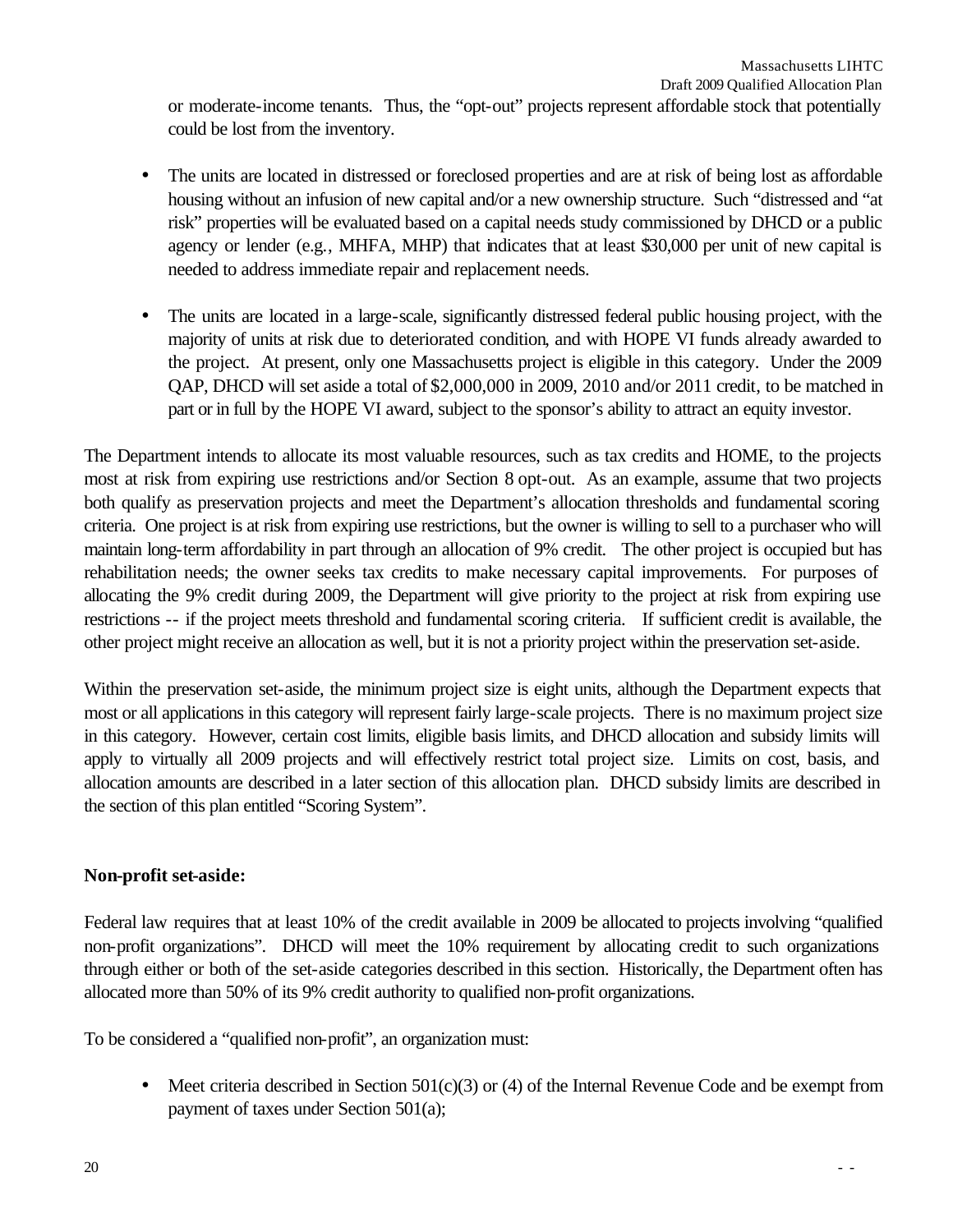or moderate-income tenants. Thus, the "opt-out" projects represent affordable stock that potentially could be lost from the inventory.

- The units are located in distressed or foreclosed properties and are at risk of being lost as affordable housing without an infusion of new capital and/or a new ownership structure. Such "distressed and "at risk" properties will be evaluated based on a capital needs study commissioned by DHCD or a public agency or lender (e.g., MHFA, MHP) that indicates that at least $30,000 per unit of new capital is needed to address immediate repair and replacement needs.

- The units are located in a large-scale, significantly distressed federal public housing project, with the majority of units at risk due to deteriorated condition, and with HOPE VI funds already awarded to the project. At present, only one Massachusetts project is eligible in this category. Under the 2009 QAP, DHCD will set aside a total of $2,000,000 in 2009, 2010 and/or 2011 credit, to be matched in part or in full by the HOPE VI award, subject to the sponsor's ability to attract an equity investor.

The Department intends to allocate its most valuable resources, such as tax credits and HOME, to the projects most at risk from expiring use restrictions and/or Section 8 opt-out. As an example, assume that two projects both qualify as preservation projects and meet the Department's allocation thresholds and fundamental scoring criteria. One project is at risk from expiring use restrictions, but the owner is willing to sell to a purchaser who will maintain long-term affordability in part through an allocation of 9% credit. The other project is occupied but has rehabilitation needs; the owner seeks tax credits to make necessary capital improvements. For purposes of allocating the 9% credit during 2009, the Department will give priority to the project at risk from expiring use restrictions -- if the project meets threshold and fundamental scoring criteria. If sufficient credit is available, the other project might receive an allocation as well, but it is not a priority project within the preservation set-aside.

Within the preservation set-aside, the minimum project size is eight units, although the Department expects that most or all applications in this category will represent fairly large-scale projects. There is no maximum project size in this category. However, certain cost limits, eligible basis limits, and DHCD allocation and subsidy limits will apply to virtually all 2009 projects and will effectively restrict total project size. Limits on cost, basis, and allocation amounts are described in a later section of this allocation plan. DHCD subsidy limits are described in the section of this plan entitled "Scoring System".

**Non-profit set-aside:**

Federal law requires that at least 10% of the credit available in 2009 be allocated to projects involving "qualified non-profit organizations". DHCD will meet the 10% requirement by allocating credit to such organizations through either or both of the set-aside categories described in this section. Historically, the Department often has allocated more than 50% of its 9% credit authority to qualified non-profit organizations.

To be considered a "qualified non-profit", an organization must:

- Meet criteria described in Section 501(c)(3) or (4) of the Internal Revenue Code and be exempt from payment of taxes under Section 501(a);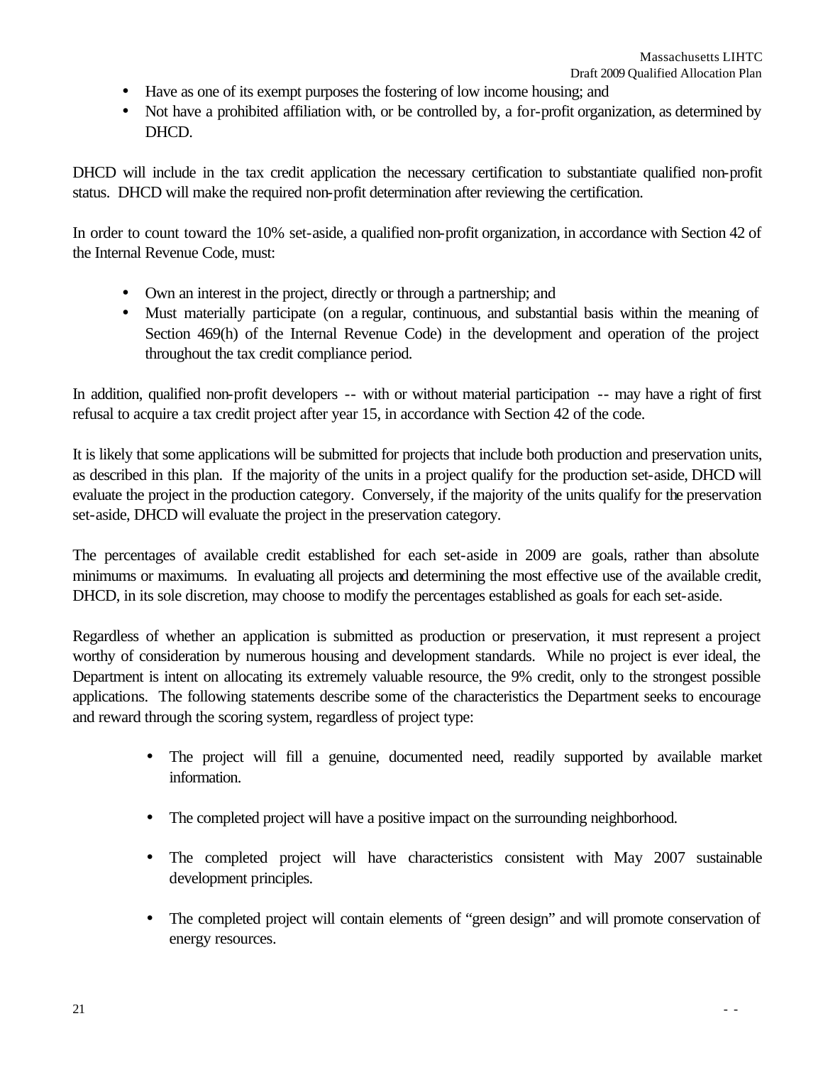- Have as one of its exempt purposes the fostering of low income housing; and
- Not have a prohibited affiliation with, or be controlled by, a for-profit organization, as determined by DHCD.

DHCD will include in the tax credit application the necessary certification to substantiate qualified non-profit status. DHCD will make the required non-profit determination after reviewing the certification.

In order to count toward the 10% set-aside, a qualified non-profit organization, in accordance with Section 42 of the Internal Revenue Code, must:

- Own an interest in the project, directly or through a partnership; and
- Must materially participate (on a regular, continuous, and substantial basis within the meaning of Section 469(h) of the Internal Revenue Code) in the development and operation of the project throughout the tax credit compliance period.

In addition, qualified non-profit developers -- with or without material participation -- may have a right of first refusal to acquire a tax credit project after year 15, in accordance with Section 42 of the code.

It is likely that some applications will be submitted for projects that include both production and preservation units, as described in this plan. If the majority of the units in a project qualify for the production set-aside, DHCD will evaluate the project in the production category. Conversely, if the majority of the units qualify for the preservation set-aside, DHCD will evaluate the project in the preservation category.

The percentages of available credit established for each set-aside in 2009 are goals, rather than absolute minimums or maximums. In evaluating all projects and determining the most effective use of the available credit, DHCD, in its sole discretion, may choose to modify the percentages established as goals for each set-aside.

Regardless of whether an application is submitted as production or preservation, it must represent a project worthy of consideration by numerous housing and development standards. While no project is ever ideal, the Department is intent on allocating its extremely valuable resource, the 9% credit, only to the strongest possible applications. The following statements describe some of the characteristics the Department seeks to encourage and reward through the scoring system, regardless of project type:

- The project will fill a genuine, documented need, readily supported by available market information.

- The completed project will have a positive impact on the surrounding neighborhood.

- The completed project will have characteristics consistent with May 2007 sustainable development principles.

- The completed project will contain elements of "green design" and will promote conservation of energy resources.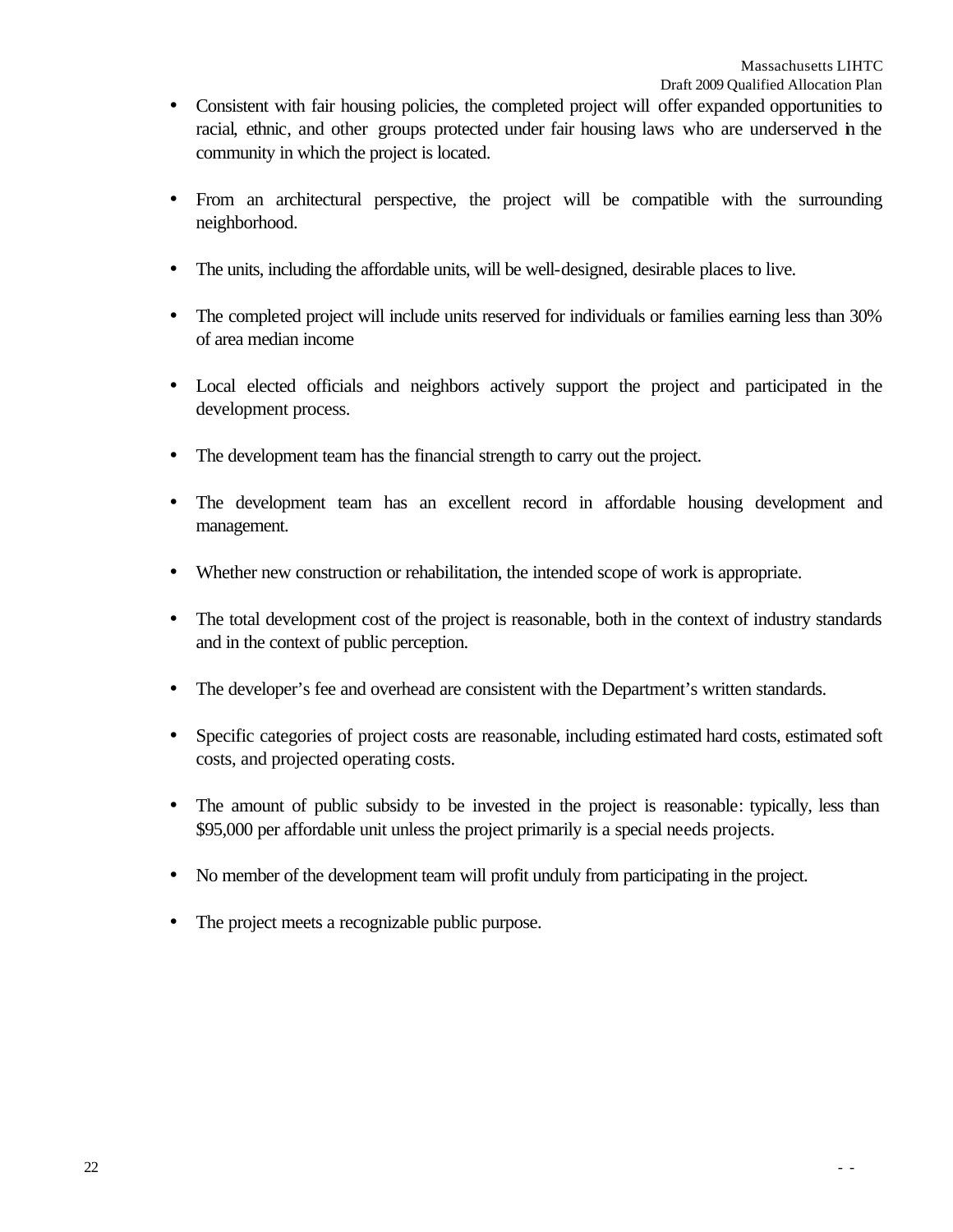- Consistent with fair housing policies, the completed project will offer expanded opportunities to racial, ethnic, and other groups protected under fair housing laws who are underserved in the community in which the project is located.

- From an architectural perspective, the project will be compatible with the surrounding neighborhood.

- The units, including the affordable units, will be well-designed, desirable places to live.

- The completed project will include units reserved for individuals or families earning less than 30% of area median income

- Local elected officials and neighbors actively support the project and participated in the development process.

- The development team has the financial strength to carry out the project.

- The development team has an excellent record in affordable housing development and management.

- Whether new construction or rehabilitation, the intended scope of work is appropriate.

- The total development cost of the project is reasonable, both in the context of industry standards and in the context of public perception.

- The developer's fee and overhead are consistent with the Department's written standards.

- Specific categories of project costs are reasonable, including estimated hard costs, estimated soft costs, and projected operating costs.

- The amount of public subsidy to be invested in the project is reasonable: typically, less than $95,000 per affordable unit unless the project primarily is a special needs projects.

- No member of the development team will profit unduly from participating in the project.

- The project meets a recognizable public purpose.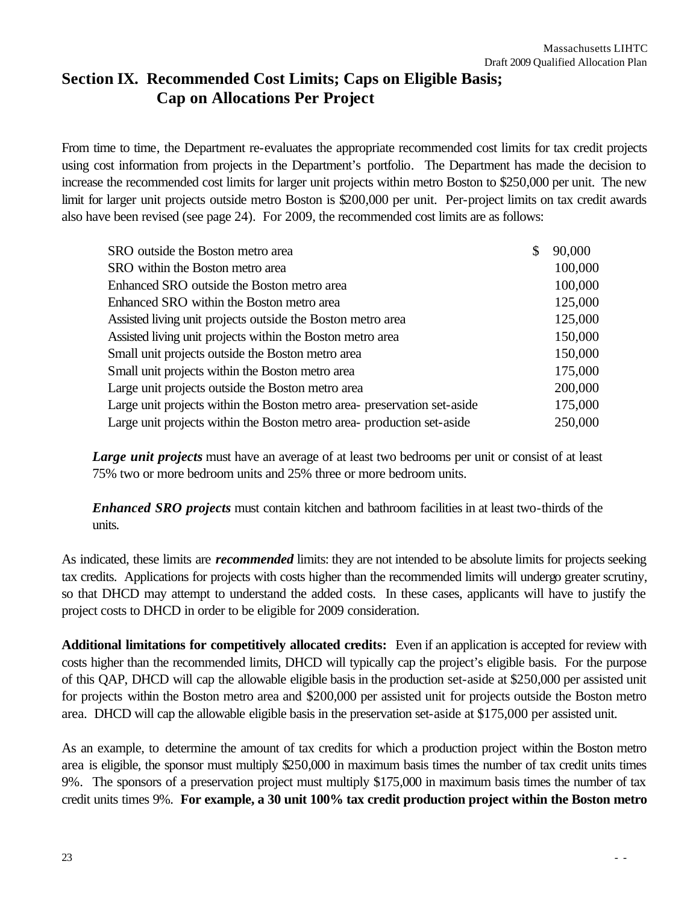## Section IX. Recommended Cost Limits; Caps on Eligible Basis; Cap on Allocations Per Project

From time to time, the Department re-evaluates the appropriate recommended cost limits for tax credit projects using cost information from projects in the Department's portfolio. The Department has made the decision to increase the recommended cost limits for larger unit projects within metro Boston to $250,000 per unit. The new limit for larger unit projects outside metro Boston is $200,000 per unit. Per-project limits on tax credit awards also have been revised (see page 24). For 2009, the recommended cost limits are as follows:

| | |
|---|---|
| SRO outside the Boston metro area | $ 90,000 |
| SRO within the Boston metro area | 100,000 |
| Enhanced SRO outside the Boston metro area | 100,000 |
| Enhanced SRO within the Boston metro area | 125,000 |
| Assisted living unit projects outside the Boston metro area | 125,000 |
| Assisted living unit projects within the Boston metro area | 150,000 |
| Small unit projects outside the Boston metro area | 150,000 |
| Small unit projects within the Boston metro area | 175,000 |
| Large unit projects outside the Boston metro area | 200,000 |
| Large unit projects within the Boston metro area- preservation set-aside | 175,000 |
| Large unit projects within the Boston metro area- production set-aside | 250,000 |

***Large unit projects*** must have an average of at least two bedrooms per unit or consist of at least 75% two or more bedroom units and 25% three or more bedroom units.

***Enhanced SRO projects*** must contain kitchen and bathroom facilities in at least two-thirds of the units.

As indicated, these limits are ***recommended*** limits: they are not intended to be absolute limits for projects seeking tax credits. Applications for projects with costs higher than the recommended limits will undergo greater scrutiny, so that DHCD may attempt to understand the added costs. In these cases, applicants will have to justify the project costs to DHCD in order to be eligible for 2009 consideration.

**Additional limitations for competitively allocated credits:** Even if an application is accepted for review with costs higher than the recommended limits, DHCD will typically cap the project's eligible basis. For the purpose of this QAP, DHCD will cap the allowable eligible basis in the production set-aside at $250,000 per assisted unit for projects within the Boston metro area and $200,000 per assisted unit for projects outside the Boston metro area. DHCD will cap the allowable eligible basis in the preservation set-aside at $175,000 per assisted unit.

As an example, to determine the amount of tax credits for which a production project within the Boston metro area is eligible, the sponsor must multiply $250,000 in maximum basis times the number of tax credit units times 9%. The sponsors of a preservation project must multiply $175,000 in maximum basis times the number of tax credit units times 9%. **For example, a 30 unit 100% tax credit production project within the Boston metro**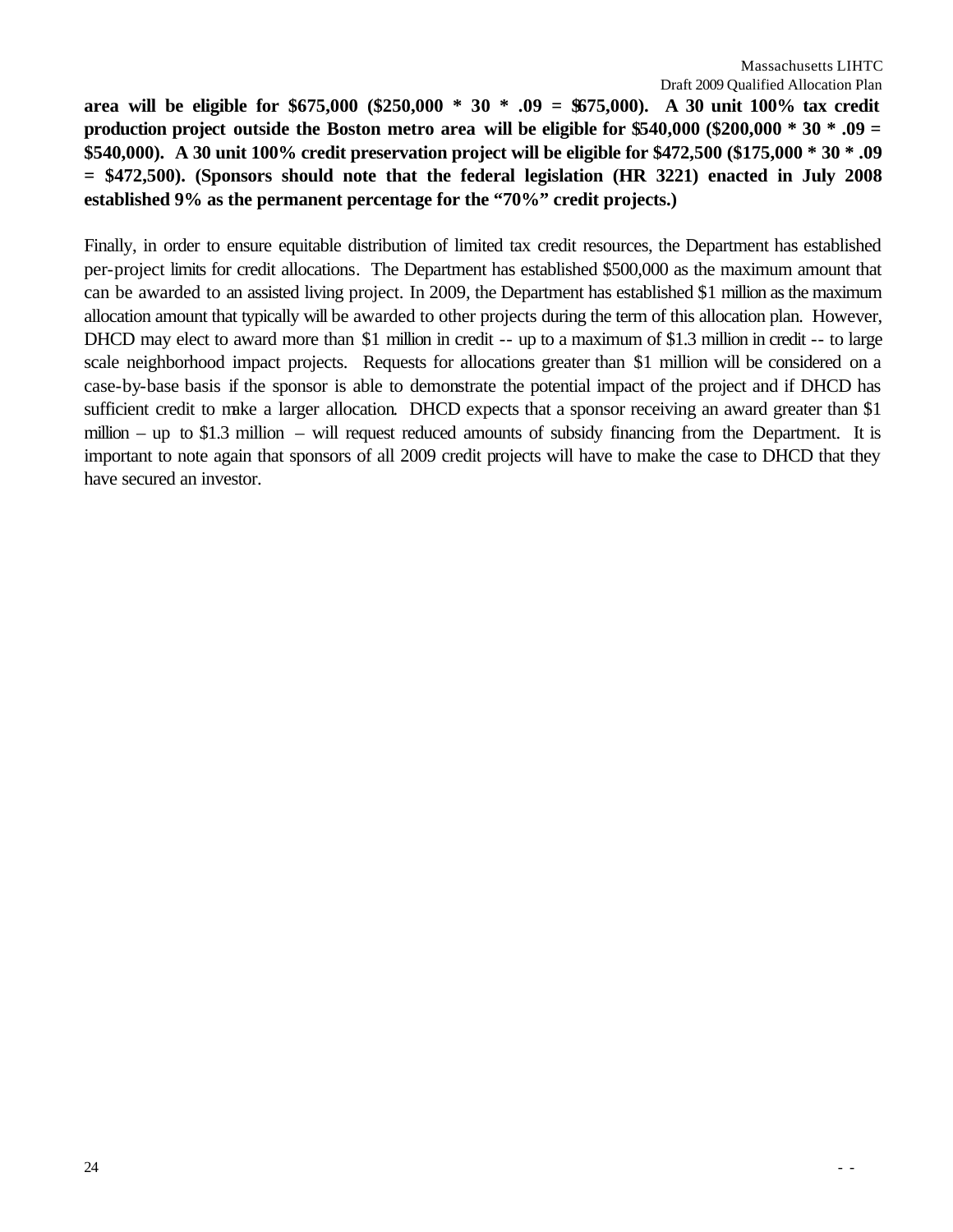**area will be eligible for $675,000 ($250,000 * 30 * .09 = $675,000). A 30 unit 100% tax credit production project outside the Boston metro area will be eligible for $540,000 ($200,000 * 30 * .09 = $540,000). A 30 unit 100% credit preservation project will be eligible for $472,500 ($175,000 * 30 * .09 = $472,500). (Sponsors should note that the federal legislation (HR 3221) enacted in July 2008 established 9% as the permanent percentage for the "70%" credit projects.)**

Finally, in order to ensure equitable distribution of limited tax credit resources, the Department has established per-project limits for credit allocations. The Department has established $500,000 as the maximum amount that can be awarded to an assisted living project. In 2009, the Department has established $1 million as the maximum allocation amount that typically will be awarded to other projects during the term of this allocation plan. However, DHCD may elect to award more than $1 million in credit -- up to a maximum of $1.3 million in credit -- to large scale neighborhood impact projects. Requests for allocations greater than $1 million will be considered on a case-by-base basis if the sponsor is able to demonstrate the potential impact of the project and if DHCD has sufficient credit to make a larger allocation. DHCD expects that a sponsor receiving an award greater than $1 million – up to $1.3 million – will request reduced amounts of subsidy financing from the Department. It is important to note again that sponsors of all 2009 credit projects will have to make the case to DHCD that they have secured an investor.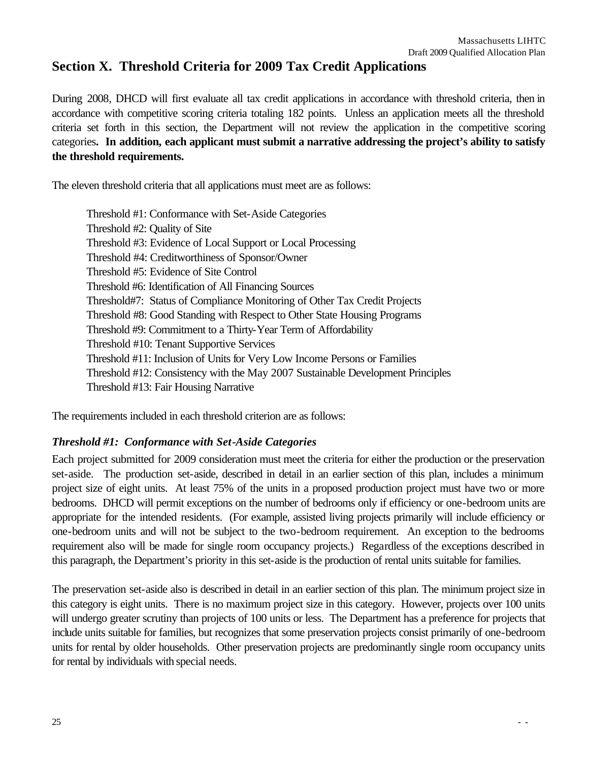## Section X. Threshold Criteria for 2009 Tax Credit Applications

During 2008, DHCD will first evaluate all tax credit applications in accordance with threshold criteria, then in accordance with competitive scoring criteria totaling 182 points. Unless an application meets all the threshold criteria set forth in this section, the Department will not review the application in the competitive scoring categories**. In addition, each applicant must submit a narrative addressing the project's ability to satisfy the threshold requirements.**

The eleven threshold criteria that all applications must meet are as follows:

Threshold #1: Conformance with Set-Aside Categories
Threshold #2: Quality of Site
Threshold #3: Evidence of Local Support or Local Processing
Threshold #4: Creditworthiness of Sponsor/Owner
Threshold #5: Evidence of Site Control
Threshold #6: Identification of All Financing Sources
Threshold#7: Status of Compliance Monitoring of Other Tax Credit Projects
Threshold #8: Good Standing with Respect to Other State Housing Programs
Threshold #9: Commitment to a Thirty-Year Term of Affordability
Threshold #10: Tenant Supportive Services
Threshold #11: Inclusion of Units for Very Low Income Persons or Families
Threshold #12: Consistency with the May 2007 Sustainable Development Principles
Threshold #13: Fair Housing Narrative

The requirements included in each threshold criterion are as follows:

### *Threshold #1: Conformance with Set-Aside Categories*

Each project submitted for 2009 consideration must meet the criteria for either the production or the preservation set-aside. The production set-aside, described in detail in an earlier section of this plan, includes a minimum project size of eight units. At least 75% of the units in a proposed production project must have two or more bedrooms. DHCD will permit exceptions on the number of bedrooms only if efficiency or one-bedroom units are appropriate for the intended residents. (For example, assisted living projects primarily will include efficiency or one-bedroom units and will not be subject to the two-bedroom requirement. An exception to the bedrooms requirement also will be made for single room occupancy projects.) Regardless of the exceptions described in this paragraph, the Department's priority in this set-aside is the production of rental units suitable for families.

The preservation set-aside also is described in detail in an earlier section of this plan. The minimum project size in this category is eight units. There is no maximum project size in this category. However, projects over 100 units will undergo greater scrutiny than projects of 100 units or less. The Department has a preference for projects that include units suitable for families, but recognizes that some preservation projects consist primarily of one-bedroom units for rental by older households. Other preservation projects are predominantly single room occupancy units for rental by individuals with special needs.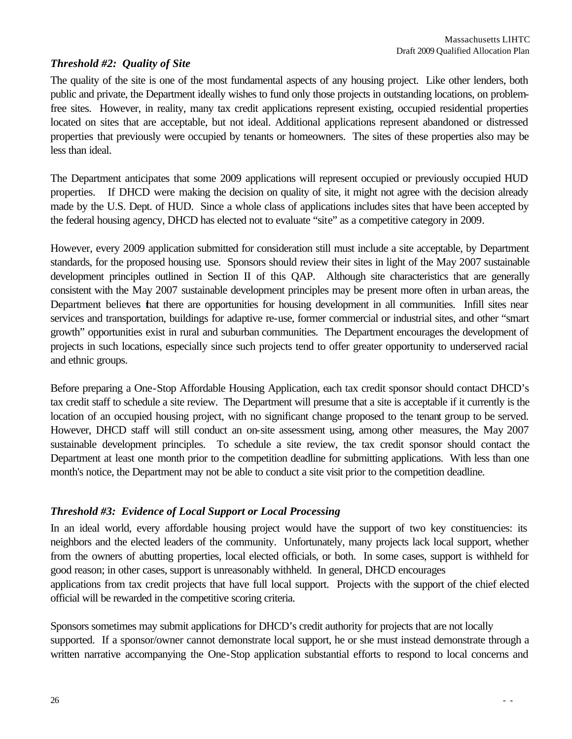### *Threshold #2: Quality of Site*

The quality of the site is one of the most fundamental aspects of any housing project. Like other lenders, both public and private, the Department ideally wishes to fund only those projects in outstanding locations, on problem-free sites. However, in reality, many tax credit applications represent existing, occupied residential properties located on sites that are acceptable, but not ideal. Additional applications represent abandoned or distressed properties that previously were occupied by tenants or homeowners. The sites of these properties also may be less than ideal.

The Department anticipates that some 2009 applications will represent occupied or previously occupied HUD properties. If DHCD were making the decision on quality of site, it might not agree with the decision already made by the U.S. Dept. of HUD. Since a whole class of applications includes sites that have been accepted by the federal housing agency, DHCD has elected not to evaluate "site" as a competitive category in 2009.

However, every 2009 application submitted for consideration still must include a site acceptable, by Department standards, for the proposed housing use. Sponsors should review their sites in light of the May 2007 sustainable development principles outlined in Section II of this QAP. Although site characteristics that are generally consistent with the May 2007 sustainable development principles may be present more often in urban areas, the Department believes that there are opportunities for housing development in all communities. Infill sites near services and transportation, buildings for adaptive re-use, former commercial or industrial sites, and other "smart growth" opportunities exist in rural and suburban communities. The Department encourages the development of projects in such locations, especially since such projects tend to offer greater opportunity to underserved racial and ethnic groups.

Before preparing a One-Stop Affordable Housing Application, each tax credit sponsor should contact DHCD's tax credit staff to schedule a site review. The Department will presume that a site is acceptable if it currently is the location of an occupied housing project, with no significant change proposed to the tenant group to be served. However, DHCD staff will still conduct an on-site assessment using, among other measures, the May 2007 sustainable development principles. To schedule a site review, the tax credit sponsor should contact the Department at least one month prior to the competition deadline for submitting applications. With less than one month's notice, the Department may not be able to conduct a site visit prior to the competition deadline.

### *Threshold #3: Evidence of Local Support or Local Processing*

In an ideal world, every affordable housing project would have the support of two key constituencies: its neighbors and the elected leaders of the community. Unfortunately, many projects lack local support, whether from the owners of abutting properties, local elected officials, or both. In some cases, support is withheld for good reason; in other cases, support is unreasonably withheld. In general, DHCD encourages applications from tax credit projects that have full local support. Projects with the support of the chief elected official will be rewarded in the competitive scoring criteria.

Sponsors sometimes may submit applications for DHCD's credit authority for projects that are not locally supported. If a sponsor/owner cannot demonstrate local support, he or she must instead demonstrate through a written narrative accompanying the One-Stop application substantial efforts to respond to local concerns and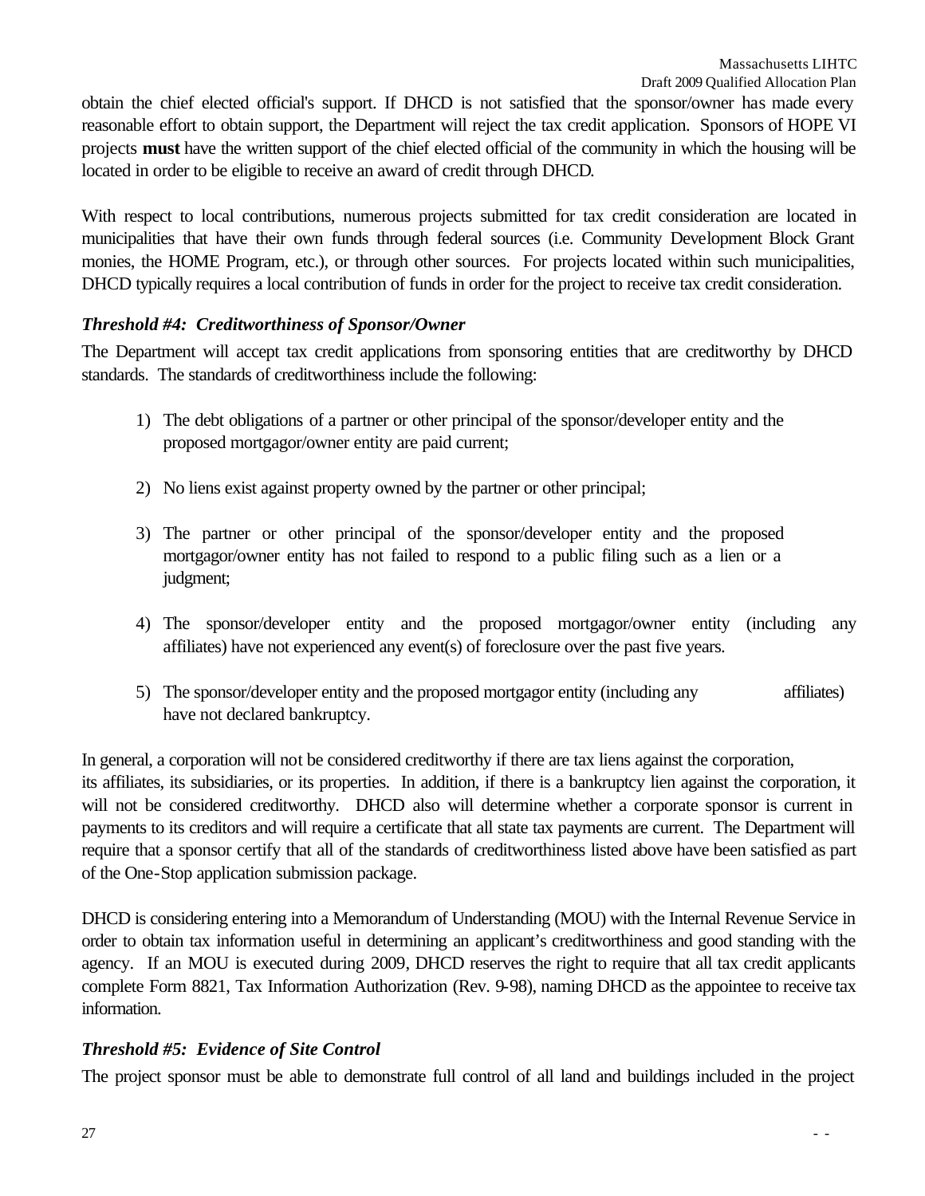obtain the chief elected official's support. If DHCD is not satisfied that the sponsor/owner has made every reasonable effort to obtain support, the Department will reject the tax credit application. Sponsors of HOPE VI projects **must** have the written support of the chief elected official of the community in which the housing will be located in order to be eligible to receive an award of credit through DHCD.

With respect to local contributions, numerous projects submitted for tax credit consideration are located in municipalities that have their own funds through federal sources (i.e. Community Development Block Grant monies, the HOME Program, etc.), or through other sources. For projects located within such municipalities, DHCD typically requires a local contribution of funds in order for the project to receive tax credit consideration.

### *Threshold #4: Creditworthiness of Sponsor/Owner*

The Department will accept tax credit applications from sponsoring entities that are creditworthy by DHCD standards. The standards of creditworthiness include the following:

1) The debt obligations of a partner or other principal of the sponsor/developer entity and the proposed mortgagor/owner entity are paid current;
2) No liens exist against property owned by the partner or other principal;
3) The partner or other principal of the sponsor/developer entity and the proposed mortgagor/owner entity has not failed to respond to a public filing such as a lien or a judgment;
4) The sponsor/developer entity and the proposed mortgagor/owner entity (including any affiliates) have not experienced any event(s) of foreclosure over the past five years.
5) The sponsor/developer entity and the proposed mortgagor entity (including any affiliates) have not declared bankruptcy.

In general, a corporation will not be considered creditworthy if there are tax liens against the corporation, its affiliates, its subsidiaries, or its properties. In addition, if there is a bankruptcy lien against the corporation, it will not be considered creditworthy. DHCD also will determine whether a corporate sponsor is current in payments to its creditors and will require a certificate that all state tax payments are current. The Department will require that a sponsor certify that all of the standards of creditworthiness listed above have been satisfied as part of the One-Stop application submission package.

DHCD is considering entering into a Memorandum of Understanding (MOU) with the Internal Revenue Service in order to obtain tax information useful in determining an applicant's creditworthiness and good standing with the agency. If an MOU is executed during 2009, DHCD reserves the right to require that all tax credit applicants complete Form 8821, Tax Information Authorization (Rev. 9-98), naming DHCD as the appointee to receive tax information.

### *Threshold #5: Evidence of Site Control*

The project sponsor must be able to demonstrate full control of all land and buildings included in the project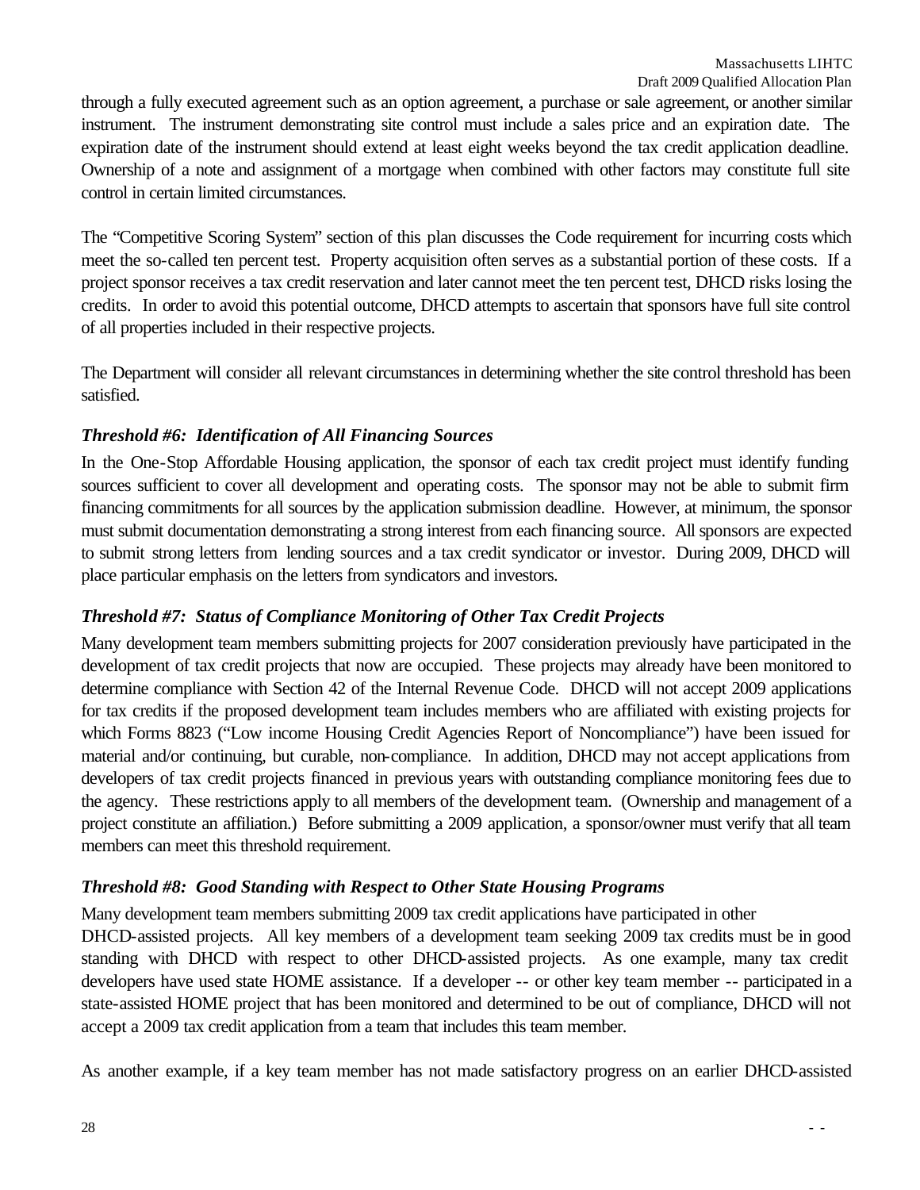through a fully executed agreement such as an option agreement, a purchase or sale agreement, or another similar instrument. The instrument demonstrating site control must include a sales price and an expiration date. The expiration date of the instrument should extend at least eight weeks beyond the tax credit application deadline. Ownership of a note and assignment of a mortgage when combined with other factors may constitute full site control in certain limited circumstances.

The "Competitive Scoring System" section of this plan discusses the Code requirement for incurring costs which meet the so-called ten percent test. Property acquisition often serves as a substantial portion of these costs. If a project sponsor receives a tax credit reservation and later cannot meet the ten percent test, DHCD risks losing the credits. In order to avoid this potential outcome, DHCD attempts to ascertain that sponsors have full site control of all properties included in their respective projects.

The Department will consider all relevant circumstances in determining whether the site control threshold has been satisfied.

### *Threshold #6: Identification of All Financing Sources*

In the One-Stop Affordable Housing application, the sponsor of each tax credit project must identify funding sources sufficient to cover all development and operating costs. The sponsor may not be able to submit firm financing commitments for all sources by the application submission deadline. However, at minimum, the sponsor must submit documentation demonstrating a strong interest from each financing source. All sponsors are expected to submit strong letters from lending sources and a tax credit syndicator or investor. During 2009, DHCD will place particular emphasis on the letters from syndicators and investors.

### *Threshold #7: Status of Compliance Monitoring of Other Tax Credit Projects*

Many development team members submitting projects for 2007 consideration previously have participated in the development of tax credit projects that now are occupied. These projects may already have been monitored to determine compliance with Section 42 of the Internal Revenue Code. DHCD will not accept 2009 applications for tax credits if the proposed development team includes members who are affiliated with existing projects for which Forms 8823 ("Low income Housing Credit Agencies Report of Noncompliance") have been issued for material and/or continuing, but curable, non-compliance. In addition, DHCD may not accept applications from developers of tax credit projects financed in previous years with outstanding compliance monitoring fees due to the agency. These restrictions apply to all members of the development team. (Ownership and management of a project constitute an affiliation.) Before submitting a 2009 application, a sponsor/owner must verify that all team members can meet this threshold requirement.

### *Threshold #8: Good Standing with Respect to Other State Housing Programs*

Many development team members submitting 2009 tax credit applications have participated in other DHCD-assisted projects. All key members of a development team seeking 2009 tax credits must be in good standing with DHCD with respect to other DHCD-assisted projects. As one example, many tax credit developers have used state HOME assistance. If a developer -- or other key team member -- participated in a state-assisted HOME project that has been monitored and determined to be out of compliance, DHCD will not accept a 2009 tax credit application from a team that includes this team member.

As another example, if a key team member has not made satisfactory progress on an earlier DHCD-assisted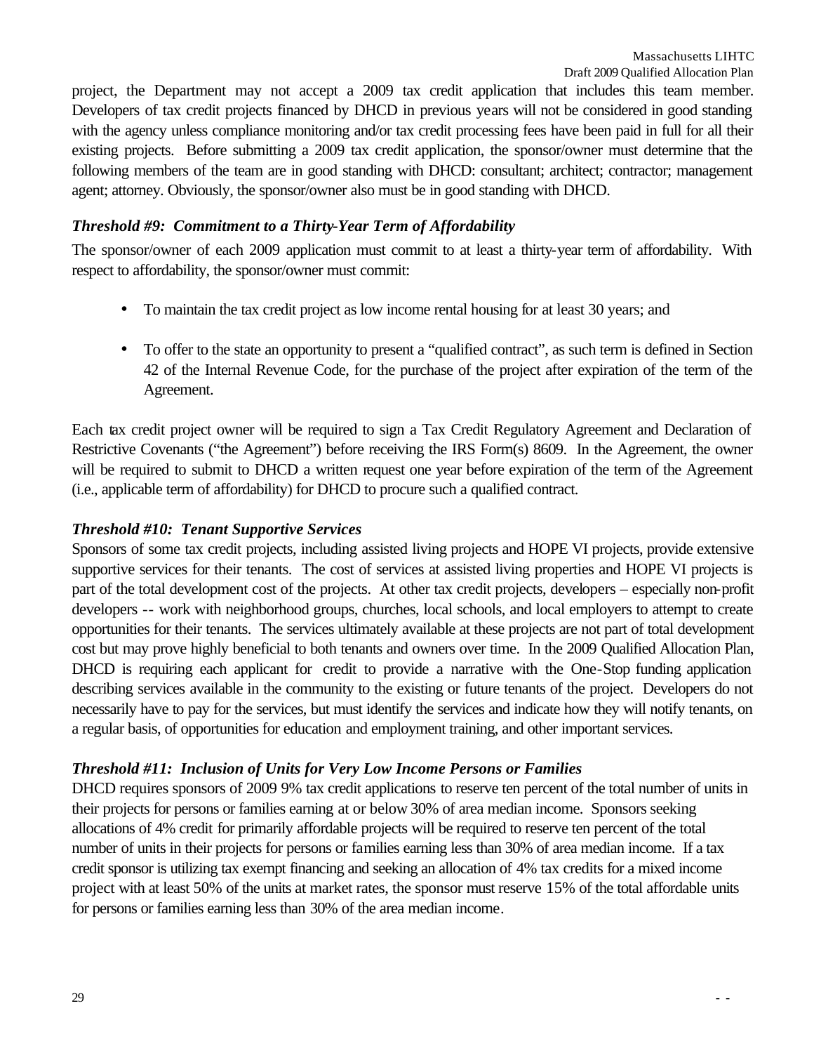project, the Department may not accept a 2009 tax credit application that includes this team member. Developers of tax credit projects financed by DHCD in previous years will not be considered in good standing with the agency unless compliance monitoring and/or tax credit processing fees have been paid in full for all their existing projects. Before submitting a 2009 tax credit application, the sponsor/owner must determine that the following members of the team are in good standing with DHCD: consultant; architect; contractor; management agent; attorney. Obviously, the sponsor/owner also must be in good standing with DHCD.

### *Threshold #9: Commitment to a Thirty-Year Term of Affordability*

The sponsor/owner of each 2009 application must commit to at least a thirty-year term of affordability. With respect to affordability, the sponsor/owner must commit:

- To maintain the tax credit project as low income rental housing for at least 30 years; and
- To offer to the state an opportunity to present a "qualified contract", as such term is defined in Section 42 of the Internal Revenue Code, for the purchase of the project after expiration of the term of the Agreement.

Each tax credit project owner will be required to sign a Tax Credit Regulatory Agreement and Declaration of Restrictive Covenants ("the Agreement") before receiving the IRS Form(s) 8609. In the Agreement, the owner will be required to submit to DHCD a written request one year before expiration of the term of the Agreement (i.e., applicable term of affordability) for DHCD to procure such a qualified contract.

### *Threshold #10: Tenant Supportive Services*

Sponsors of some tax credit projects, including assisted living projects and HOPE VI projects, provide extensive supportive services for their tenants. The cost of services at assisted living properties and HOPE VI projects is part of the total development cost of the projects. At other tax credit projects, developers – especially non-profit developers -- work with neighborhood groups, churches, local schools, and local employers to attempt to create opportunities for their tenants. The services ultimately available at these projects are not part of total development cost but may prove highly beneficial to both tenants and owners over time. In the 2009 Qualified Allocation Plan, DHCD is requiring each applicant for credit to provide a narrative with the One-Stop funding application describing services available in the community to the existing or future tenants of the project. Developers do not necessarily have to pay for the services, but must identify the services and indicate how they will notify tenants, on a regular basis, of opportunities for education and employment training, and other important services.

### *Threshold #11: Inclusion of Units for Very Low Income Persons or Families*

DHCD requires sponsors of 2009 9% tax credit applications to reserve ten percent of the total number of units in their projects for persons or families earning at or below 30% of area median income. Sponsors seeking allocations of 4% credit for primarily affordable projects will be required to reserve ten percent of the total number of units in their projects for persons or families earning less than 30% of area median income. If a tax credit sponsor is utilizing tax exempt financing and seeking an allocation of 4% tax credits for a mixed income project with at least 50% of the units at market rates, the sponsor must reserve 15% of the total affordable units for persons or families earning less than 30% of the area median income.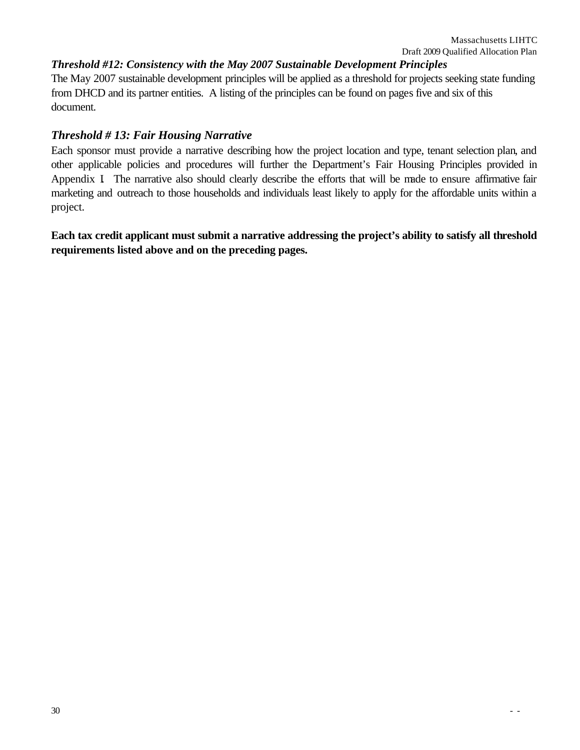### *Threshold #12: Consistency with the May 2007 Sustainable Development Principles*

The May 2007 sustainable development principles will be applied as a threshold for projects seeking state funding from DHCD and its partner entities. A listing of the principles can be found on pages five and six of this document.

### *Threshold # 13: Fair Housing Narrative*

Each sponsor must provide a narrative describing how the project location and type, tenant selection plan, and other applicable policies and procedures will further the Department's Fair Housing Principles provided in Appendix I. The narrative also should clearly describe the efforts that will be made to ensure affirmative fair marketing and outreach to those households and individuals least likely to apply for the affordable units within a project.

**Each tax credit applicant must submit a narrative addressing the project's ability to satisfy all threshold requirements listed above and on the preceding pages.**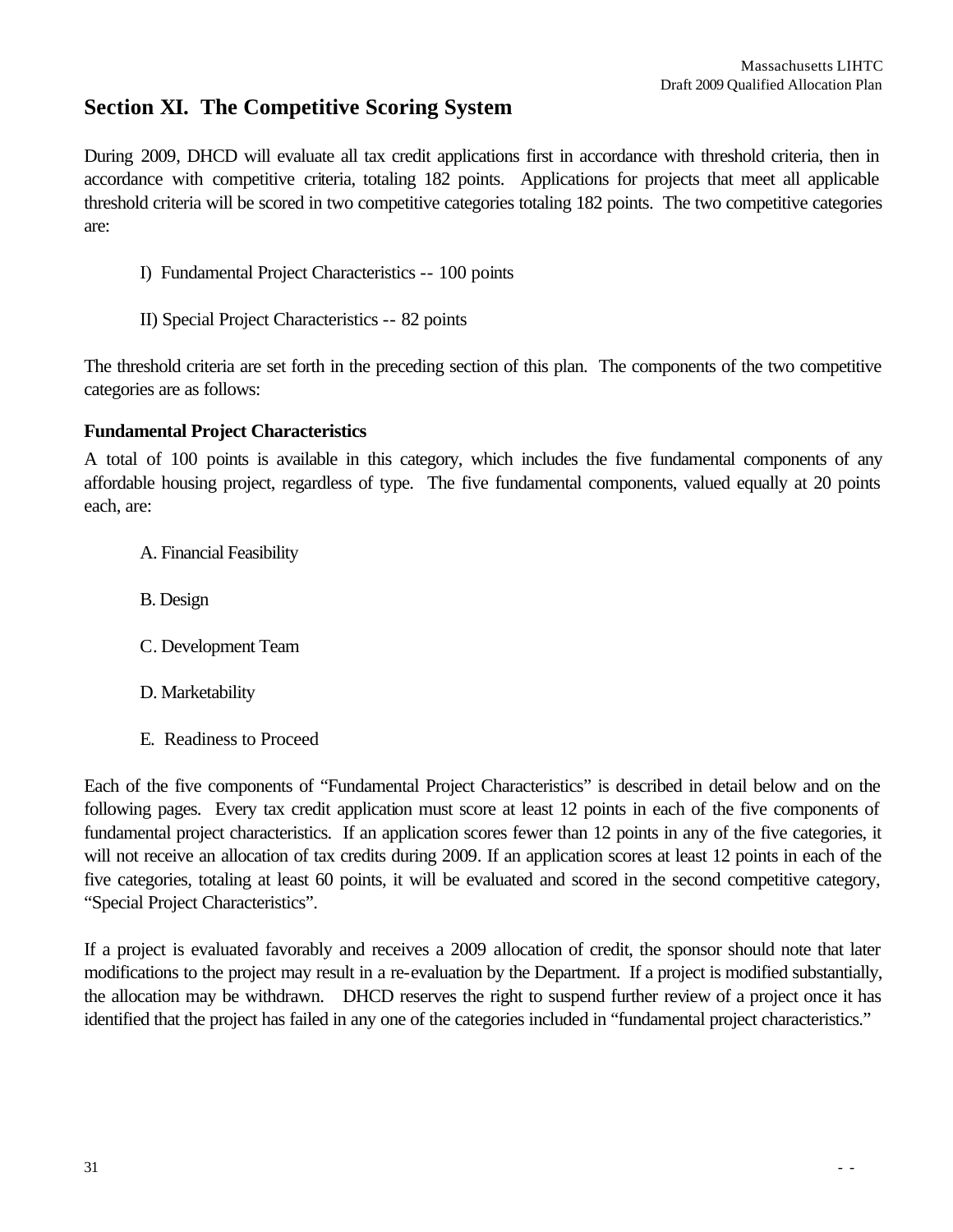## Section XI. The Competitive Scoring System

During 2009, DHCD will evaluate all tax credit applications first in accordance with threshold criteria, then in accordance with competitive criteria, totaling 182 points. Applications for projects that meet all applicable threshold criteria will be scored in two competitive categories totaling 182 points. The two competitive categories are:

I) Fundamental Project Characteristics -- 100 points

II) Special Project Characteristics -- 82 points

The threshold criteria are set forth in the preceding section of this plan. The components of the two competitive categories are as follows:

### Fundamental Project Characteristics

A total of 100 points is available in this category, which includes the five fundamental components of any affordable housing project, regardless of type. The five fundamental components, valued equally at 20 points each, are:

A. Financial Feasibility

B. Design

C. Development Team

D. Marketability

E. Readiness to Proceed

Each of the five components of "Fundamental Project Characteristics" is described in detail below and on the following pages. Every tax credit application must score at least 12 points in each of the five components of fundamental project characteristics. If an application scores fewer than 12 points in any of the five categories, it will not receive an allocation of tax credits during 2009. If an application scores at least 12 points in each of the five categories, totaling at least 60 points, it will be evaluated and scored in the second competitive category, "Special Project Characteristics".

If a project is evaluated favorably and receives a 2009 allocation of credit, the sponsor should note that later modifications to the project may result in a re-evaluation by the Department. If a project is modified substantially, the allocation may be withdrawn. DHCD reserves the right to suspend further review of a project once it has identified that the project has failed in any one of the categories included in "fundamental project characteristics."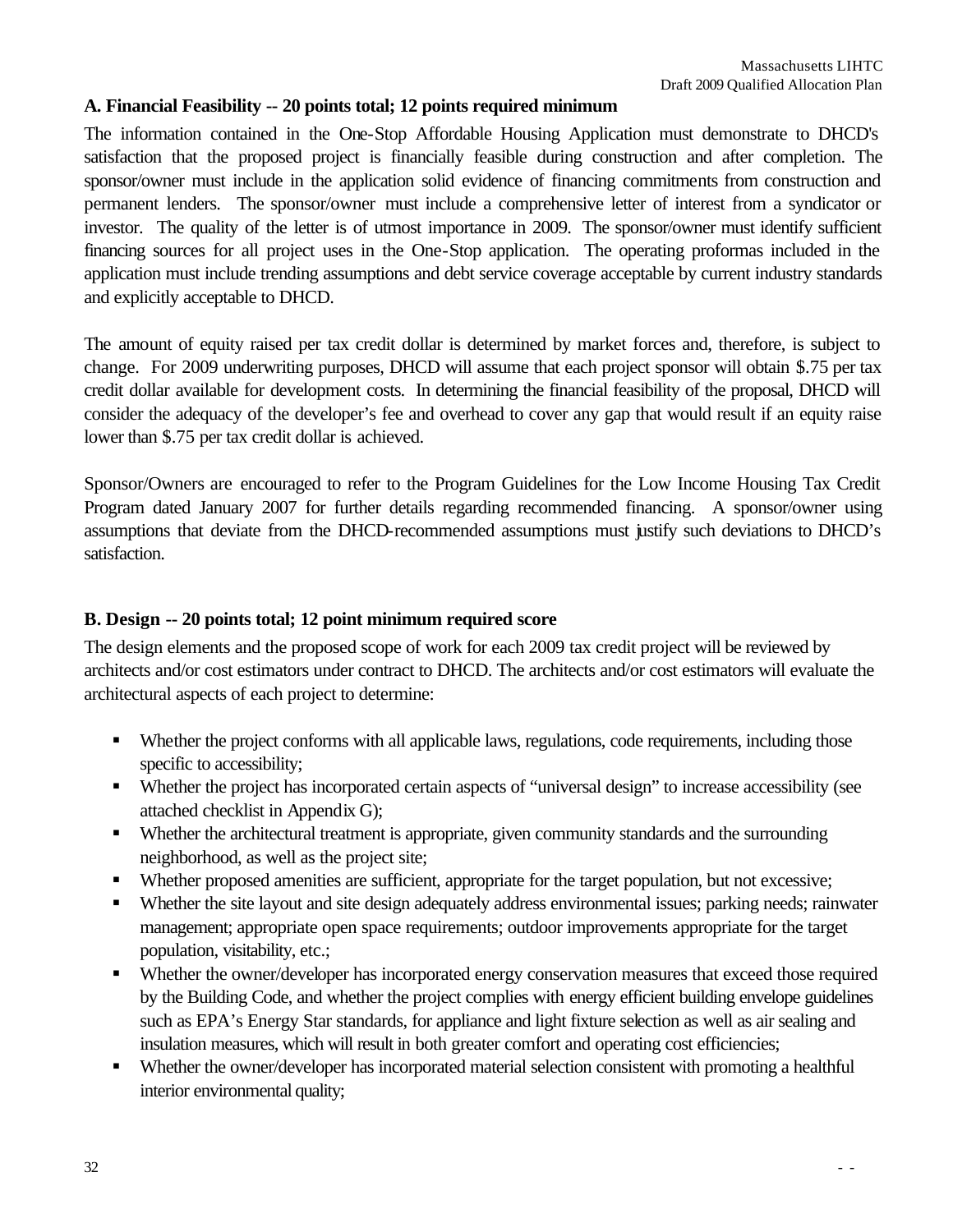**A. Financial Feasibility -- 20 points total; 12 points required minimum**

The information contained in the One-Stop Affordable Housing Application must demonstrate to DHCD's satisfaction that the proposed project is financially feasible during construction and after completion. The sponsor/owner must include in the application solid evidence of financing commitments from construction and permanent lenders. The sponsor/owner must include a comprehensive letter of interest from a syndicator or investor. The quality of the letter is of utmost importance in 2009. The sponsor/owner must identify sufficient financing sources for all project uses in the One-Stop application. The operating proformas included in the application must include trending assumptions and debt service coverage acceptable by current industry standards and explicitly acceptable to DHCD.

The amount of equity raised per tax credit dollar is determined by market forces and, therefore, is subject to change. For 2009 underwriting purposes, DHCD will assume that each project sponsor will obtain $.75 per tax credit dollar available for development costs. In determining the financial feasibility of the proposal, DHCD will consider the adequacy of the developer's fee and overhead to cover any gap that would result if an equity raise lower than $.75 per tax credit dollar is achieved.

Sponsor/Owners are encouraged to refer to the Program Guidelines for the Low Income Housing Tax Credit Program dated January 2007 for further details regarding recommended financing. A sponsor/owner using assumptions that deviate from the DHCD-recommended assumptions must justify such deviations to DHCD's satisfaction.

**B. Design -- 20 points total; 12 point minimum required score**

The design elements and the proposed scope of work for each 2009 tax credit project will be reviewed by architects and/or cost estimators under contract to DHCD. The architects and/or cost estimators will evaluate the architectural aspects of each project to determine:

- Whether the project conforms with all applicable laws, regulations, code requirements, including those specific to accessibility;
- Whether the project has incorporated certain aspects of "universal design" to increase accessibility (see attached checklist in Appendix G);
- Whether the architectural treatment is appropriate, given community standards and the surrounding neighborhood, as well as the project site;
- Whether proposed amenities are sufficient, appropriate for the target population, but not excessive;
- Whether the site layout and site design adequately address environmental issues; parking needs; rainwater management; appropriate open space requirements; outdoor improvements appropriate for the target population, visitability, etc.;
- Whether the owner/developer has incorporated energy conservation measures that exceed those required by the Building Code, and whether the project complies with energy efficient building envelope guidelines such as EPA's Energy Star standards, for appliance and light fixture selection as well as air sealing and insulation measures, which will result in both greater comfort and operating cost efficiencies;
- Whether the owner/developer has incorporated material selection consistent with promoting a healthful interior environmental quality;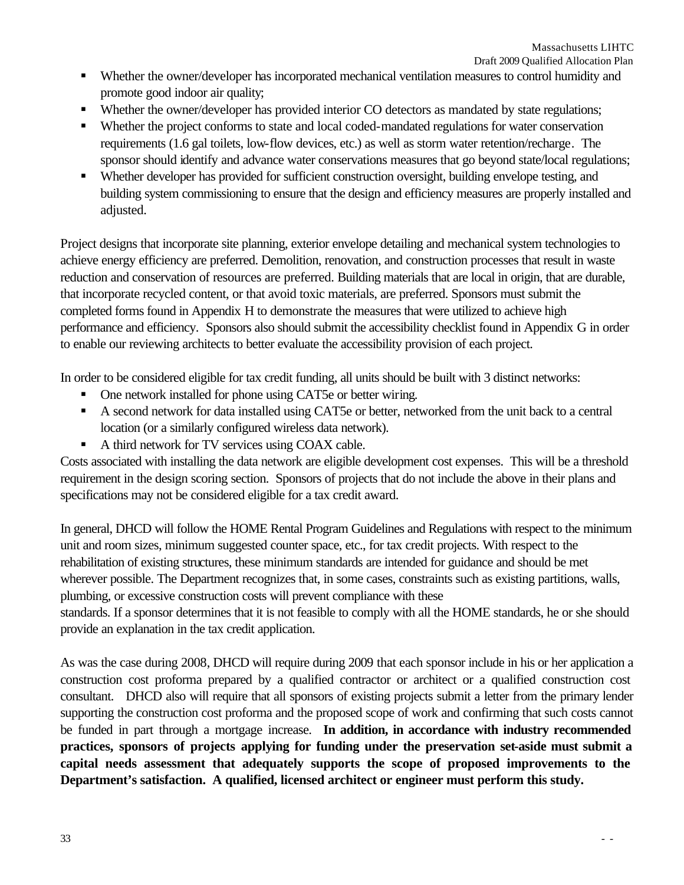- Whether the owner/developer has incorporated mechanical ventilation measures to control humidity and promote good indoor air quality;
- Whether the owner/developer has provided interior CO detectors as mandated by state regulations;
- Whether the project conforms to state and local coded-mandated regulations for water conservation requirements (1.6 gal toilets, low-flow devices, etc.) as well as storm water retention/recharge. The sponsor should identify and advance water conservations measures that go beyond state/local regulations;
- Whether developer has provided for sufficient construction oversight, building envelope testing, and building system commissioning to ensure that the design and efficiency measures are properly installed and adjusted.

Project designs that incorporate site planning, exterior envelope detailing and mechanical system technologies to achieve energy efficiency are preferred. Demolition, renovation, and construction processes that result in waste reduction and conservation of resources are preferred. Building materials that are local in origin, that are durable, that incorporate recycled content, or that avoid toxic materials, are preferred. Sponsors must submit the completed forms found in Appendix H to demonstrate the measures that were utilized to achieve high performance and efficiency. Sponsors also should submit the accessibility checklist found in Appendix G in order to enable our reviewing architects to better evaluate the accessibility provision of each project.

In order to be considered eligible for tax credit funding, all units should be built with 3 distinct networks:

- One network installed for phone using CAT5e or better wiring.
- A second network for data installed using CAT5e or better, networked from the unit back to a central location (or a similarly configured wireless data network).
- A third network for TV services using COAX cable.

Costs associated with installing the data network are eligible development cost expenses. This will be a threshold requirement in the design scoring section. Sponsors of projects that do not include the above in their plans and specifications may not be considered eligible for a tax credit award.

In general, DHCD will follow the HOME Rental Program Guidelines and Regulations with respect to the minimum unit and room sizes, minimum suggested counter space, etc., for tax credit projects. With respect to the rehabilitation of existing structures, these minimum standards are intended for guidance and should be met wherever possible. The Department recognizes that, in some cases, constraints such as existing partitions, walls, plumbing, or excessive construction costs will prevent compliance with these standards. If a sponsor determines that it is not feasible to comply with all the HOME standards, he or she should provide an explanation in the tax credit application.

As was the case during 2008, DHCD will require during 2009 that each sponsor include in his or her application a construction cost proforma prepared by a qualified contractor or architect or a qualified construction cost consultant. DHCD also will require that all sponsors of existing projects submit a letter from the primary lender supporting the construction cost proforma and the proposed scope of work and confirming that such costs cannot be funded in part through a mortgage increase. **In addition, in accordance with industry recommended practices, sponsors of projects applying for funding under the preservation set-aside must submit a capital needs assessment that adequately supports the scope of proposed improvements to the Department's satisfaction. A qualified, licensed architect or engineer must perform this study.**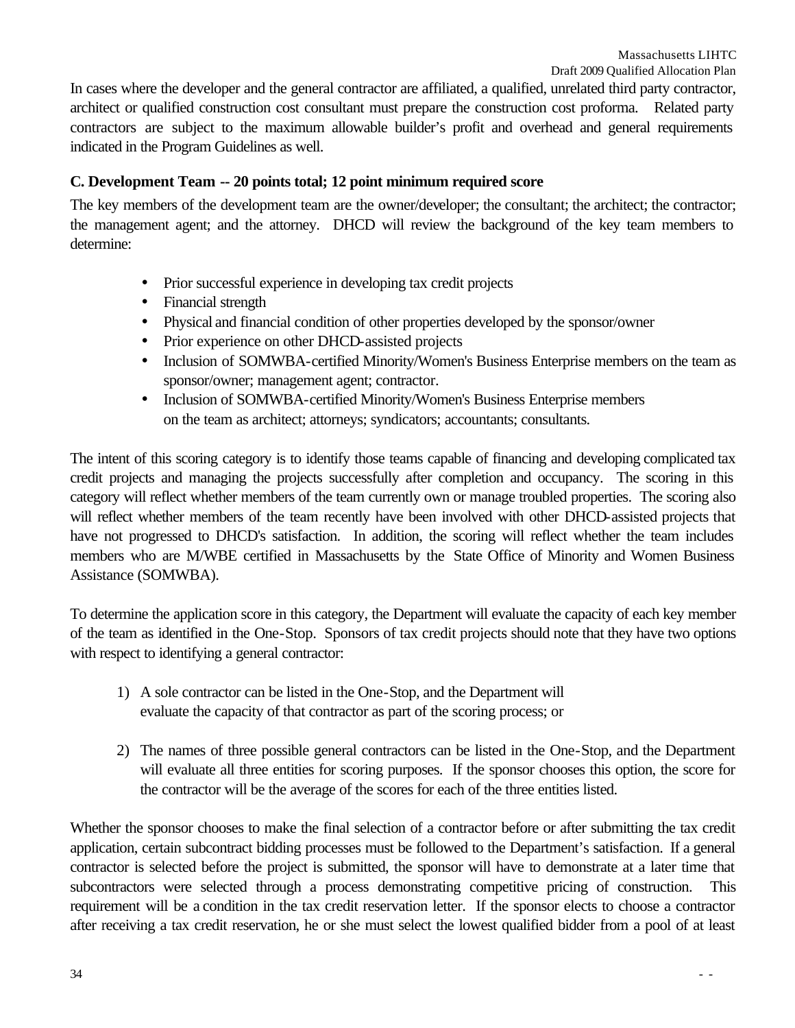In cases where the developer and the general contractor are affiliated, a qualified, unrelated third party contractor, architect or qualified construction cost consultant must prepare the construction cost proforma. Related party contractors are subject to the maximum allowable builder's profit and overhead and general requirements indicated in the Program Guidelines as well.

### C. Development Team -- 20 points total; 12 point minimum required score

The key members of the development team are the owner/developer; the consultant; the architect; the contractor; the management agent; and the attorney. DHCD will review the background of the key team members to determine:

- Prior successful experience in developing tax credit projects
- Financial strength
- Physical and financial condition of other properties developed by the sponsor/owner
- Prior experience on other DHCD-assisted projects
- Inclusion of SOMWBA-certified Minority/Women's Business Enterprise members on the team as sponsor/owner; management agent; contractor.
- Inclusion of SOMWBA-certified Minority/Women's Business Enterprise members on the team as architect; attorneys; syndicators; accountants; consultants.

The intent of this scoring category is to identify those teams capable of financing and developing complicated tax credit projects and managing the projects successfully after completion and occupancy. The scoring in this category will reflect whether members of the team currently own or manage troubled properties. The scoring also will reflect whether members of the team recently have been involved with other DHCD-assisted projects that have not progressed to DHCD's satisfaction. In addition, the scoring will reflect whether the team includes members who are M/WBE certified in Massachusetts by the State Office of Minority and Women Business Assistance (SOMWBA).

To determine the application score in this category, the Department will evaluate the capacity of each key member of the team as identified in the One-Stop. Sponsors of tax credit projects should note that they have two options with respect to identifying a general contractor:

1) A sole contractor can be listed in the One-Stop, and the Department will evaluate the capacity of that contractor as part of the scoring process; or

2) The names of three possible general contractors can be listed in the One-Stop, and the Department will evaluate all three entities for scoring purposes. If the sponsor chooses this option, the score for the contractor will be the average of the scores for each of the three entities listed.

Whether the sponsor chooses to make the final selection of a contractor before or after submitting the tax credit application, certain subcontract bidding processes must be followed to the Department's satisfaction. If a general contractor is selected before the project is submitted, the sponsor will have to demonstrate at a later time that subcontractors were selected through a process demonstrating competitive pricing of construction. This requirement will be a condition in the tax credit reservation letter. If the sponsor elects to choose a contractor after receiving a tax credit reservation, he or she must select the lowest qualified bidder from a pool of at least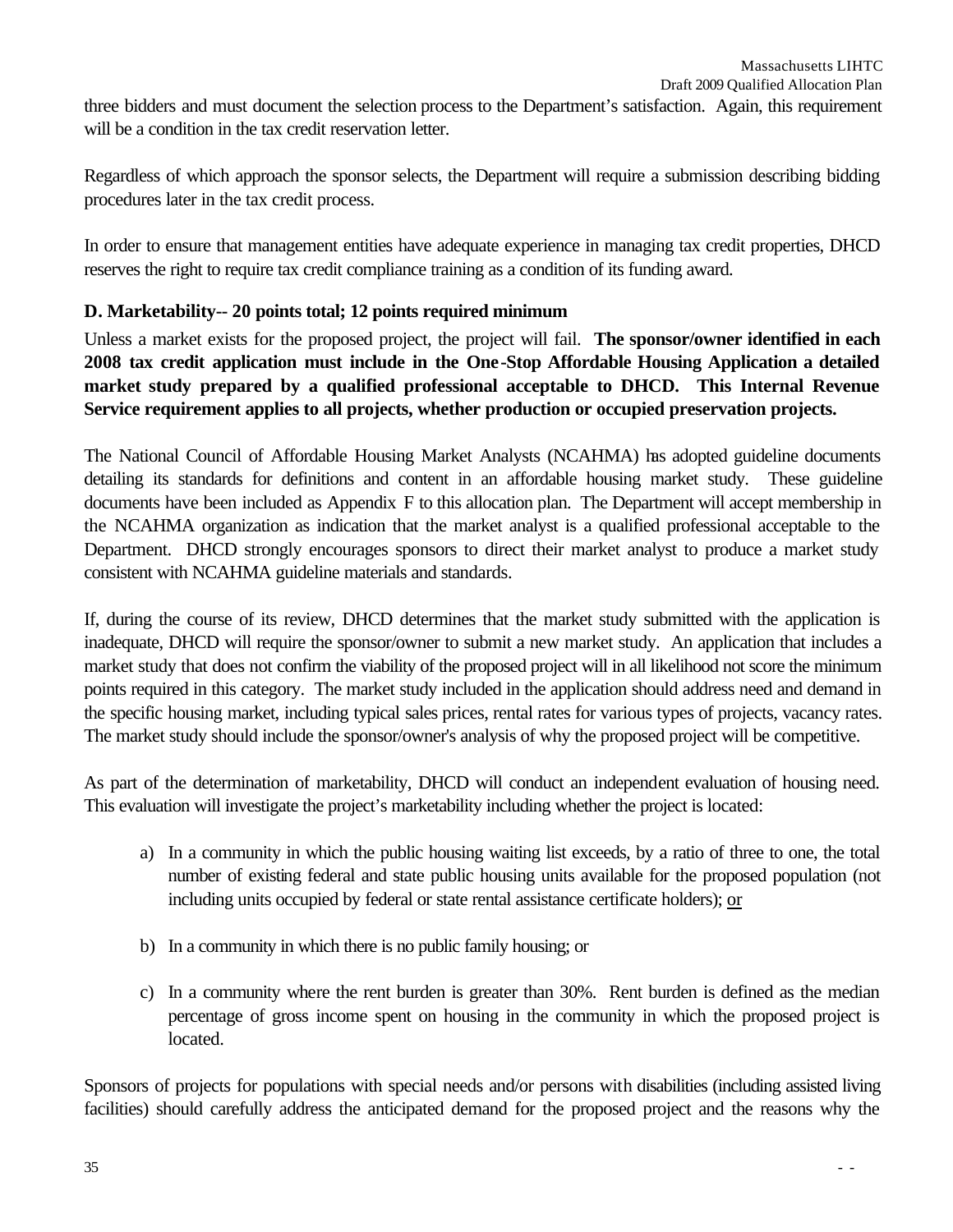three bidders and must document the selection process to the Department's satisfaction. Again, this requirement will be a condition in the tax credit reservation letter.

Regardless of which approach the sponsor selects, the Department will require a submission describing bidding procedures later in the tax credit process.

In order to ensure that management entities have adequate experience in managing tax credit properties, DHCD reserves the right to require tax credit compliance training as a condition of its funding award.

### D. Marketability-- 20 points total; 12 points required minimum

Unless a market exists for the proposed project, the project will fail. **The sponsor/owner identified in each 2008 tax credit application must include in the One-Stop Affordable Housing Application a detailed market study prepared by a qualified professional acceptable to DHCD. This Internal Revenue Service requirement applies to all projects, whether production or occupied preservation projects.**

The National Council of Affordable Housing Market Analysts (NCAHMA) has adopted guideline documents detailing its standards for definitions and content in an affordable housing market study. These guideline documents have been included as Appendix F to this allocation plan. The Department will accept membership in the NCAHMA organization as indication that the market analyst is a qualified professional acceptable to the Department. DHCD strongly encourages sponsors to direct their market analyst to produce a market study consistent with NCAHMA guideline materials and standards.

If, during the course of its review, DHCD determines that the market study submitted with the application is inadequate, DHCD will require the sponsor/owner to submit a new market study. An application that includes a market study that does not confirm the viability of the proposed project will in all likelihood not score the minimum points required in this category. The market study included in the application should address need and demand in the specific housing market, including typical sales prices, rental rates for various types of projects, vacancy rates. The market study should include the sponsor/owner's analysis of why the proposed project will be competitive.

As part of the determination of marketability, DHCD will conduct an independent evaluation of housing need. This evaluation will investigate the project's marketability including whether the project is located:

a) In a community in which the public housing waiting list exceeds, by a ratio of three to one, the total number of existing federal and state public housing units available for the proposed population (not including units occupied by federal or state rental assistance certificate holders); or

b) In a community in which there is no public family housing; or

c) In a community where the rent burden is greater than 30%. Rent burden is defined as the median percentage of gross income spent on housing in the community in which the proposed project is located.

Sponsors of projects for populations with special needs and/or persons with disabilities (including assisted living facilities) should carefully address the anticipated demand for the proposed project and the reasons why the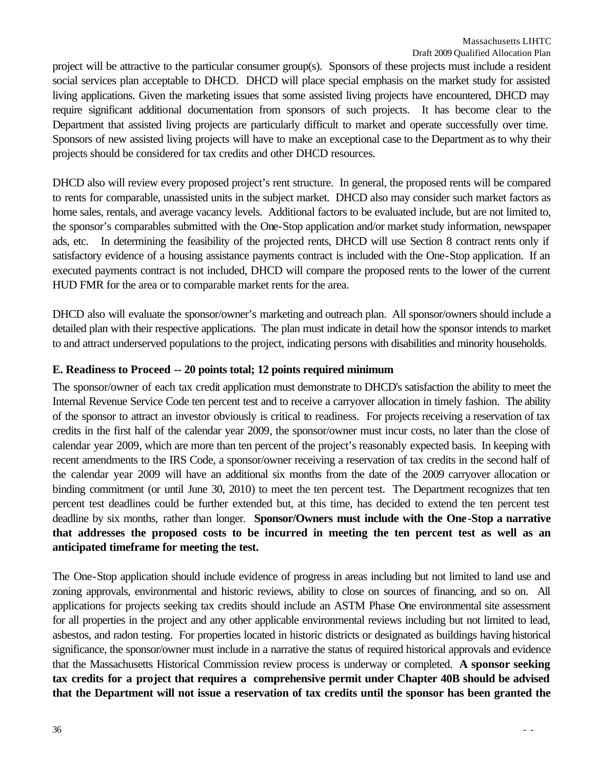project will be attractive to the particular consumer group(s). Sponsors of these projects must include a resident social services plan acceptable to DHCD. DHCD will place special emphasis on the market study for assisted living applications. Given the marketing issues that some assisted living projects have encountered, DHCD may require significant additional documentation from sponsors of such projects. It has become clear to the Department that assisted living projects are particularly difficult to market and operate successfully over time. Sponsors of new assisted living projects will have to make an exceptional case to the Department as to why their projects should be considered for tax credits and other DHCD resources.

DHCD also will review every proposed project's rent structure. In general, the proposed rents will be compared to rents for comparable, unassisted units in the subject market. DHCD also may consider such market factors as home sales, rentals, and average vacancy levels. Additional factors to be evaluated include, but are not limited to, the sponsor's comparables submitted with the One-Stop application and/or market study information, newspaper ads, etc. In determining the feasibility of the projected rents, DHCD will use Section 8 contract rents only if satisfactory evidence of a housing assistance payments contract is included with the One-Stop application. If an executed payments contract is not included, DHCD will compare the proposed rents to the lower of the current HUD FMR for the area or to comparable market rents for the area.

DHCD also will evaluate the sponsor/owner's marketing and outreach plan. All sponsor/owners should include a detailed plan with their respective applications. The plan must indicate in detail how the sponsor intends to market to and attract underserved populations to the project, indicating persons with disabilities and minority households.

### E. Readiness to Proceed -- 20 points total; 12 points required minimum

The sponsor/owner of each tax credit application must demonstrate to DHCD's satisfaction the ability to meet the Internal Revenue Service Code ten percent test and to receive a carryover allocation in timely fashion. The ability of the sponsor to attract an investor obviously is critical to readiness. For projects receiving a reservation of tax credits in the first half of the calendar year 2009, the sponsor/owner must incur costs, no later than the close of calendar year 2009, which are more than ten percent of the project's reasonably expected basis. In keeping with recent amendments to the IRS Code, a sponsor/owner receiving a reservation of tax credits in the second half of the calendar year 2009 will have an additional six months from the date of the 2009 carryover allocation or binding commitment (or until June 30, 2010) to meet the ten percent test. The Department recognizes that ten percent test deadlines could be further extended but, at this time, has decided to extend the ten percent test deadline by six months, rather than longer. **Sponsor/Owners must include with the One-Stop a narrative that addresses the proposed costs to be incurred in meeting the ten percent test as well as an anticipated timeframe for meeting the test.**

The One-Stop application should include evidence of progress in areas including but not limited to land use and zoning approvals, environmental and historic reviews, ability to close on sources of financing, and so on. All applications for projects seeking tax credits should include an ASTM Phase One environmental site assessment for all properties in the project and any other applicable environmental reviews including but not limited to lead, asbestos, and radon testing. For properties located in historic districts or designated as buildings having historical significance, the sponsor/owner must include in a narrative the status of required historical approvals and evidence that the Massachusetts Historical Commission review process is underway or completed. **A sponsor seeking tax credits for a project that requires a comprehensive permit under Chapter 40B should be advised that the Department will not issue a reservation of tax credits until the sponsor has been granted the**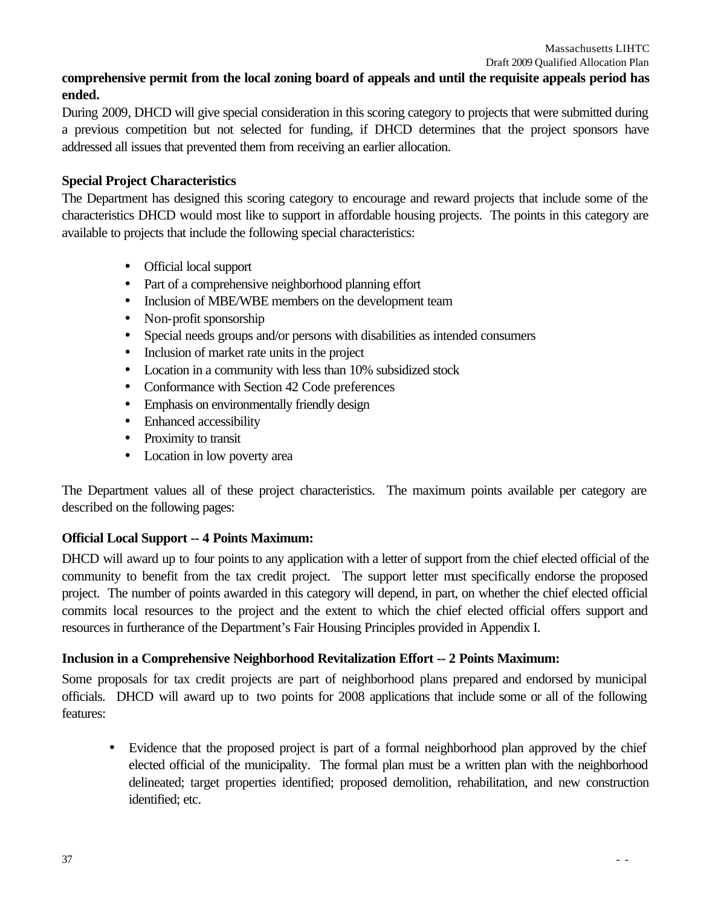**comprehensive permit from the local zoning board of appeals and until the requisite appeals period has ended.**

During 2009, DHCD will give special consideration in this scoring category to projects that were submitted during a previous competition but not selected for funding, if DHCD determines that the project sponsors have addressed all issues that prevented them from receiving an earlier allocation.

**Special Project Characteristics**

The Department has designed this scoring category to encourage and reward projects that include some of the characteristics DHCD would most like to support in affordable housing projects. The points in this category are available to projects that include the following special characteristics:

- Official local support
- Part of a comprehensive neighborhood planning effort
- Inclusion of MBE/WBE members on the development team
- Non-profit sponsorship
- Special needs groups and/or persons with disabilities as intended consumers
- Inclusion of market rate units in the project
- Location in a community with less than 10% subsidized stock
- Conformance with Section 42 Code preferences
- Emphasis on environmentally friendly design
- Enhanced accessibility
- Proximity to transit
- Location in low poverty area

The Department values all of these project characteristics. The maximum points available per category are described on the following pages:

**Official Local Support -- 4 Points Maximum:**

DHCD will award up to four points to any application with a letter of support from the chief elected official of the community to benefit from the tax credit project. The support letter must specifically endorse the proposed project. The number of points awarded in this category will depend, in part, on whether the chief elected official commits local resources to the project and the extent to which the chief elected official offers support and resources in furtherance of the Department's Fair Housing Principles provided in Appendix I.

**Inclusion in a Comprehensive Neighborhood Revitalization Effort -- 2 Points Maximum:**

Some proposals for tax credit projects are part of neighborhood plans prepared and endorsed by municipal officials. DHCD will award up to two points for 2008 applications that include some or all of the following features:

- Evidence that the proposed project is part of a formal neighborhood plan approved by the chief elected official of the municipality. The formal plan must be a written plan with the neighborhood delineated; target properties identified; proposed demolition, rehabilitation, and new construction identified; etc.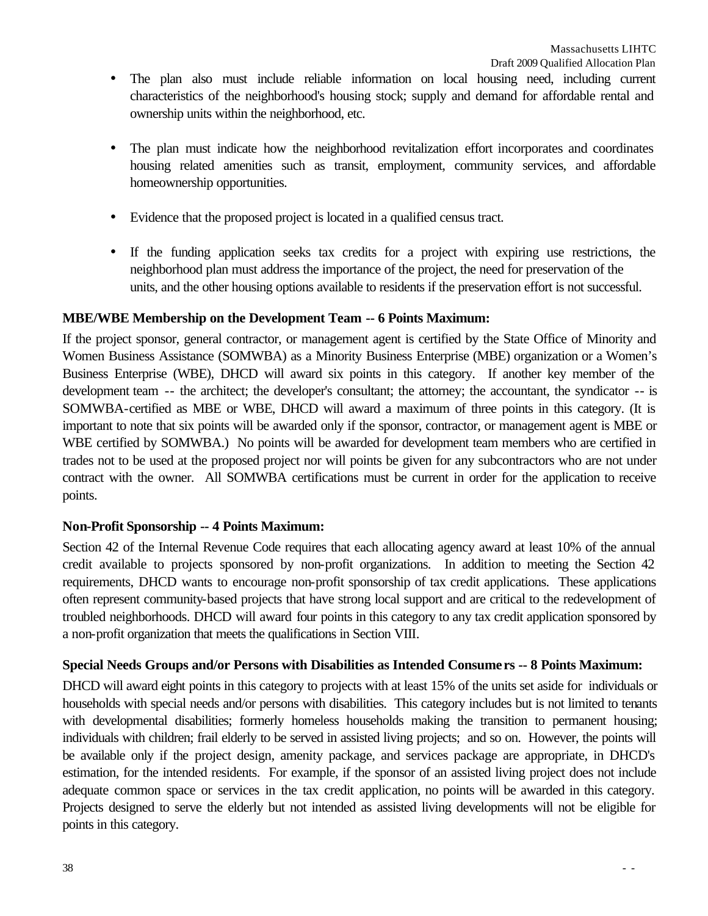- The plan also must include reliable information on local housing need, including current characteristics of the neighborhood's housing stock; supply and demand for affordable rental and ownership units within the neighborhood, etc.

- The plan must indicate how the neighborhood revitalization effort incorporates and coordinates housing related amenities such as transit, employment, community services, and affordable homeownership opportunities.

- Evidence that the proposed project is located in a qualified census tract.

- If the funding application seeks tax credits for a project with expiring use restrictions, the neighborhood plan must address the importance of the project, the need for preservation of the units, and the other housing options available to residents if the preservation effort is not successful.

**MBE/WBE Membership on the Development Team -- 6 Points Maximum:**

If the project sponsor, general contractor, or management agent is certified by the State Office of Minority and Women Business Assistance (SOMWBA) as a Minority Business Enterprise (MBE) organization or a Women's Business Enterprise (WBE), DHCD will award six points in this category. If another key member of the development team -- the architect; the developer's consultant; the attorney; the accountant, the syndicator -- is SOMWBA-certified as MBE or WBE, DHCD will award a maximum of three points in this category. (It is important to note that six points will be awarded only if the sponsor, contractor, or management agent is MBE or WBE certified by SOMWBA.) No points will be awarded for development team members who are certified in trades not to be used at the proposed project nor will points be given for any subcontractors who are not under contract with the owner. All SOMWBA certifications must be current in order for the application to receive points.

**Non-Profit Sponsorship -- 4 Points Maximum:**

Section 42 of the Internal Revenue Code requires that each allocating agency award at least 10% of the annual credit available to projects sponsored by non-profit organizations. In addition to meeting the Section 42 requirements, DHCD wants to encourage non-profit sponsorship of tax credit applications. These applications often represent community-based projects that have strong local support and are critical to the redevelopment of troubled neighborhoods. DHCD will award four points in this category to any tax credit application sponsored by a non-profit organization that meets the qualifications in Section VIII.

**Special Needs Groups and/or Persons with Disabilities as Intended Consumers -- 8 Points Maximum:**

DHCD will award eight points in this category to projects with at least 15% of the units set aside for individuals or households with special needs and/or persons with disabilities. This category includes but is not limited to tenants with developmental disabilities; formerly homeless households making the transition to permanent housing; individuals with children; frail elderly to be served in assisted living projects; and so on. However, the points will be available only if the project design, amenity package, and services package are appropriate, in DHCD's estimation, for the intended residents. For example, if the sponsor of an assisted living project does not include adequate common space or services in the tax credit application, no points will be awarded in this category. Projects designed to serve the elderly but not intended as assisted living developments will not be eligible for points in this category.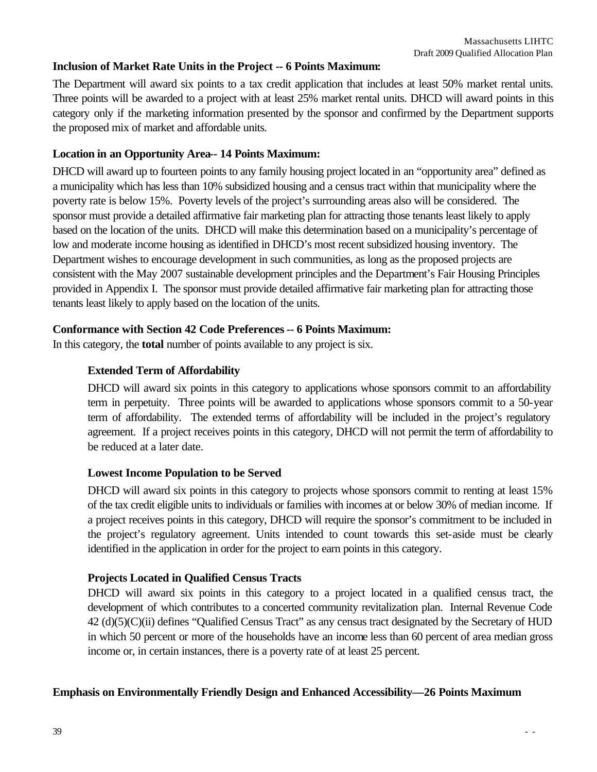**Inclusion of Market Rate Units in the Project -- 6 Points Maximum:**

The Department will award six points to a tax credit application that includes at least 50% market rental units. Three points will be awarded to a project with at least 25% market rental units. DHCD will award points in this category only if the marketing information presented by the sponsor and confirmed by the Department supports the proposed mix of market and affordable units.

**Location in an Opportunity Area-- 14 Points Maximum:**

DHCD will award up to fourteen points to any family housing project located in an "opportunity area" defined as a municipality which has less than 10% subsidized housing and a census tract within that municipality where the poverty rate is below 15%. Poverty levels of the project's surrounding areas also will be considered. The sponsor must provide a detailed affirmative fair marketing plan for attracting those tenants least likely to apply based on the location of the units. DHCD will make this determination based on a municipality's percentage of low and moderate income housing as identified in DHCD's most recent subsidized housing inventory. The Department wishes to encourage development in such communities, as long as the proposed projects are consistent with the May 2007 sustainable development principles and the Department's Fair Housing Principles provided in Appendix I. The sponsor must provide detailed affirmative fair marketing plan for attracting those tenants least likely to apply based on the location of the units.

**Conformance with Section 42 Code Preferences -- 6 Points Maximum:**

In this category, the **total** number of points available to any project is six.

**Extended Term of Affordability**

DHCD will award six points in this category to applications whose sponsors commit to an affordability term in perpetuity. Three points will be awarded to applications whose sponsors commit to a 50-year term of affordability. The extended terms of affordability will be included in the project's regulatory agreement. If a project receives points in this category, DHCD will not permit the term of affordability to be reduced at a later date.

**Lowest Income Population to be Served**

DHCD will award six points in this category to projects whose sponsors commit to renting at least 15% of the tax credit eligible units to individuals or families with incomes at or below 30% of median income. If a project receives points in this category, DHCD will require the sponsor's commitment to be included in the project's regulatory agreement. Units intended to count towards this set-aside must be clearly identified in the application in order for the project to earn points in this category.

**Projects Located in Qualified Census Tracts**

DHCD will award six points in this category to a project located in a qualified census tract, the development of which contributes to a concerted community revitalization plan. Internal Revenue Code 42 (d)(5)(C)(ii) defines "Qualified Census Tract" as any census tract designated by the Secretary of HUD in which 50 percent or more of the households have an income less than 60 percent of area median gross income or, in certain instances, there is a poverty rate of at least 25 percent.

**Emphasis on Environmentally Friendly Design and Enhanced Accessibility—26 Points Maximum**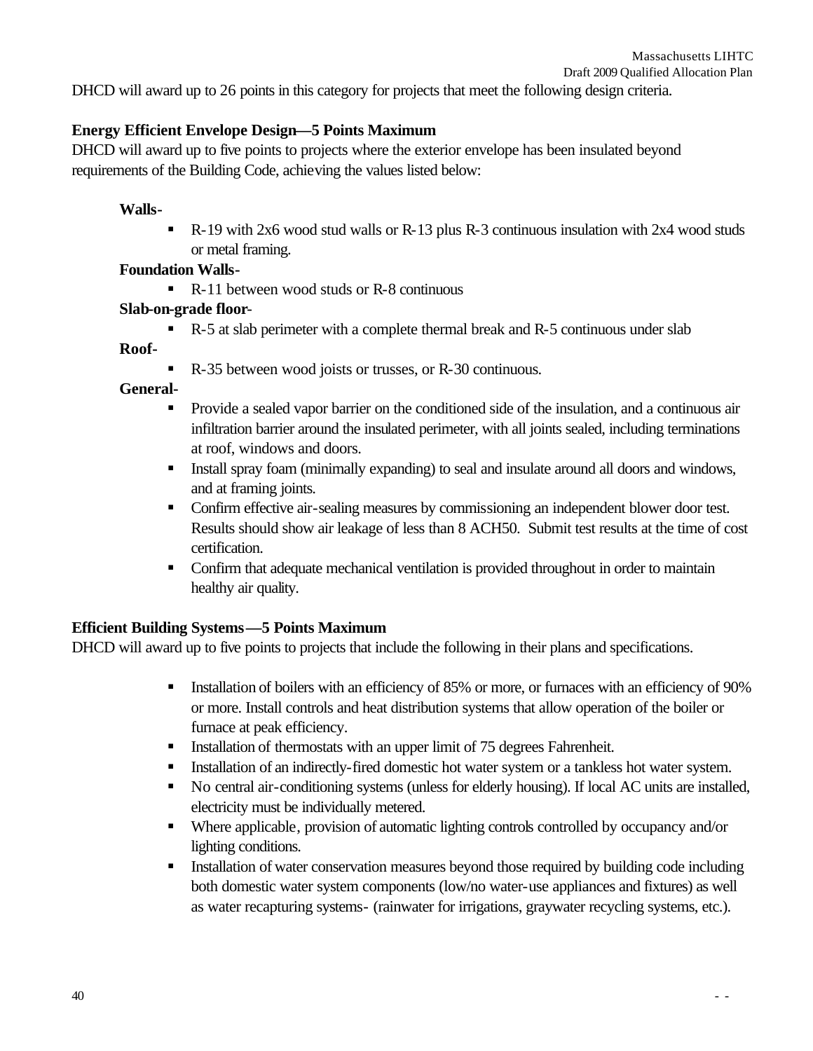DHCD will award up to 26 points in this category for projects that meet the following design criteria.

**Energy Efficient Envelope Design—5 Points Maximum**

DHCD will award up to five points to projects where the exterior envelope has been insulated beyond requirements of the Building Code, achieving the values listed below:

**Walls-**

- R-19 with 2x6 wood stud walls or R-13 plus R-3 continuous insulation with 2x4 wood studs or metal framing.

**Foundation Walls-**

- R-11 between wood studs or R-8 continuous

**Slab-on-grade floor-**

- R-5 at slab perimeter with a complete thermal break and R-5 continuous under slab

**Roof-**

- R-35 between wood joists or trusses, or R-30 continuous.

**General-**

- Provide a sealed vapor barrier on the conditioned side of the insulation, and a continuous air infiltration barrier around the insulated perimeter, with all joints sealed, including terminations at roof, windows and doors.
- Install spray foam (minimally expanding) to seal and insulate around all doors and windows, and at framing joints.
- Confirm effective air-sealing measures by commissioning an independent blower door test. Results should show air leakage of less than 8 ACH50. Submit test results at the time of cost certification.
- Confirm that adequate mechanical ventilation is provided throughout in order to maintain healthy air quality.

**Efficient Building Systems—5 Points Maximum**

DHCD will award up to five points to projects that include the following in their plans and specifications.

- Installation of boilers with an efficiency of 85% or more, or furnaces with an efficiency of 90% or more. Install controls and heat distribution systems that allow operation of the boiler or furnace at peak efficiency.
- Installation of thermostats with an upper limit of 75 degrees Fahrenheit.
- Installation of an indirectly-fired domestic hot water system or a tankless hot water system.
- No central air-conditioning systems (unless for elderly housing). If local AC units are installed, electricity must be individually metered.
- Where applicable, provision of automatic lighting controls controlled by occupancy and/or lighting conditions.
- Installation of water conservation measures beyond those required by building code including both domestic water system components (low/no water-use appliances and fixtures) as well as water recapturing systems- (rainwater for irrigations, graywater recycling systems, etc.).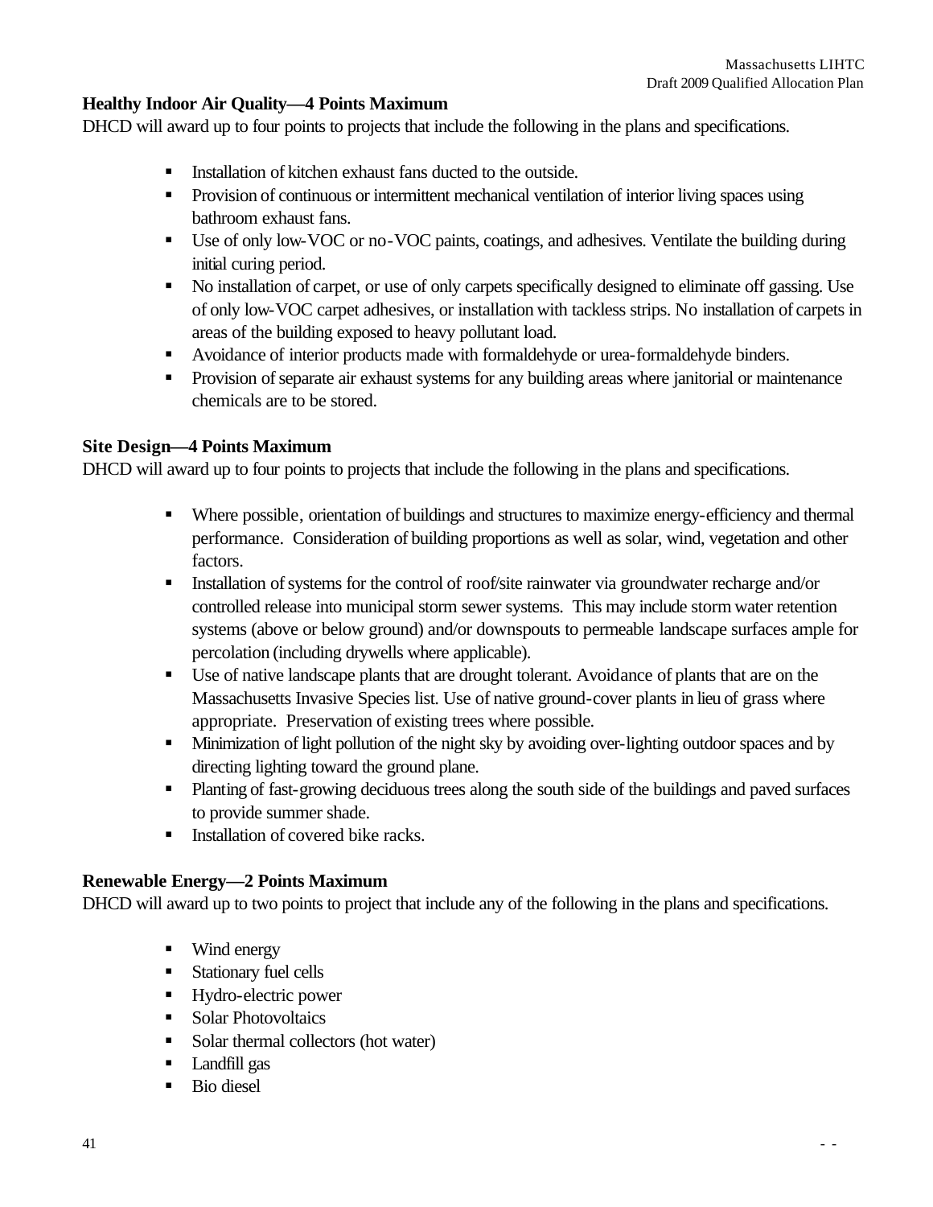**Healthy Indoor Air Quality—4 Points Maximum**
DHCD will award up to four points to projects that include the following in the plans and specifications.

- Installation of kitchen exhaust fans ducted to the outside.
- Provision of continuous or intermittent mechanical ventilation of interior living spaces using bathroom exhaust fans.
- Use of only low-VOC or no-VOC paints, coatings, and adhesives. Ventilate the building during initial curing period.
- No installation of carpet, or use of only carpets specifically designed to eliminate off gassing. Use of only low-VOC carpet adhesives, or installation with tackless strips. No installation of carpets in areas of the building exposed to heavy pollutant load.
- Avoidance of interior products made with formaldehyde or urea-formaldehyde binders.
- Provision of separate air exhaust systems for any building areas where janitorial or maintenance chemicals are to be stored.

**Site Design—4 Points Maximum**
DHCD will award up to four points to projects that include the following in the plans and specifications.

- Where possible, orientation of buildings and structures to maximize energy-efficiency and thermal performance. Consideration of building proportions as well as solar, wind, vegetation and other factors.
- Installation of systems for the control of roof/site rainwater via groundwater recharge and/or controlled release into municipal storm sewer systems. This may include storm water retention systems (above or below ground) and/or downspouts to permeable landscape surfaces ample for percolation (including drywells where applicable).
- Use of native landscape plants that are drought tolerant. Avoidance of plants that are on the Massachusetts Invasive Species list. Use of native ground-cover plants in lieu of grass where appropriate. Preservation of existing trees where possible.
- Minimization of light pollution of the night sky by avoiding over-lighting outdoor spaces and by directing lighting toward the ground plane.
- Planting of fast-growing deciduous trees along the south side of the buildings and paved surfaces to provide summer shade.
- Installation of covered bike racks.

**Renewable Energy—2 Points Maximum**
DHCD will award up to two points to project that include any of the following in the plans and specifications.

- Wind energy
- Stationary fuel cells
- Hydro-electric power
- Solar Photovoltaics
- Solar thermal collectors (hot water)
- Landfill gas
- Bio diesel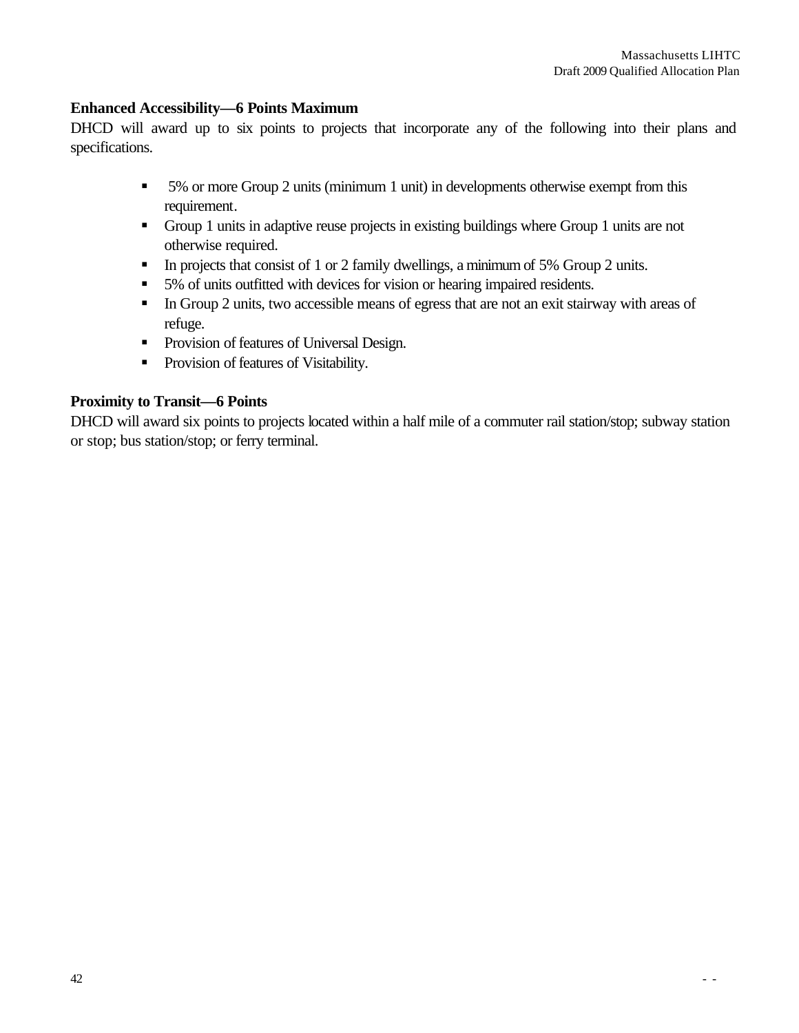**Enhanced Accessibility—6 Points Maximum**

DHCD will award up to six points to projects that incorporate any of the following into their plans and specifications.

- 5% or more Group 2 units (minimum 1 unit) in developments otherwise exempt from this requirement.
- Group 1 units in adaptive reuse projects in existing buildings where Group 1 units are not otherwise required.
- In projects that consist of 1 or 2 family dwellings, a minimum of 5% Group 2 units.
- 5% of units outfitted with devices for vision or hearing impaired residents.
- In Group 2 units, two accessible means of egress that are not an exit stairway with areas of refuge.
- Provision of features of Universal Design.
- Provision of features of Visitability.

**Proximity to Transit—6 Points**

DHCD will award six points to projects located within a half mile of a commuter rail station/stop; subway station or stop; bus station/stop; or ferry terminal.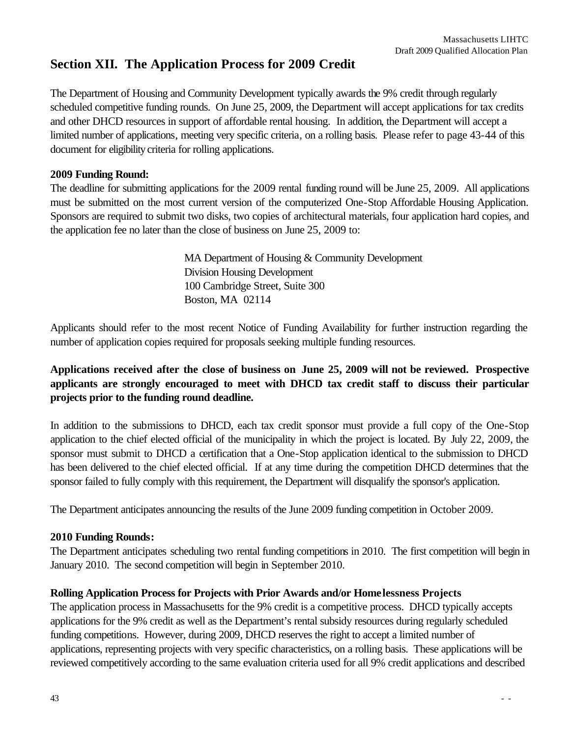## Section XII. The Application Process for 2009 Credit

The Department of Housing and Community Development typically awards the 9% credit through regularly scheduled competitive funding rounds. On June 25, 2009, the Department will accept applications for tax credits and other DHCD resources in support of affordable rental housing. In addition, the Department will accept a limited number of applications, meeting very specific criteria, on a rolling basis. Please refer to page 43-44 of this document for eligibility criteria for rolling applications.

**2009 Funding Round:**
The deadline for submitting applications for the 2009 rental funding round will be June 25, 2009. All applications must be submitted on the most current version of the computerized One-Stop Affordable Housing Application. Sponsors are required to submit two disks, two copies of architectural materials, four application hard copies, and the application fee no later than the close of business on June 25, 2009 to:

> MA Department of Housing & Community Development
> Division Housing Development
> 100 Cambridge Street, Suite 300
> Boston, MA 02114

Applicants should refer to the most recent Notice of Funding Availability for further instruction regarding the number of application copies required for proposals seeking multiple funding resources.

**Applications received after the close of business on June 25, 2009 will not be reviewed. Prospective applicants are strongly encouraged to meet with DHCD tax credit staff to discuss their particular projects prior to the funding round deadline.**

In addition to the submissions to DHCD, each tax credit sponsor must provide a full copy of the One-Stop application to the chief elected official of the municipality in which the project is located. By July 22, 2009, the sponsor must submit to DHCD a certification that a One-Stop application identical to the submission to DHCD has been delivered to the chief elected official. If at any time during the competition DHCD determines that the sponsor failed to fully comply with this requirement, the Department will disqualify the sponsor's application.

The Department anticipates announcing the results of the June 2009 funding competition in October 2009.

**2010 Funding Rounds:**
The Department anticipates scheduling two rental funding competitions in 2010. The first competition will begin in January 2010. The second competition will begin in September 2010.

**Rolling Application Process for Projects with Prior Awards and/or Homelessness Projects**
The application process in Massachusetts for the 9% credit is a competitive process. DHCD typically accepts applications for the 9% credit as well as the Department's rental subsidy resources during regularly scheduled funding competitions. However, during 2009, DHCD reserves the right to accept a limited number of applications, representing projects with very specific characteristics, on a rolling basis. These applications will be reviewed competitively according to the same evaluation criteria used for all 9% credit applications and described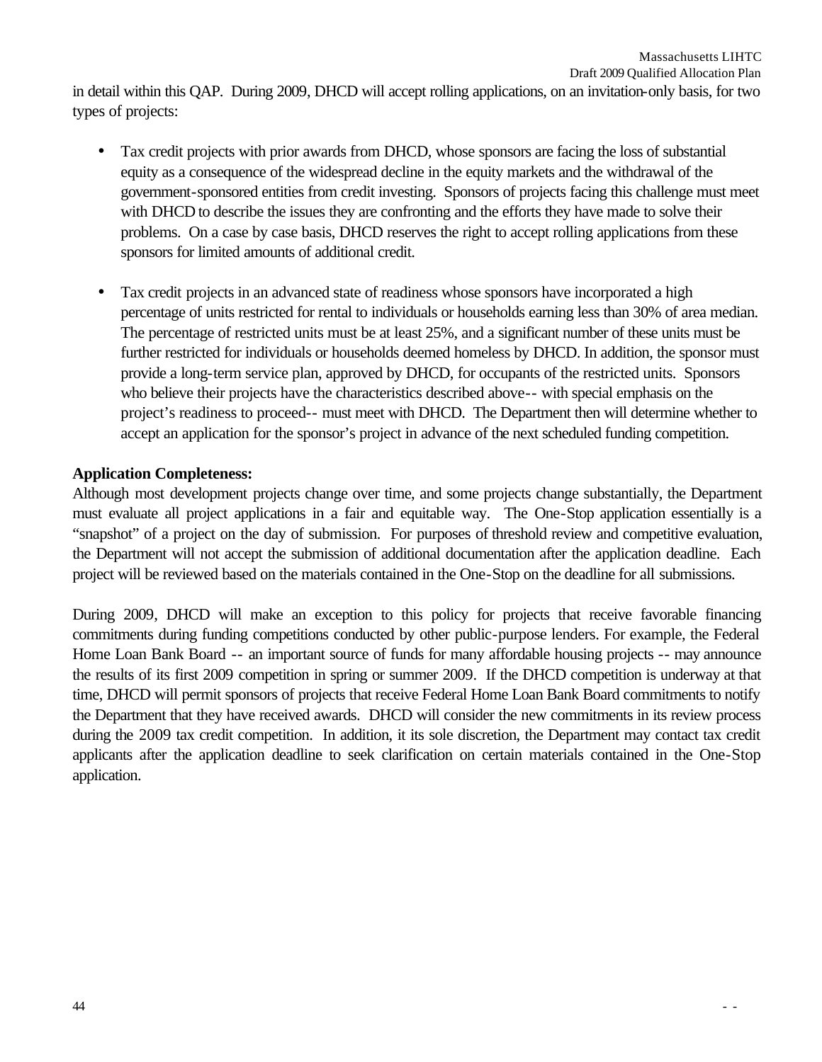in detail within this QAP. During 2009, DHCD will accept rolling applications, on an invitation-only basis, for two types of projects:

- Tax credit projects with prior awards from DHCD, whose sponsors are facing the loss of substantial equity as a consequence of the widespread decline in the equity markets and the withdrawal of the government-sponsored entities from credit investing. Sponsors of projects facing this challenge must meet with DHCD to describe the issues they are confronting and the efforts they have made to solve their problems. On a case by case basis, DHCD reserves the right to accept rolling applications from these sponsors for limited amounts of additional credit.

- Tax credit projects in an advanced state of readiness whose sponsors have incorporated a high percentage of units restricted for rental to individuals or households earning less than 30% of area median. The percentage of restricted units must be at least 25%, and a significant number of these units must be further restricted for individuals or households deemed homeless by DHCD. In addition, the sponsor must provide a long-term service plan, approved by DHCD, for occupants of the restricted units. Sponsors who believe their projects have the characteristics described above-- with special emphasis on the project's readiness to proceed-- must meet with DHCD. The Department then will determine whether to accept an application for the sponsor's project in advance of the next scheduled funding competition.

**Application Completeness:**
Although most development projects change over time, and some projects change substantially, the Department must evaluate all project applications in a fair and equitable way. The One-Stop application essentially is a "snapshot" of a project on the day of submission. For purposes of threshold review and competitive evaluation, the Department will not accept the submission of additional documentation after the application deadline. Each project will be reviewed based on the materials contained in the One-Stop on the deadline for all submissions.

During 2009, DHCD will make an exception to this policy for projects that receive favorable financing commitments during funding competitions conducted by other public-purpose lenders. For example, the Federal Home Loan Bank Board -- an important source of funds for many affordable housing projects -- may announce the results of its first 2009 competition in spring or summer 2009. If the DHCD competition is underway at that time, DHCD will permit sponsors of projects that receive Federal Home Loan Bank Board commitments to notify the Department that they have received awards. DHCD will consider the new commitments in its review process during the 2009 tax credit competition. In addition, it its sole discretion, the Department may contact tax credit applicants after the application deadline to seek clarification on certain materials contained in the One-Stop application.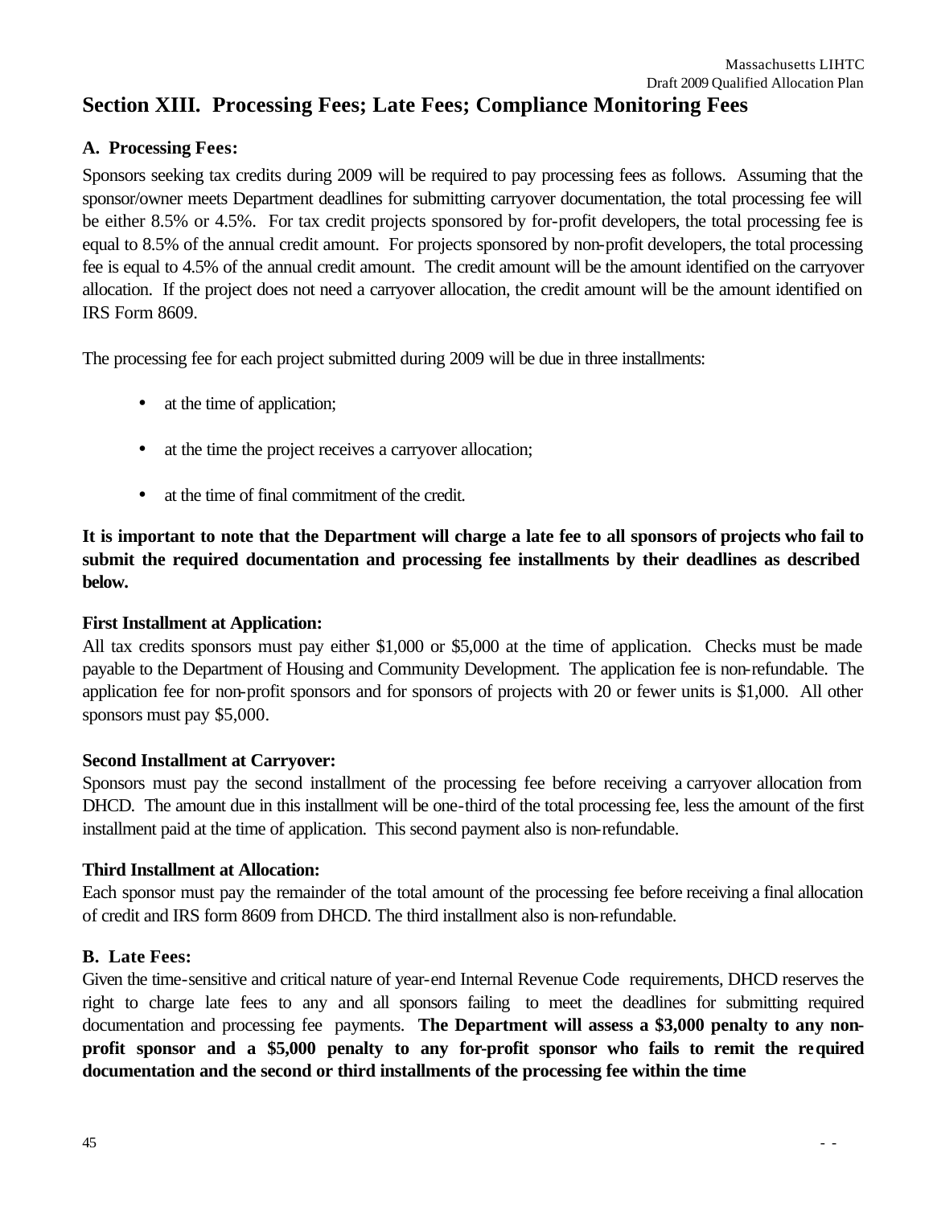## Section XIII. Processing Fees; Late Fees; Compliance Monitoring Fees

### A. Processing Fees:

Sponsors seeking tax credits during 2009 will be required to pay processing fees as follows. Assuming that the sponsor/owner meets Department deadlines for submitting carryover documentation, the total processing fee will be either 8.5% or 4.5%. For tax credit projects sponsored by for-profit developers, the total processing fee is equal to 8.5% of the annual credit amount. For projects sponsored by non-profit developers, the total processing fee is equal to 4.5% of the annual credit amount. The credit amount will be the amount identified on the carryover allocation. If the project does not need a carryover allocation, the credit amount will be the amount identified on IRS Form 8609.

The processing fee for each project submitted during 2009 will be due in three installments:

- at the time of application;
- at the time the project receives a carryover allocation;
- at the time of final commitment of the credit.

**It is important to note that the Department will charge a late fee to all sponsors of projects who fail to submit the required documentation and processing fee installments by their deadlines as described below.**

**First Installment at Application:**

All tax credits sponsors must pay either $1,000 or $5,000 at the time of application. Checks must be made payable to the Department of Housing and Community Development. The application fee is non-refundable. The application fee for non-profit sponsors and for sponsors of projects with 20 or fewer units is $1,000. All other sponsors must pay $5,000.

**Second Installment at Carryover:**

Sponsors must pay the second installment of the processing fee before receiving a carryover allocation from DHCD. The amount due in this installment will be one-third of the total processing fee, less the amount of the first installment paid at the time of application. This second payment also is non-refundable.

**Third Installment at Allocation:**

Each sponsor must pay the remainder of the total amount of the processing fee before receiving a final allocation of credit and IRS form 8609 from DHCD. The third installment also is non-refundable.

### B. Late Fees:

Given the time-sensitive and critical nature of year-end Internal Revenue Code requirements, DHCD reserves the right to charge late fees to any and all sponsors failing to meet the deadlines for submitting required documentation and processing fee payments. **The Department will assess a $3,000 penalty to any non-profit sponsor and a $5,000 penalty to any for-profit sponsor who fails to remit the required documentation and the second or third installments of the processing fee within the time**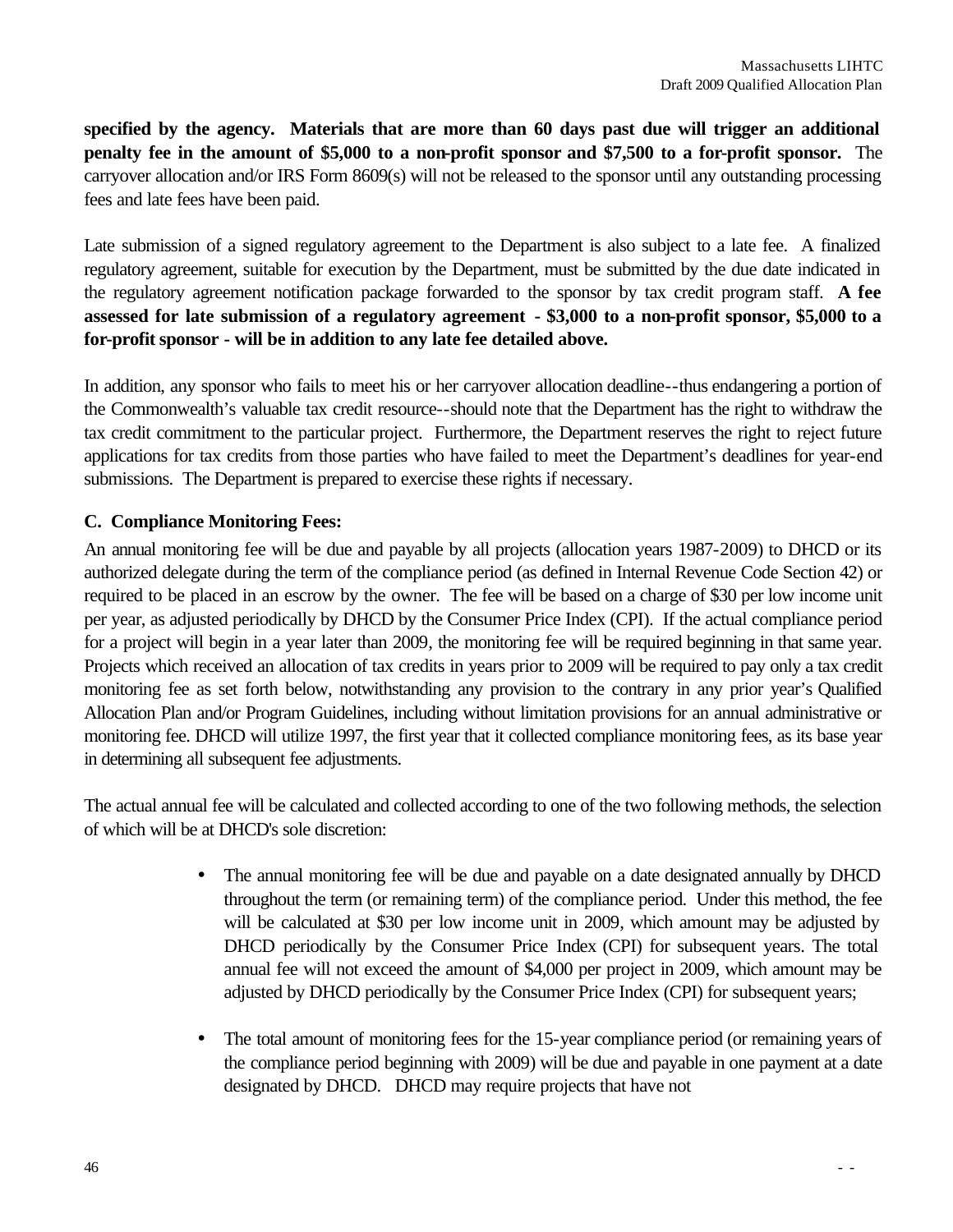**specified by the agency. Materials that are more than 60 days past due will trigger an additional penalty fee in the amount of $5,000 to a non-profit sponsor and $7,500 to a for-profit sponsor.** The carryover allocation and/or IRS Form 8609(s) will not be released to the sponsor until any outstanding processing fees and late fees have been paid.

Late submission of a signed regulatory agreement to the Department is also subject to a late fee. A finalized regulatory agreement, suitable for execution by the Department, must be submitted by the due date indicated in the regulatory agreement notification package forwarded to the sponsor by tax credit program staff. **A fee assessed for late submission of a regulatory agreement - $3,000 to a non-profit sponsor, $5,000 to a for-profit sponsor - will be in addition to any late fee detailed above.**

In addition, any sponsor who fails to meet his or her carryover allocation deadline--thus endangering a portion of the Commonwealth's valuable tax credit resource--should note that the Department has the right to withdraw the tax credit commitment to the particular project. Furthermore, the Department reserves the right to reject future applications for tax credits from those parties who have failed to meet the Department's deadlines for year-end submissions. The Department is prepared to exercise these rights if necessary.

**C. Compliance Monitoring Fees:**

An annual monitoring fee will be due and payable by all projects (allocation years 1987-2009) to DHCD or its authorized delegate during the term of the compliance period (as defined in Internal Revenue Code Section 42) or required to be placed in an escrow by the owner. The fee will be based on a charge of $30 per low income unit per year, as adjusted periodically by DHCD by the Consumer Price Index (CPI). If the actual compliance period for a project will begin in a year later than 2009, the monitoring fee will be required beginning in that same year. Projects which received an allocation of tax credits in years prior to 2009 will be required to pay only a tax credit monitoring fee as set forth below, notwithstanding any provision to the contrary in any prior year's Qualified Allocation Plan and/or Program Guidelines, including without limitation provisions for an annual administrative or monitoring fee. DHCD will utilize 1997, the first year that it collected compliance monitoring fees, as its base year in determining all subsequent fee adjustments.

The actual annual fee will be calculated and collected according to one of the two following methods, the selection of which will be at DHCD's sole discretion:

- The annual monitoring fee will be due and payable on a date designated annually by DHCD throughout the term (or remaining term) of the compliance period. Under this method, the fee will be calculated at $30 per low income unit in 2009, which amount may be adjusted by DHCD periodically by the Consumer Price Index (CPI) for subsequent years. The total annual fee will not exceed the amount of $4,000 per project in 2009, which amount may be adjusted by DHCD periodically by the Consumer Price Index (CPI) for subsequent years;

- The total amount of monitoring fees for the 15-year compliance period (or remaining years of the compliance period beginning with 2009) will be due and payable in one payment at a date designated by DHCD. DHCD may require projects that have not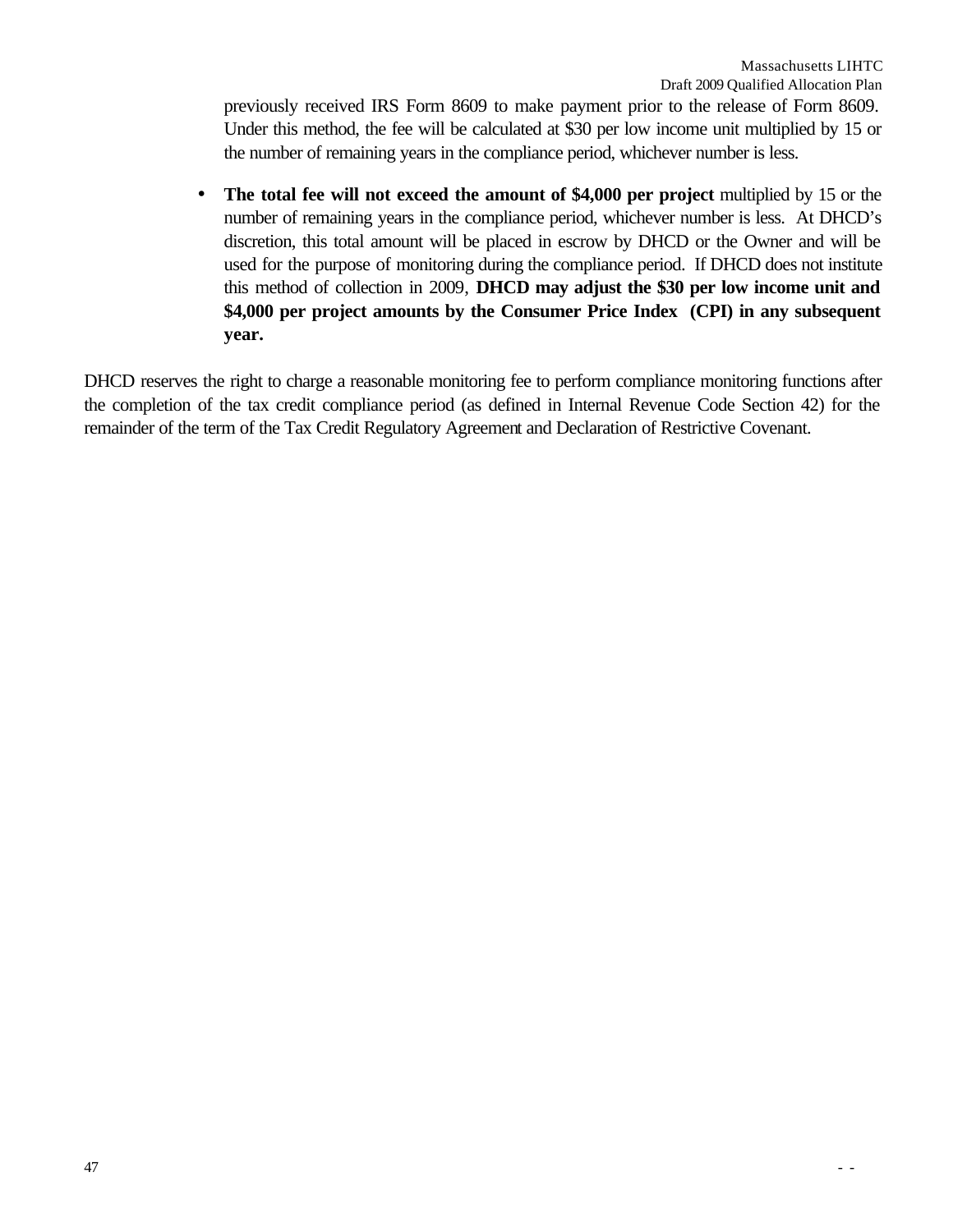previously received IRS Form 8609 to make payment prior to the release of Form 8609. Under this method, the fee will be calculated at $30 per low income unit multiplied by 15 or the number of remaining years in the compliance period, whichever number is less.

- **The total fee will not exceed the amount of $4,000 per project** multiplied by 15 or the number of remaining years in the compliance period, whichever number is less. At DHCD's discretion, this total amount will be placed in escrow by DHCD or the Owner and will be used for the purpose of monitoring during the compliance period. If DHCD does not institute this method of collection in 2009, **DHCD may adjust the $30 per low income unit and $4,000 per project amounts by the Consumer Price Index (CPI) in any subsequent year.**

DHCD reserves the right to charge a reasonable monitoring fee to perform compliance monitoring functions after the completion of the tax credit compliance period (as defined in Internal Revenue Code Section 42) for the remainder of the term of the Tax Credit Regulatory Agreement and Declaration of Restrictive Covenant.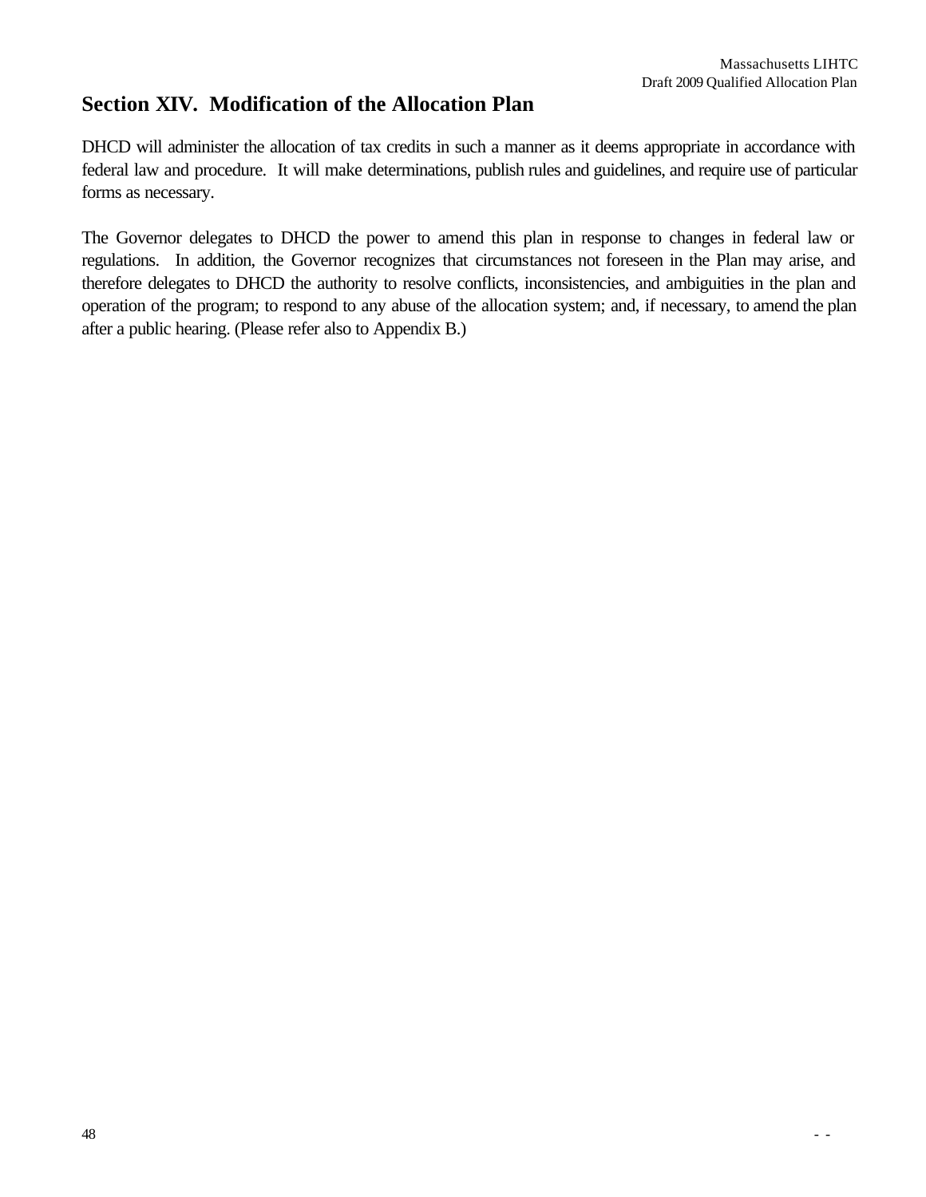## Section XIV. Modification of the Allocation Plan

DHCD will administer the allocation of tax credits in such a manner as it deems appropriate in accordance with federal law and procedure. It will make determinations, publish rules and guidelines, and require use of particular forms as necessary.

The Governor delegates to DHCD the power to amend this plan in response to changes in federal law or regulations. In addition, the Governor recognizes that circumstances not foreseen in the Plan may arise, and therefore delegates to DHCD the authority to resolve conflicts, inconsistencies, and ambiguities in the plan and operation of the program; to respond to any abuse of the allocation system; and, if necessary, to amend the plan after a public hearing. (Please refer also to Appendix B.)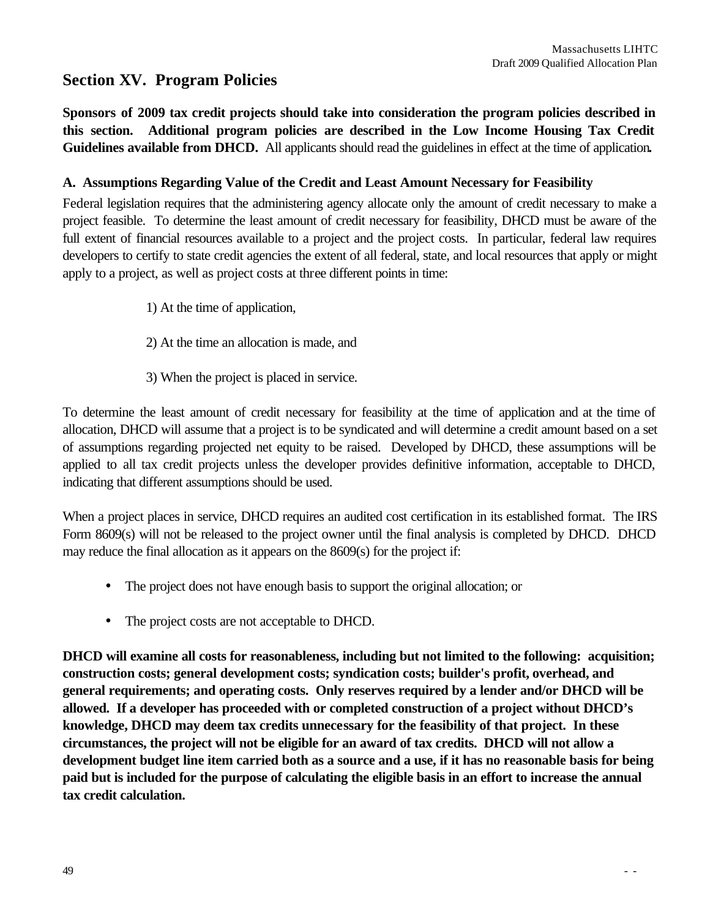## Section XV. Program Policies

**Sponsors of 2009 tax credit projects should take into consideration the program policies described in this section. Additional program policies are described in the Low Income Housing Tax Credit Guidelines available from DHCD.** All applicants should read the guidelines in effect at the time of application**.**

### A. Assumptions Regarding Value of the Credit and Least Amount Necessary for Feasibility

Federal legislation requires that the administering agency allocate only the amount of credit necessary to make a project feasible. To determine the least amount of credit necessary for feasibility, DHCD must be aware of the full extent of financial resources available to a project and the project costs. In particular, federal law requires developers to certify to state credit agencies the extent of all federal, state, and local resources that apply or might apply to a project, as well as project costs at three different points in time:

1) At the time of application,

2) At the time an allocation is made, and

3) When the project is placed in service.

To determine the least amount of credit necessary for feasibility at the time of application and at the time of allocation, DHCD will assume that a project is to be syndicated and will determine a credit amount based on a set of assumptions regarding projected net equity to be raised. Developed by DHCD, these assumptions will be applied to all tax credit projects unless the developer provides definitive information, acceptable to DHCD, indicating that different assumptions should be used.

When a project places in service, DHCD requires an audited cost certification in its established format. The IRS Form 8609(s) will not be released to the project owner until the final analysis is completed by DHCD. DHCD may reduce the final allocation as it appears on the 8609(s) for the project if:

- The project does not have enough basis to support the original allocation; or
- The project costs are not acceptable to DHCD.

**DHCD will examine all costs for reasonableness, including but not limited to the following: acquisition; construction costs; general development costs; syndication costs; builder's profit, overhead, and general requirements; and operating costs. Only reserves required by a lender and/or DHCD will be allowed. If a developer has proceeded with or completed construction of a project without DHCD's knowledge, DHCD may deem tax credits unnecessary for the feasibility of that project. In these circumstances, the project will not be eligible for an award of tax credits. DHCD will not allow a development budget line item carried both as a source and a use, if it has no reasonable basis for being paid but is included for the purpose of calculating the eligible basis in an effort to increase the annual tax credit calculation.**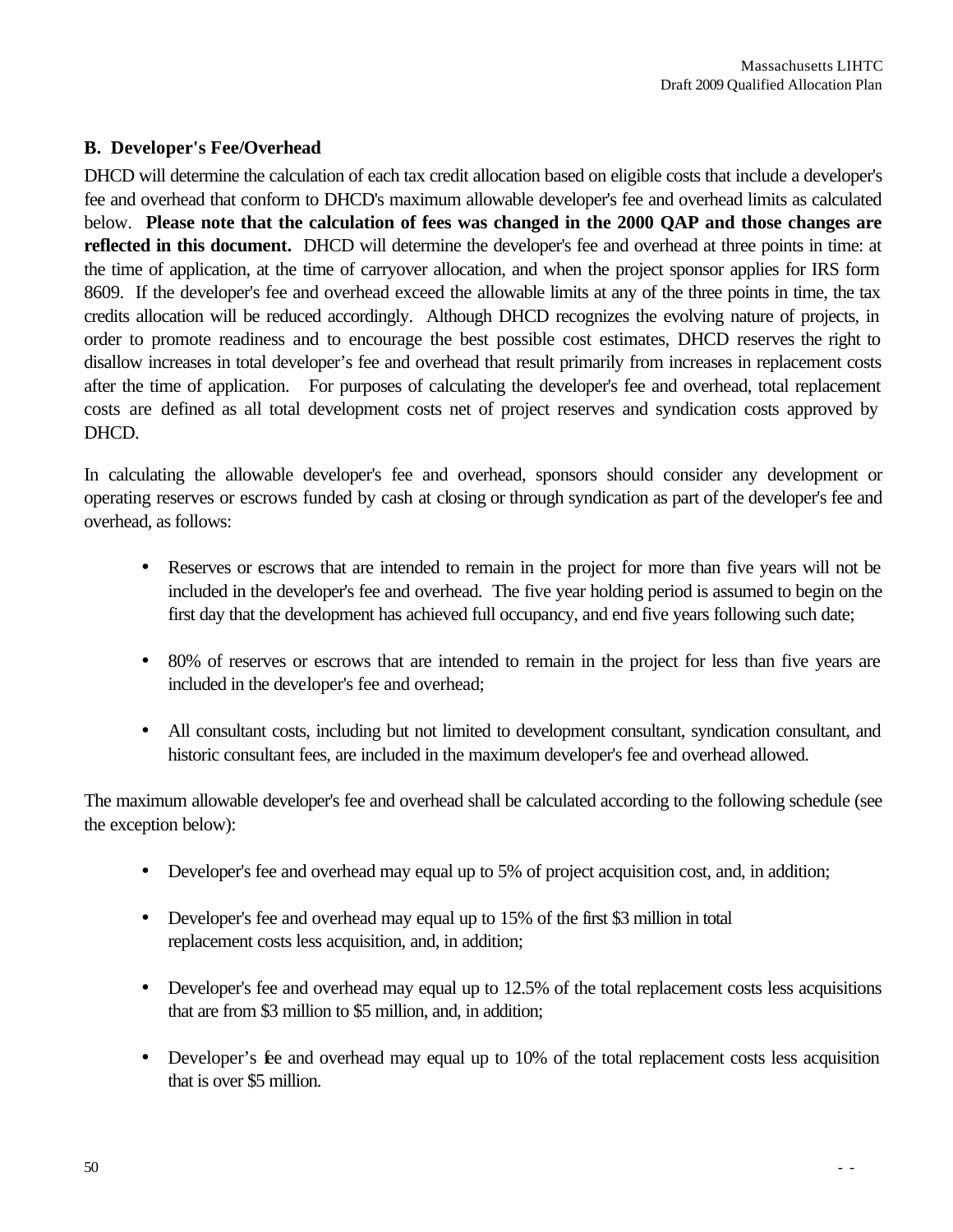### B. Developer's Fee/Overhead

DHCD will determine the calculation of each tax credit allocation based on eligible costs that include a developer's fee and overhead that conform to DHCD's maximum allowable developer's fee and overhead limits as calculated below. **Please note that the calculation of fees was changed in the 2000 QAP and those changes are reflected in this document.** DHCD will determine the developer's fee and overhead at three points in time: at the time of application, at the time of carryover allocation, and when the project sponsor applies for IRS form 8609. If the developer's fee and overhead exceed the allowable limits at any of the three points in time, the tax credits allocation will be reduced accordingly. Although DHCD recognizes the evolving nature of projects, in order to promote readiness and to encourage the best possible cost estimates, DHCD reserves the right to disallow increases in total developer’s fee and overhead that result primarily from increases in replacement costs after the time of application. For purposes of calculating the developer's fee and overhead, total replacement costs are defined as all total development costs net of project reserves and syndication costs approved by DHCD.

In calculating the allowable developer's fee and overhead, sponsors should consider any development or operating reserves or escrows funded by cash at closing or through syndication as part of the developer's fee and overhead, as follows:

- Reserves or escrows that are intended to remain in the project for more than five years will not be included in the developer's fee and overhead. The five year holding period is assumed to begin on the first day that the development has achieved full occupancy, and end five years following such date;
- 80% of reserves or escrows that are intended to remain in the project for less than five years are included in the developer's fee and overhead;
- All consultant costs, including but not limited to development consultant, syndication consultant, and historic consultant fees, are included in the maximum developer's fee and overhead allowed.

The maximum allowable developer's fee and overhead shall be calculated according to the following schedule (see the exception below):

- Developer's fee and overhead may equal up to 5% of project acquisition cost, and, in addition;
- Developer's fee and overhead may equal up to 15% of the first $3 million in total replacement costs less acquisition, and, in addition;
- Developer's fee and overhead may equal up to 12.5% of the total replacement costs less acquisitions that are from $3 million to $5 million, and, in addition;
- Developer’s fee and overhead may equal up to 10% of the total replacement costs less acquisition that is over $5 million.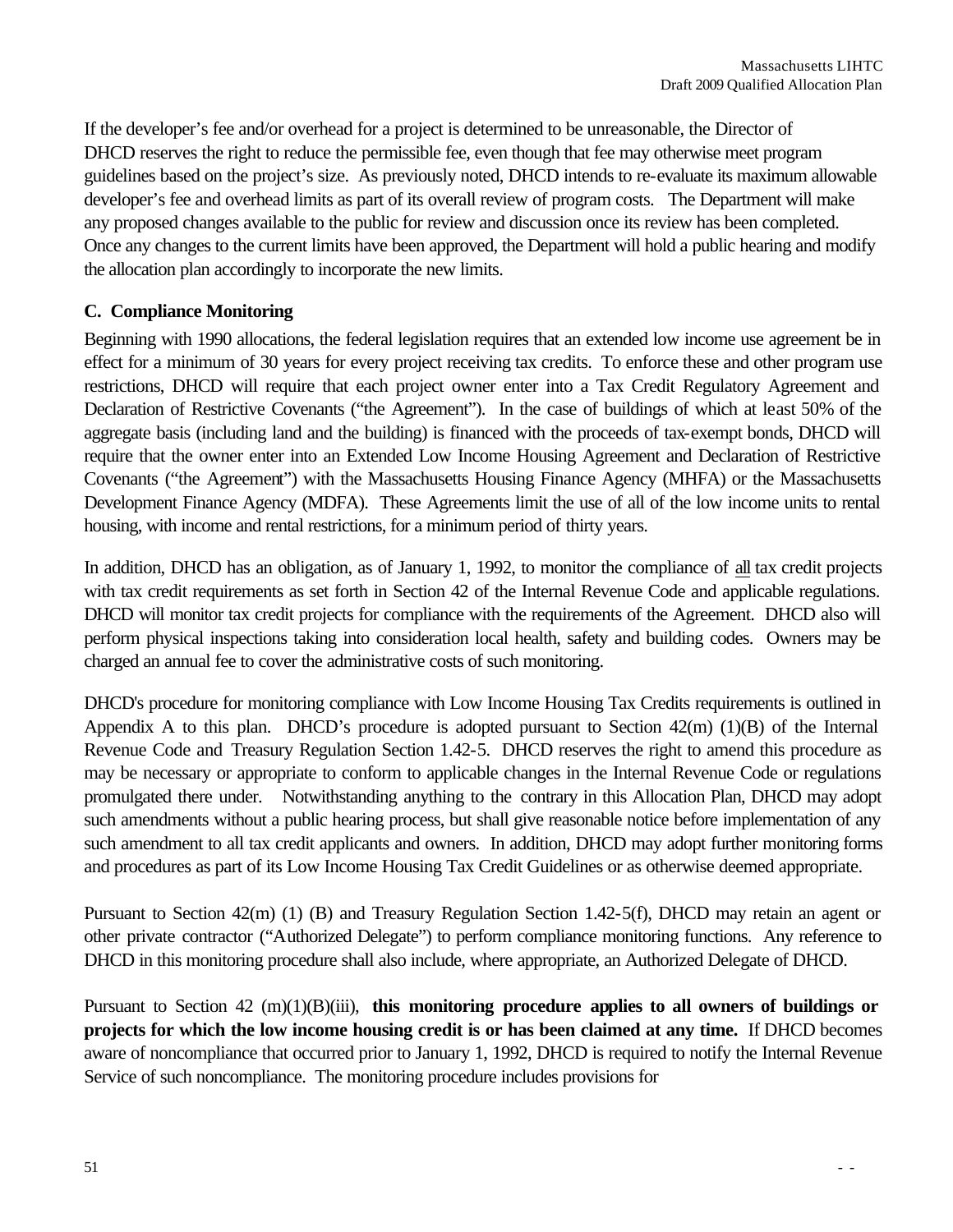If the developer's fee and/or overhead for a project is determined to be unreasonable, the Director of DHCD reserves the right to reduce the permissible fee, even though that fee may otherwise meet program guidelines based on the project's size. As previously noted, DHCD intends to re-evaluate its maximum allowable developer's fee and overhead limits as part of its overall review of program costs. The Department will make any proposed changes available to the public for review and discussion once its review has been completed. Once any changes to the current limits have been approved, the Department will hold a public hearing and modify the allocation plan accordingly to incorporate the new limits.

### C. Compliance Monitoring

Beginning with 1990 allocations, the federal legislation requires that an extended low income use agreement be in effect for a minimum of 30 years for every project receiving tax credits. To enforce these and other program use restrictions, DHCD will require that each project owner enter into a Tax Credit Regulatory Agreement and Declaration of Restrictive Covenants ("the Agreement"). In the case of buildings of which at least 50% of the aggregate basis (including land and the building) is financed with the proceeds of tax-exempt bonds, DHCD will require that the owner enter into an Extended Low Income Housing Agreement and Declaration of Restrictive Covenants ("the Agreement") with the Massachusetts Housing Finance Agency (MHFA) or the Massachusetts Development Finance Agency (MDFA). These Agreements limit the use of all of the low income units to rental housing, with income and rental restrictions, for a minimum period of thirty years.

In addition, DHCD has an obligation, as of January 1, 1992, to monitor the compliance of all tax credit projects with tax credit requirements as set forth in Section 42 of the Internal Revenue Code and applicable regulations. DHCD will monitor tax credit projects for compliance with the requirements of the Agreement. DHCD also will perform physical inspections taking into consideration local health, safety and building codes. Owners may be charged an annual fee to cover the administrative costs of such monitoring.

DHCD's procedure for monitoring compliance with Low Income Housing Tax Credits requirements is outlined in Appendix A to this plan. DHCD's procedure is adopted pursuant to Section 42(m) (1)(B) of the Internal Revenue Code and Treasury Regulation Section 1.42-5. DHCD reserves the right to amend this procedure as may be necessary or appropriate to conform to applicable changes in the Internal Revenue Code or regulations promulgated there under. Notwithstanding anything to the contrary in this Allocation Plan, DHCD may adopt such amendments without a public hearing process, but shall give reasonable notice before implementation of any such amendment to all tax credit applicants and owners. In addition, DHCD may adopt further monitoring forms and procedures as part of its Low Income Housing Tax Credit Guidelines or as otherwise deemed appropriate.

Pursuant to Section 42(m) (1) (B) and Treasury Regulation Section 1.42-5(f), DHCD may retain an agent or other private contractor ("Authorized Delegate") to perform compliance monitoring functions. Any reference to DHCD in this monitoring procedure shall also include, where appropriate, an Authorized Delegate of DHCD.

Pursuant to Section 42 (m)(1)(B)(iii), **this monitoring procedure applies to all owners of buildings or projects for which the low income housing credit is or has been claimed at any time.** If DHCD becomes aware of noncompliance that occurred prior to January 1, 1992, DHCD is required to notify the Internal Revenue Service of such noncompliance. The monitoring procedure includes provisions for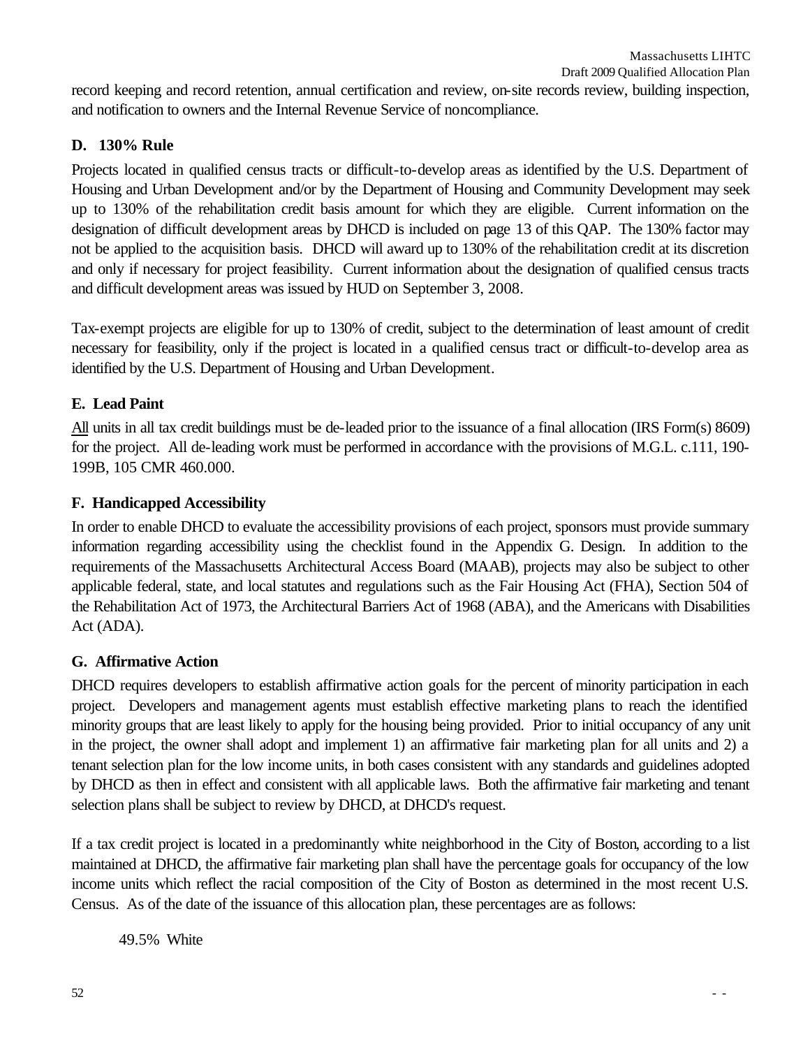record keeping and record retention, annual certification and review, on-site records review, building inspection, and notification to owners and the Internal Revenue Service of noncompliance.

### D. 130% Rule

Projects located in qualified census tracts or difficult-to-develop areas as identified by the U.S. Department of Housing and Urban Development and/or by the Department of Housing and Community Development may seek up to 130% of the rehabilitation credit basis amount for which they are eligible. Current information on the designation of difficult development areas by DHCD is included on page 13 of this QAP. The 130% factor may not be applied to the acquisition basis. DHCD will award up to 130% of the rehabilitation credit at its discretion and only if necessary for project feasibility. Current information about the designation of qualified census tracts and difficult development areas was issued by HUD on September 3, 2008.

Tax-exempt projects are eligible for up to 130% of credit, subject to the determination of least amount of credit necessary for feasibility, only if the project is located in a qualified census tract or difficult-to-develop area as identified by the U.S. Department of Housing and Urban Development.

### E. Lead Paint

<u>All</u> units in all tax credit buildings must be de-leaded prior to the issuance of a final allocation (IRS Form(s) 8609) for the project. All de-leading work must be performed in accordance with the provisions of M.G.L. c.111, 190-199B, 105 CMR 460.000.

### F. Handicapped Accessibility

In order to enable DHCD to evaluate the accessibility provisions of each project, sponsors must provide summary information regarding accessibility using the checklist found in the Appendix G. Design. In addition to the requirements of the Massachusetts Architectural Access Board (MAAB), projects may also be subject to other applicable federal, state, and local statutes and regulations such as the Fair Housing Act (FHA), Section 504 of the Rehabilitation Act of 1973, the Architectural Barriers Act of 1968 (ABA), and the Americans with Disabilities Act (ADA).

### G. Affirmative Action

DHCD requires developers to establish affirmative action goals for the percent of minority participation in each project. Developers and management agents must establish effective marketing plans to reach the identified minority groups that are least likely to apply for the housing being provided. Prior to initial occupancy of any unit in the project, the owner shall adopt and implement 1) an affirmative fair marketing plan for all units and 2) a tenant selection plan for the low income units, in both cases consistent with any standards and guidelines adopted by DHCD as then in effect and consistent with all applicable laws. Both the affirmative fair marketing and tenant selection plans shall be subject to review by DHCD, at DHCD's request.

If a tax credit project is located in a predominantly white neighborhood in the City of Boston, according to a list maintained at DHCD, the affirmative fair marketing plan shall have the percentage goals for occupancy of the low income units which reflect the racial composition of the City of Boston as determined in the most recent U.S. Census. As of the date of the issuance of this allocation plan, these percentages are as follows:

49.5% White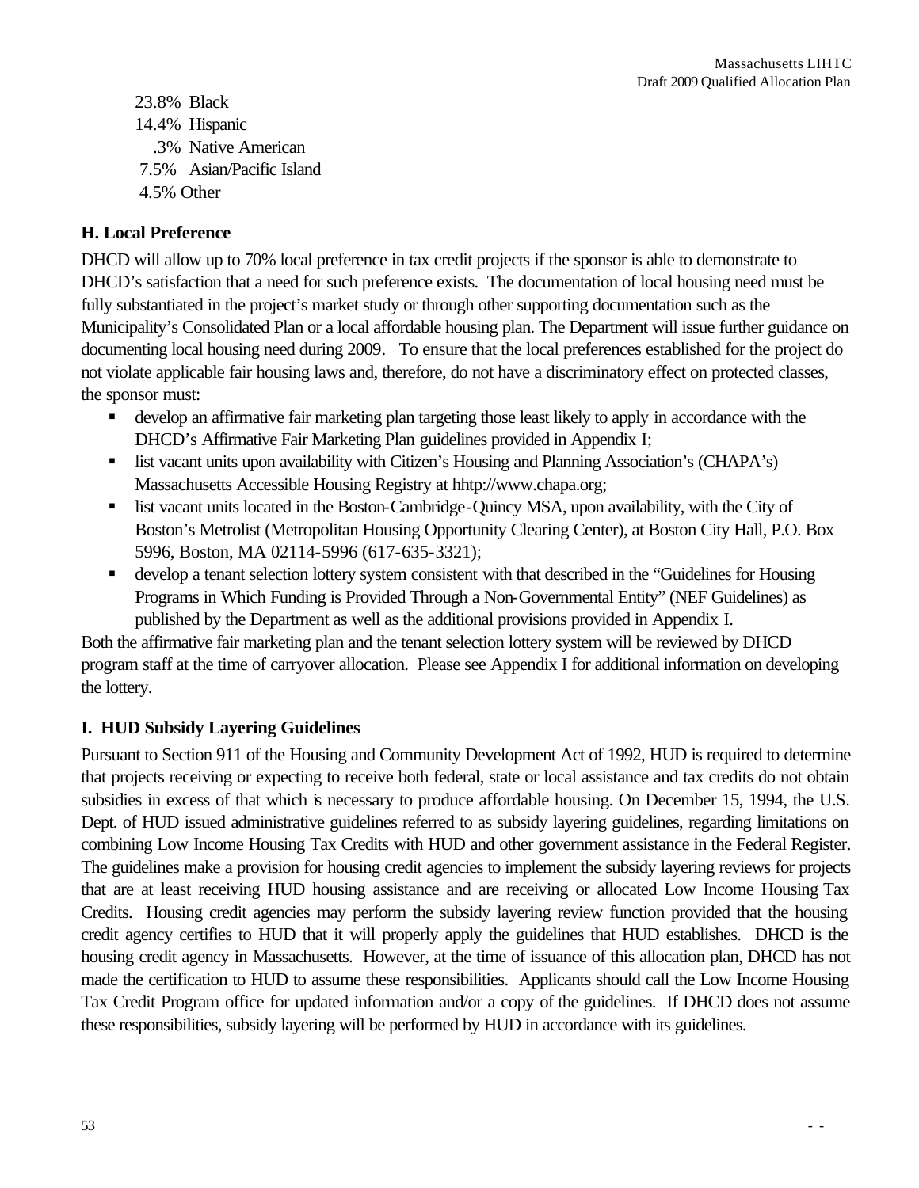23.8% Black
14.4% Hispanic
.3% Native American
7.5% Asian/Pacific Island
4.5% Other

### H. Local Preference

DHCD will allow up to 70% local preference in tax credit projects if the sponsor is able to demonstrate to DHCD's satisfaction that a need for such preference exists. The documentation of local housing need must be fully substantiated in the project's market study or through other supporting documentation such as the Municipality's Consolidated Plan or a local affordable housing plan. The Department will issue further guidance on documenting local housing need during 2009. To ensure that the local preferences established for the project do not violate applicable fair housing laws and, therefore, do not have a discriminatory effect on protected classes, the sponsor must:

- develop an affirmative fair marketing plan targeting those least likely to apply in accordance with the DHCD's Affirmative Fair Marketing Plan guidelines provided in Appendix I;
- list vacant units upon availability with Citizen's Housing and Planning Association's (CHAPA's) Massachusetts Accessible Housing Registry at hhtp://www.chapa.org;
- list vacant units located in the Boston-Cambridge-Quincy MSA, upon availability, with the City of Boston's Metrolist (Metropolitan Housing Opportunity Clearing Center), at Boston City Hall, P.O. Box 5996, Boston, MA 02114-5996 (617-635-3321);
- develop a tenant selection lottery system consistent with that described in the "Guidelines for Housing Programs in Which Funding is Provided Through a Non-Governmental Entity" (NEF Guidelines) as published by the Department as well as the additional provisions provided in Appendix I.

Both the affirmative fair marketing plan and the tenant selection lottery system will be reviewed by DHCD program staff at the time of carryover allocation. Please see Appendix I for additional information on developing the lottery.

### I. HUD Subsidy Layering Guidelines

Pursuant to Section 911 of the Housing and Community Development Act of 1992, HUD is required to determine that projects receiving or expecting to receive both federal, state or local assistance and tax credits do not obtain subsidies in excess of that which is necessary to produce affordable housing. On December 15, 1994, the U.S. Dept. of HUD issued administrative guidelines referred to as subsidy layering guidelines, regarding limitations on combining Low Income Housing Tax Credits with HUD and other government assistance in the Federal Register. The guidelines make a provision for housing credit agencies to implement the subsidy layering reviews for projects that are at least receiving HUD housing assistance and are receiving or allocated Low Income Housing Tax Credits. Housing credit agencies may perform the subsidy layering review function provided that the housing credit agency certifies to HUD that it will properly apply the guidelines that HUD establishes. DHCD is the housing credit agency in Massachusetts. However, at the time of issuance of this allocation plan, DHCD has not made the certification to HUD to assume these responsibilities. Applicants should call the Low Income Housing Tax Credit Program office for updated information and/or a copy of the guidelines. If DHCD does not assume these responsibilities, subsidy layering will be performed by HUD in accordance with its guidelines.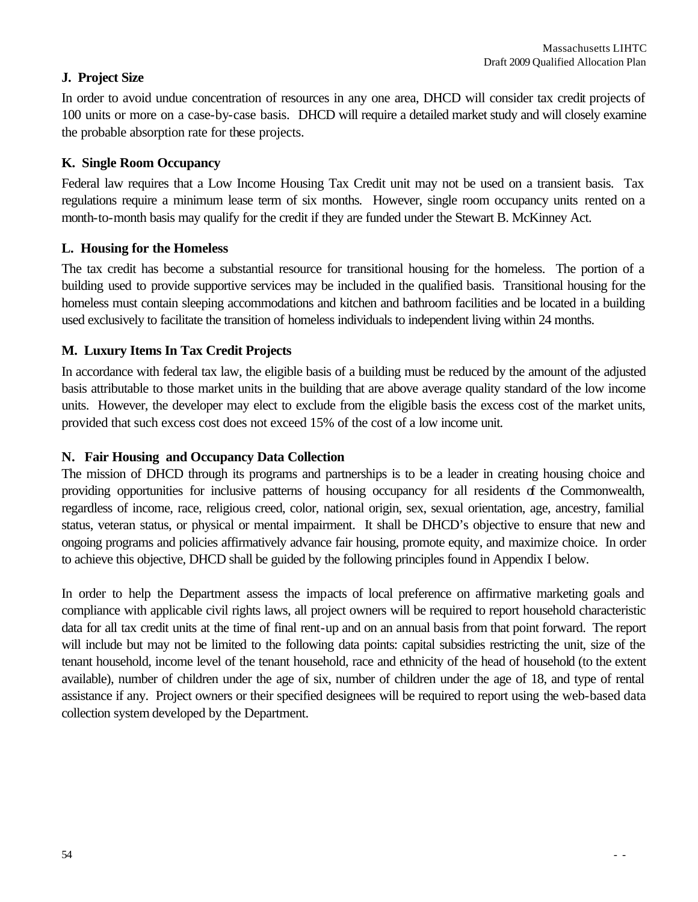**J. Project Size**

In order to avoid undue concentration of resources in any one area, DHCD will consider tax credit projects of 100 units or more on a case-by-case basis. DHCD will require a detailed market study and will closely examine the probable absorption rate for these projects.

**K. Single Room Occupancy**

Federal law requires that a Low Income Housing Tax Credit unit may not be used on a transient basis. Tax regulations require a minimum lease term of six months. However, single room occupancy units rented on a month-to-month basis may qualify for the credit if they are funded under the Stewart B. McKinney Act.

**L. Housing for the Homeless**

The tax credit has become a substantial resource for transitional housing for the homeless. The portion of a building used to provide supportive services may be included in the qualified basis. Transitional housing for the homeless must contain sleeping accommodations and kitchen and bathroom facilities and be located in a building used exclusively to facilitate the transition of homeless individuals to independent living within 24 months.

**M. Luxury Items In Tax Credit Projects**

In accordance with federal tax law, the eligible basis of a building must be reduced by the amount of the adjusted basis attributable to those market units in the building that are above average quality standard of the low income units. However, the developer may elect to exclude from the eligible basis the excess cost of the market units, provided that such excess cost does not exceed 15% of the cost of a low income unit.

**N. Fair Housing and Occupancy Data Collection**

The mission of DHCD through its programs and partnerships is to be a leader in creating housing choice and providing opportunities for inclusive patterns of housing occupancy for all residents of the Commonwealth, regardless of income, race, religious creed, color, national origin, sex, sexual orientation, age, ancestry, familial status, veteran status, or physical or mental impairment. It shall be DHCD's objective to ensure that new and ongoing programs and policies affirmatively advance fair housing, promote equity, and maximize choice. In order to achieve this objective, DHCD shall be guided by the following principles found in Appendix I below.

In order to help the Department assess the impacts of local preference on affirmative marketing goals and compliance with applicable civil rights laws, all project owners will be required to report household characteristic data for all tax credit units at the time of final rent-up and on an annual basis from that point forward. The report will include but may not be limited to the following data points: capital subsidies restricting the unit, size of the tenant household, income level of the tenant household, race and ethnicity of the head of household (to the extent available), number of children under the age of six, number of children under the age of 18, and type of rental assistance if any. Project owners or their specified designees will be required to report using the web-based data collection system developed by the Department.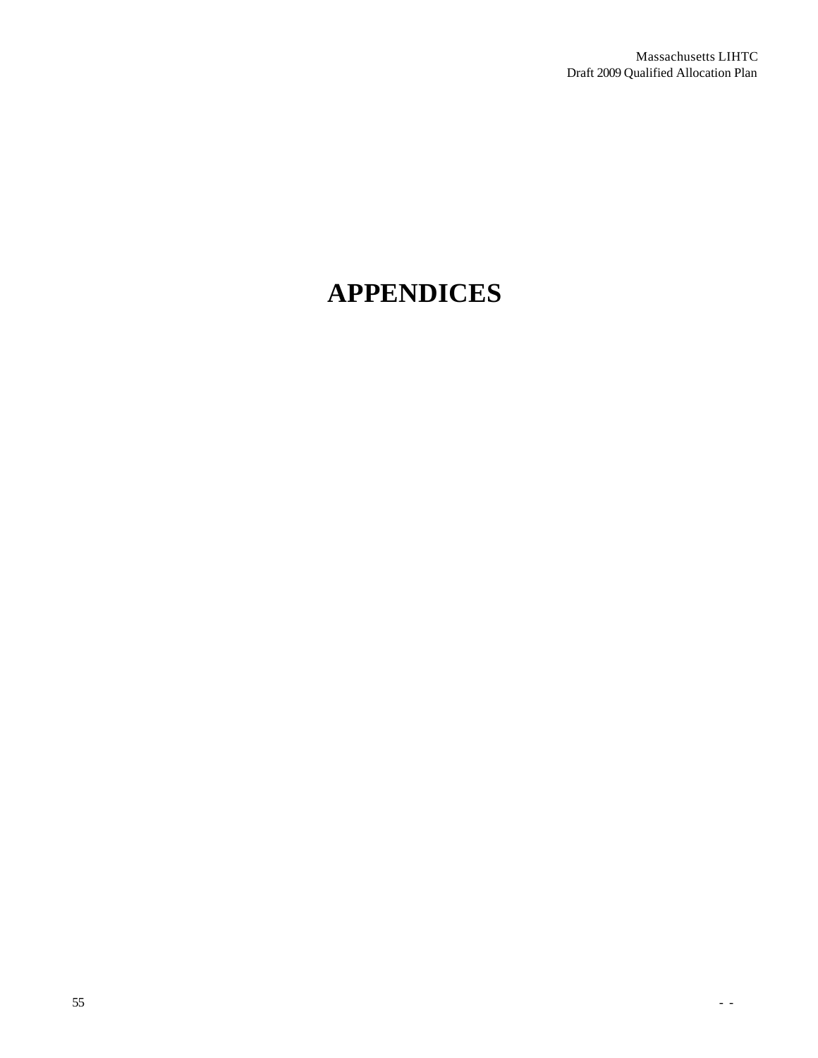# APPENDICES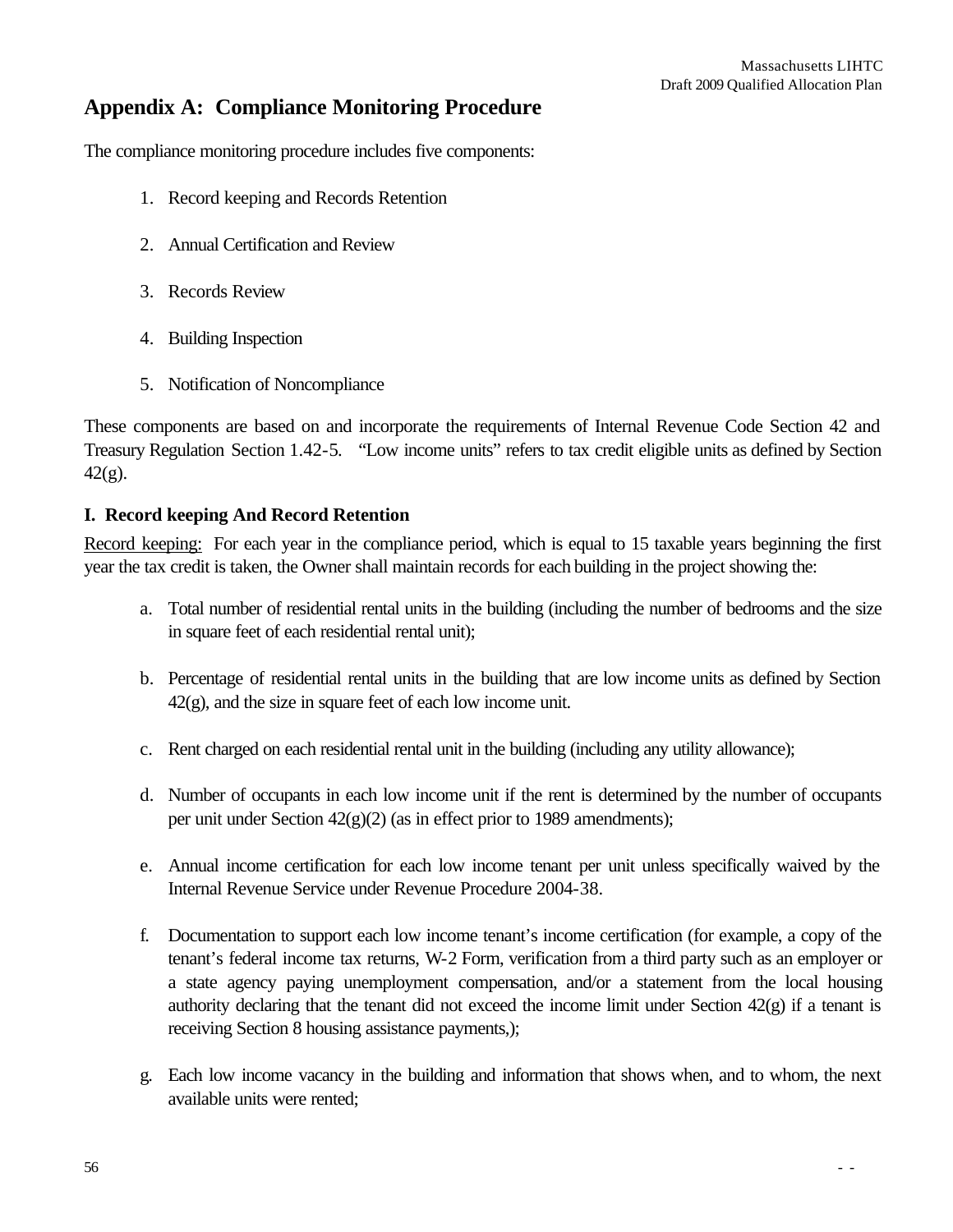## Appendix A: Compliance Monitoring Procedure

The compliance monitoring procedure includes five components:

1. Record keeping and Records Retention
2. Annual Certification and Review
3. Records Review
4. Building Inspection
5. Notification of Noncompliance

These components are based on and incorporate the requirements of Internal Revenue Code Section 42 and Treasury Regulation Section 1.42-5. "Low income units" refers to tax credit eligible units as defined by Section 42(g).

### I. Record keeping And Record Retention

Record keeping: For each year in the compliance period, which is equal to 15 taxable years beginning the first year the tax credit is taken, the Owner shall maintain records for each building in the project showing the:

a. Total number of residential rental units in the building (including the number of bedrooms and the size in square feet of each residential rental unit);

b. Percentage of residential rental units in the building that are low income units as defined by Section 42(g), and the size in square feet of each low income unit.

c. Rent charged on each residential rental unit in the building (including any utility allowance);

d. Number of occupants in each low income unit if the rent is determined by the number of occupants per unit under Section 42(g)(2) (as in effect prior to 1989 amendments);

e. Annual income certification for each low income tenant per unit unless specifically waived by the Internal Revenue Service under Revenue Procedure 2004-38.

f. Documentation to support each low income tenant's income certification (for example, a copy of the tenant's federal income tax returns, W-2 Form, verification from a third party such as an employer or a state agency paying unemployment compensation, and/or a statement from the local housing authority declaring that the tenant did not exceed the income limit under Section 42(g) if a tenant is receiving Section 8 housing assistance payments,);

g. Each low income vacancy in the building and information that shows when, and to whom, the next available units were rented;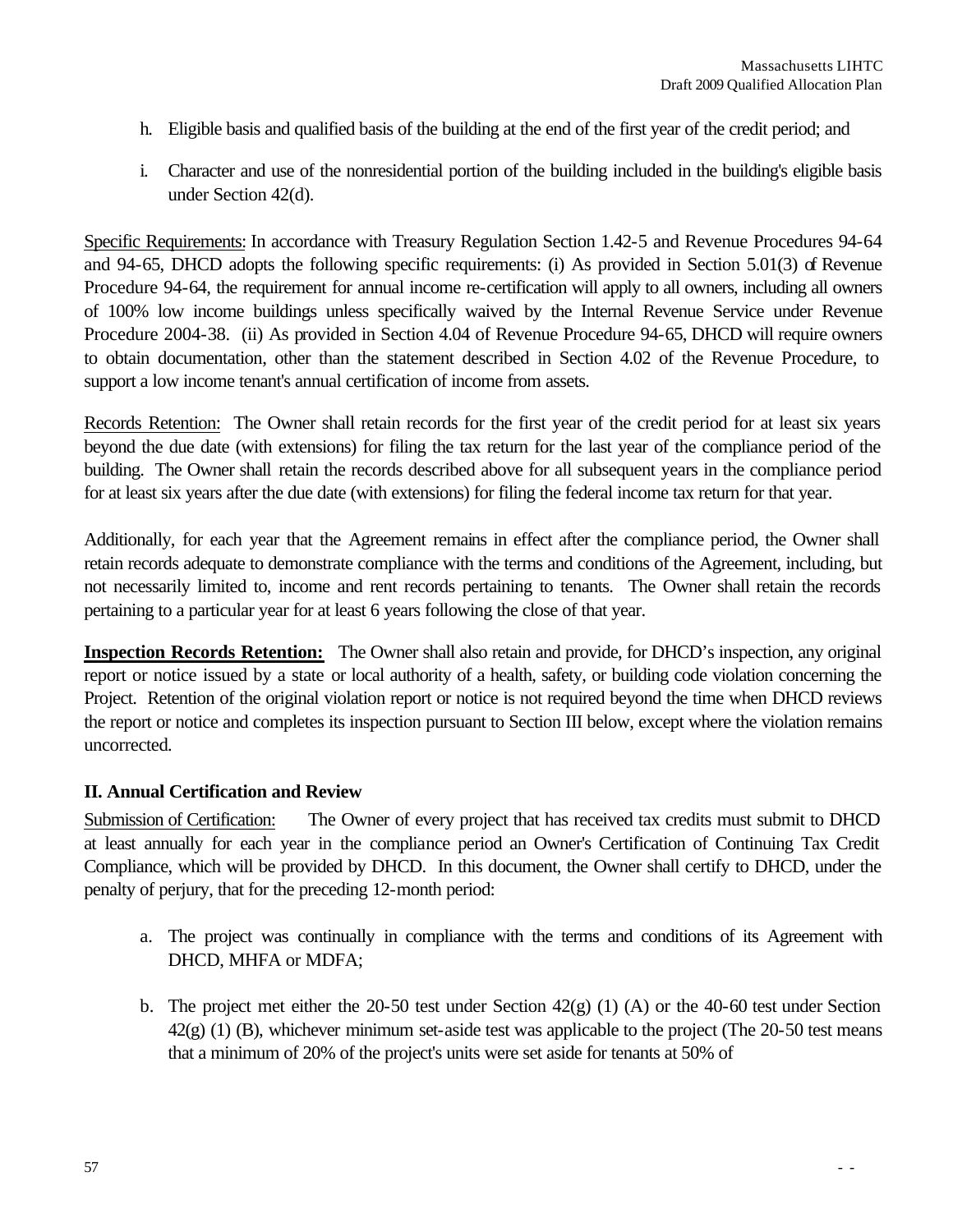h. Eligible basis and qualified basis of the building at the end of the first year of the credit period; and

i. Character and use of the nonresidential portion of the building included in the building's eligible basis under Section 42(d).

Specific Requirements: In accordance with Treasury Regulation Section 1.42-5 and Revenue Procedures 94-64 and 94-65, DHCD adopts the following specific requirements: (i) As provided in Section 5.01(3) of Revenue Procedure 94-64, the requirement for annual income re-certification will apply to all owners, including all owners of 100% low income buildings unless specifically waived by the Internal Revenue Service under Revenue Procedure 2004-38. (ii) As provided in Section 4.04 of Revenue Procedure 94-65, DHCD will require owners to obtain documentation, other than the statement described in Section 4.02 of the Revenue Procedure, to support a low income tenant's annual certification of income from assets.

Records Retention: The Owner shall retain records for the first year of the credit period for at least six years beyond the due date (with extensions) for filing the tax return for the last year of the compliance period of the building. The Owner shall retain the records described above for all subsequent years in the compliance period for at least six years after the due date (with extensions) for filing the federal income tax return for that year.

Additionally, for each year that the Agreement remains in effect after the compliance period, the Owner shall retain records adequate to demonstrate compliance with the terms and conditions of the Agreement, including, but not necessarily limited to, income and rent records pertaining to tenants. The Owner shall retain the records pertaining to a particular year for at least 6 years following the close of that year.

**Inspection Records Retention:** The Owner shall also retain and provide, for DHCD's inspection, any original report or notice issued by a state or local authority of a health, safety, or building code violation concerning the Project. Retention of the original violation report or notice is not required beyond the time when DHCD reviews the report or notice and completes its inspection pursuant to Section III below, except where the violation remains uncorrected.

## II. Annual Certification and Review

Submission of Certification: The Owner of every project that has received tax credits must submit to DHCD at least annually for each year in the compliance period an Owner's Certification of Continuing Tax Credit Compliance, which will be provided by DHCD. In this document, the Owner shall certify to DHCD, under the penalty of perjury, that for the preceding 12-month period:

a. The project was continually in compliance with the terms and conditions of its Agreement with DHCD, MHFA or MDFA;

b. The project met either the 20-50 test under Section 42(g) (1) (A) or the 40-60 test under Section 42(g) (1) (B), whichever minimum set-aside test was applicable to the project (The 20-50 test means that a minimum of 20% of the project's units were set aside for tenants at 50% of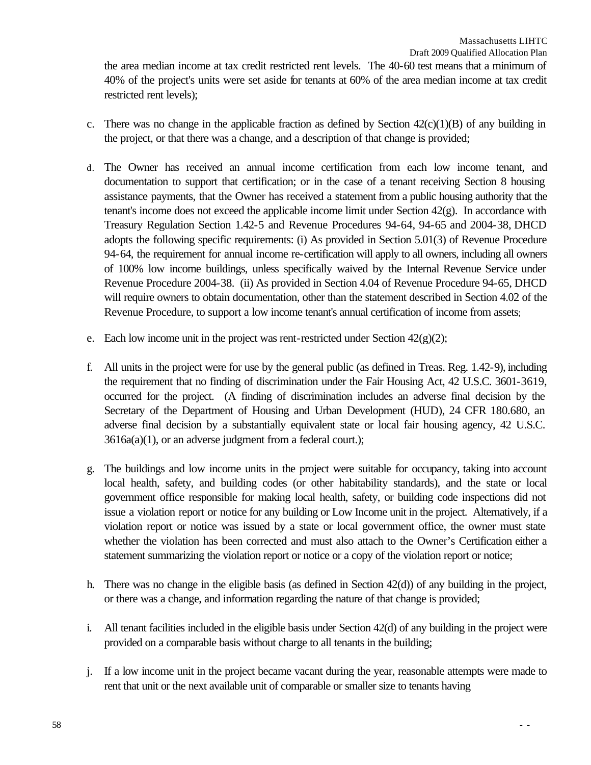the area median income at tax credit restricted rent levels. The 40-60 test means that a minimum of 40% of the project's units were set aside for tenants at 60% of the area median income at tax credit restricted rent levels);

c. There was no change in the applicable fraction as defined by Section 42(c)(1)(B) of any building in the project, or that there was a change, and a description of that change is provided;

d. The Owner has received an annual income certification from each low income tenant, and documentation to support that certification; or in the case of a tenant receiving Section 8 housing assistance payments, that the Owner has received a statement from a public housing authority that the tenant's income does not exceed the applicable income limit under Section 42(g). In accordance with Treasury Regulation Section 1.42-5 and Revenue Procedures 94-64, 94-65 and 2004-38, DHCD adopts the following specific requirements: (i) As provided in Section 5.01(3) of Revenue Procedure 94-64, the requirement for annual income re-certification will apply to all owners, including all owners of 100% low income buildings, unless specifically waived by the Internal Revenue Service under Revenue Procedure 2004-38. (ii) As provided in Section 4.04 of Revenue Procedure 94-65, DHCD will require owners to obtain documentation, other than the statement described in Section 4.02 of the Revenue Procedure, to support a low income tenant's annual certification of income from assets;

e. Each low income unit in the project was rent-restricted under Section 42(g)(2);

f. All units in the project were for use by the general public (as defined in Treas. Reg. 1.42-9), including the requirement that no finding of discrimination under the Fair Housing Act, 42 U.S.C. 3601-3619, occurred for the project. (A finding of discrimination includes an adverse final decision by the Secretary of the Department of Housing and Urban Development (HUD), 24 CFR 180.680, an adverse final decision by a substantially equivalent state or local fair housing agency, 42 U.S.C. 3616a(a)(1), or an adverse judgment from a federal court.);

g. The buildings and low income units in the project were suitable for occupancy, taking into account local health, safety, and building codes (or other habitability standards), and the state or local government office responsible for making local health, safety, or building code inspections did not issue a violation report or notice for any building or Low Income unit in the project. Alternatively, if a violation report or notice was issued by a state or local government office, the owner must state whether the violation has been corrected and must also attach to the Owner's Certification either a statement summarizing the violation report or notice or a copy of the violation report or notice;

h. There was no change in the eligible basis (as defined in Section 42(d)) of any building in the project, or there was a change, and information regarding the nature of that change is provided;

i. All tenant facilities included in the eligible basis under Section 42(d) of any building in the project were provided on a comparable basis without charge to all tenants in the building;

j. If a low income unit in the project became vacant during the year, reasonable attempts were made to rent that unit or the next available unit of comparable or smaller size to tenants having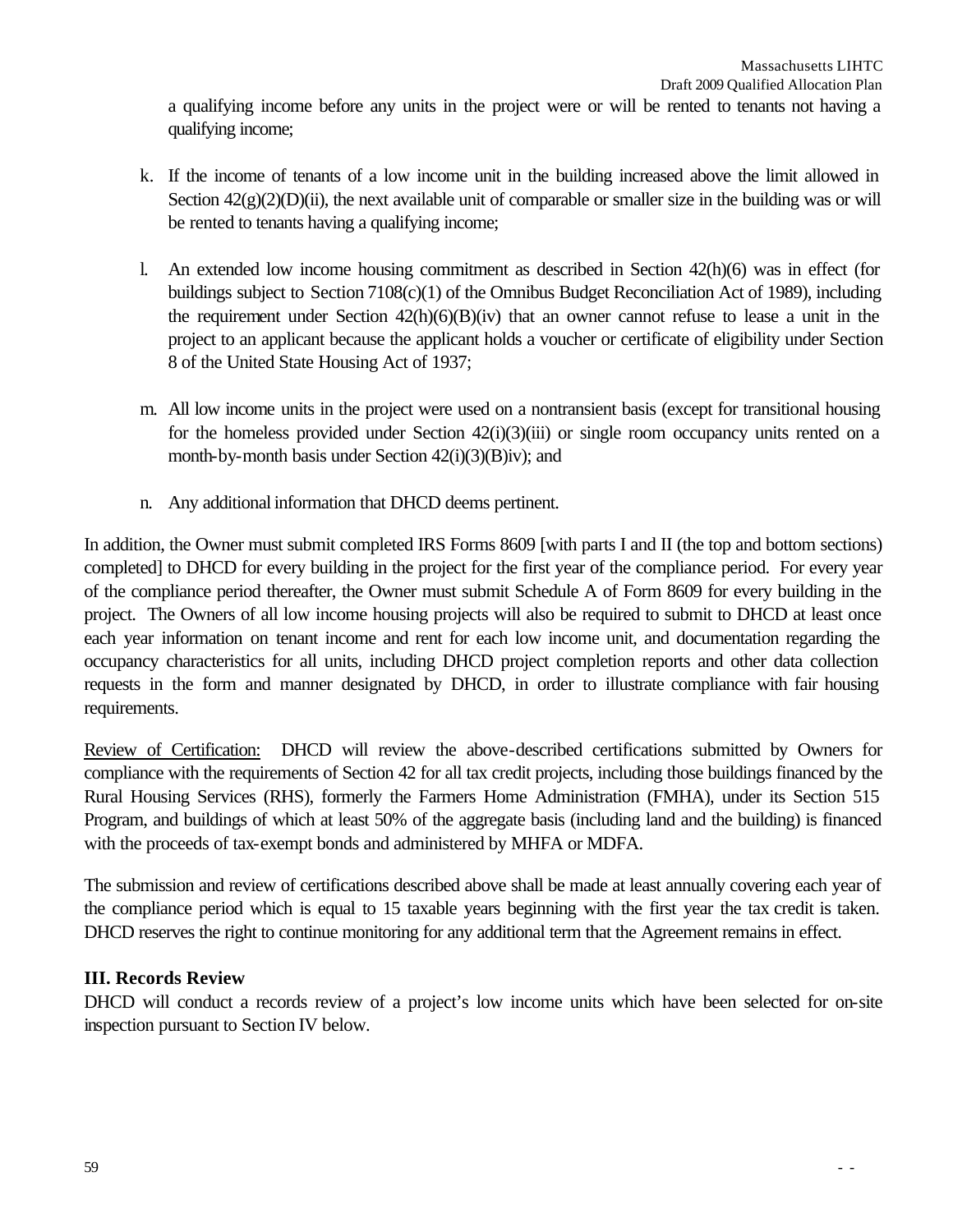a qualifying income before any units in the project were or will be rented to tenants not having a qualifying income;

k. If the income of tenants of a low income unit in the building increased above the limit allowed in Section 42(g)(2)(D)(ii), the next available unit of comparable or smaller size in the building was or will be rented to tenants having a qualifying income;

l. An extended low income housing commitment as described in Section 42(h)(6) was in effect (for buildings subject to Section 7108(c)(1) of the Omnibus Budget Reconciliation Act of 1989), including the requirement under Section 42(h)(6)(B)(iv) that an owner cannot refuse to lease a unit in the project to an applicant because the applicant holds a voucher or certificate of eligibility under Section 8 of the United State Housing Act of 1937;

m. All low income units in the project were used on a nontransient basis (except for transitional housing for the homeless provided under Section 42(i)(3)(iii) or single room occupancy units rented on a month-by-month basis under Section 42(i)(3)(B)iv); and

n. Any additional information that DHCD deems pertinent.

In addition, the Owner must submit completed IRS Forms 8609 [with parts I and II (the top and bottom sections) completed] to DHCD for every building in the project for the first year of the compliance period. For every year of the compliance period thereafter, the Owner must submit Schedule A of Form 8609 for every building in the project. The Owners of all low income housing projects will also be required to submit to DHCD at least once each year information on tenant income and rent for each low income unit, and documentation regarding the occupancy characteristics for all units, including DHCD project completion reports and other data collection requests in the form and manner designated by DHCD, in order to illustrate compliance with fair housing requirements.

Review of Certification: DHCD will review the above-described certifications submitted by Owners for compliance with the requirements of Section 42 for all tax credit projects, including those buildings financed by the Rural Housing Services (RHS), formerly the Farmers Home Administration (FMHA), under its Section 515 Program, and buildings of which at least 50% of the aggregate basis (including land and the building) is financed with the proceeds of tax-exempt bonds and administered by MHFA or MDFA.

The submission and review of certifications described above shall be made at least annually covering each year of the compliance period which is equal to 15 taxable years beginning with the first year the tax credit is taken. DHCD reserves the right to continue monitoring for any additional term that the Agreement remains in effect.

### III. Records Review

DHCD will conduct a records review of a project's low income units which have been selected for on-site inspection pursuant to Section IV below.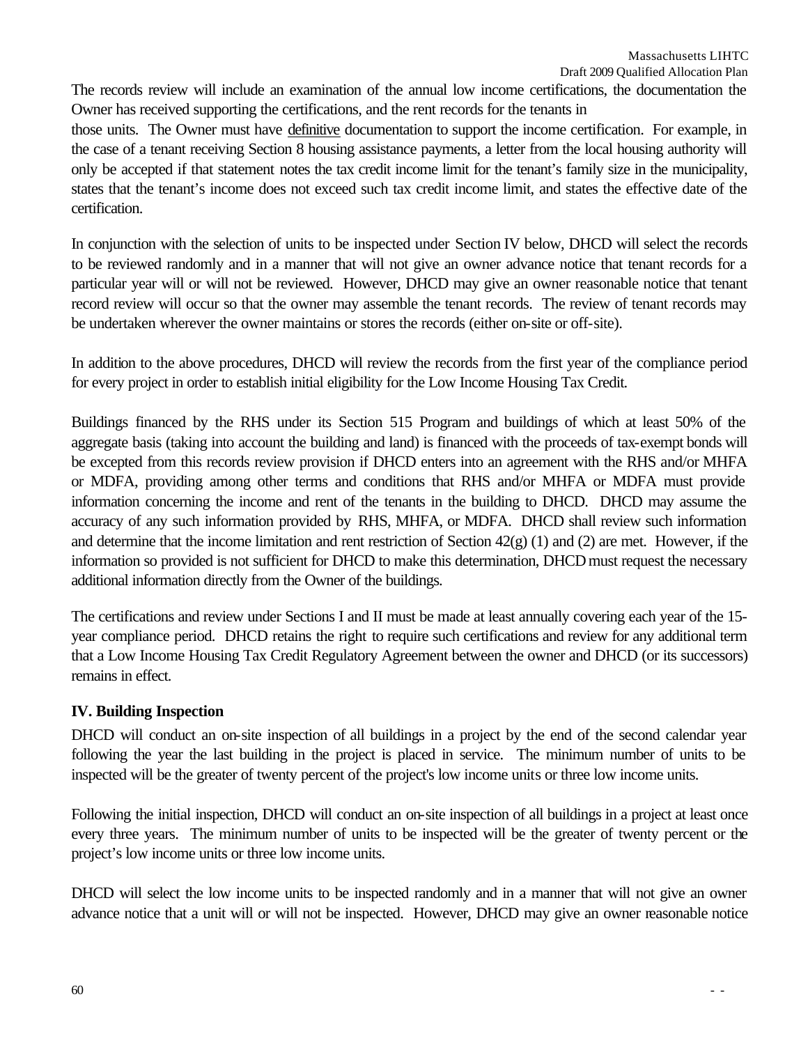The records review will include an examination of the annual low income certifications, the documentation the Owner has received supporting the certifications, and the rent records for the tenants in those units. The Owner must have definitive documentation to support the income certification. For example, in the case of a tenant receiving Section 8 housing assistance payments, a letter from the local housing authority will only be accepted if that statement notes the tax credit income limit for the tenant's family size in the municipality, states that the tenant's income does not exceed such tax credit income limit, and states the effective date of the certification.

In conjunction with the selection of units to be inspected under Section IV below, DHCD will select the records to be reviewed randomly and in a manner that will not give an owner advance notice that tenant records for a particular year will or will not be reviewed. However, DHCD may give an owner reasonable notice that tenant record review will occur so that the owner may assemble the tenant records. The review of tenant records may be undertaken wherever the owner maintains or stores the records (either on-site or off-site).

In addition to the above procedures, DHCD will review the records from the first year of the compliance period for every project in order to establish initial eligibility for the Low Income Housing Tax Credit.

Buildings financed by the RHS under its Section 515 Program and buildings of which at least 50% of the aggregate basis (taking into account the building and land) is financed with the proceeds of tax-exempt bonds will be excepted from this records review provision if DHCD enters into an agreement with the RHS and/or MHFA or MDFA, providing among other terms and conditions that RHS and/or MHFA or MDFA must provide information concerning the income and rent of the tenants in the building to DHCD. DHCD may assume the accuracy of any such information provided by RHS, MHFA, or MDFA. DHCD shall review such information and determine that the income limitation and rent restriction of Section 42(g) (1) and (2) are met. However, if the information so provided is not sufficient for DHCD to make this determination, DHCD must request the necessary additional information directly from the Owner of the buildings.

The certifications and review under Sections I and II must be made at least annually covering each year of the 15-year compliance period. DHCD retains the right to require such certifications and review for any additional term that a Low Income Housing Tax Credit Regulatory Agreement between the owner and DHCD (or its successors) remains in effect.

### IV. Building Inspection

DHCD will conduct an on-site inspection of all buildings in a project by the end of the second calendar year following the year the last building in the project is placed in service. The minimum number of units to be inspected will be the greater of twenty percent of the project's low income units or three low income units.

Following the initial inspection, DHCD will conduct an on-site inspection of all buildings in a project at least once every three years. The minimum number of units to be inspected will be the greater of twenty percent or the project's low income units or three low income units.

DHCD will select the low income units to be inspected randomly and in a manner that will not give an owner advance notice that a unit will or will not be inspected. However, DHCD may give an owner reasonable notice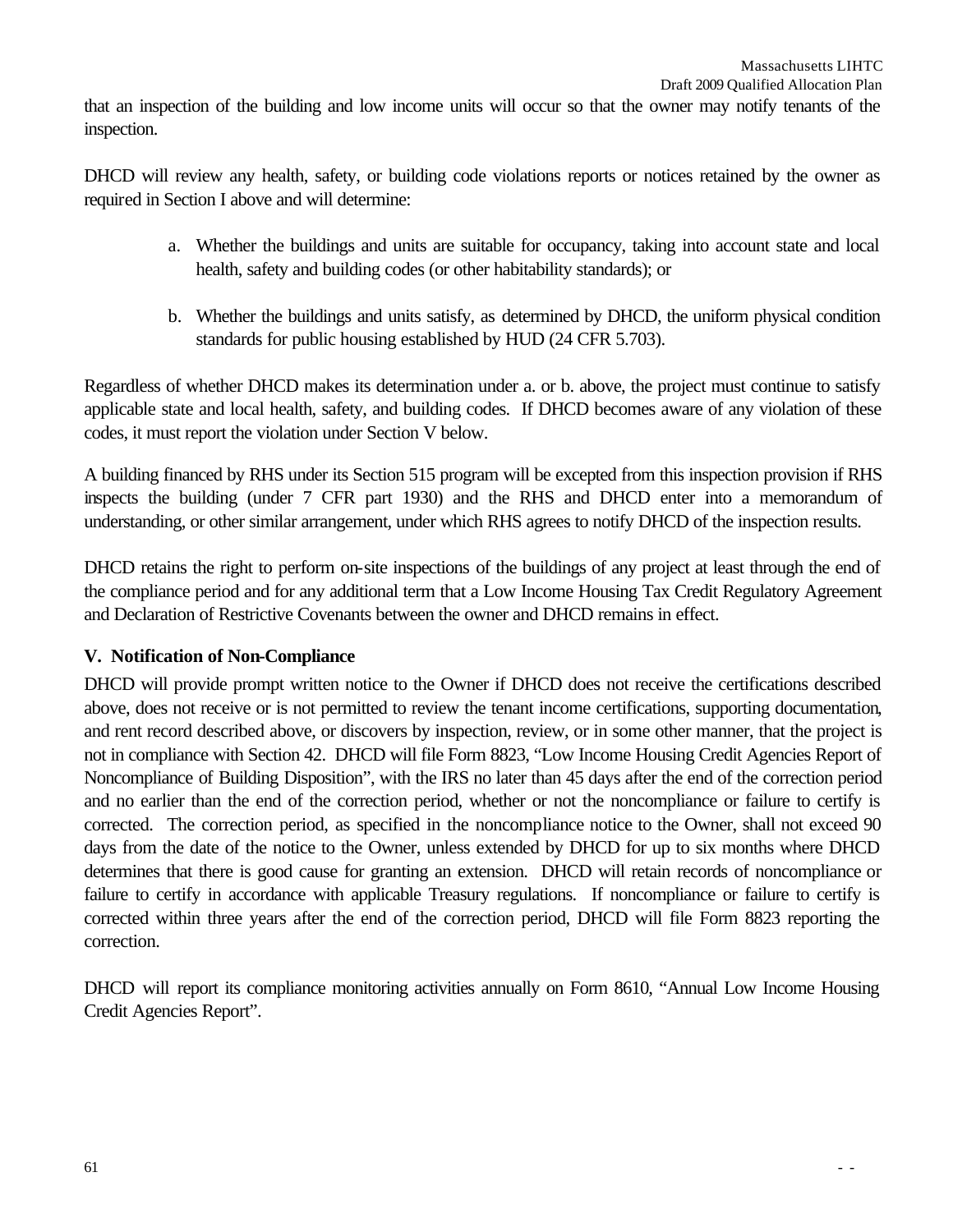that an inspection of the building and low income units will occur so that the owner may notify tenants of the inspection.

DHCD will review any health, safety, or building code violations reports or notices retained by the owner as required in Section I above and will determine:

a. Whether the buildings and units are suitable for occupancy, taking into account state and local health, safety and building codes (or other habitability standards); or

b. Whether the buildings and units satisfy, as determined by DHCD, the uniform physical condition standards for public housing established by HUD (24 CFR 5.703).

Regardless of whether DHCD makes its determination under a. or b. above, the project must continue to satisfy applicable state and local health, safety, and building codes. If DHCD becomes aware of any violation of these codes, it must report the violation under Section V below.

A building financed by RHS under its Section 515 program will be excepted from this inspection provision if RHS inspects the building (under 7 CFR part 1930) and the RHS and DHCD enter into a memorandum of understanding, or other similar arrangement, under which RHS agrees to notify DHCD of the inspection results.

DHCD retains the right to perform on-site inspections of the buildings of any project at least through the end of the compliance period and for any additional term that a Low Income Housing Tax Credit Regulatory Agreement and Declaration of Restrictive Covenants between the owner and DHCD remains in effect.

## V. Notification of Non-Compliance

DHCD will provide prompt written notice to the Owner if DHCD does not receive the certifications described above, does not receive or is not permitted to review the tenant income certifications, supporting documentation, and rent record described above, or discovers by inspection, review, or in some other manner, that the project is not in compliance with Section 42. DHCD will file Form 8823, "Low Income Housing Credit Agencies Report of Noncompliance of Building Disposition", with the IRS no later than 45 days after the end of the correction period and no earlier than the end of the correction period, whether or not the noncompliance or failure to certify is corrected. The correction period, as specified in the noncompliance notice to the Owner, shall not exceed 90 days from the date of the notice to the Owner, unless extended by DHCD for up to six months where DHCD determines that there is good cause for granting an extension. DHCD will retain records of noncompliance or failure to certify in accordance with applicable Treasury regulations. If noncompliance or failure to certify is corrected within three years after the end of the correction period, DHCD will file Form 8823 reporting the correction.

DHCD will report its compliance monitoring activities annually on Form 8610, "Annual Low Income Housing Credit Agencies Report".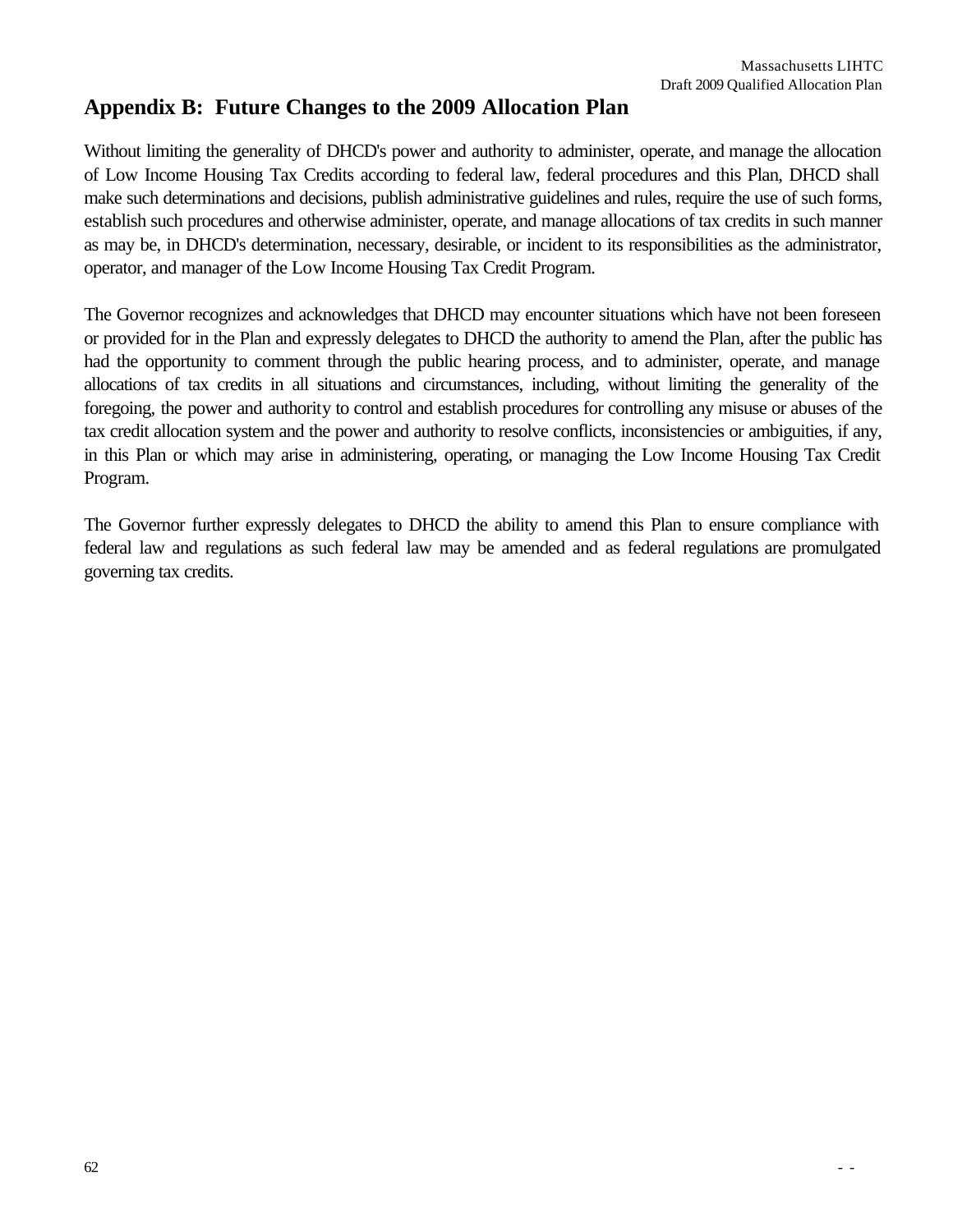## Appendix B: Future Changes to the 2009 Allocation Plan

Without limiting the generality of DHCD's power and authority to administer, operate, and manage the allocation of Low Income Housing Tax Credits according to federal law, federal procedures and this Plan, DHCD shall make such determinations and decisions, publish administrative guidelines and rules, require the use of such forms, establish such procedures and otherwise administer, operate, and manage allocations of tax credits in such manner as may be, in DHCD's determination, necessary, desirable, or incident to its responsibilities as the administrator, operator, and manager of the Low Income Housing Tax Credit Program.

The Governor recognizes and acknowledges that DHCD may encounter situations which have not been foreseen or provided for in the Plan and expressly delegates to DHCD the authority to amend the Plan, after the public has had the opportunity to comment through the public hearing process, and to administer, operate, and manage allocations of tax credits in all situations and circumstances, including, without limiting the generality of the foregoing, the power and authority to control and establish procedures for controlling any misuse or abuses of the tax credit allocation system and the power and authority to resolve conflicts, inconsistencies or ambiguities, if any, in this Plan or which may arise in administering, operating, or managing the Low Income Housing Tax Credit Program.

The Governor further expressly delegates to DHCD the ability to amend this Plan to ensure compliance with federal law and regulations as such federal law may be amended and as federal regulations are promulgated governing tax credits.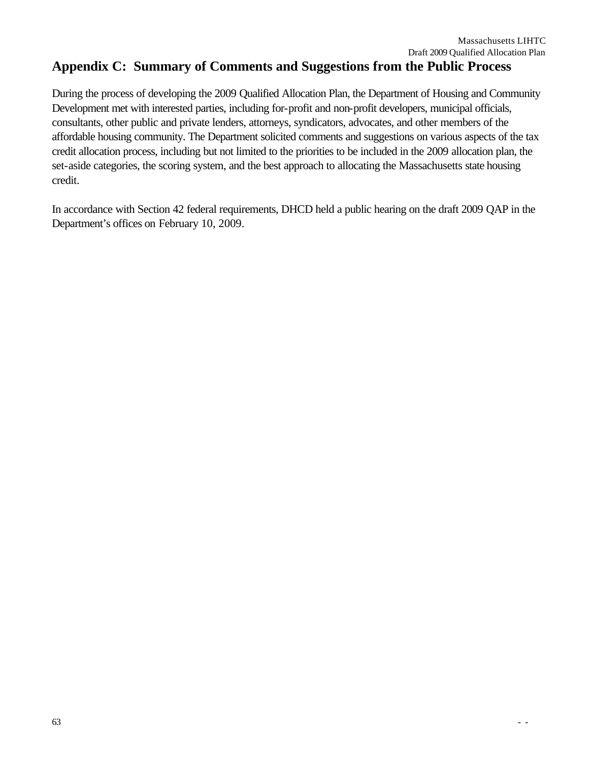## Appendix C: Summary of Comments and Suggestions from the Public Process

During the process of developing the 2009 Qualified Allocation Plan, the Department of Housing and Community Development met with interested parties, including for-profit and non-profit developers, municipal officials, consultants, other public and private lenders, attorneys, syndicators, advocates, and other members of the affordable housing community. The Department solicited comments and suggestions on various aspects of the tax credit allocation process, including but not limited to the priorities to be included in the 2009 allocation plan, the set-aside categories, the scoring system, and the best approach to allocating the Massachusetts state housing credit.

In accordance with Section 42 federal requirements, DHCD held a public hearing on the draft 2009 QAP in the Department's offices on February 10, 2009.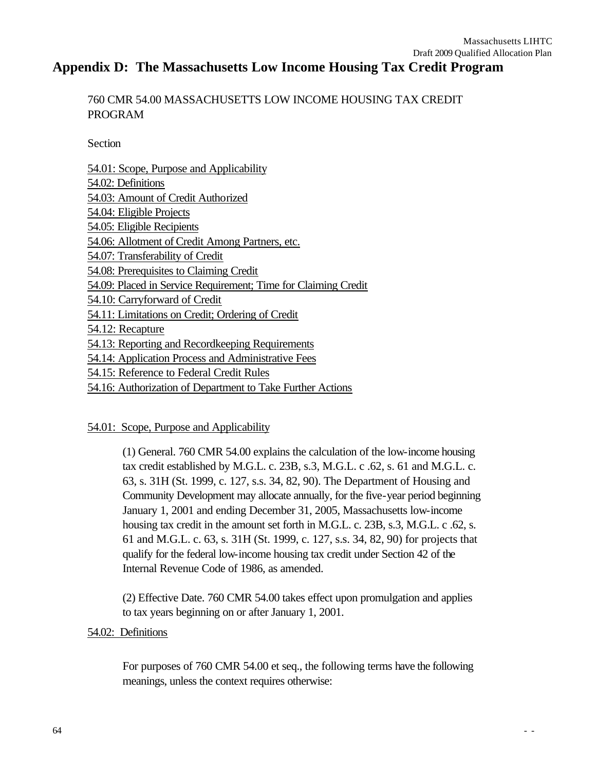# Appendix D: The Massachusetts Low Income Housing Tax Credit Program

760 CMR 54.00 MASSACHUSETTS LOW INCOME HOUSING TAX CREDIT PROGRAM

Section

54.01: Scope, Purpose and Applicability
54.02: Definitions
54.03: Amount of Credit Authorized
54.04: Eligible Projects
54.05: Eligible Recipients
54.06: Allotment of Credit Among Partners, etc.
54.07: Transferability of Credit
54.08: Prerequisites to Claiming Credit
54.09: Placed in Service Requirement; Time for Claiming Credit
54.10: Carryforward of Credit
54.11: Limitations on Credit; Ordering of Credit
54.12: Recapture
54.13: Reporting and Recordkeeping Requirements
54.14: Application Process and Administrative Fees
54.15: Reference to Federal Credit Rules
54.16: Authorization of Department to Take Further Actions

## 54.01: Scope, Purpose and Applicability

(1) General. 760 CMR 54.00 explains the calculation of the low-income housing tax credit established by M.G.L. c. 23B, s.3, M.G.L. c .62, s. 61 and M.G.L. c. 63, s. 31H (St. 1999, c. 127, s.s. 34, 82, 90). The Department of Housing and Community Development may allocate annually, for the five-year period beginning January 1, 2001 and ending December 31, 2005, Massachusetts low-income housing tax credit in the amount set forth in M.G.L. c. 23B, s.3, M.G.L. c .62, s. 61 and M.G.L. c. 63, s. 31H (St. 1999, c. 127, s.s. 34, 82, 90) for projects that qualify for the federal low-income housing tax credit under Section 42 of the Internal Revenue Code of 1986, as amended.

(2) Effective Date. 760 CMR 54.00 takes effect upon promulgation and applies to tax years beginning on or after January 1, 2001.

## 54.02: Definitions

For purposes of 760 CMR 54.00 et seq., the following terms have the following meanings, unless the context requires otherwise: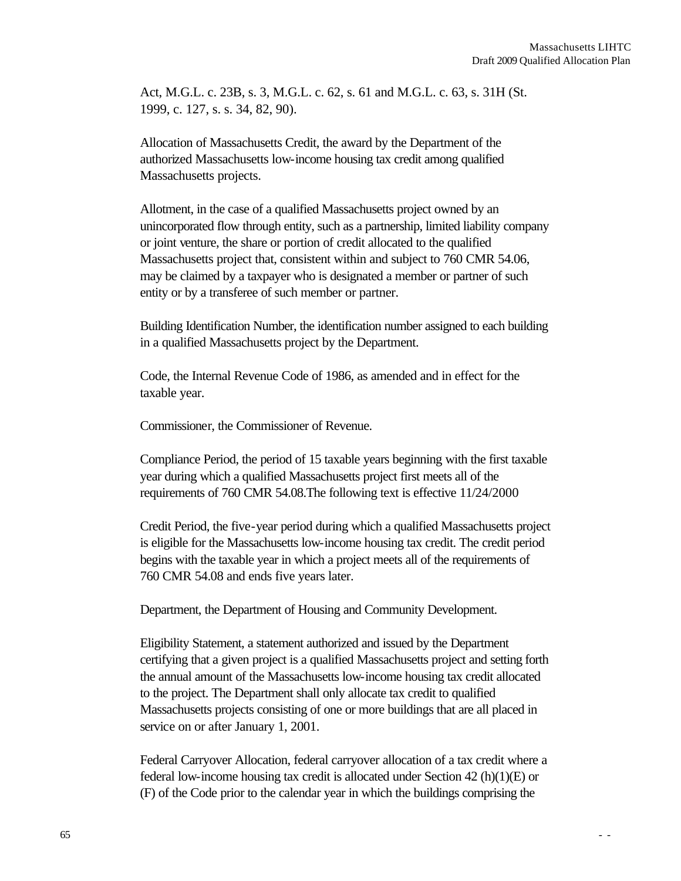Act, M.G.L. c. 23B, s. 3, M.G.L. c. 62, s. 61 and M.G.L. c. 63, s. 31H (St. 1999, c. 127, s. s. 34, 82, 90).

Allocation of Massachusetts Credit, the award by the Department of the authorized Massachusetts low-income housing tax credit among qualified Massachusetts projects.

Allotment, in the case of a qualified Massachusetts project owned by an unincorporated flow through entity, such as a partnership, limited liability company or joint venture, the share or portion of credit allocated to the qualified Massachusetts project that, consistent within and subject to 760 CMR 54.06, may be claimed by a taxpayer who is designated a member or partner of such entity or by a transferee of such member or partner.

Building Identification Number, the identification number assigned to each building in a qualified Massachusetts project by the Department.

Code, the Internal Revenue Code of 1986, as amended and in effect for the taxable year.

Commissioner, the Commissioner of Revenue.

Compliance Period, the period of 15 taxable years beginning with the first taxable year during which a qualified Massachusetts project first meets all of the requirements of 760 CMR 54.08.The following text is effective 11/24/2000

Credit Period, the five-year period during which a qualified Massachusetts project is eligible for the Massachusetts low-income housing tax credit. The credit period begins with the taxable year in which a project meets all of the requirements of 760 CMR 54.08 and ends five years later.

Department, the Department of Housing and Community Development.

Eligibility Statement, a statement authorized and issued by the Department certifying that a given project is a qualified Massachusetts project and setting forth the annual amount of the Massachusetts low-income housing tax credit allocated to the project. The Department shall only allocate tax credit to qualified Massachusetts projects consisting of one or more buildings that are all placed in service on or after January 1, 2001.

Federal Carryover Allocation, federal carryover allocation of a tax credit where a federal low-income housing tax credit is allocated under Section 42 (h)(1)(E) or (F) of the Code prior to the calendar year in which the buildings comprising the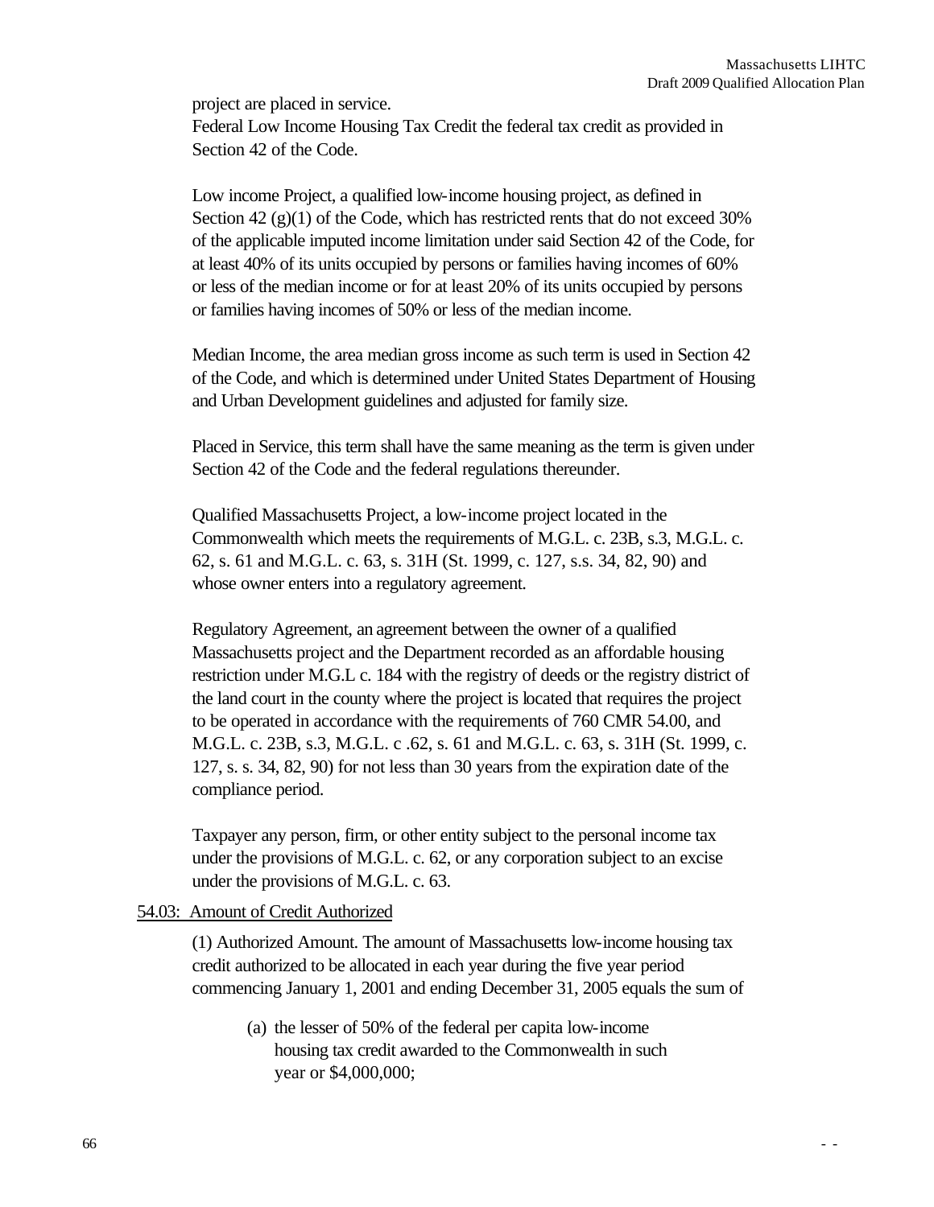project are placed in service.
Federal Low Income Housing Tax Credit the federal tax credit as provided in Section 42 of the Code.

Low income Project, a qualified low-income housing project, as defined in Section 42 (g)(1) of the Code, which has restricted rents that do not exceed 30% of the applicable imputed income limitation under said Section 42 of the Code, for at least 40% of its units occupied by persons or families having incomes of 60% or less of the median income or for at least 20% of its units occupied by persons or families having incomes of 50% or less of the median income.

Median Income, the area median gross income as such term is used in Section 42 of the Code, and which is determined under United States Department of Housing and Urban Development guidelines and adjusted for family size.

Placed in Service, this term shall have the same meaning as the term is given under Section 42 of the Code and the federal regulations thereunder.

Qualified Massachusetts Project, a low-income project located in the Commonwealth which meets the requirements of M.G.L. c. 23B, s.3, M.G.L. c. 62, s. 61 and M.G.L. c. 63, s. 31H (St. 1999, c. 127, s.s. 34, 82, 90) and whose owner enters into a regulatory agreement.

Regulatory Agreement, an agreement between the owner of a qualified Massachusetts project and the Department recorded as an affordable housing restriction under M.G.L c. 184 with the registry of deeds or the registry district of the land court in the county where the project is located that requires the project to be operated in accordance with the requirements of 760 CMR 54.00, and M.G.L. c. 23B, s.3, M.G.L. c .62, s. 61 and M.G.L. c. 63, s. 31H (St. 1999, c. 127, s. s. 34, 82, 90) for not less than 30 years from the expiration date of the compliance period.

Taxpayer any person, firm, or other entity subject to the personal income tax under the provisions of M.G.L. c. 62, or any corporation subject to an excise under the provisions of M.G.L. c. 63.

54.03: Amount of Credit Authorized

(1) Authorized Amount. The amount of Massachusetts low-income housing tax credit authorized to be allocated in each year during the five year period commencing January 1, 2001 and ending December 31, 2005 equals the sum of

(a) the lesser of 50% of the federal per capita low-income housing tax credit awarded to the Commonwealth in such year or $4,000,000;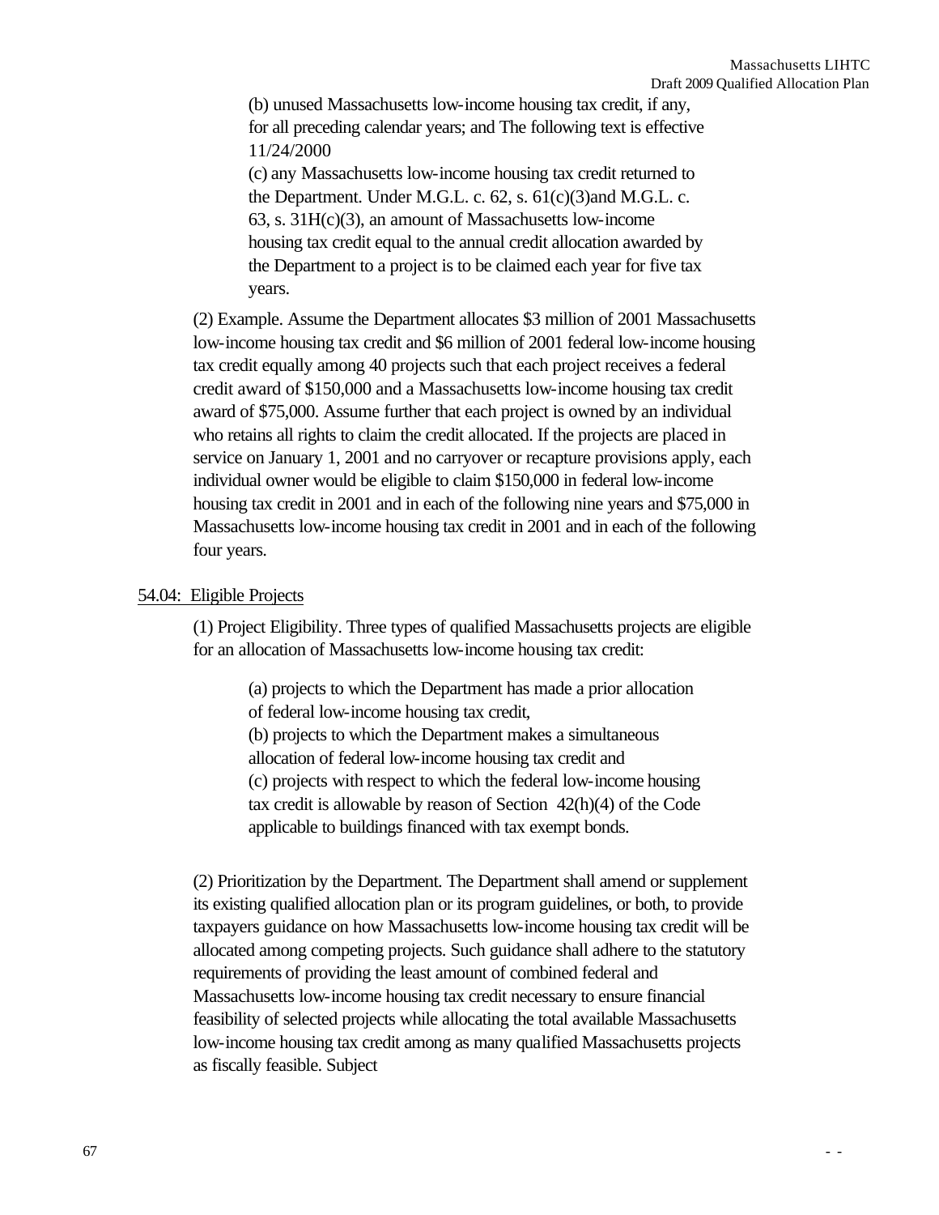(b) unused Massachusetts low-income housing tax credit, if any, for all preceding calendar years; and The following text is effective 11/24/2000

(c) any Massachusetts low-income housing tax credit returned to the Department. Under M.G.L. c. 62, s. 61(c)(3)and M.G.L. c. 63, s. 31H(c)(3), an amount of Massachusetts low-income housing tax credit equal to the annual credit allocation awarded by the Department to a project is to be claimed each year for five tax years.

(2) Example. Assume the Department allocates $3 million of 2001 Massachusetts low-income housing tax credit and $6 million of 2001 federal low-income housing tax credit equally among 40 projects such that each project receives a federal credit award of $150,000 and a Massachusetts low-income housing tax credit award of $75,000. Assume further that each project is owned by an individual who retains all rights to claim the credit allocated. If the projects are placed in service on January 1, 2001 and no carryover or recapture provisions apply, each individual owner would be eligible to claim $150,000 in federal low-income housing tax credit in 2001 and in each of the following nine years and $75,000 in Massachusetts low-income housing tax credit in 2001 and in each of the following four years.

54.04: Eligible Projects

(1) Project Eligibility. Three types of qualified Massachusetts projects are eligible for an allocation of Massachusetts low-income housing tax credit:

(a) projects to which the Department has made a prior allocation of federal low-income housing tax credit,
(b) projects to which the Department makes a simultaneous allocation of federal low-income housing tax credit and
(c) projects with respect to which the federal low-income housing tax credit is allowable by reason of Section 42(h)(4) of the Code applicable to buildings financed with tax exempt bonds.

(2) Prioritization by the Department. The Department shall amend or supplement its existing qualified allocation plan or its program guidelines, or both, to provide taxpayers guidance on how Massachusetts low-income housing tax credit will be allocated among competing projects. Such guidance shall adhere to the statutory requirements of providing the least amount of combined federal and Massachusetts low-income housing tax credit necessary to ensure financial feasibility of selected projects while allocating the total available Massachusetts low-income housing tax credit among as many qualified Massachusetts projects as fiscally feasible. Subject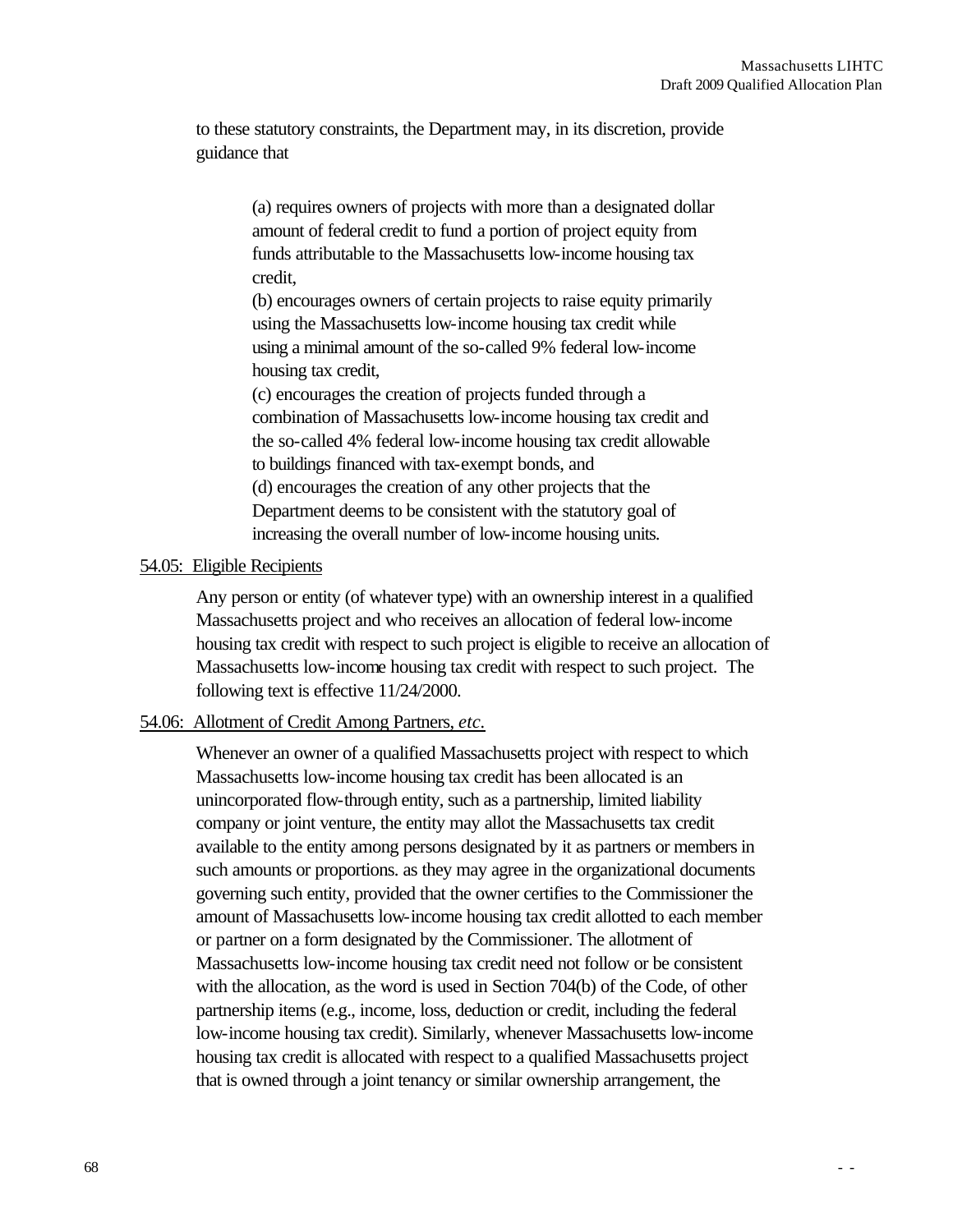to these statutory constraints, the Department may, in its discretion, provide guidance that

> (a) requires owners of projects with more than a designated dollar amount of federal credit to fund a portion of project equity from funds attributable to the Massachusetts low-income housing tax credit,
> (b) encourages owners of certain projects to raise equity primarily using the Massachusetts low-income housing tax credit while using a minimal amount of the so-called 9% federal low-income housing tax credit,
> (c) encourages the creation of projects funded through a combination of Massachusetts low-income housing tax credit and the so-called 4% federal low-income housing tax credit allowable to buildings financed with tax-exempt bonds, and
> (d) encourages the creation of any other projects that the Department deems to be consistent with the statutory goal of increasing the overall number of low-income housing units.

<u>54.05: Eligible Recipients</u>

Any person or entity (of whatever type) with an ownership interest in a qualified Massachusetts project and who receives an allocation of federal low-income housing tax credit with respect to such project is eligible to receive an allocation of Massachusetts low-income housing tax credit with respect to such project. The following text is effective 11/24/2000.

<u>54.06: Allotment of Credit Among Partners, *etc*.</u>

Whenever an owner of a qualified Massachusetts project with respect to which Massachusetts low-income housing tax credit has been allocated is an unincorporated flow-through entity, such as a partnership, limited liability company or joint venture, the entity may allot the Massachusetts tax credit available to the entity among persons designated by it as partners or members in such amounts or proportions. as they may agree in the organizational documents governing such entity, provided that the owner certifies to the Commissioner the amount of Massachusetts low-income housing tax credit allotted to each member or partner on a form designated by the Commissioner. The allotment of Massachusetts low-income housing tax credit need not follow or be consistent with the allocation, as the word is used in Section 704(b) of the Code, of other partnership items (e.g., income, loss, deduction or credit, including the federal low-income housing tax credit). Similarly, whenever Massachusetts low-income housing tax credit is allocated with respect to a qualified Massachusetts project that is owned through a joint tenancy or similar ownership arrangement, the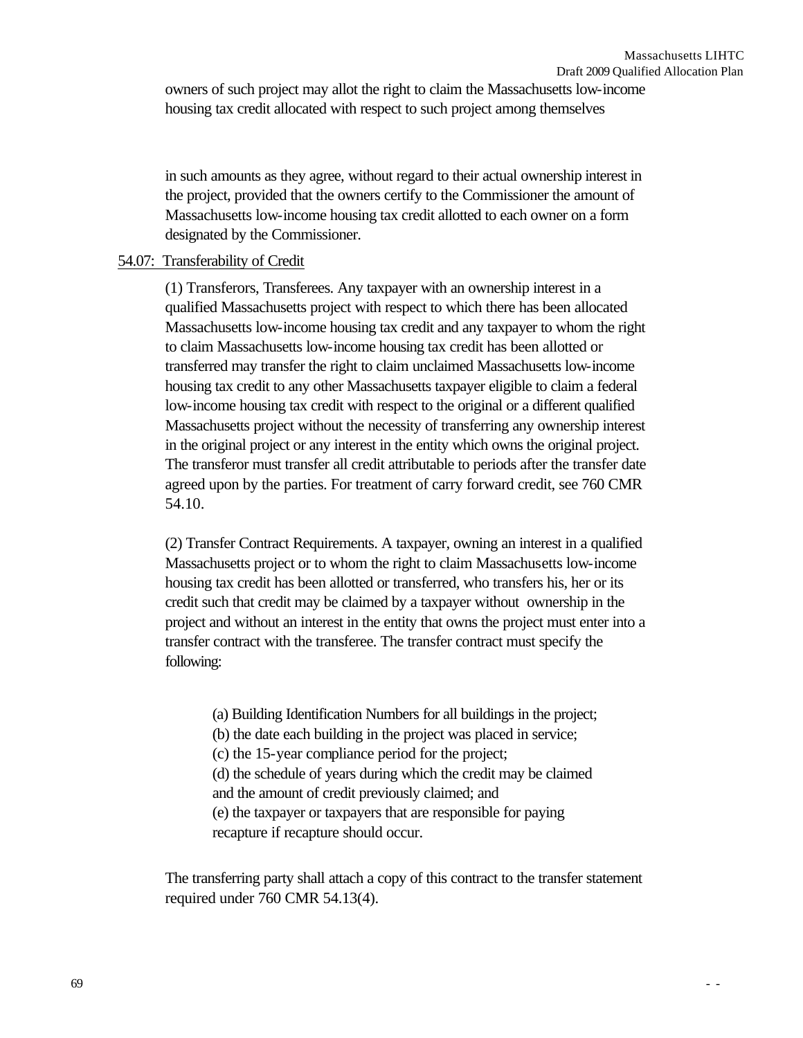owners of such project may allot the right to claim the Massachusetts low-income housing tax credit allocated with respect to such project among themselves

in such amounts as they agree, without regard to their actual ownership interest in the project, provided that the owners certify to the Commissioner the amount of Massachusetts low-income housing tax credit allotted to each owner on a form designated by the Commissioner.

54.07: Transferability of Credit

(1) Transferors, Transferees. Any taxpayer with an ownership interest in a qualified Massachusetts project with respect to which there has been allocated Massachusetts low-income housing tax credit and any taxpayer to whom the right to claim Massachusetts low-income housing tax credit has been allotted or transferred may transfer the right to claim unclaimed Massachusetts low-income housing tax credit to any other Massachusetts taxpayer eligible to claim a federal low-income housing tax credit with respect to the original or a different qualified Massachusetts project without the necessity of transferring any ownership interest in the original project or any interest in the entity which owns the original project. The transferor must transfer all credit attributable to periods after the transfer date agreed upon by the parties. For treatment of carry forward credit, see 760 CMR 54.10.

(2) Transfer Contract Requirements. A taxpayer, owning an interest in a qualified Massachusetts project or to whom the right to claim Massachusetts low-income housing tax credit has been allotted or transferred, who transfers his, her or its credit such that credit may be claimed by a taxpayer without ownership in the project and without an interest in the entity that owns the project must enter into a transfer contract with the transferee. The transfer contract must specify the following:

(a) Building Identification Numbers for all buildings in the project;
(b) the date each building in the project was placed in service;
(c) the 15-year compliance period for the project;
(d) the schedule of years during which the credit may be claimed and the amount of credit previously claimed; and
(e) the taxpayer or taxpayers that are responsible for paying recapture if recapture should occur.

The transferring party shall attach a copy of this contract to the transfer statement required under 760 CMR 54.13(4).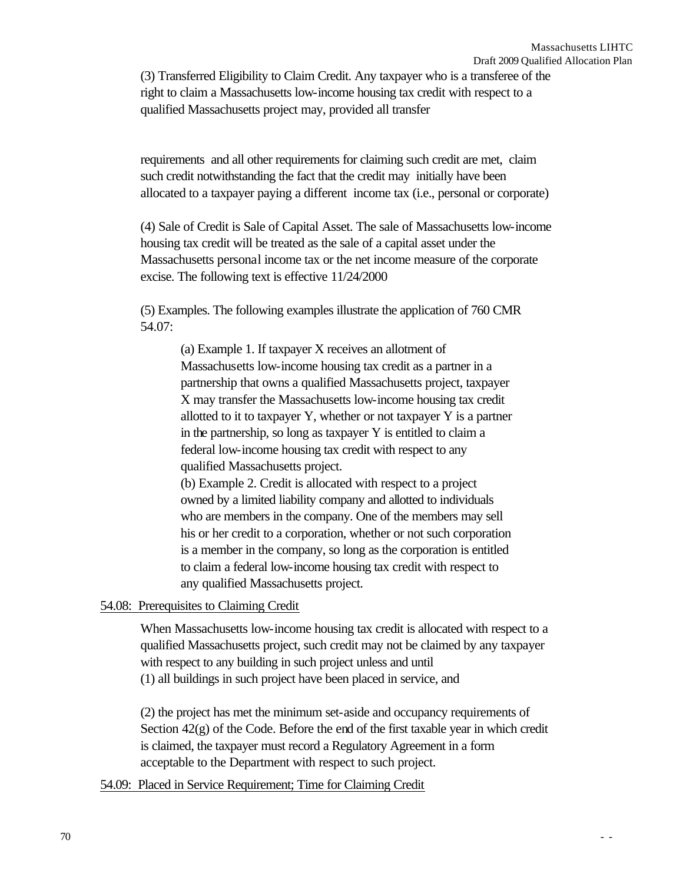(3) Transferred Eligibility to Claim Credit. Any taxpayer who is a transferee of the right to claim a Massachusetts low-income housing tax credit with respect to a qualified Massachusetts project may, provided all transfer

requirements and all other requirements for claiming such credit are met, claim such credit notwithstanding the fact that the credit may initially have been allocated to a taxpayer paying a different income tax (i.e., personal or corporate)

(4) Sale of Credit is Sale of Capital Asset. The sale of Massachusetts low-income housing tax credit will be treated as the sale of a capital asset under the Massachusetts personal income tax or the net income measure of the corporate excise. The following text is effective 11/24/2000

(5) Examples. The following examples illustrate the application of 760 CMR 54.07:

(a) Example 1. If taxpayer X receives an allotment of Massachusetts low-income housing tax credit as a partner in a partnership that owns a qualified Massachusetts project, taxpayer X may transfer the Massachusetts low-income housing tax credit allotted to it to taxpayer Y, whether or not taxpayer Y is a partner in the partnership, so long as taxpayer Y is entitled to claim a federal low-income housing tax credit with respect to any qualified Massachusetts project.

(b) Example 2. Credit is allocated with respect to a project owned by a limited liability company and allotted to individuals who are members in the company. One of the members may sell his or her credit to a corporation, whether or not such corporation is a member in the company, so long as the corporation is entitled to claim a federal low-income housing tax credit with respect to any qualified Massachusetts project.

## 54.08: Prerequisites to Claiming Credit

When Massachusetts low-income housing tax credit is allocated with respect to a qualified Massachusetts project, such credit may not be claimed by any taxpayer with respect to any building in such project unless and until

(1) all buildings in such project have been placed in service, and

(2) the project has met the minimum set-aside and occupancy requirements of Section 42(g) of the Code. Before the end of the first taxable year in which credit is claimed, the taxpayer must record a Regulatory Agreement in a form acceptable to the Department with respect to such project.

## 54.09: Placed in Service Requirement; Time for Claiming Credit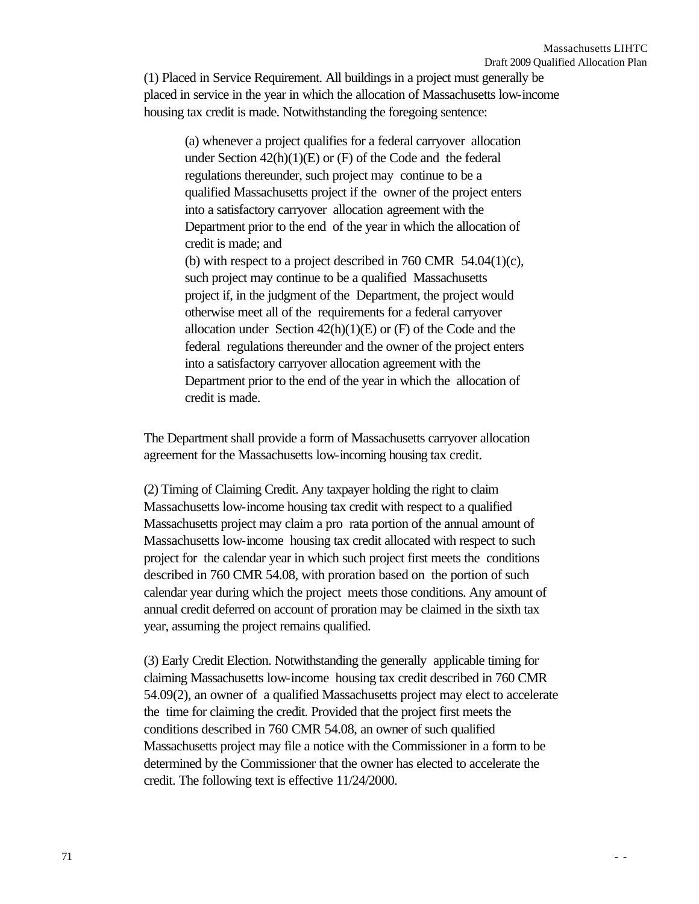(1) Placed in Service Requirement. All buildings in a project must generally be placed in service in the year in which the allocation of Massachusetts low-income housing tax credit is made. Notwithstanding the foregoing sentence:

> (a) whenever a project qualifies for a federal carryover allocation under Section 42(h)(1)(E) or (F) of the Code and the federal regulations thereunder, such project may continue to be a qualified Massachusetts project if the owner of the project enters into a satisfactory carryover allocation agreement with the Department prior to the end of the year in which the allocation of credit is made; and
>
> (b) with respect to a project described in 760 CMR 54.04(1)(c), such project may continue to be a qualified Massachusetts project if, in the judgment of the Department, the project would otherwise meet all of the requirements for a federal carryover allocation under Section 42(h)(1)(E) or (F) of the Code and the federal regulations thereunder and the owner of the project enters into a satisfactory carryover allocation agreement with the Department prior to the end of the year in which the allocation of credit is made.

The Department shall provide a form of Massachusetts carryover allocation agreement for the Massachusetts low-incoming housing tax credit.

(2) Timing of Claiming Credit. Any taxpayer holding the right to claim Massachusetts low-income housing tax credit with respect to a qualified Massachusetts project may claim a pro rata portion of the annual amount of Massachusetts low-income housing tax credit allocated with respect to such project for the calendar year in which such project first meets the conditions described in 760 CMR 54.08, with proration based on the portion of such calendar year during which the project meets those conditions. Any amount of annual credit deferred on account of proration may be claimed in the sixth tax year, assuming the project remains qualified.

(3) Early Credit Election. Notwithstanding the generally applicable timing for claiming Massachusetts low-income housing tax credit described in 760 CMR 54.09(2), an owner of a qualified Massachusetts project may elect to accelerate the time for claiming the credit. Provided that the project first meets the conditions described in 760 CMR 54.08, an owner of such qualified Massachusetts project may file a notice with the Commissioner in a form to be determined by the Commissioner that the owner has elected to accelerate the credit. The following text is effective 11/24/2000.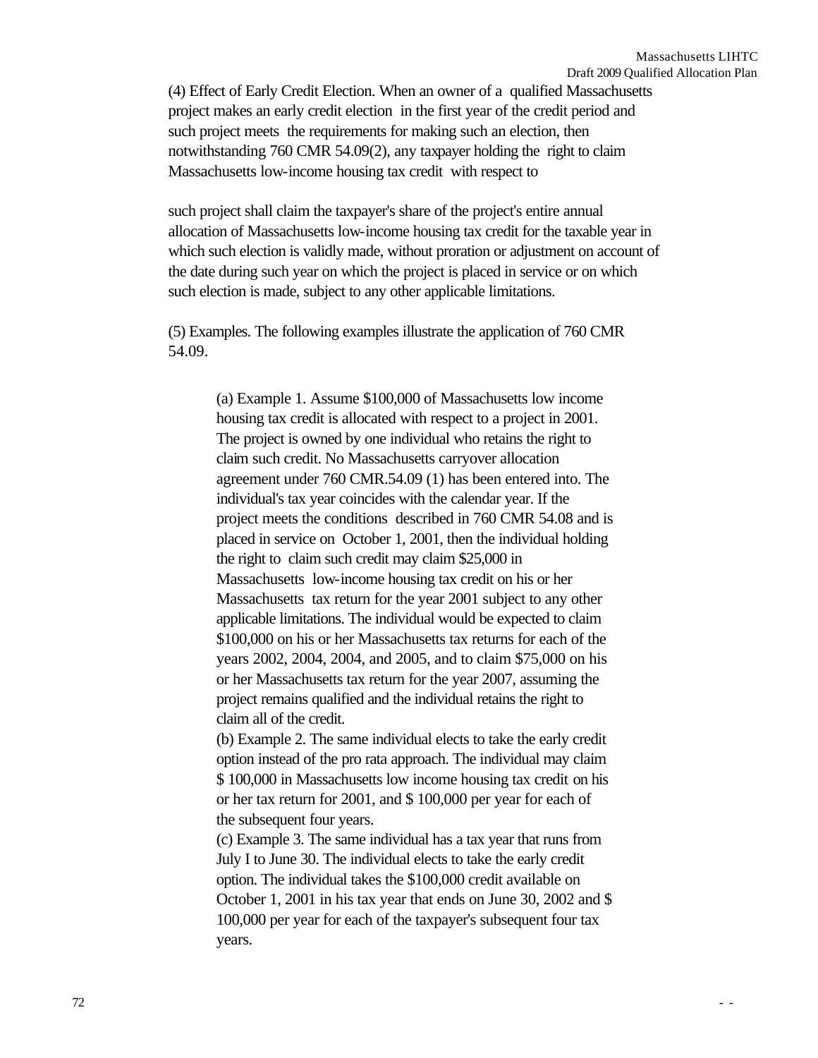(4) Effect of Early Credit Election. When an owner of a qualified Massachusetts project makes an early credit election in the first year of the credit period and such project meets the requirements for making such an election, then notwithstanding 760 CMR 54.09(2), any taxpayer holding the right to claim Massachusetts low-income housing tax credit with respect to

such project shall claim the taxpayer's share of the project's entire annual allocation of Massachusetts low-income housing tax credit for the taxable year in which such election is validly made, without proration or adjustment on account of the date during such year on which the project is placed in service or on which such election is made, subject to any other applicable limitations.

(5) Examples. The following examples illustrate the application of 760 CMR 54.09.

> (a) Example 1. Assume $100,000 of Massachusetts low income housing tax credit is allocated with respect to a project in 2001. The project is owned by one individual who retains the right to claim such credit. No Massachusetts carryover allocation agreement under 760 CMR.54.09 (1) has been entered into. The individual's tax year coincides with the calendar year. If the project meets the conditions described in 760 CMR 54.08 and is placed in service on October 1, 2001, then the individual holding the right to claim such credit may claim $25,000 in Massachusetts low-income housing tax credit on his or her Massachusetts tax return for the year 2001 subject to any other applicable limitations. The individual would be expected to claim $100,000 on his or her Massachusetts tax returns for each of the years 2002, 2004, 2004, and 2005, and to claim $75,000 on his or her Massachusetts tax return for the year 2007, assuming the project remains qualified and the individual retains the right to claim all of the credit.
>
> (b) Example 2. The same individual elects to take the early credit option instead of the pro rata approach. The individual may claim $ 100,000 in Massachusetts low income housing tax credit on his or her tax return for 2001, and $ 100,000 per year for each of the subsequent four years.
>
> (c) Example 3. The same individual has a tax year that runs from July I to June 30. The individual elects to take the early credit option. The individual takes the $100,000 credit available on October 1, 2001 in his tax year that ends on June 30, 2002 and $ 100,000 per year for each of the taxpayer's subsequent four tax years.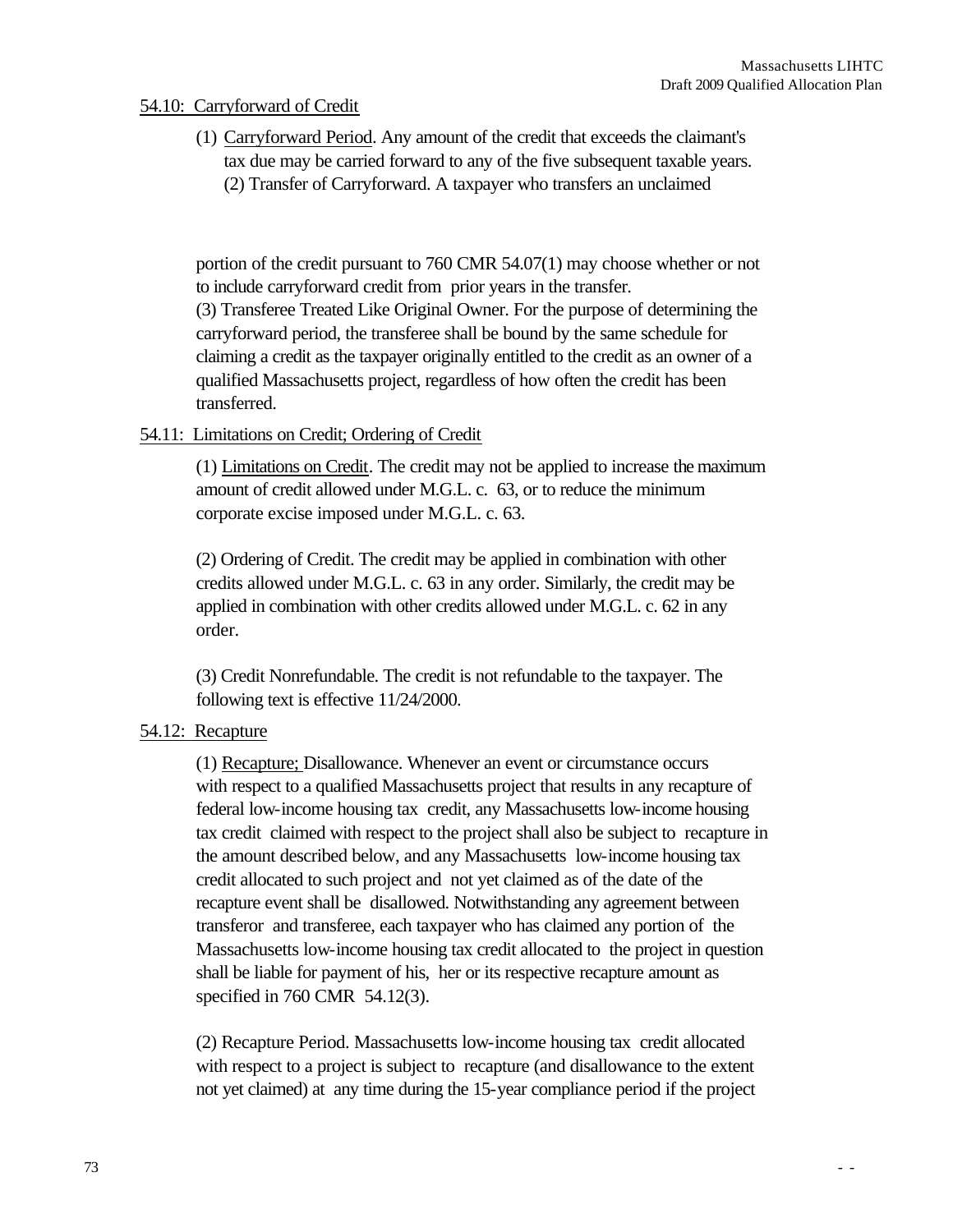54.10: Carryforward of Credit

(1) Carryforward Period. Any amount of the credit that exceeds the claimant's tax due may be carried forward to any of the five subsequent taxable years.

(2) Transfer of Carryforward. A taxpayer who transfers an unclaimed portion of the credit pursuant to 760 CMR 54.07(1) may choose whether or not to include carryforward credit from prior years in the transfer.

(3) Transferee Treated Like Original Owner. For the purpose of determining the carryforward period, the transferee shall be bound by the same schedule for claiming a credit as the taxpayer originally entitled to the credit as an owner of a qualified Massachusetts project, regardless of how often the credit has been transferred.

54.11: Limitations on Credit; Ordering of Credit

(1) Limitations on Credit. The credit may not be applied to increase the maximum amount of credit allowed under M.G.L. c. 63, or to reduce the minimum corporate excise imposed under M.G.L. c. 63.

(2) Ordering of Credit. The credit may be applied in combination with other credits allowed under M.G.L. c. 63 in any order. Similarly, the credit may be applied in combination with other credits allowed under M.G.L. c. 62 in any order.

(3) Credit Nonrefundable. The credit is not refundable to the taxpayer. The following text is effective 11/24/2000.

54.12: Recapture

(1) Recapture; Disallowance. Whenever an event or circumstance occurs with respect to a qualified Massachusetts project that results in any recapture of federal low-income housing tax credit, any Massachusetts low-income housing tax credit claimed with respect to the project shall also be subject to recapture in the amount described below, and any Massachusetts low-income housing tax credit allocated to such project and not yet claimed as of the date of the recapture event shall be disallowed. Notwithstanding any agreement between transferor and transferee, each taxpayer who has claimed any portion of the Massachusetts low-income housing tax credit allocated to the project in question shall be liable for payment of his, her or its respective recapture amount as specified in 760 CMR 54.12(3).

(2) Recapture Period. Massachusetts low-income housing tax credit allocated with respect to a project is subject to recapture (and disallowance to the extent not yet claimed) at any time during the 15-year compliance period if the project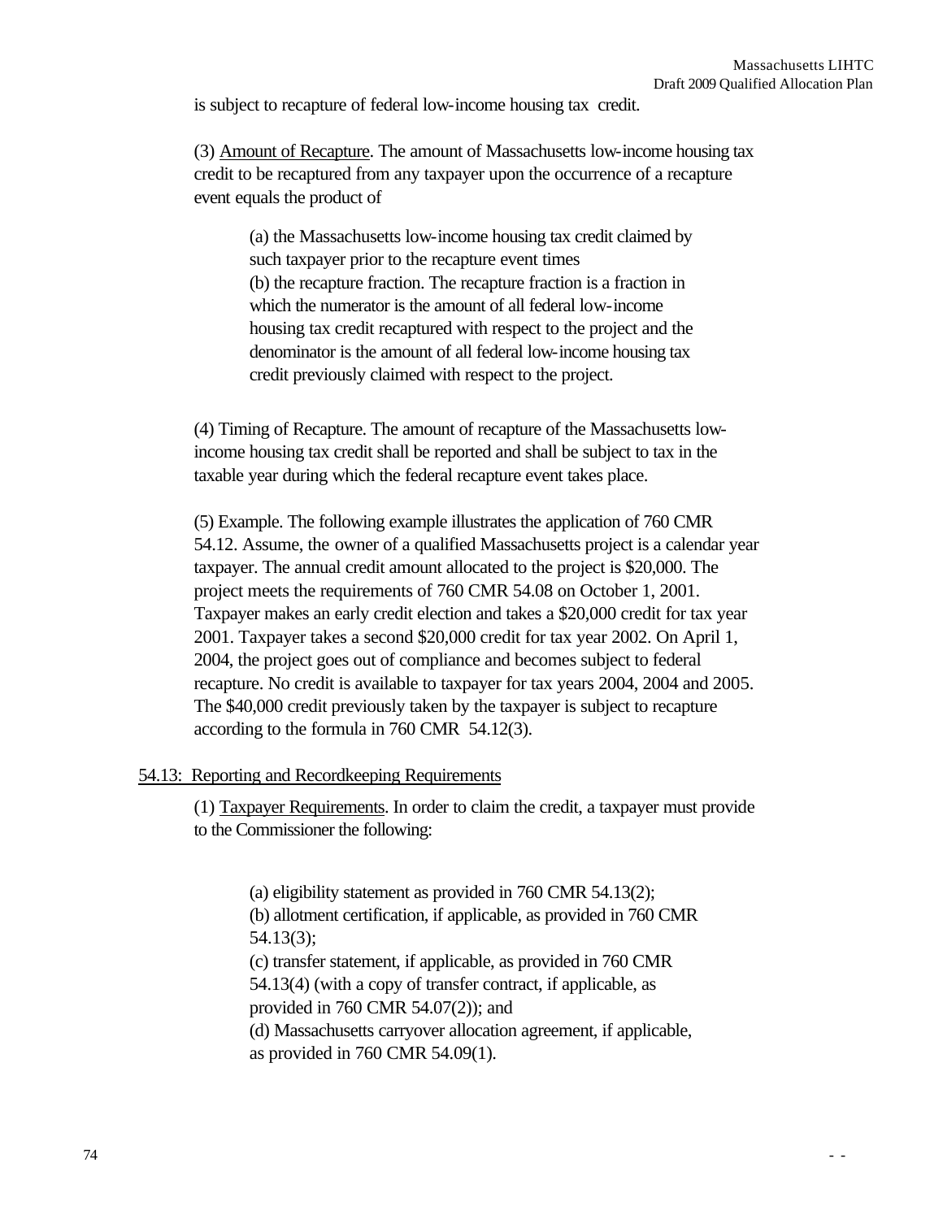is subject to recapture of federal low-income housing tax credit.

(3) Amount of Recapture. The amount of Massachusetts low-income housing tax credit to be recaptured from any taxpayer upon the occurrence of a recapture event equals the product of

> (a) the Massachusetts low-income housing tax credit claimed by such taxpayer prior to the recapture event times
> (b) the recapture fraction. The recapture fraction is a fraction in which the numerator is the amount of all federal low-income housing tax credit recaptured with respect to the project and the denominator is the amount of all federal low-income housing tax credit previously claimed with respect to the project.

(4) Timing of Recapture. The amount of recapture of the Massachusetts low-income housing tax credit shall be reported and shall be subject to tax in the taxable year during which the federal recapture event takes place.

(5) Example. The following example illustrates the application of 760 CMR 54.12. Assume, the owner of a qualified Massachusetts project is a calendar year taxpayer. The annual credit amount allocated to the project is $20,000. The project meets the requirements of 760 CMR 54.08 on October 1, 2001. Taxpayer makes an early credit election and takes a $20,000 credit for tax year 2001. Taxpayer takes a second $20,000 credit for tax year 2002. On April 1, 2004, the project goes out of compliance and becomes subject to federal recapture. No credit is available to taxpayer for tax years 2004, 2004 and 2005. The $40,000 credit previously taken by the taxpayer is subject to recapture according to the formula in 760 CMR 54.12(3).

## 54.13: Reporting and Recordkeeping Requirements

(1) Taxpayer Requirements. In order to claim the credit, a taxpayer must provide to the Commissioner the following:

> (a) eligibility statement as provided in 760 CMR 54.13(2);
> (b) allotment certification, if applicable, as provided in 760 CMR 54.13(3);
> (c) transfer statement, if applicable, as provided in 760 CMR 54.13(4) (with a copy of transfer contract, if applicable, as provided in 760 CMR 54.07(2)); and
> (d) Massachusetts carryover allocation agreement, if applicable, as provided in 760 CMR 54.09(1).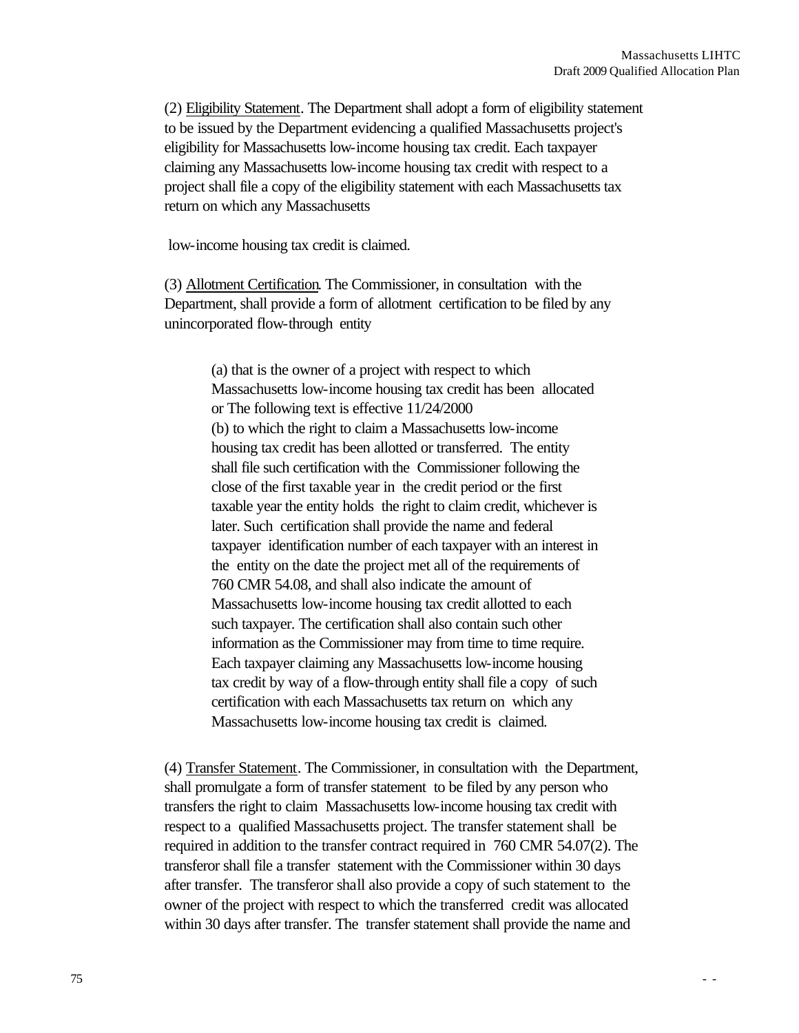(2) Eligibility Statement. The Department shall adopt a form of eligibility statement to be issued by the Department evidencing a qualified Massachusetts project's eligibility for Massachusetts low-income housing tax credit. Each taxpayer claiming any Massachusetts low-income housing tax credit with respect to a project shall file a copy of the eligibility statement with each Massachusetts tax return on which any Massachusetts

low-income housing tax credit is claimed.

(3) Allotment Certification. The Commissioner, in consultation with the Department, shall provide a form of allotment certification to be filed by any unincorporated flow-through entity

> (a) that is the owner of a project with respect to which Massachusetts low-income housing tax credit has been allocated or The following text is effective 11/24/2000
> (b) to which the right to claim a Massachusetts low-income housing tax credit has been allotted or transferred. The entity shall file such certification with the Commissioner following the close of the first taxable year in the credit period or the first taxable year the entity holds the right to claim credit, whichever is later. Such certification shall provide the name and federal taxpayer identification number of each taxpayer with an interest in the entity on the date the project met all of the requirements of 760 CMR 54.08, and shall also indicate the amount of Massachusetts low-income housing tax credit allotted to each such taxpayer. The certification shall also contain such other information as the Commissioner may from time to time require. Each taxpayer claiming any Massachusetts low-income housing tax credit by way of a flow-through entity shall file a copy of such certification with each Massachusetts tax return on which any Massachusetts low-income housing tax credit is claimed.

(4) Transfer Statement. The Commissioner, in consultation with the Department, shall promulgate a form of transfer statement to be filed by any person who transfers the right to claim Massachusetts low-income housing tax credit with respect to a qualified Massachusetts project. The transfer statement shall be required in addition to the transfer contract required in 760 CMR 54.07(2). The transferor shall file a transfer statement with the Commissioner within 30 days after transfer. The transferor shall also provide a copy of such statement to the owner of the project with respect to which the transferred credit was allocated within 30 days after transfer. The transfer statement shall provide the name and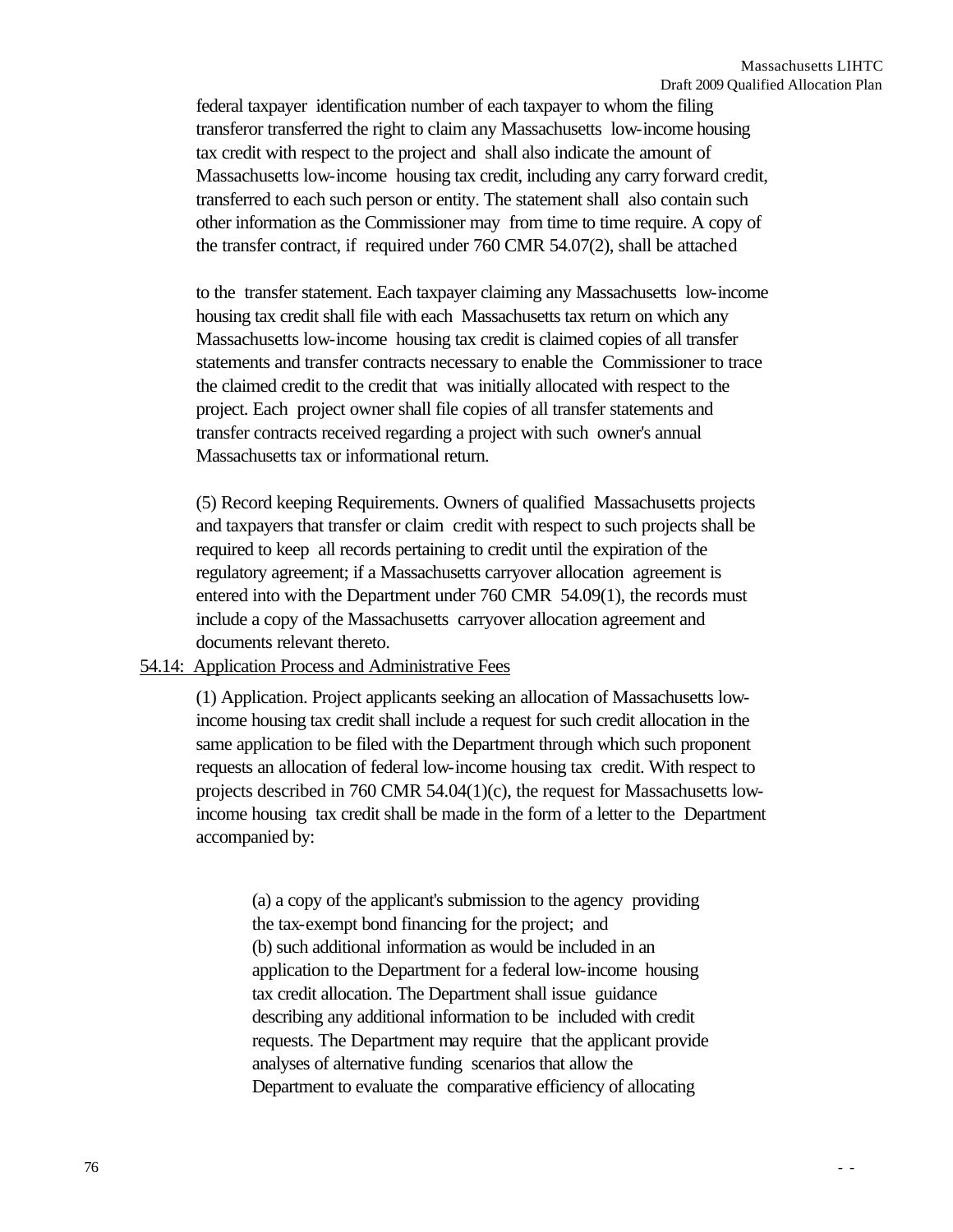federal taxpayer identification number of each taxpayer to whom the filing transferor transferred the right to claim any Massachusetts low-income housing tax credit with respect to the project and shall also indicate the amount of Massachusetts low-income housing tax credit, including any carry forward credit, transferred to each such person or entity. The statement shall also contain such other information as the Commissioner may from time to time require. A copy of the transfer contract, if required under 760 CMR 54.07(2), shall be attached

to the transfer statement. Each taxpayer claiming any Massachusetts low-income housing tax credit shall file with each Massachusetts tax return on which any Massachusetts low-income housing tax credit is claimed copies of all transfer statements and transfer contracts necessary to enable the Commissioner to trace the claimed credit to the credit that was initially allocated with respect to the project. Each project owner shall file copies of all transfer statements and transfer contracts received regarding a project with such owner's annual Massachusetts tax or informational return.

(5) Record keeping Requirements. Owners of qualified Massachusetts projects and taxpayers that transfer or claim credit with respect to such projects shall be required to keep all records pertaining to credit until the expiration of the regulatory agreement; if a Massachusetts carryover allocation agreement is entered into with the Department under 760 CMR 54.09(1), the records must include a copy of the Massachusetts carryover allocation agreement and documents relevant thereto.

54.14: Application Process and Administrative Fees

(1) Application. Project applicants seeking an allocation of Massachusetts low-income housing tax credit shall include a request for such credit allocation in the same application to be filed with the Department through which such proponent requests an allocation of federal low-income housing tax credit. With respect to projects described in 760 CMR 54.04(1)(c), the request for Massachusetts low-income housing tax credit shall be made in the form of a letter to the Department accompanied by:

(a) a copy of the applicant's submission to the agency providing the tax-exempt bond financing for the project; and
(b) such additional information as would be included in an application to the Department for a federal low-income housing tax credit allocation. The Department shall issue guidance describing any additional information to be included with credit requests. The Department may require that the applicant provide analyses of alternative funding scenarios that allow the Department to evaluate the comparative efficiency of allocating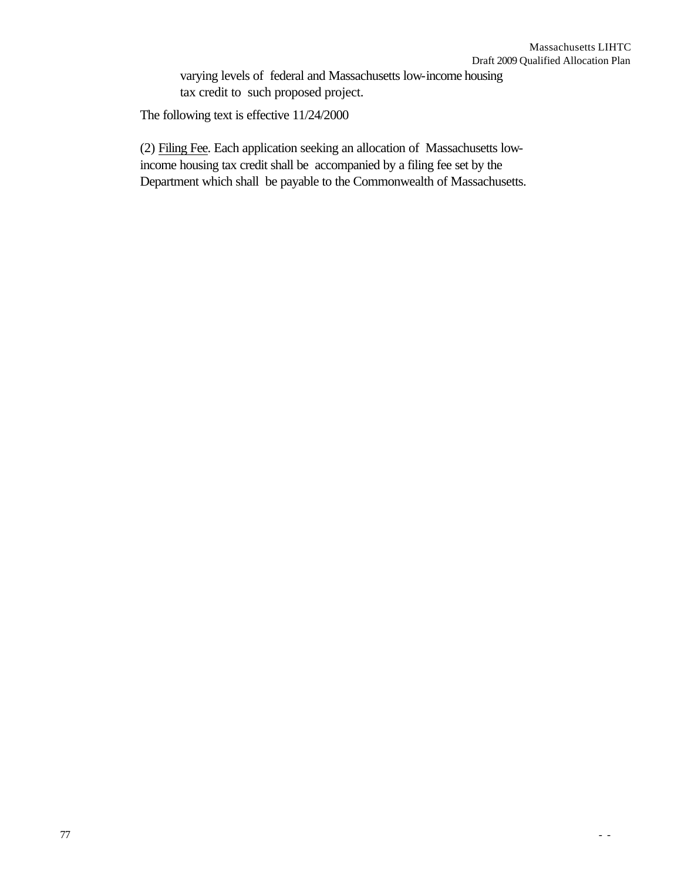varying levels of federal and Massachusetts low-income housing tax credit to such proposed project.

The following text is effective 11/24/2000

(2) Filing Fee. Each application seeking an allocation of Massachusetts low-income housing tax credit shall be accompanied by a filing fee set by the Department which shall be payable to the Commonwealth of Massachusetts.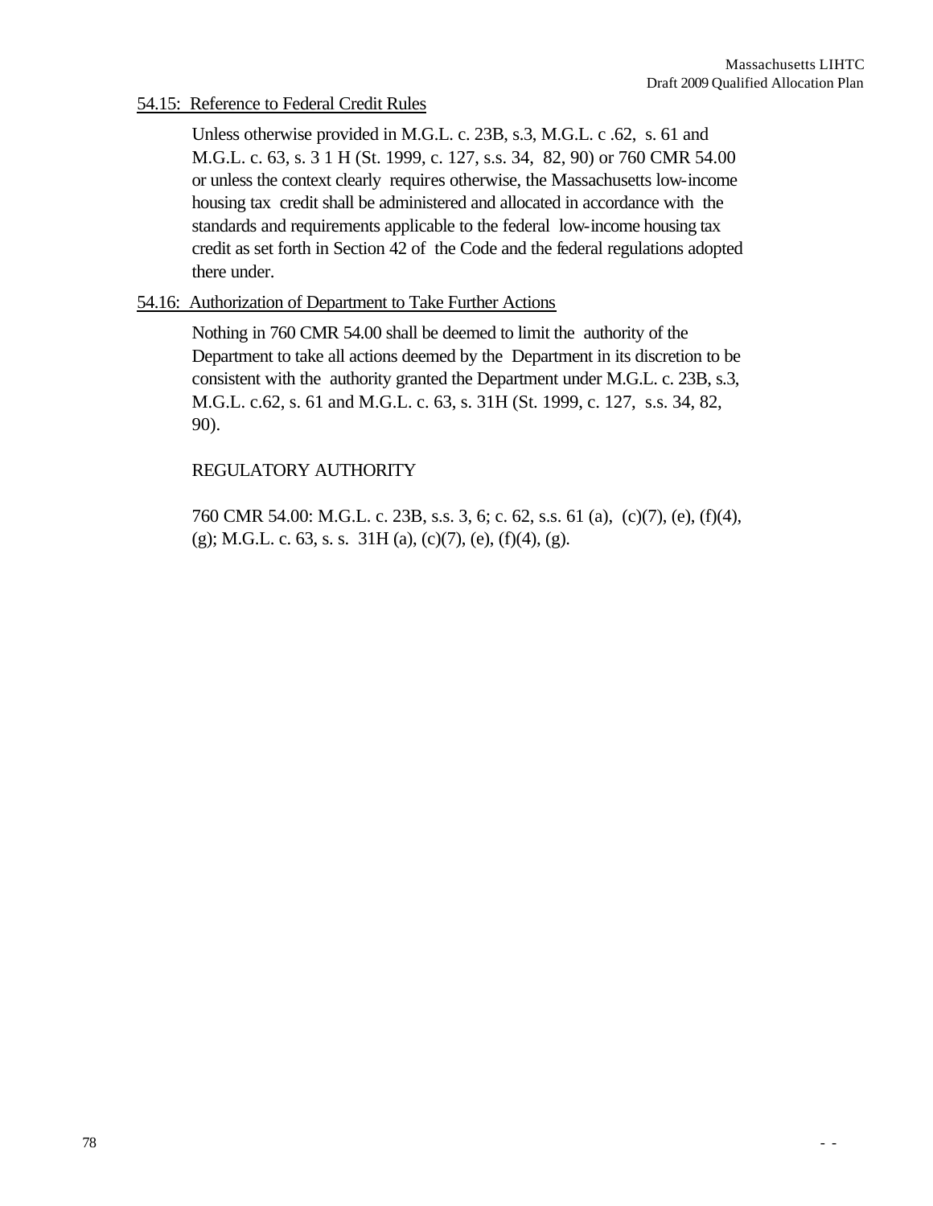54.15: Reference to Federal Credit Rules

Unless otherwise provided in M.G.L. c. 23B, s.3, M.G.L. c .62, s. 61 and M.G.L. c. 63, s. 3 1 H (St. 1999, c. 127, s.s. 34, 82, 90) or 760 CMR 54.00 or unless the context clearly requires otherwise, the Massachusetts low-income housing tax credit shall be administered and allocated in accordance with the standards and requirements applicable to the federal low-income housing tax credit as set forth in Section 42 of the Code and the federal regulations adopted there under.

54.16: Authorization of Department to Take Further Actions

Nothing in 760 CMR 54.00 shall be deemed to limit the authority of the Department to take all actions deemed by the Department in its discretion to be consistent with the authority granted the Department under M.G.L. c. 23B, s.3, M.G.L. c.62, s. 61 and M.G.L. c. 63, s. 31H (St. 1999, c. 127, s.s. 34, 82, 90).

REGULATORY AUTHORITY

760 CMR 54.00: M.G.L. c. 23B, s.s. 3, 6; c. 62, s.s. 61 (a), (c)(7), (e), (f)(4), (g); M.G.L. c. 63, s. s. 31H (a), (c)(7), (e), (f)(4), (g).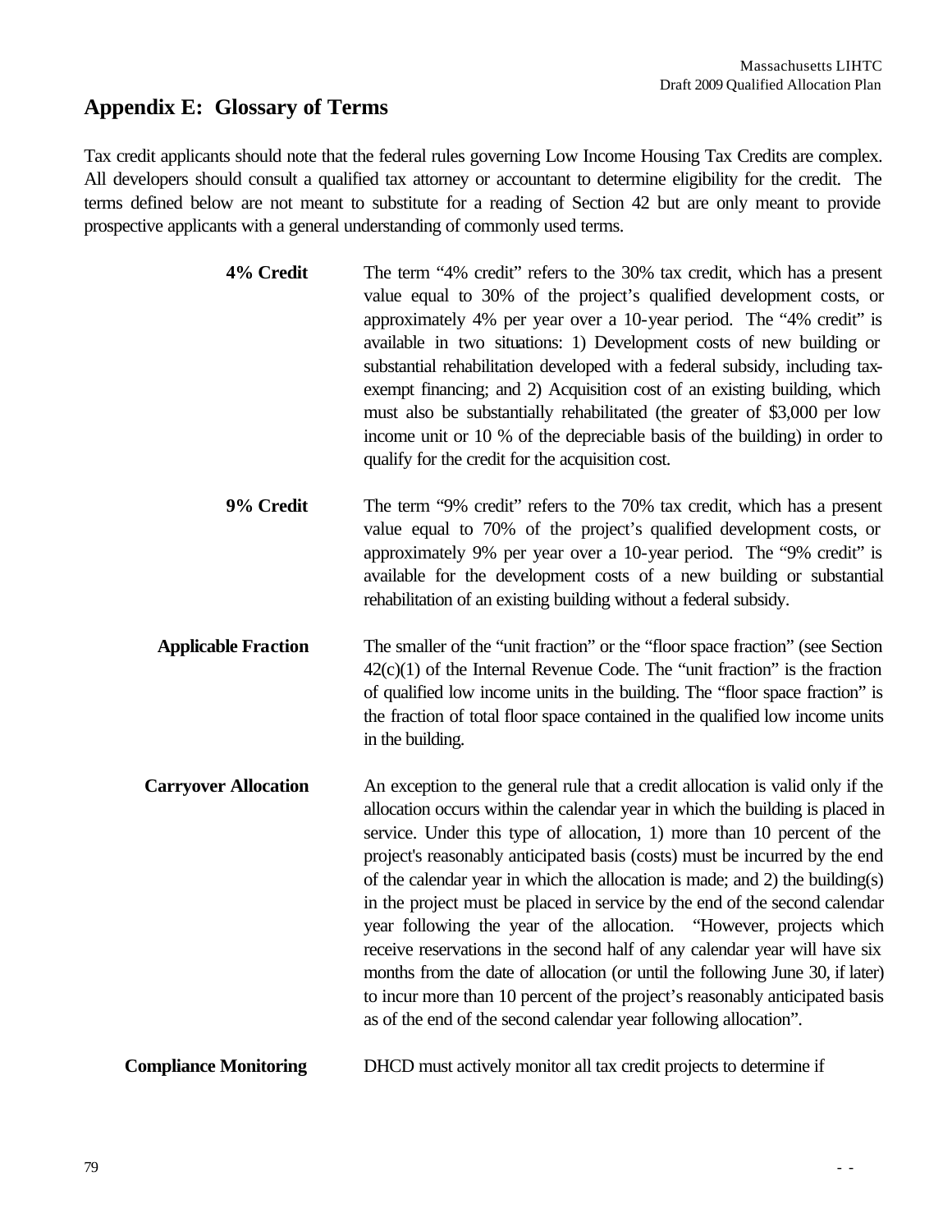## Appendix E: Glossary of Terms

Tax credit applicants should note that the federal rules governing Low Income Housing Tax Credits are complex. All developers should consult a qualified tax attorney or accountant to determine eligibility for the credit. The terms defined below are not meant to substitute for a reading of Section 42 but are only meant to provide prospective applicants with a general understanding of commonly used terms.

**4% Credit**

The term "4% credit" refers to the 30% tax credit, which has a present value equal to 30% of the project's qualified development costs, or approximately 4% per year over a 10-year period. The "4% credit" is available in two situations: 1) Development costs of new building or substantial rehabilitation developed with a federal subsidy, including tax-exempt financing; and 2) Acquisition cost of an existing building, which must also be substantially rehabilitated (the greater of $3,000 per low income unit or 10 % of the depreciable basis of the building) in order to qualify for the credit for the acquisition cost.

**9% Credit**

The term "9% credit" refers to the 70% tax credit, which has a present value equal to 70% of the project's qualified development costs, or approximately 9% per year over a 10-year period. The "9% credit" is available for the development costs of a new building or substantial rehabilitation of an existing building without a federal subsidy.

**Applicable Fraction**

The smaller of the "unit fraction" or the "floor space fraction" (see Section 42(c)(1) of the Internal Revenue Code. The "unit fraction" is the fraction of qualified low income units in the building. The "floor space fraction" is the fraction of total floor space contained in the qualified low income units in the building.

**Carryover Allocation**

An exception to the general rule that a credit allocation is valid only if the allocation occurs within the calendar year in which the building is placed in service. Under this type of allocation, 1) more than 10 percent of the project's reasonably anticipated basis (costs) must be incurred by the end of the calendar year in which the allocation is made; and 2) the building(s) in the project must be placed in service by the end of the second calendar year following the year of the allocation. "However, projects which receive reservations in the second half of any calendar year will have six months from the date of allocation (or until the following June 30, if later) to incur more than 10 percent of the project's reasonably anticipated basis as of the end of the second calendar year following allocation".

**Compliance Monitoring**

DHCD must actively monitor all tax credit projects to determine if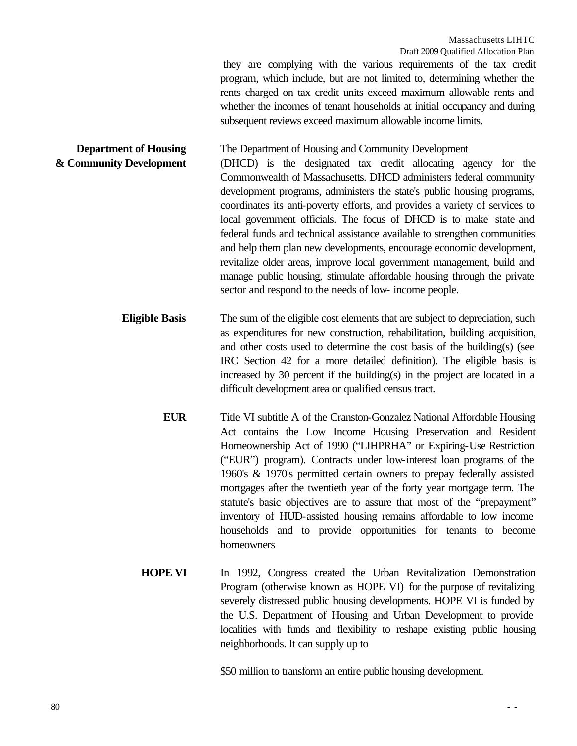they are complying with the various requirements of the tax credit program, which include, but are not limited to, determining whether the rents charged on tax credit units exceed maximum allowable rents and whether the incomes of tenant households at initial occupancy and during subsequent reviews exceed maximum allowable income limits.

**Department of Housing & Community Development** The Department of Housing and Community Development (DHCD) is the designated tax credit allocating agency for the Commonwealth of Massachusetts. DHCD administers federal community development programs, administers the state's public housing programs, coordinates its anti-poverty efforts, and provides a variety of services to local government officials. The focus of DHCD is to make state and federal funds and technical assistance available to strengthen communities and help them plan new developments, encourage economic development, revitalize older areas, improve local government management, build and manage public housing, stimulate affordable housing through the private sector and respond to the needs of low- income people.

**Eligible Basis** The sum of the eligible cost elements that are subject to depreciation, such as expenditures for new construction, rehabilitation, building acquisition, and other costs used to determine the cost basis of the building(s) (see IRC Section 42 for a more detailed definition). The eligible basis is increased by 30 percent if the building(s) in the project are located in a difficult development area or qualified census tract.

**EUR** Title VI subtitle A of the Cranston-Gonzalez National Affordable Housing Act contains the Low Income Housing Preservation and Resident Homeownership Act of 1990 ("LIHPRHA" or Expiring-Use Restriction ("EUR") program). Contracts under low-interest loan programs of the 1960's & 1970's permitted certain owners to prepay federally assisted mortgages after the twentieth year of the forty year mortgage term. The statute's basic objectives are to assure that most of the "prepayment" inventory of HUD-assisted housing remains affordable to low income households and to provide opportunities for tenants to become homeowners

**HOPE VI** In 1992, Congress created the Urban Revitalization Demonstration Program (otherwise known as HOPE VI) for the purpose of revitalizing severely distressed public housing developments. HOPE VI is funded by the U.S. Department of Housing and Urban Development to provide localities with funds and flexibility to reshape existing public housing neighborhoods. It can supply up to

$50 million to transform an entire public housing development.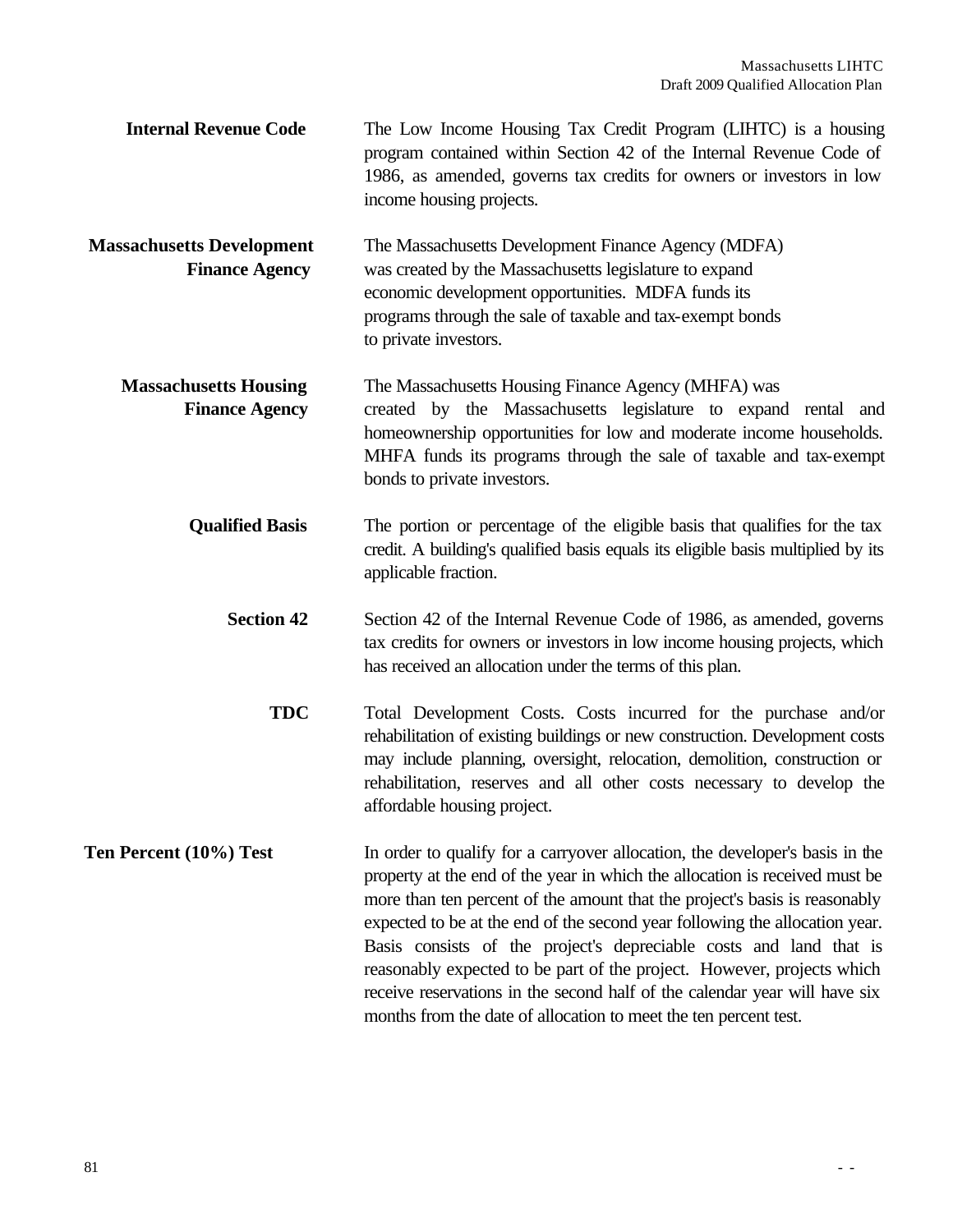**Internal Revenue Code** The Low Income Housing Tax Credit Program (LIHTC) is a housing program contained within Section 42 of the Internal Revenue Code of 1986, as amended, governs tax credits for owners or investors in low income housing projects.

**Massachusetts Development Finance Agency** The Massachusetts Development Finance Agency (MDFA) was created by the Massachusetts legislature to expand economic development opportunities. MDFA funds its programs through the sale of taxable and tax-exempt bonds to private investors.

**Massachusetts Housing Finance Agency** The Massachusetts Housing Finance Agency (MHFA) was created by the Massachusetts legislature to expand rental and homeownership opportunities for low and moderate income households. MHFA funds its programs through the sale of taxable and tax-exempt bonds to private investors.

**Qualified Basis** The portion or percentage of the eligible basis that qualifies for the tax credit. A building's qualified basis equals its eligible basis multiplied by its applicable fraction.

**Section 42** Section 42 of the Internal Revenue Code of 1986, as amended, governs tax credits for owners or investors in low income housing projects, which has received an allocation under the terms of this plan.

**TDC** Total Development Costs. Costs incurred for the purchase and/or rehabilitation of existing buildings or new construction. Development costs may include planning, oversight, relocation, demolition, construction or rehabilitation, reserves and all other costs necessary to develop the affordable housing project.

**Ten Percent (10%) Test** In order to qualify for a carryover allocation, the developer's basis in the property at the end of the year in which the allocation is received must be more than ten percent of the amount that the project's basis is reasonably expected to be at the end of the second year following the allocation year. Basis consists of the project's depreciable costs and land that is reasonably expected to be part of the project. However, projects which receive reservations in the second half of the calendar year will have six months from the date of allocation to meet the ten percent test.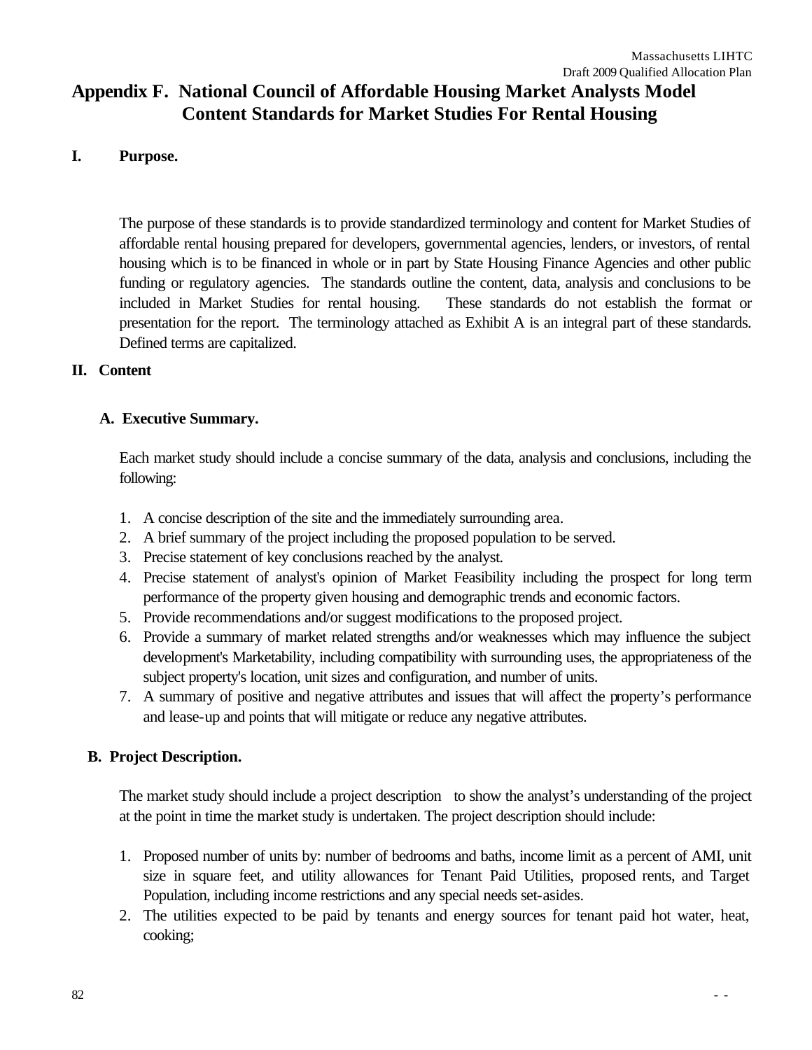# Appendix F. National Council of Affordable Housing Market Analysts Model Content Standards for Market Studies For Rental Housing

## I. Purpose.

The purpose of these standards is to provide standardized terminology and content for Market Studies of affordable rental housing prepared for developers, governmental agencies, lenders, or investors, of rental housing which is to be financed in whole or in part by State Housing Finance Agencies and other public funding or regulatory agencies. The standards outline the content, data, analysis and conclusions to be included in Market Studies for rental housing. These standards do not establish the format or presentation for the report. The terminology attached as Exhibit A is an integral part of these standards. Defined terms are capitalized.

## II. Content

### A. Executive Summary.

Each market study should include a concise summary of the data, analysis and conclusions, including the following:

1. A concise description of the site and the immediately surrounding area.
2. A brief summary of the project including the proposed population to be served.
3. Precise statement of key conclusions reached by the analyst.
4. Precise statement of analyst's opinion of Market Feasibility including the prospect for long term performance of the property given housing and demographic trends and economic factors.
5. Provide recommendations and/or suggest modifications to the proposed project.
6. Provide a summary of market related strengths and/or weaknesses which may influence the subject development's Marketability, including compatibility with surrounding uses, the appropriateness of the subject property's location, unit sizes and configuration, and number of units.
7. A summary of positive and negative attributes and issues that will affect the property's performance and lease-up and points that will mitigate or reduce any negative attributes.

### B. Project Description.

The market study should include a project description to show the analyst's understanding of the project at the point in time the market study is undertaken. The project description should include:

1. Proposed number of units by: number of bedrooms and baths, income limit as a percent of AMI, unit size in square feet, and utility allowances for Tenant Paid Utilities, proposed rents, and Target Population, including income restrictions and any special needs set-asides.
2. The utilities expected to be paid by tenants and energy sources for tenant paid hot water, heat, cooking;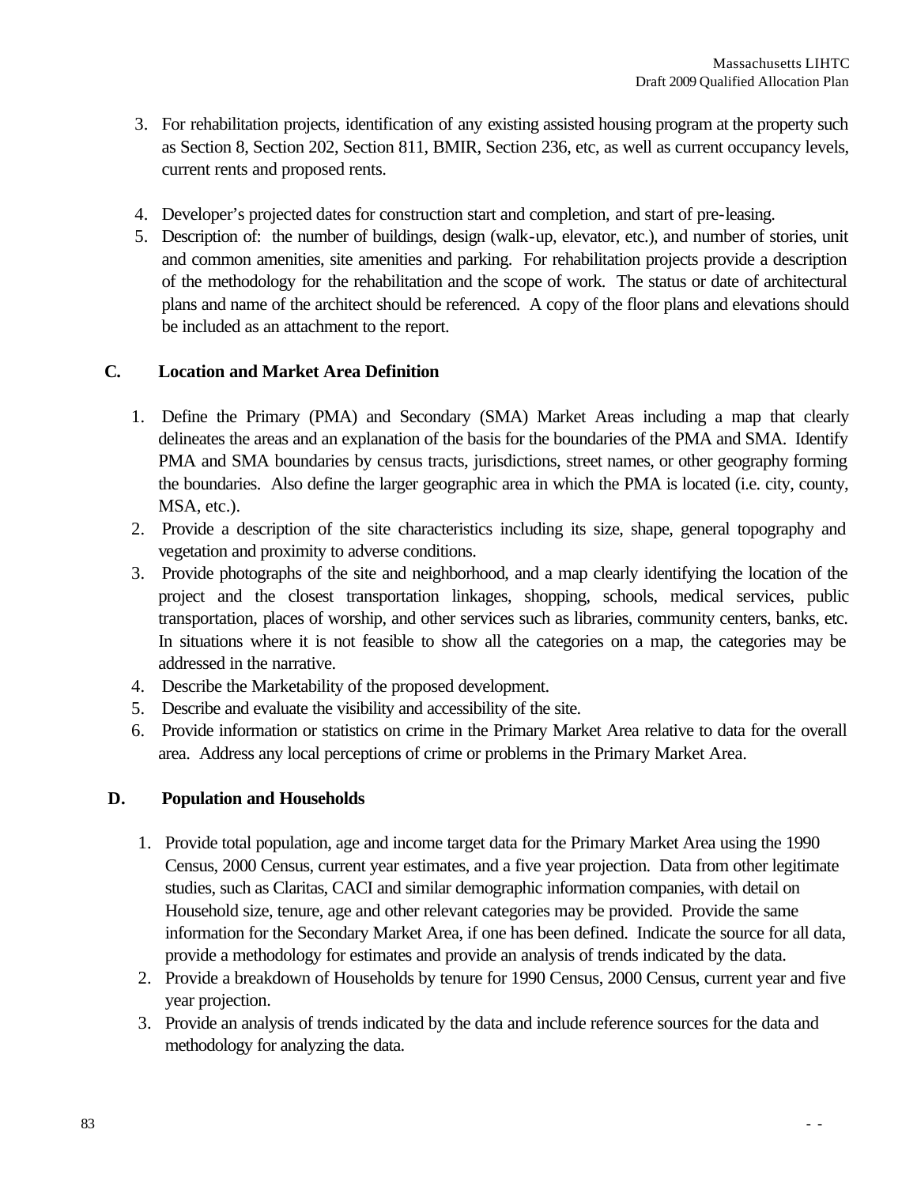3. For rehabilitation projects, identification of any existing assisted housing program at the property such as Section 8, Section 202, Section 811, BMIR, Section 236, etc, as well as current occupancy levels, current rents and proposed rents.

4. Developer's projected dates for construction start and completion, and start of pre-leasing.
5. Description of: the number of buildings, design (walk-up, elevator, etc.), and number of stories, unit and common amenities, site amenities and parking. For rehabilitation projects provide a description of the methodology for the rehabilitation and the scope of work. The status or date of architectural plans and name of the architect should be referenced. A copy of the floor plans and elevations should be included as an attachment to the report.

### C. Location and Market Area Definition

1. Define the Primary (PMA) and Secondary (SMA) Market Areas including a map that clearly delineates the areas and an explanation of the basis for the boundaries of the PMA and SMA. Identify PMA and SMA boundaries by census tracts, jurisdictions, street names, or other geography forming the boundaries. Also define the larger geographic area in which the PMA is located (i.e. city, county, MSA, etc.).
2. Provide a description of the site characteristics including its size, shape, general topography and vegetation and proximity to adverse conditions.
3. Provide photographs of the site and neighborhood, and a map clearly identifying the location of the project and the closest transportation linkages, shopping, schools, medical services, public transportation, places of worship, and other services such as libraries, community centers, banks, etc. In situations where it is not feasible to show all the categories on a map, the categories may be addressed in the narrative.
4. Describe the Marketability of the proposed development.
5. Describe and evaluate the visibility and accessibility of the site.
6. Provide information or statistics on crime in the Primary Market Area relative to data for the overall area. Address any local perceptions of crime or problems in the Primary Market Area.

### D. Population and Households

1. Provide total population, age and income target data for the Primary Market Area using the 1990 Census, 2000 Census, current year estimates, and a five year projection. Data from other legitimate studies, such as Claritas, CACI and similar demographic information companies, with detail on Household size, tenure, age and other relevant categories may be provided. Provide the same information for the Secondary Market Area, if one has been defined. Indicate the source for all data, provide a methodology for estimates and provide an analysis of trends indicated by the data.
2. Provide a breakdown of Households by tenure for 1990 Census, 2000 Census, current year and five year projection.
3. Provide an analysis of trends indicated by the data and include reference sources for the data and methodology for analyzing the data.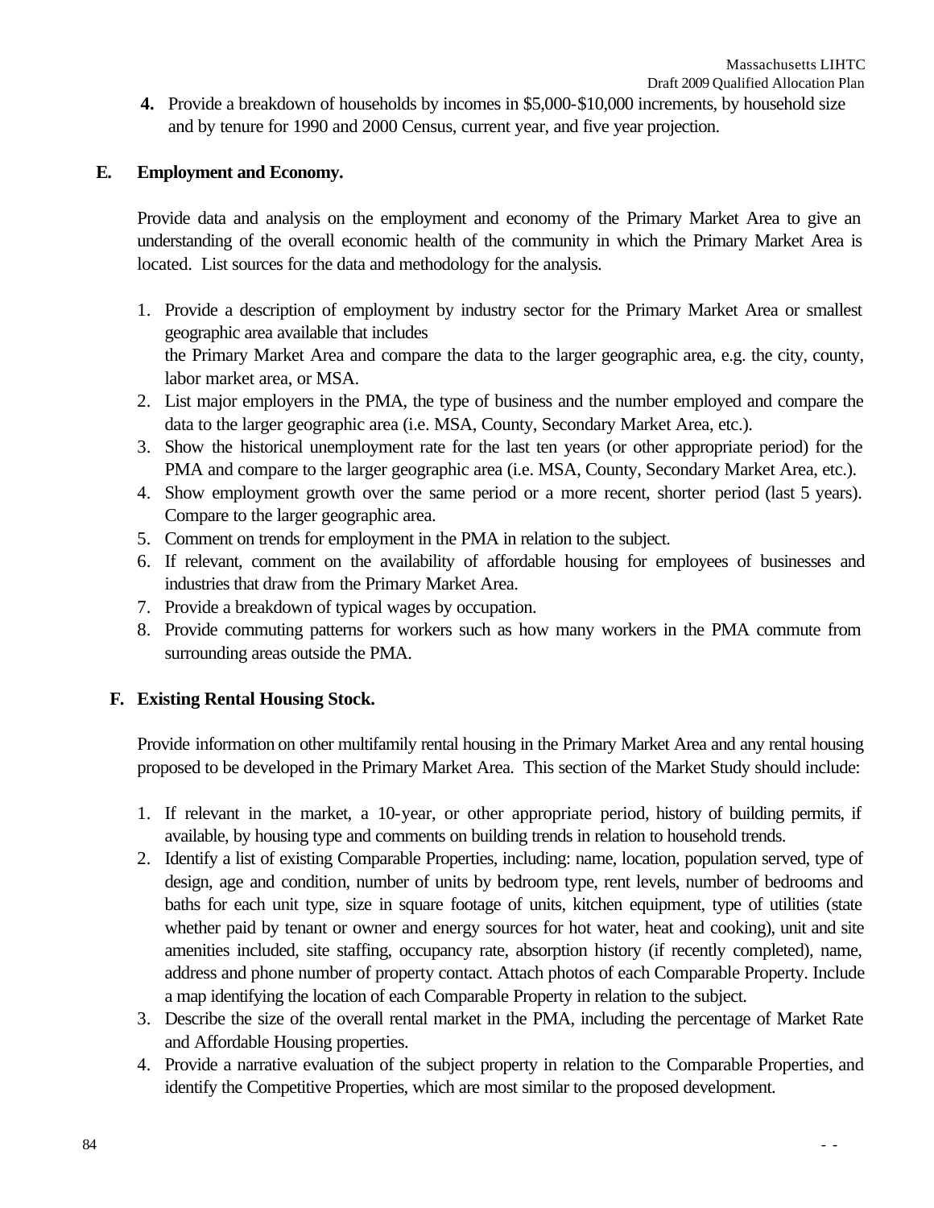4. Provide a breakdown of households by incomes in $5,000-$10,000 increments, by household size and by tenure for 1990 and 2000 Census, current year, and five year projection.

## E. Employment and Economy.

Provide data and analysis on the employment and economy of the Primary Market Area to give an understanding of the overall economic health of the community in which the Primary Market Area is located. List sources for the data and methodology for the analysis.

1. Provide a description of employment by industry sector for the Primary Market Area or smallest geographic area available that includes the Primary Market Area and compare the data to the larger geographic area, e.g. the city, county, labor market area, or MSA.
2. List major employers in the PMA, the type of business and the number employed and compare the data to the larger geographic area (i.e. MSA, County, Secondary Market Area, etc.).
3. Show the historical unemployment rate for the last ten years (or other appropriate period) for the PMA and compare to the larger geographic area (i.e. MSA, County, Secondary Market Area, etc.).
4. Show employment growth over the same period or a more recent, shorter period (last 5 years). Compare to the larger geographic area.
5. Comment on trends for employment in the PMA in relation to the subject.
6. If relevant, comment on the availability of affordable housing for employees of businesses and industries that draw from the Primary Market Area.
7. Provide a breakdown of typical wages by occupation.
8. Provide commuting patterns for workers such as how many workers in the PMA commute from surrounding areas outside the PMA.

## F. Existing Rental Housing Stock.

Provide information on other multifamily rental housing in the Primary Market Area and any rental housing proposed to be developed in the Primary Market Area. This section of the Market Study should include:

1. If relevant in the market, a 10-year, or other appropriate period, history of building permits, if available, by housing type and comments on building trends in relation to household trends.
2. Identify a list of existing Comparable Properties, including: name, location, population served, type of design, age and condition, number of units by bedroom type, rent levels, number of bedrooms and baths for each unit type, size in square footage of units, kitchen equipment, type of utilities (state whether paid by tenant or owner and energy sources for hot water, heat and cooking), unit and site amenities included, site staffing, occupancy rate, absorption history (if recently completed), name, address and phone number of property contact. Attach photos of each Comparable Property. Include a map identifying the location of each Comparable Property in relation to the subject.
3. Describe the size of the overall rental market in the PMA, including the percentage of Market Rate and Affordable Housing properties.
4. Provide a narrative evaluation of the subject property in relation to the Comparable Properties, and identify the Competitive Properties, which are most similar to the proposed development.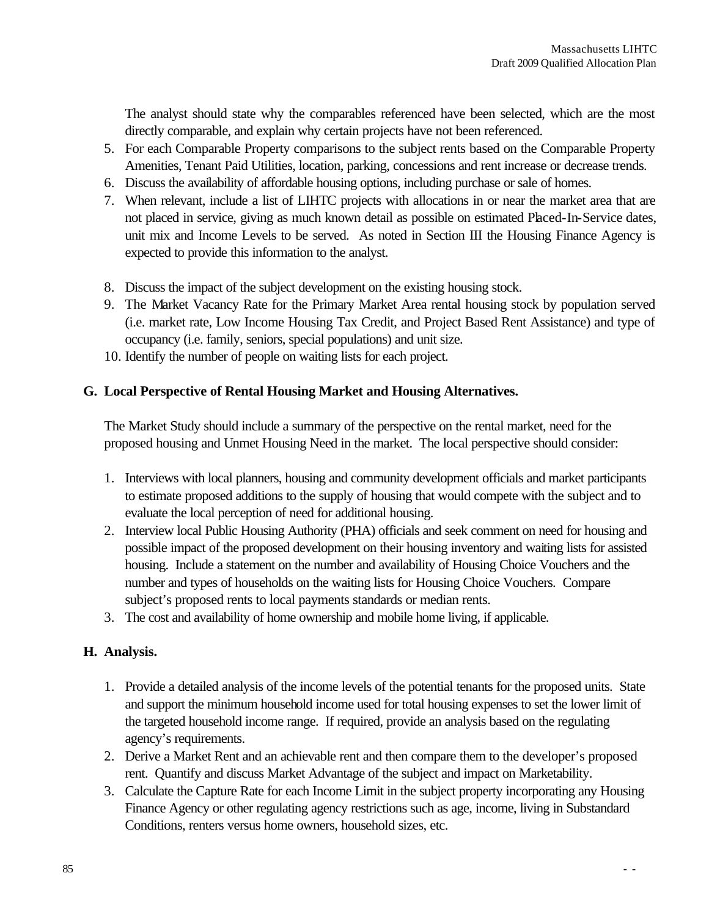The analyst should state why the comparables referenced have been selected, which are the most directly comparable, and explain why certain projects have not been referenced.

5. For each Comparable Property comparisons to the subject rents based on the Comparable Property Amenities, Tenant Paid Utilities, location, parking, concessions and rent increase or decrease trends.
6. Discuss the availability of affordable housing options, including purchase or sale of homes.
7. When relevant, include a list of LIHTC projects with allocations in or near the market area that are not placed in service, giving as much known detail as possible on estimated Placed-In-Service dates, unit mix and Income Levels to be served. As noted in Section III the Housing Finance Agency is expected to provide this information to the analyst.
8. Discuss the impact of the subject development on the existing housing stock.
9. The Market Vacancy Rate for the Primary Market Area rental housing stock by population served (i.e. market rate, Low Income Housing Tax Credit, and Project Based Rent Assistance) and type of occupancy (i.e. family, seniors, special populations) and unit size.
10. Identify the number of people on waiting lists for each project.

**G. Local Perspective of Rental Housing Market and Housing Alternatives.**

The Market Study should include a summary of the perspective on the rental market, need for the proposed housing and Unmet Housing Need in the market. The local perspective should consider:

1. Interviews with local planners, housing and community development officials and market participants to estimate proposed additions to the supply of housing that would compete with the subject and to evaluate the local perception of need for additional housing.
2. Interview local Public Housing Authority (PHA) officials and seek comment on need for housing and possible impact of the proposed development on their housing inventory and waiting lists for assisted housing. Include a statement on the number and availability of Housing Choice Vouchers and the number and types of households on the waiting lists for Housing Choice Vouchers. Compare subject's proposed rents to local payments standards or median rents.
3. The cost and availability of home ownership and mobile home living, if applicable.

**H. Analysis.**

1. Provide a detailed analysis of the income levels of the potential tenants for the proposed units. State and support the minimum household income used for total housing expenses to set the lower limit of the targeted household income range. If required, provide an analysis based on the regulating agency's requirements.
2. Derive a Market Rent and an achievable rent and then compare them to the developer's proposed rent. Quantify and discuss Market Advantage of the subject and impact on Marketability.
3. Calculate the Capture Rate for each Income Limit in the subject property incorporating any Housing Finance Agency or other regulating agency restrictions such as age, income, living in Substandard Conditions, renters versus home owners, household sizes, etc.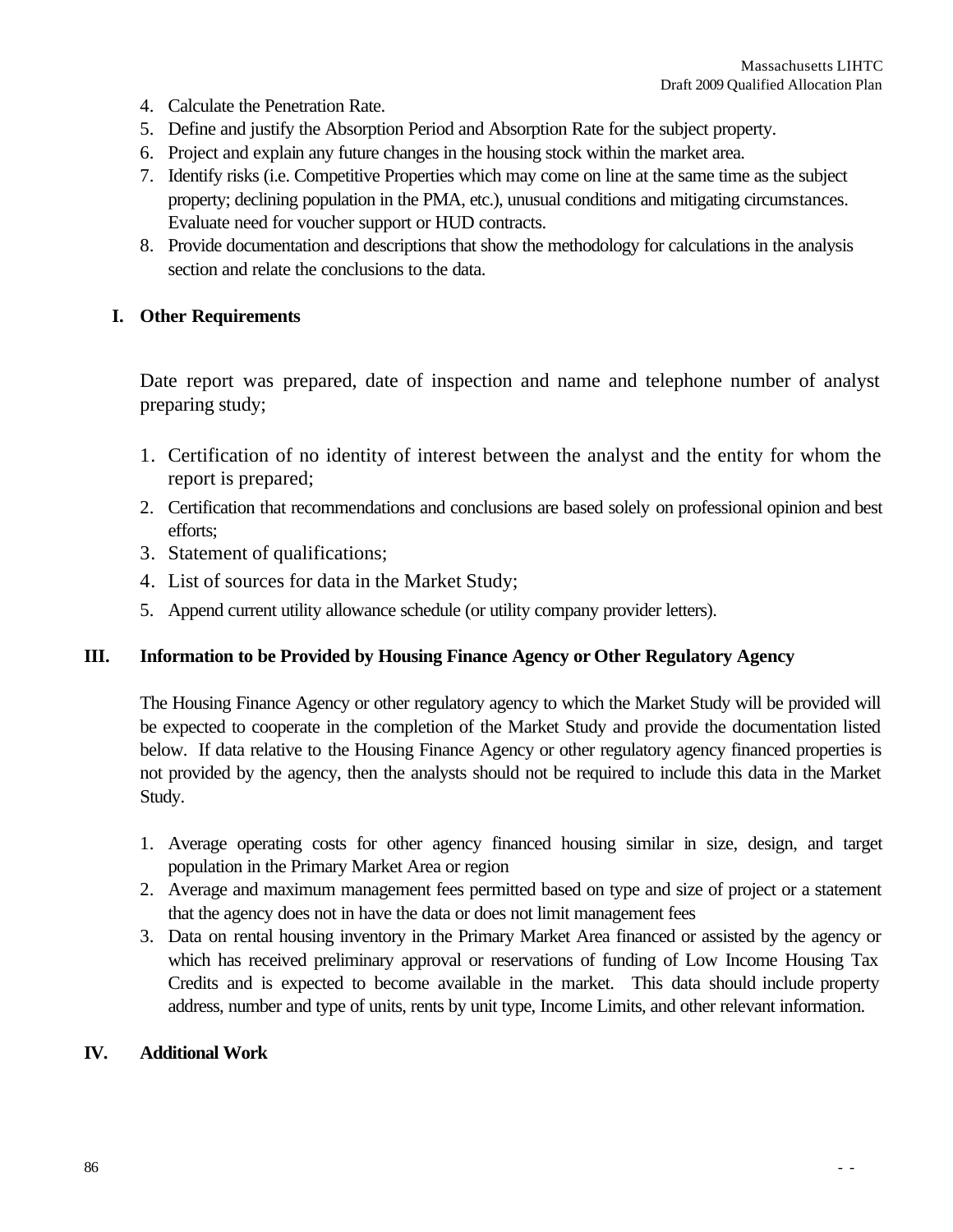4. Calculate the Penetration Rate.
5. Define and justify the Absorption Period and Absorption Rate for the subject property.
6. Project and explain any future changes in the housing stock within the market area.
7. Identify risks (i.e. Competitive Properties which may come on line at the same time as the subject property; declining population in the PMA, etc.), unusual conditions and mitigating circumstances. Evaluate need for voucher support or HUD contracts.
8. Provide documentation and descriptions that show the methodology for calculations in the analysis section and relate the conclusions to the data.

### I. Other Requirements

Date report was prepared, date of inspection and name and telephone number of analyst preparing study;

1. Certification of no identity of interest between the analyst and the entity for whom the report is prepared;
2. Certification that recommendations and conclusions are based solely on professional opinion and best efforts;
3. Statement of qualifications;
4. List of sources for data in the Market Study;
5. Append current utility allowance schedule (or utility company provider letters).

## III. Information to be Provided by Housing Finance Agency or Other Regulatory Agency

The Housing Finance Agency or other regulatory agency to which the Market Study will be provided will be expected to cooperate in the completion of the Market Study and provide the documentation listed below. If data relative to the Housing Finance Agency or other regulatory agency financed properties is not provided by the agency, then the analysts should not be required to include this data in the Market Study.

1. Average operating costs for other agency financed housing similar in size, design, and target population in the Primary Market Area or region
2. Average and maximum management fees permitted based on type and size of project or a statement that the agency does not in have the data or does not limit management fees
3. Data on rental housing inventory in the Primary Market Area financed or assisted by the agency or which has received preliminary approval or reservations of funding of Low Income Housing Tax Credits and is expected to become available in the market. This data should include property address, number and type of units, rents by unit type, Income Limits, and other relevant information.

## IV. Additional Work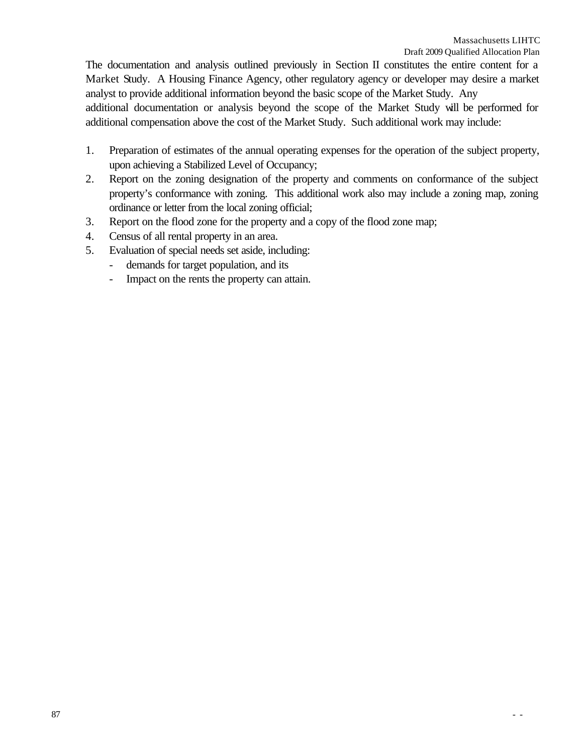The documentation and analysis outlined previously in Section II constitutes the entire content for a Market Study. A Housing Finance Agency, other regulatory agency or developer may desire a market analyst to provide additional information beyond the basic scope of the Market Study. Any additional documentation or analysis beyond the scope of the Market Study will be performed for additional compensation above the cost of the Market Study. Such additional work may include:

1. Preparation of estimates of the annual operating expenses for the operation of the subject property, upon achieving a Stabilized Level of Occupancy;
2. Report on the zoning designation of the property and comments on conformance of the subject property's conformance with zoning. This additional work also may include a zoning map, zoning ordinance or letter from the local zoning official;
3. Report on the flood zone for the property and a copy of the flood zone map;
4. Census of all rental property in an area.
5. Evaluation of special needs set aside, including:
   - demands for target population, and its
   - Impact on the rents the property can attain.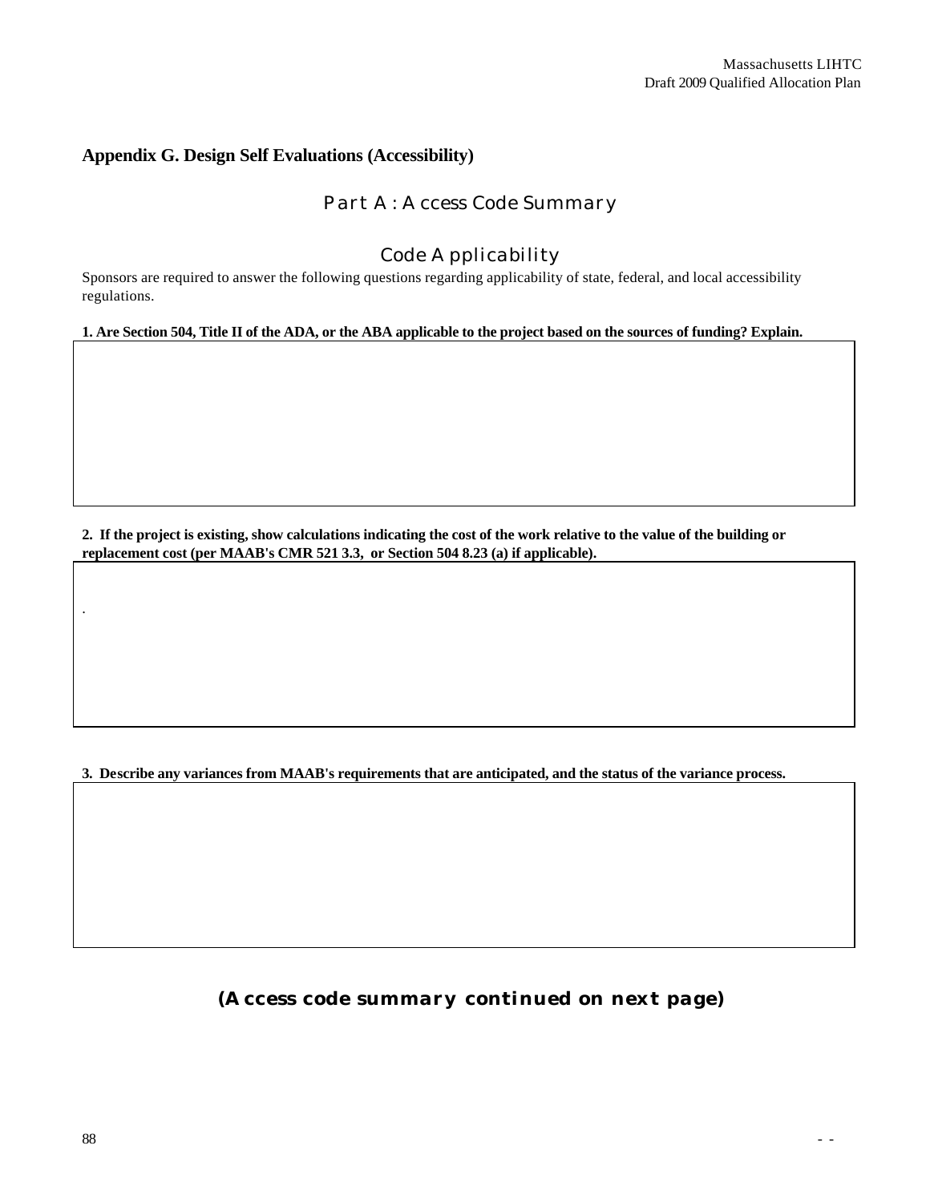## Appendix G. Design Self Evaluations (Accessibility)

### Part A: Access Code Summary

### Code Applicability

Sponsors are required to answer the following questions regarding applicability of state, federal, and local accessibility regulations.

**1. Are Section 504, Title II of the ADA, or the ABA applicable to the project based on the sources of funding? Explain.**

**2. If the project is existing, show calculations indicating the cost of the work relative to the value of the building or replacement cost (per MAAB's CMR 521 3.3, or Section 504 8.23 (a) if applicable).**

**3. Describe any variances from MAAB's requirements that are anticipated, and the status of the variance process.**

**(Access code summary continued on next page)**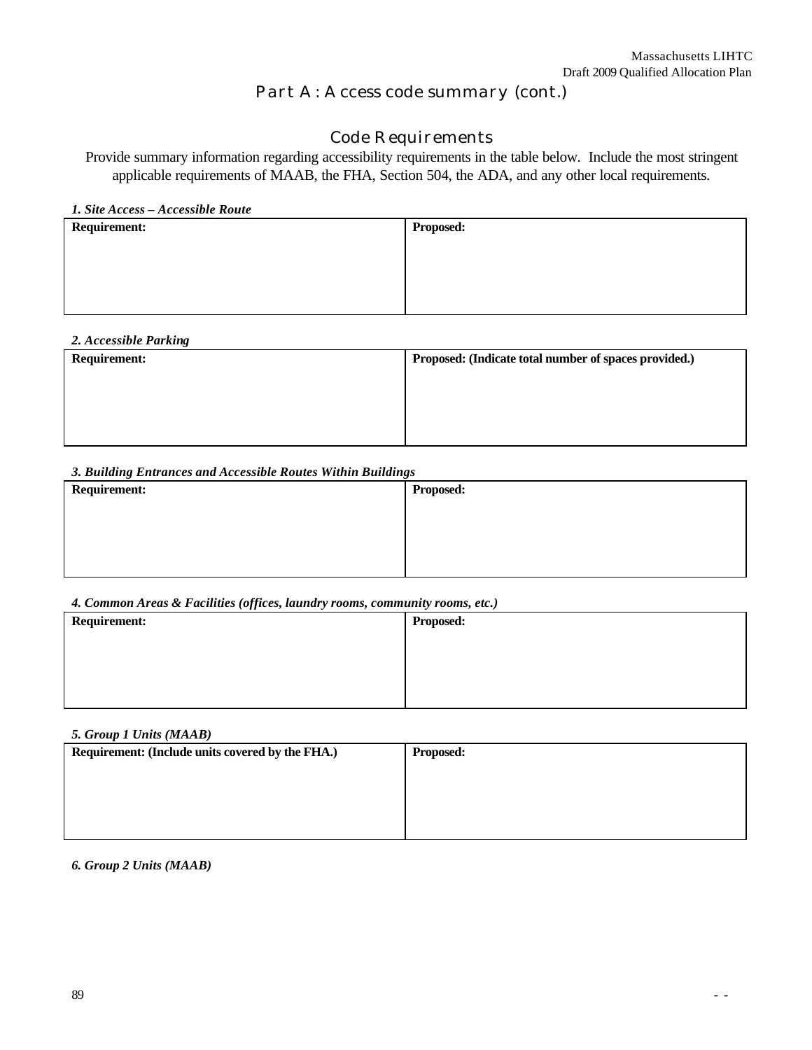## Part A: Access code summary (cont.)

### Code Requirements

Provide summary information regarding accessibility requirements in the table below. Include the most stringent applicable requirements of MAAB, the FHA, Section 504, the ADA, and any other local requirements.

***1. Site Access – Accessible Route***

| **Requirement:** | **Proposed:** |
|---|---|
| | |

***2. Accessible Parking***

| **Requirement:** | **Proposed: (Indicate total number of spaces provided.)** |
|---|---|
| | |

***3. Building Entrances and Accessible Routes Within Buildings***

| **Requirement:** | **Proposed:** |
|---|---|
| | |

***4. Common Areas & Facilities (offices, laundry rooms, community rooms, etc.)***

| **Requirement:** | **Proposed:** |
|---|---|
| | |

***5. Group 1 Units (MAAB)***

| **Requirement: (Include units covered by the FHA.)** | **Proposed:** |
|---|---|
| | |

***6. Group 2 Units (MAAB)***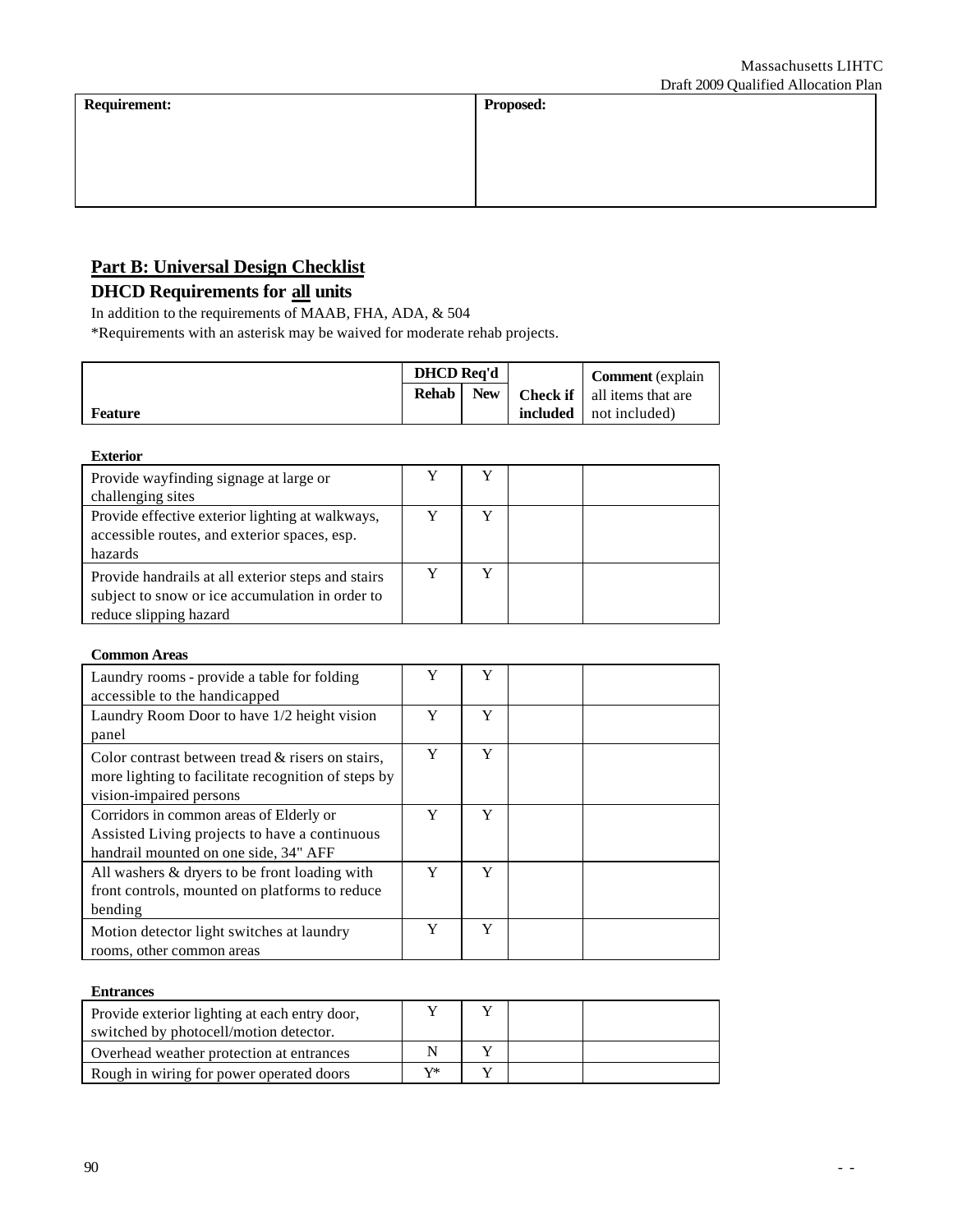| Requirement: | Proposed: |
|---|---|
| | |

## Part B: Universal Design Checklist

### DHCD Requirements for all units

In addition to the requirements of MAAB, FHA, ADA, & 504

*Requirements with an asterisk may be waived for moderate rehab projects.

| Feature | DHCD Req'd | | Check if included | Comment (explain all items that are not included) |
|---|---|---|---|---|
| | Rehab | New | | |
| **Exterior** | | | | |
| Provide wayfinding signage at large or challenging sites | Y | Y | | |
| Provide effective exterior lighting at walkways, accessible routes, and exterior spaces, esp. hazards | Y | Y | | |
| Provide handrails at all exterior steps and stairs subject to snow or ice accumulation in order to reduce slipping hazard | Y | Y | | |
| **Common Areas** | | | | |
| Laundry rooms - provide a table for folding accessible to the handicapped | Y | Y | | |
| Laundry Room Door to have 1/2 height vision panel | Y | Y | | |
| Color contrast between tread & risers on stairs, more lighting to facilitate recognition of steps by vision-impaired persons | Y | Y | | |
| Corridors in common areas of Elderly or Assisted Living projects to have a continuous handrail mounted on one side, 34" AFF | Y | Y | | |
| All washers & dryers to be front loading with front controls, mounted on platforms to reduce bending | Y | Y | | |
| Motion detector light switches at laundry rooms, other common areas | Y | Y | | |
| **Entrances** | | | | |
| Provide exterior lighting at each entry door, switched by photocell/motion detector. | Y | Y | | |
| Overhead weather protection at entrances | N | Y | | |
| Rough in wiring for power operated doors | Y* | Y | | |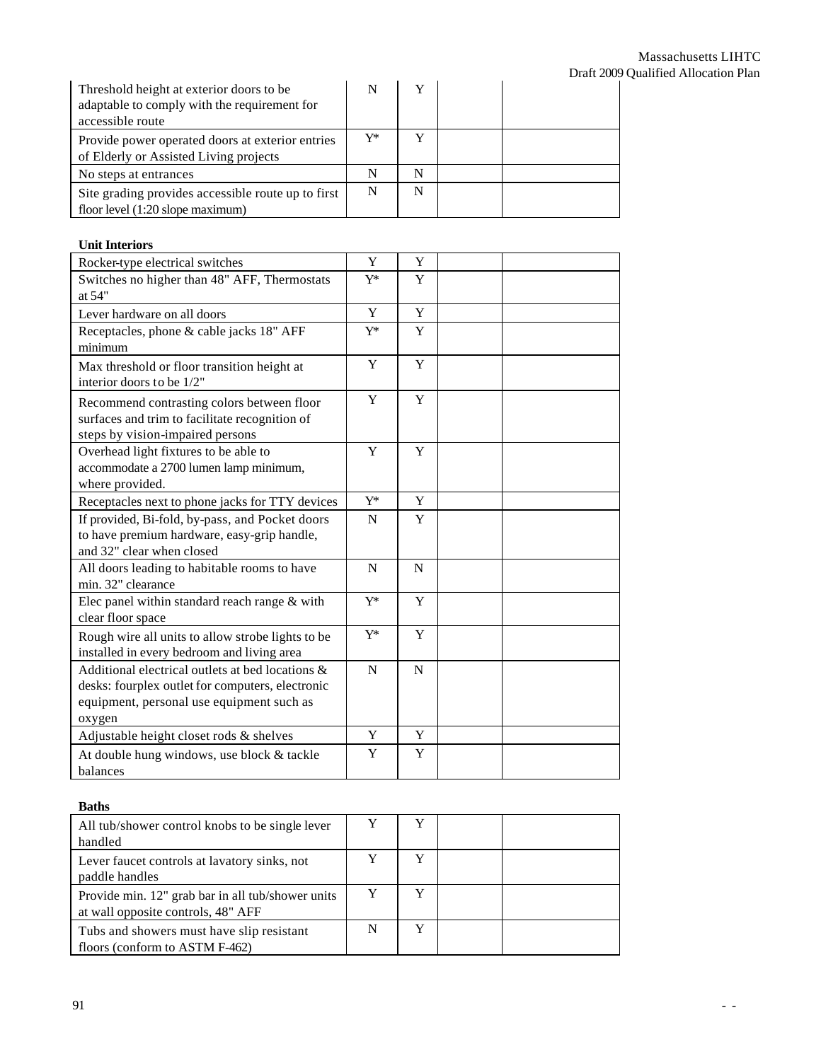| | | | | |
|---|---|---|---|---|
| Threshold height at exterior doors to be adaptable to comply with the requirement for accessible route | N | Y | | |
| Provide power operated doors at exterior entries of Elderly or Assisted Living projects | Y* | Y | | |
| No steps at entrances | N | N | | |
| Site grading provides accessible route up to first floor level (1:20 slope maximum) | N | N | | |

**Unit Interiors**

| | | | | |
|---|---|---|---|---|
| Rocker-type electrical switches | Y | Y | | |
| Switches no higher than 48" AFF, Thermostats at 54" | Y* | Y | | |
| Lever hardware on all doors | Y | Y | | |
| Receptacles, phone & cable jacks 18" AFF minimum | Y* | Y | | |
| Max threshold or floor transition height at interior doors to be 1/2" | Y | Y | | |
| Recommend contrasting colors between floor surfaces and trim to facilitate recognition of steps by vision-impaired persons | Y | Y | | |
| Overhead light fixtures to be able to accommodate a 2700 lumen lamp minimum, where provided. | Y | Y | | |
| Receptacles next to phone jacks for TTY devices | Y* | Y | | |
| If provided, Bi-fold, by-pass, and Pocket doors to have premium hardware, easy-grip handle, and 32" clear when closed | N | Y | | |
| All doors leading to habitable rooms to have min. 32" clearance | N | N | | |
| Elec panel within standard reach range & with clear floor space | Y* | Y | | |
| Rough wire all units to allow strobe lights to be installed in every bedroom and living area | Y* | Y | | |
| Additional electrical outlets at bed locations & desks: fourplex outlet for computers, electronic equipment, personal use equipment such as oxygen | N | N | | |
| Adjustable height closet rods & shelves | Y | Y | | |
| At double hung windows, use block & tackle balances | Y | Y | | |

**Baths**

| | | | | |
|---|---|---|---|---|
| All tub/shower control knobs to be single lever handled | Y | Y | | |
| Lever faucet controls at lavatory sinks, not paddle handles | Y | Y | | |
| Provide min. 12" grab bar in all tub/shower units at wall opposite controls, 48" AFF | Y | Y | | |
| Tubs and showers must have slip resistant floors (conform to ASTM F-462) | N | Y | | |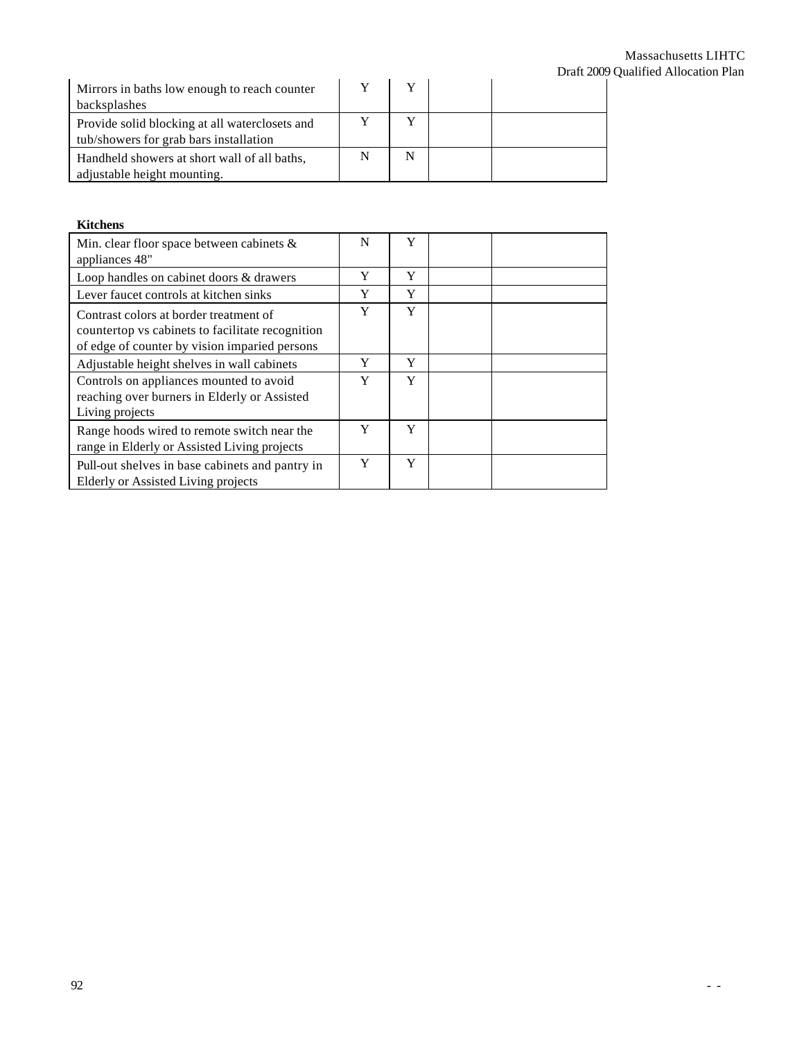| | | | | |
|---|---|---|---|---|
| Mirrors in baths low enough to reach counter backsplashes | Y | Y | | |
| Provide solid blocking at all waterclosets and tub/showers for grab bars installation | Y | Y | | |
| Handheld showers at short wall of all baths, adjustable height mounting. | N | N | | |

**Kitchens**

| | | | | |
|---|---|---|---|---|
| Min. clear floor space between cabinets & appliances 48" | N | Y | | |
| Loop handles on cabinet doors & drawers | Y | Y | | |
| Lever faucet controls at kitchen sinks | Y | Y | | |
| Contrast colors at border treatment of countertop vs cabinets to facilitate recognition of edge of counter by vision imparied persons | Y | Y | | |
| Adjustable height shelves in wall cabinets | Y | Y | | |
| Controls on appliances mounted to avoid reaching over burners in Elderly or Assisted Living projects | Y | Y | | |
| Range hoods wired to remote switch near the range in Elderly or Assisted Living projects | Y | Y | | |
| Pull-out shelves in base cabinets and pantry in Elderly or Assisted Living projects | Y | Y | | |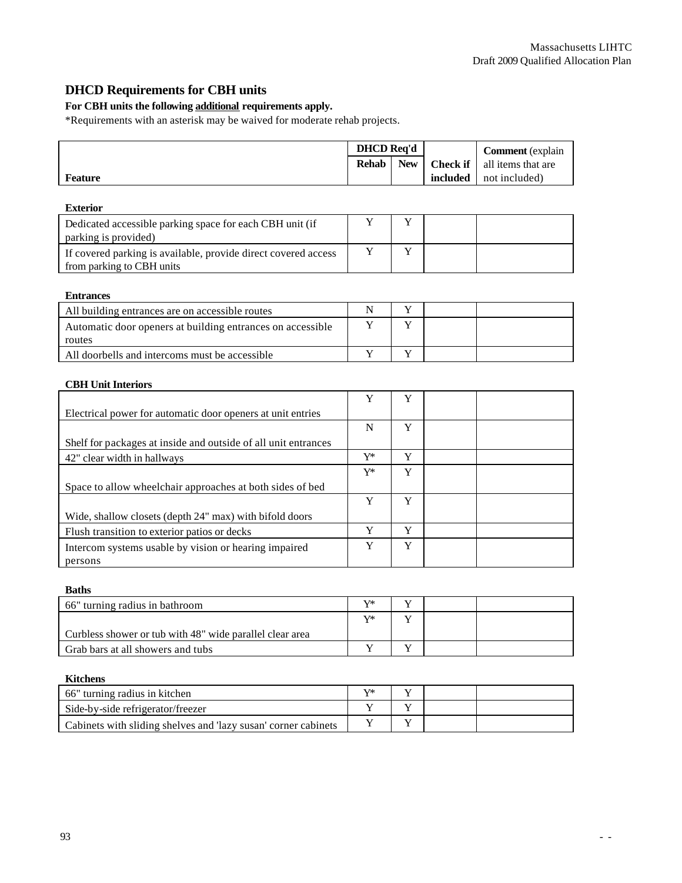## DHCD Requirements for CBH units

**For CBH units the following additional requirements apply.**

*Requirements with an asterisk may be waived for moderate rehab projects.

| Feature | DHCD Req'd Rehab | DHCD Req'd New | Check if included | Comment (explain all items that are not included) |
|---|---|---|---|---|
| **Exterior** | | | | |
| Dedicated accessible parking space for each CBH unit (if parking is provided) | Y | Y | | |
| If covered parking is available, provide direct covered access from parking to CBH units | Y | Y | | |
| **Entrances** | | | | |
| All building entrances are on accessible routes | N | Y | | |
| Automatic door openers at building entrances on accessible routes | Y | Y | | |
| All doorbells and intercoms must be accessible | Y | Y | | |
| **CBH Unit Interiors** | | | | |
| Electrical power for automatic door openers at unit entries | Y | Y | | |
| Shelf for packages at inside and outside of all unit entrances | N | Y | | |
| 42" clear width in hallways | Y* | Y | | |
| Space to allow wheelchair approaches at both sides of bed | Y* | Y | | |
| Wide, shallow closets (depth 24" max) with bifold doors | Y | Y | | |
| Flush transition to exterior patios or decks | Y | Y | | |
| Intercom systems usable by vision or hearing impaired persons | Y | Y | | |
| **Baths** | | | | |
| 66" turning radius in bathroom | Y* | Y | | |
| Curbless shower or tub with 48" wide parallel clear area | Y* | Y | | |
| Grab bars at all showers and tubs | Y | Y | | |
| **Kitchens** | | | | |
| 66" turning radius in kitchen | Y* | Y | | |
| Side-by-side refrigerator/freezer | Y | Y | | |
| Cabinets with sliding shelves and 'lazy susan' corner cabinets | Y | Y | | |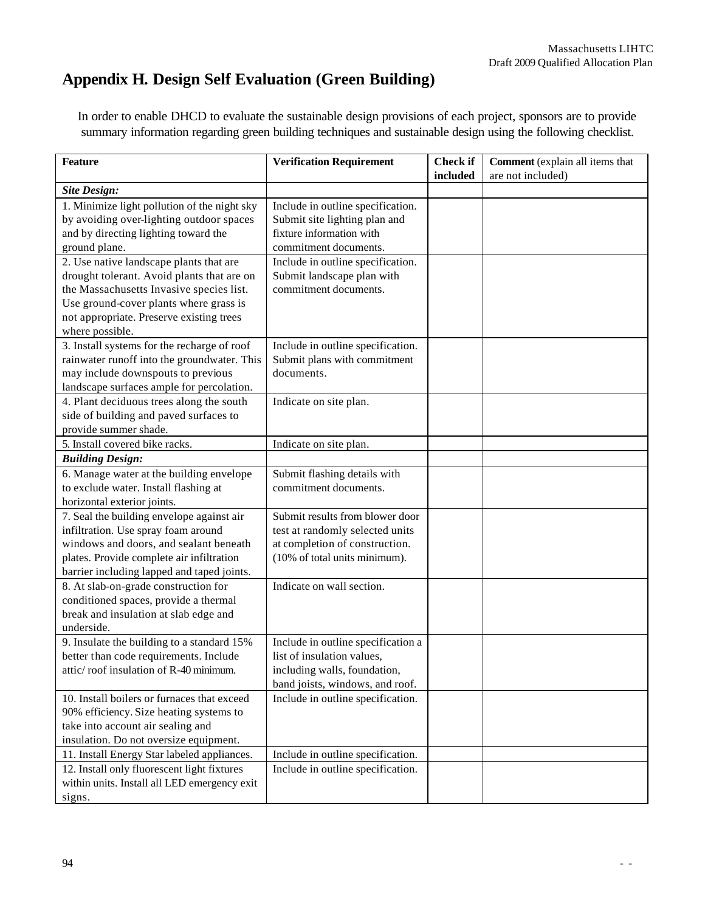# Appendix H. Design Self Evaluation (Green Building)

In order to enable DHCD to evaluate the sustainable design provisions of each project, sponsors are to provide summary information regarding green building techniques and sustainable design using the following checklist.

| Feature | Verification Requirement | Check if included | Comment (explain all items that are not included) |
|---|---|---|---|
| ***Site Design:*** | | | |
| 1. Minimize light pollution of the night sky by avoiding over-lighting outdoor spaces and by directing lighting toward the ground plane. | Include in outline specification. Submit site lighting plan and fixture information with commitment documents. | | |
| 2. Use native landscape plants that are drought tolerant. Avoid plants that are on the Massachusetts Invasive species list. Use ground-cover plants where grass is not appropriate. Preserve existing trees where possible. | Include in outline specification. Submit landscape plan with commitment documents. | | |
| 3. Install systems for the recharge of roof rainwater runoff into the groundwater. This may include downspouts to previous landscape surfaces ample for percolation. | Include in outline specification. Submit plans with commitment documents. | | |
| 4. Plant deciduous trees along the south side of building and paved surfaces to provide summer shade. | Indicate on site plan. | | |
| 5. Install covered bike racks. | Indicate on site plan. | | |
| ***Building Design:*** | | | |
| 6. Manage water at the building envelope to exclude water. Install flashing at horizontal exterior joints. | Submit flashing details with commitment documents. | | |
| 7. Seal the building envelope against air infiltration. Use spray foam around windows and doors, and sealant beneath plates. Provide complete air infiltration barrier including lapped and taped joints. | Submit results from blower door test at randomly selected units at completion of construction. (10% of total units minimum). | | |
| 8. At slab-on-grade construction for conditioned spaces, provide a thermal break and insulation at slab edge and underside. | Indicate on wall section. | | |
| 9. Insulate the building to a standard 15% better than code requirements. Include attic/ roof insulation of R-40 minimum. | Include in outline specification a list of insulation values, including walls, foundation, band joists, windows, and roof. | | |
| 10. Install boilers or furnaces that exceed 90% efficiency. Size heating systems to take into account air sealing and insulation. Do not oversize equipment. | Include in outline specification. | | |
| 11. Install Energy Star labeled appliances. | Include in outline specification. | | |
| 12. Install only fluorescent light fixtures within units. Install all LED emergency exit signs. | Include in outline specification. | | |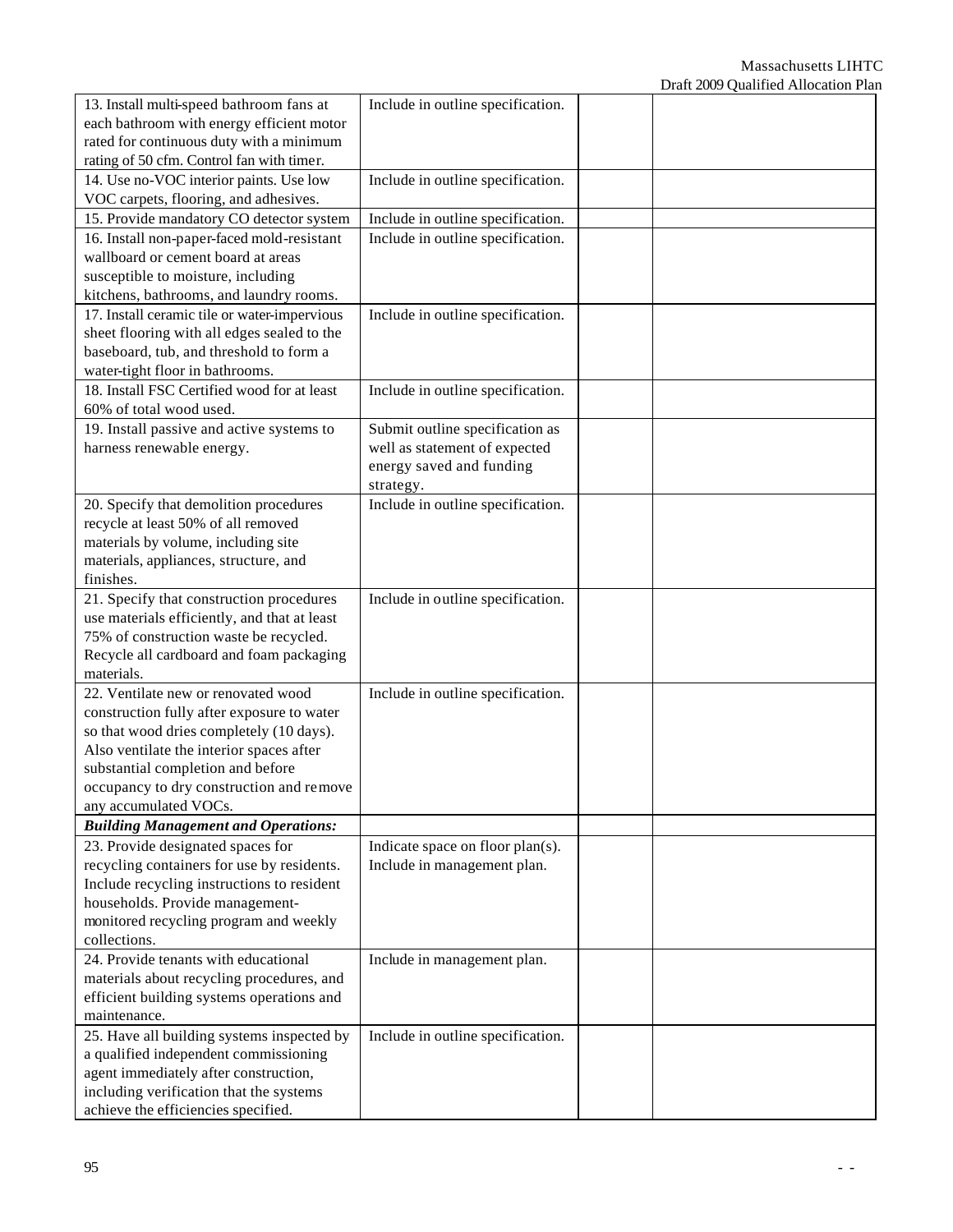| | | | |
|---|---|---|---|
| 13. Install multi-speed bathroom fans at each bathroom with energy efficient motor rated for continuous duty with a minimum rating of 50 cfm. Control fan with timer. | Include in outline specification. | | |
| 14. Use no-VOC interior paints. Use low VOC carpets, flooring, and adhesives. | Include in outline specification. | | |
| 15. Provide mandatory CO detector system | Include in outline specification. | | |
| 16. Install non-paper-faced mold-resistant wallboard or cement board at areas susceptible to moisture, including kitchens, bathrooms, and laundry rooms. | Include in outline specification. | | |
| 17. Install ceramic tile or water-impervious sheet flooring with all edges sealed to the baseboard, tub, and threshold to form a water-tight floor in bathrooms. | Include in outline specification. | | |
| 18. Install FSC Certified wood for at least 60% of total wood used. | Include in outline specification. | | |
| 19. Install passive and active systems to harness renewable energy. | Submit outline specification as well as statement of expected energy saved and funding strategy. | | |
| 20. Specify that demolition procedures recycle at least 50% of all removed materials by volume, including site materials, appliances, structure, and finishes. | Include in outline specification. | | |
| 21. Specify that construction procedures use materials efficiently, and that at least 75% of construction waste be recycled. Recycle all cardboard and foam packaging materials. | Include in outline specification. | | |
| 22. Ventilate new or renovated wood construction fully after exposure to water so that wood dries completely (10 days). Also ventilate the interior spaces after substantial completion and before occupancy to dry construction and remove any accumulated VOCs. | Include in outline specification. | | |
| ***Building Management and Operations:*** | | | |
| 23. Provide designated spaces for recycling containers for use by residents. Include recycling instructions to resident households. Provide management-monitored recycling program and weekly collections. | Indicate space on floor plan(s). Include in management plan. | | |
| 24. Provide tenants with educational materials about recycling procedures, and efficient building systems operations and maintenance. | Include in management plan. | | |
| 25. Have all building systems inspected by a qualified independent commissioning agent immediately after construction, including verification that the systems achieve the efficiencies specified. | Include in outline specification. | | |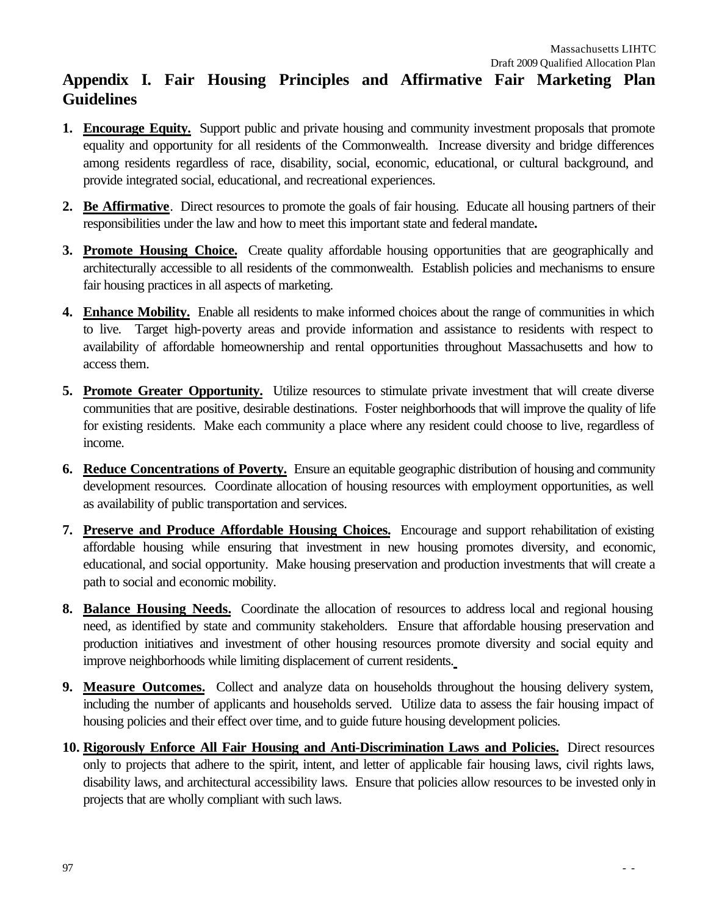## Appendix I. Fair Housing Principles and Affirmative Fair Marketing Plan Guidelines

1. **Encourage Equity.** Support public and private housing and community investment proposals that promote equality and opportunity for all residents of the Commonwealth. Increase diversity and bridge differences among residents regardless of race, disability, social, economic, educational, or cultural background, and provide integrated social, educational, and recreational experiences.

2. **Be Affirmative**. Direct resources to promote the goals of fair housing. Educate all housing partners of their responsibilities under the law and how to meet this important state and federal mandate**.**

3. **Promote Housing Choice.** Create quality affordable housing opportunities that are geographically and architecturally accessible to all residents of the commonwealth. Establish policies and mechanisms to ensure fair housing practices in all aspects of marketing.

4. **Enhance Mobility.** Enable all residents to make informed choices about the range of communities in which to live. Target high-poverty areas and provide information and assistance to residents with respect to availability of affordable homeownership and rental opportunities throughout Massachusetts and how to access them.

5. **Promote Greater Opportunity.** Utilize resources to stimulate private investment that will create diverse communities that are positive, desirable destinations. Foster neighborhoods that will improve the quality of life for existing residents. Make each community a place where any resident could choose to live, regardless of income.

6. **Reduce Concentrations of Poverty.** Ensure an equitable geographic distribution of housing and community development resources. Coordinate allocation of housing resources with employment opportunities, as well as availability of public transportation and services.

7. **Preserve and Produce Affordable Housing Choices.** Encourage and support rehabilitation of existing affordable housing while ensuring that investment in new housing promotes diversity, and economic, educational, and social opportunity. Make housing preservation and production investments that will create a path to social and economic mobility.

8. **Balance Housing Needs.** Coordinate the allocation of resources to address local and regional housing need, as identified by state and community stakeholders. Ensure that affordable housing preservation and production initiatives and investment of other housing resources promote diversity and social equity and improve neighborhoods while limiting displacement of current residents.

9. **Measure Outcomes.** Collect and analyze data on households throughout the housing delivery system, including the number of applicants and households served. Utilize data to assess the fair housing impact of housing policies and their effect over time, and to guide future housing development policies.

10. **Rigorously Enforce All Fair Housing and Anti-Discrimination Laws and Policies.** Direct resources only to projects that adhere to the spirit, intent, and letter of applicable fair housing laws, civil rights laws, disability laws, and architectural accessibility laws. Ensure that policies allow resources to be invested only in projects that are wholly compliant with such laws.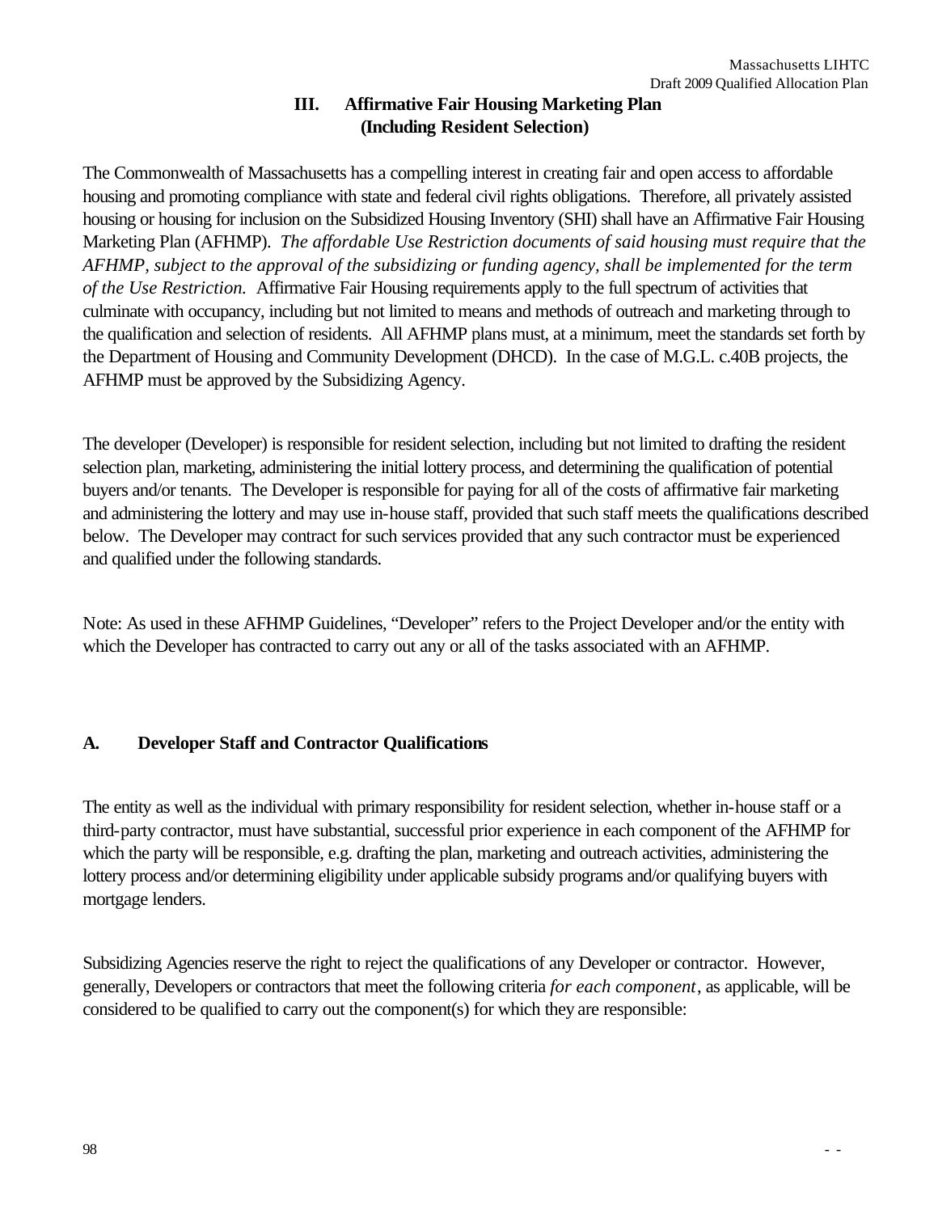## III. Affirmative Fair Housing Marketing Plan (Including Resident Selection)

The Commonwealth of Massachusetts has a compelling interest in creating fair and open access to affordable housing and promoting compliance with state and federal civil rights obligations. Therefore, all privately assisted housing or housing for inclusion on the Subsidized Housing Inventory (SHI) shall have an Affirmative Fair Housing Marketing Plan (AFHMP). *The affordable Use Restriction documents of said housing must require that the AFHMP, subject to the approval of the subsidizing or funding agency, shall be implemented for the term of the Use Restriction.* Affirmative Fair Housing requirements apply to the full spectrum of activities that culminate with occupancy, including but not limited to means and methods of outreach and marketing through to the qualification and selection of residents. All AFHMP plans must, at a minimum, meet the standards set forth by the Department of Housing and Community Development (DHCD). In the case of M.G.L. c.40B projects, the AFHMP must be approved by the Subsidizing Agency.

The developer (Developer) is responsible for resident selection, including but not limited to drafting the resident selection plan, marketing, administering the initial lottery process, and determining the qualification of potential buyers and/or tenants. The Developer is responsible for paying for all of the costs of affirmative fair marketing and administering the lottery and may use in-house staff, provided that such staff meets the qualifications described below. The Developer may contract for such services provided that any such contractor must be experienced and qualified under the following standards.

Note: As used in these AFHMP Guidelines, "Developer" refers to the Project Developer and/or the entity with which the Developer has contracted to carry out any or all of the tasks associated with an AFHMP.

### A. Developer Staff and Contractor Qualifications

The entity as well as the individual with primary responsibility for resident selection, whether in-house staff or a third-party contractor, must have substantial, successful prior experience in each component of the AFHMP for which the party will be responsible, e.g. drafting the plan, marketing and outreach activities, administering the lottery process and/or determining eligibility under applicable subsidy programs and/or qualifying buyers with mortgage lenders.

Subsidizing Agencies reserve the right to reject the qualifications of any Developer or contractor. However, generally, Developers or contractors that meet the following criteria *for each component*, as applicable, will be considered to be qualified to carry out the component(s) for which they are responsible: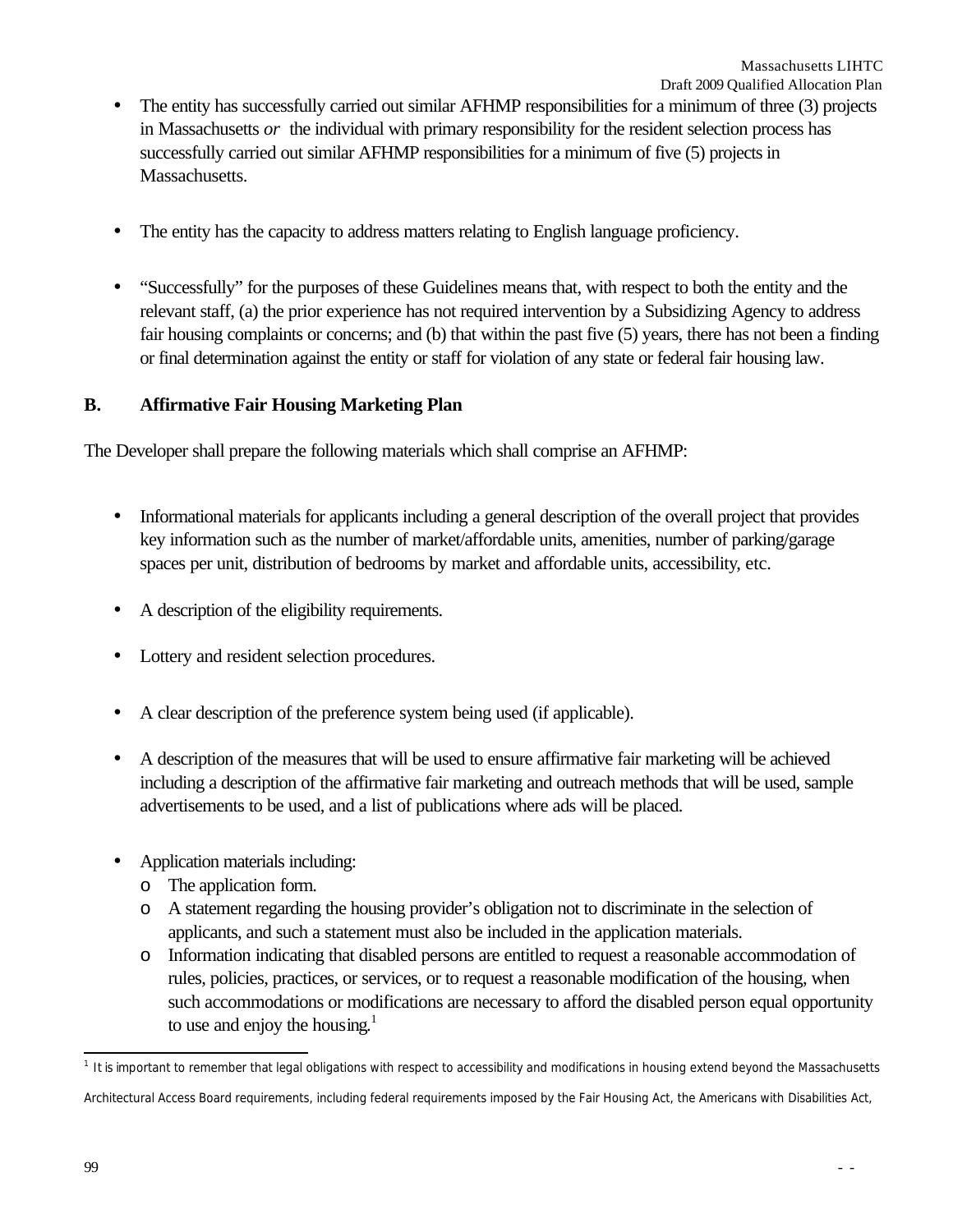- The entity has successfully carried out similar AFHMP responsibilities for a minimum of three (3) projects in Massachusetts *or* the individual with primary responsibility for the resident selection process has successfully carried out similar AFHMP responsibilities for a minimum of five (5) projects in Massachusetts.

- The entity has the capacity to address matters relating to English language proficiency.

- "Successfully" for the purposes of these Guidelines means that, with respect to both the entity and the relevant staff, (a) the prior experience has not required intervention by a Subsidizing Agency to address fair housing complaints or concerns; and (b) that within the past five (5) years, there has not been a finding or final determination against the entity or staff for violation of any state or federal fair housing law.

**B. Affirmative Fair Housing Marketing Plan**

The Developer shall prepare the following materials which shall comprise an AFHMP:

- Informational materials for applicants including a general description of the overall project that provides key information such as the number of market/affordable units, amenities, number of parking/garage spaces per unit, distribution of bedrooms by market and affordable units, accessibility, etc.

- A description of the eligibility requirements.

- Lottery and resident selection procedures.

- A clear description of the preference system being used (if applicable).

- A description of the measures that will be used to ensure affirmative fair marketing will be achieved including a description of the affirmative fair marketing and outreach methods that will be used, sample advertisements to be used, and a list of publications where ads will be placed.

- Application materials including:
  - The application form.
  - A statement regarding the housing provider's obligation not to discriminate in the selection of applicants, and such a statement must also be included in the application materials.
  - Information indicating that disabled persons are entitled to request a reasonable accommodation of rules, policies, practices, or services, or to request a reasonable modification of the housing, when such accommodations or modifications are necessary to afford the disabled person equal opportunity to use and enjoy the housing.[1]

---

[1] It is important to remember that legal obligations with respect to accessibility and modifications in housing extend beyond the Massachusetts Architectural Access Board requirements, including federal requirements imposed by the Fair Housing Act, the Americans with Disabilities Act,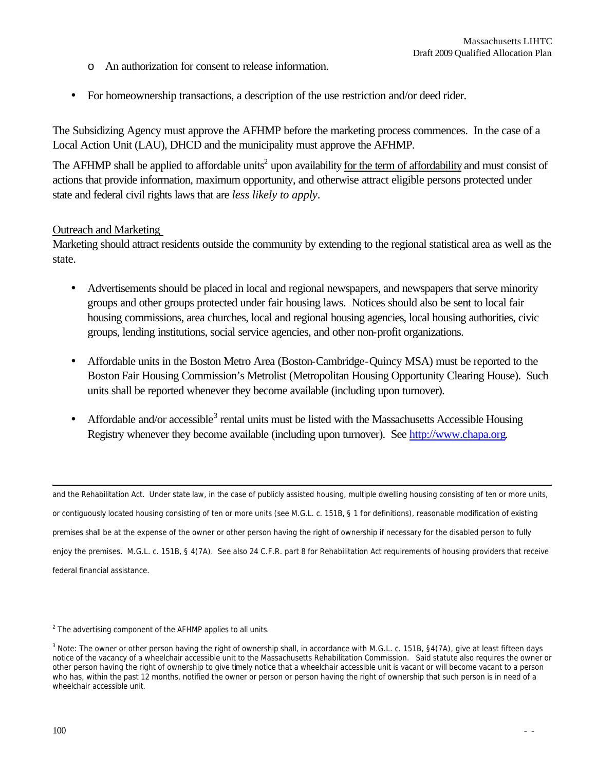- An authorization for consent to release information.

- For homeownership transactions, a description of the use restriction and/or deed rider.

The Subsidizing Agency must approve the AFHMP before the marketing process commences. In the case of a Local Action Unit (LAU), DHCD and the municipality must approve the AFHMP.

The AFHMP shall be applied to affordable units[2] upon availability for the term of affordability and must consist of actions that provide information, maximum opportunity, and otherwise attract eligible persons protected under state and federal civil rights laws that are *less likely to apply*.

Outreach and Marketing

Marketing should attract residents outside the community by extending to the regional statistical area as well as the state.

- Advertisements should be placed in local and regional newspapers, and newspapers that serve minority groups and other groups protected under fair housing laws. Notices should also be sent to local fair housing commissions, area churches, local and regional housing agencies, local housing authorities, civic groups, lending institutions, social service agencies, and other non-profit organizations.

- Affordable units in the Boston Metro Area (Boston-Cambridge-Quincy MSA) must be reported to the Boston Fair Housing Commission's Metrolist (Metropolitan Housing Opportunity Clearing House). Such units shall be reported whenever they become available (including upon turnover).

- Affordable and/or accessible[3] rental units must be listed with the Massachusetts Accessible Housing Registry whenever they become available (including upon turnover). See http://www.chapa.org.

---

and the Rehabilitation Act. Under state law, in the case of publicly assisted housing, multiple dwelling housing consisting of ten or more units, or contiguously located housing consisting of ten or more units (see M.G.L. c. 151B, § 1 for definitions), reasonable modification of existing premises shall be at the expense of the owner or other person having the right of ownership if necessary for the disabled person to fully enjoy the premises. M.G.L. c. 151B, § 4(7A). See also 24 C.F.R. part 8 for Rehabilitation Act requirements of housing providers that receive federal financial assistance.

[2] The advertising component of the AFHMP applies to all units.

[3] Note: The owner or other person having the right of ownership shall, in accordance with M.G.L. c. 151B, §4(7A), give at least fifteen days notice of the vacancy of a wheelchair accessible unit to the Massachusetts Rehabilitation Commission. Said statute also requires the owner or other person having the right of ownership to give timely notice that a wheelchair accessible unit is vacant or will become vacant to a person who has, within the past 12 months, notified the owner or person or person having the right of ownership that such person is in need of a wheelchair accessible unit.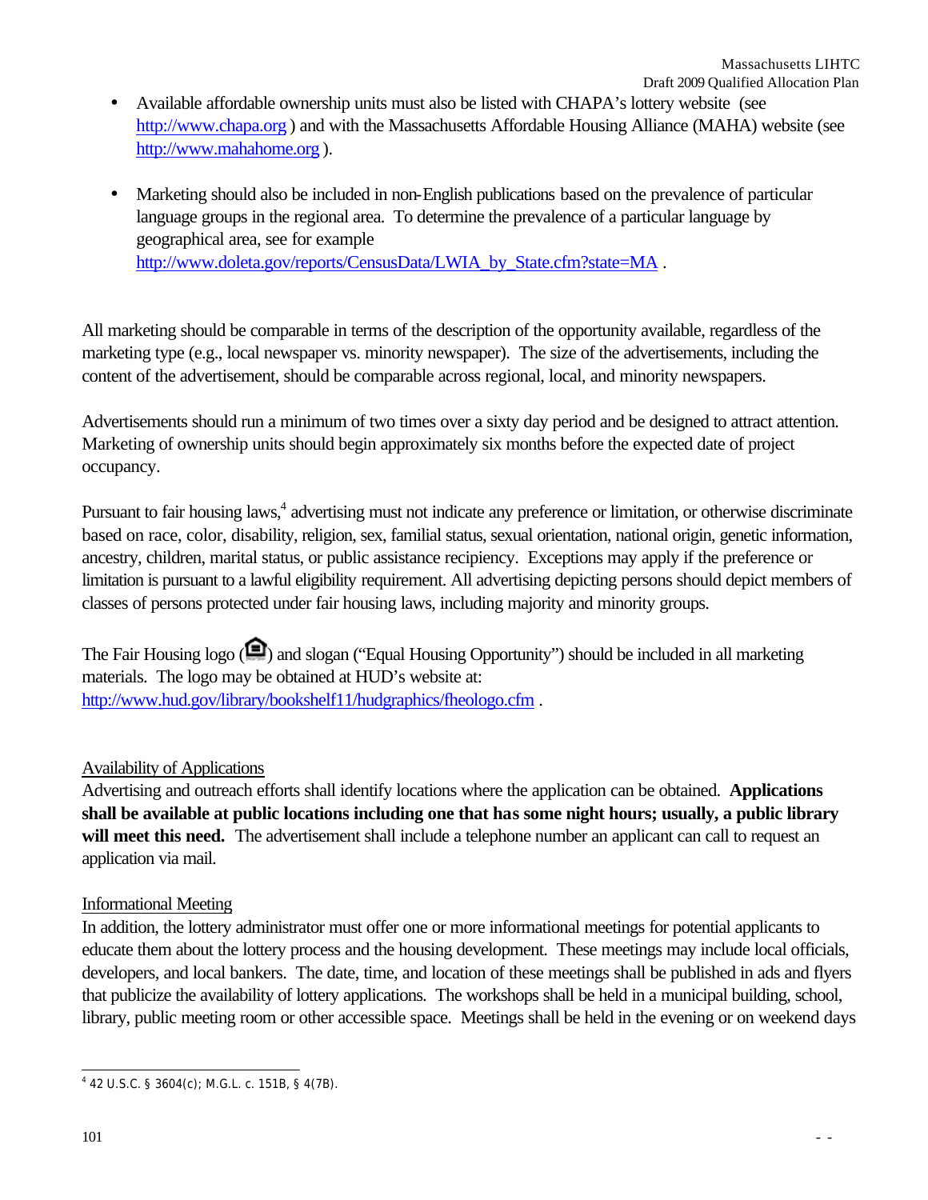- Available affordable ownership units must also be listed with CHAPA's lottery website (see http://www.chapa.org ) and with the Massachusetts Affordable Housing Alliance (MAHA) website (see http://www.mahahome.org ).

- Marketing should also be included in non-English publications based on the prevalence of particular language groups in the regional area. To determine the prevalence of a particular language by geographical area, see for example http://www.doleta.gov/reports/CensusData/LWIA_by_State.cfm?state=MA .

All marketing should be comparable in terms of the description of the opportunity available, regardless of the marketing type (e.g., local newspaper vs. minority newspaper). The size of the advertisements, including the content of the advertisement, should be comparable across regional, local, and minority newspapers.

Advertisements should run a minimum of two times over a sixty day period and be designed to attract attention. Marketing of ownership units should begin approximately six months before the expected date of project occupancy.

Pursuant to fair housing laws,[4] advertising must not indicate any preference or limitation, or otherwise discriminate based on race, color, disability, religion, sex, familial status, sexual orientation, national origin, genetic information, ancestry, children, marital status, or public assistance recipiency. Exceptions may apply if the preference or limitation is pursuant to a lawful eligibility requirement. All advertising depicting persons should depict members of classes of persons protected under fair housing laws, including majority and minority groups.

The Fair Housing logo ( ) and slogan ("Equal Housing Opportunity") should be included in all marketing materials. The logo may be obtained at HUD's website at: http://www.hud.gov/library/bookshelf11/hudgraphics/fheologo.cfm .

Availability of Applications

Advertising and outreach efforts shall identify locations where the application can be obtained. **Applications shall be available at public locations including one that has some night hours; usually, a public library will meet this need.** The advertisement shall include a telephone number an applicant can call to request an application via mail.

Informational Meeting

In addition, the lottery administrator must offer one or more informational meetings for potential applicants to educate them about the lottery process and the housing development. These meetings may include local officials, developers, and local bankers. The date, time, and location of these meetings shall be published in ads and flyers that publicize the availability of lottery applications. The workshops shall be held in a municipal building, school, library, public meeting room or other accessible space. Meetings shall be held in the evening or on weekend days

[4] 42 U.S.C. § 3604(c); M.G.L. c. 151B, § 4(7B).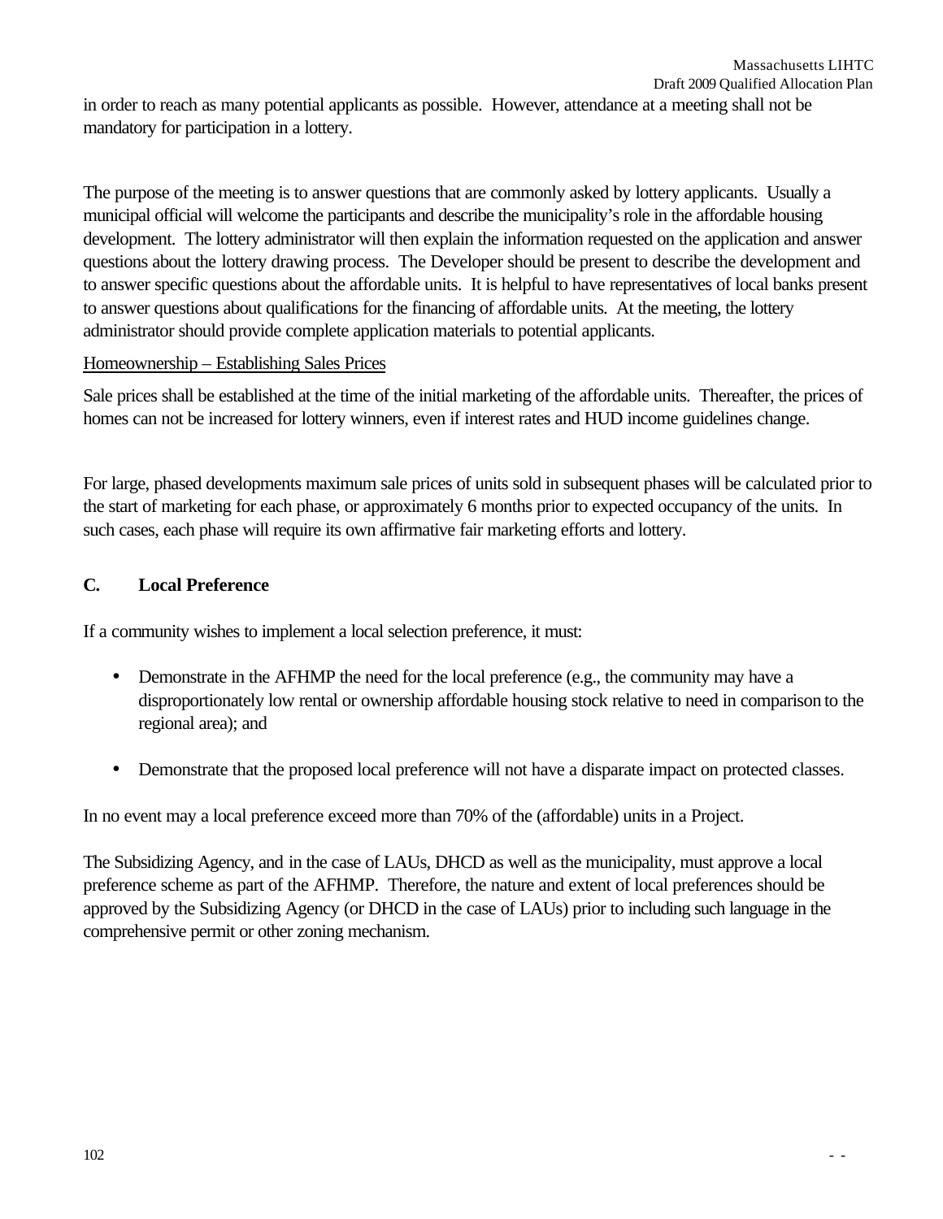in order to reach as many potential applicants as possible. However, attendance at a meeting shall not be mandatory for participation in a lottery.

The purpose of the meeting is to answer questions that are commonly asked by lottery applicants. Usually a municipal official will welcome the participants and describe the municipality's role in the affordable housing development. The lottery administrator will then explain the information requested on the application and answer questions about the lottery drawing process. The Developer should be present to describe the development and to answer specific questions about the affordable units. It is helpful to have representatives of local banks present to answer questions about qualifications for the financing of affordable units. At the meeting, the lottery administrator should provide complete application materials to potential applicants.

Homeownership – Establishing Sales Prices

Sale prices shall be established at the time of the initial marketing of the affordable units. Thereafter, the prices of homes can not be increased for lottery winners, even if interest rates and HUD income guidelines change.

For large, phased developments maximum sale prices of units sold in subsequent phases will be calculated prior to the start of marketing for each phase, or approximately 6 months prior to expected occupancy of the units. In such cases, each phase will require its own affirmative fair marketing efforts and lottery.

## C. Local Preference

If a community wishes to implement a local selection preference, it must:

- Demonstrate in the AFHMP the need for the local preference (e.g., the community may have a disproportionately low rental or ownership affordable housing stock relative to need in comparison to the regional area); and
- Demonstrate that the proposed local preference will not have a disparate impact on protected classes.

In no event may a local preference exceed more than 70% of the (affordable) units in a Project.

The Subsidizing Agency, and in the case of LAUs, DHCD as well as the municipality, must approve a local preference scheme as part of the AFHMP. Therefore, the nature and extent of local preferences should be approved by the Subsidizing Agency (or DHCD in the case of LAUs) prior to including such language in the comprehensive permit or other zoning mechanism.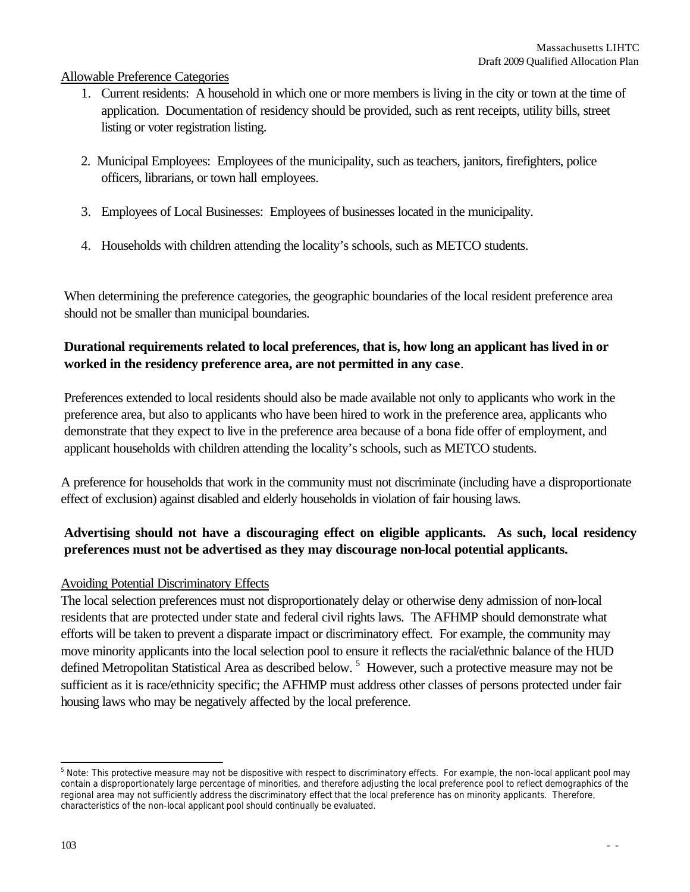Allowable Preference Categories

1. Current residents: A household in which one or more members is living in the city or town at the time of application. Documentation of residency should be provided, such as rent receipts, utility bills, street listing or voter registration listing.
2. Municipal Employees: Employees of the municipality, such as teachers, janitors, firefighters, police officers, librarians, or town hall employees.
3. Employees of Local Businesses: Employees of businesses located in the municipality.
4. Households with children attending the locality's schools, such as METCO students.

When determining the preference categories, the geographic boundaries of the local resident preference area should not be smaller than municipal boundaries.

**Durational requirements related to local preferences, that is, how long an applicant has lived in or worked in the residency preference area, are not permitted in any case**.

Preferences extended to local residents should also be made available not only to applicants who work in the preference area, but also to applicants who have been hired to work in the preference area, applicants who demonstrate that they expect to live in the preference area because of a bona fide offer of employment, and applicant households with children attending the locality's schools, such as METCO students.

A preference for households that work in the community must not discriminate (including have a disproportionate effect of exclusion) against disabled and elderly households in violation of fair housing laws.

**Advertising should not have a discouraging effect on eligible applicants. As such, local residency preferences must not be advertised as they may discourage non-local potential applicants.**

Avoiding Potential Discriminatory Effects

The local selection preferences must not disproportionately delay or otherwise deny admission of non-local residents that are protected under state and federal civil rights laws. The AFHMP should demonstrate what efforts will be taken to prevent a disparate impact or discriminatory effect. For example, the community may move minority applicants into the local selection pool to ensure it reflects the racial/ethnic balance of the HUD defined Metropolitan Statistical Area as described below. [5] However, such a protective measure may not be sufficient as it is race/ethnicity specific; the AFHMP must address other classes of persons protected under fair housing laws who may be negatively affected by the local preference.

[5] Note: This protective measure may not be dispositive with respect to discriminatory effects. For example, the non-local applicant pool may contain a disproportionately large percentage of minorities, and therefore adjusting the local preference pool to reflect demographics of the regional area may not sufficiently address the discriminatory effect that the local preference has on minority applicants. Therefore, characteristics of the non-local applicant pool should continually be evaluated.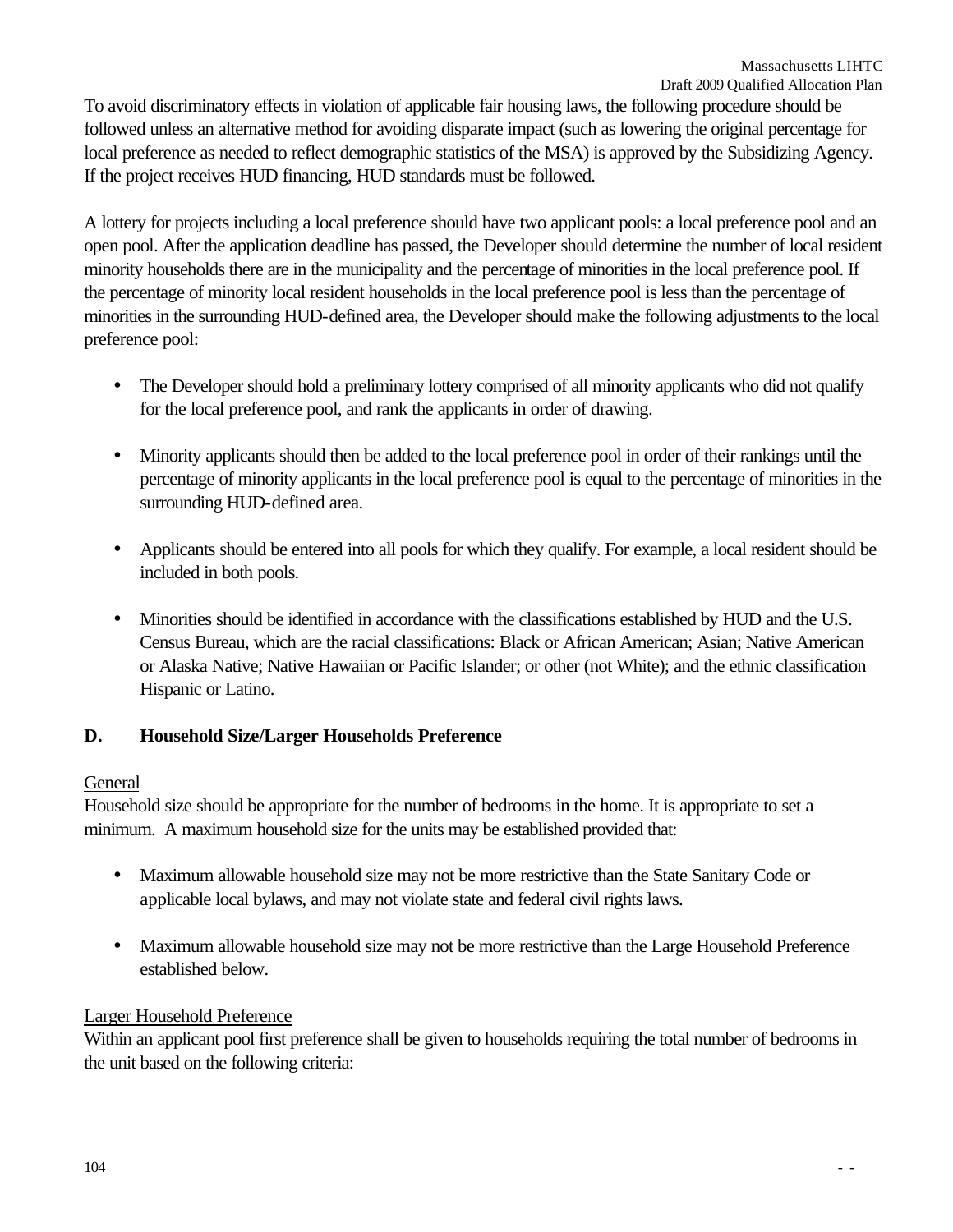To avoid discriminatory effects in violation of applicable fair housing laws, the following procedure should be followed unless an alternative method for avoiding disparate impact (such as lowering the original percentage for local preference as needed to reflect demographic statistics of the MSA) is approved by the Subsidizing Agency. If the project receives HUD financing, HUD standards must be followed.

A lottery for projects including a local preference should have two applicant pools: a local preference pool and an open pool. After the application deadline has passed, the Developer should determine the number of local resident minority households there are in the municipality and the percentage of minorities in the local preference pool. If the percentage of minority local resident households in the local preference pool is less than the percentage of minorities in the surrounding HUD-defined area, the Developer should make the following adjustments to the local preference pool:

- The Developer should hold a preliminary lottery comprised of all minority applicants who did not qualify for the local preference pool, and rank the applicants in order of drawing.

- Minority applicants should then be added to the local preference pool in order of their rankings until the percentage of minority applicants in the local preference pool is equal to the percentage of minorities in the surrounding HUD-defined area.

- Applicants should be entered into all pools for which they qualify. For example, a local resident should be included in both pools.

- Minorities should be identified in accordance with the classifications established by HUD and the U.S. Census Bureau, which are the racial classifications: Black or African American; Asian; Native American or Alaska Native; Native Hawaiian or Pacific Islander; or other (not White); and the ethnic classification Hispanic or Latino.

## D. Household Size/Larger Households Preference

General

Household size should be appropriate for the number of bedrooms in the home. It is appropriate to set a minimum. A maximum household size for the units may be established provided that:

- Maximum allowable household size may not be more restrictive than the State Sanitary Code or applicable local bylaws, and may not violate state and federal civil rights laws.

- Maximum allowable household size may not be more restrictive than the Large Household Preference established below.

Larger Household Preference

Within an applicant pool first preference shall be given to households requiring the total number of bedrooms in the unit based on the following criteria: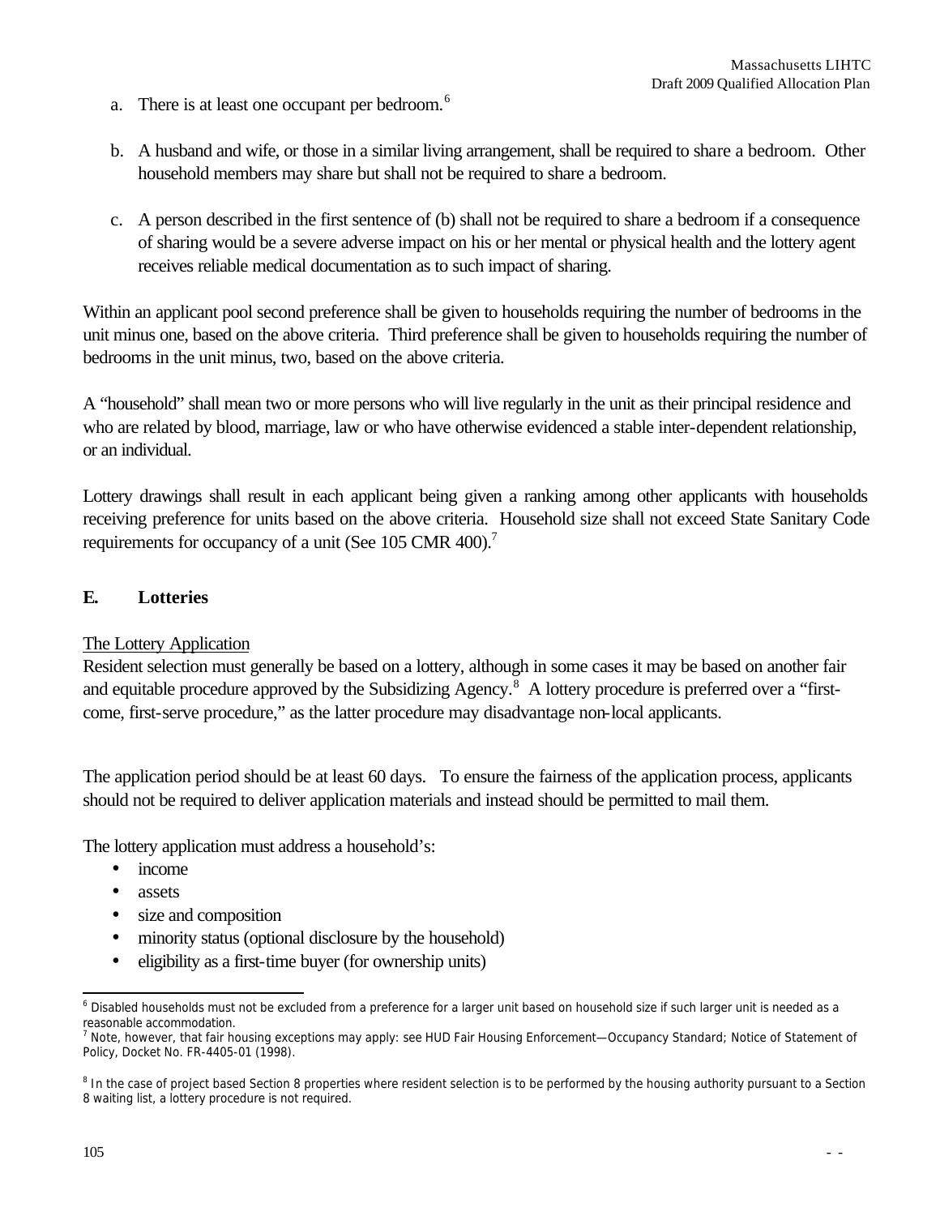a. There is at least one occupant per bedroom.[6]

b. A husband and wife, or those in a similar living arrangement, shall be required to share a bedroom. Other household members may share but shall not be required to share a bedroom.

c. A person described in the first sentence of (b) shall not be required to share a bedroom if a consequence of sharing would be a severe adverse impact on his or her mental or physical health and the lottery agent receives reliable medical documentation as to such impact of sharing.

Within an applicant pool second preference shall be given to households requiring the number of bedrooms in the unit minus one, based on the above criteria. Third preference shall be given to households requiring the number of bedrooms in the unit minus, two, based on the above criteria.

A "household" shall mean two or more persons who will live regularly in the unit as their principal residence and who are related by blood, marriage, law or who have otherwise evidenced a stable inter-dependent relationship, or an individual.

Lottery drawings shall result in each applicant being given a ranking among other applicants with households receiving preference for units based on the above criteria. Household size shall not exceed State Sanitary Code requirements for occupancy of a unit (See 105 CMR 400).[7]

## E. Lotteries

The Lottery Application

Resident selection must generally be based on a lottery, although in some cases it may be based on another fair and equitable procedure approved by the Subsidizing Agency.[8] A lottery procedure is preferred over a "first-come, first-serve procedure," as the latter procedure may disadvantage non-local applicants.

The application period should be at least 60 days. To ensure the fairness of the application process, applicants should not be required to deliver application materials and instead should be permitted to mail them.

The lottery application must address a household's:

- income
- assets
- size and composition
- minority status (optional disclosure by the household)
- eligibility as a first-time buyer (for ownership units)

---

[6] Disabled households must not be excluded from a preference for a larger unit based on household size if such larger unit is needed as a reasonable accommodation.

[7] Note, however, that fair housing exceptions may apply: see HUD Fair Housing Enforcement—Occupancy Standard; Notice of Statement of Policy, Docket No. FR-4405-01 (1998).

[8] In the case of project based Section 8 properties where resident selection is to be performed by the housing authority pursuant to a Section 8 waiting list, a lottery procedure is not required.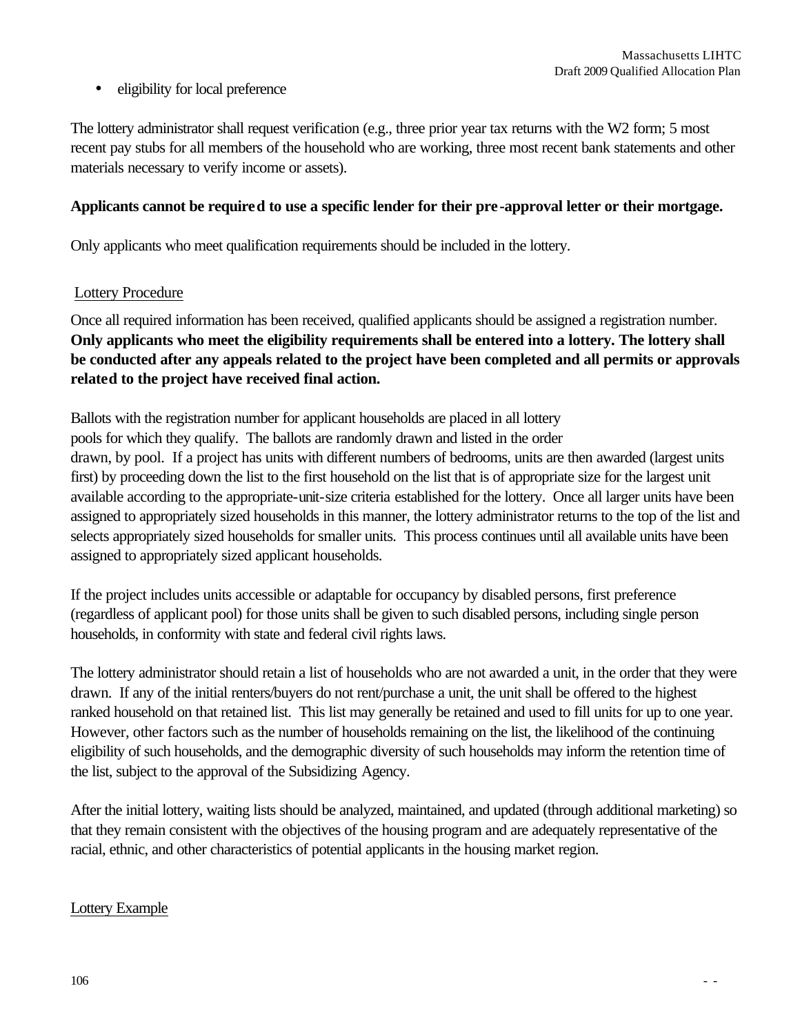- eligibility for local preference

The lottery administrator shall request verification (e.g., three prior year tax returns with the W2 form; 5 most recent pay stubs for all members of the household who are working, three most recent bank statements and other materials necessary to verify income or assets).

**Applicants cannot be required to use a specific lender for their pre-approval letter or their mortgage.**

Only applicants who meet qualification requirements should be included in the lottery.

<u>Lottery Procedure</u>

Once all required information has been received, qualified applicants should be assigned a registration number. **Only applicants who meet the eligibility requirements shall be entered into a lottery. The lottery shall be conducted after any appeals related to the project have been completed and all permits or approvals related to the project have received final action.**

Ballots with the registration number for applicant households are placed in all lottery pools for which they qualify. The ballots are randomly drawn and listed in the order drawn, by pool. If a project has units with different numbers of bedrooms, units are then awarded (largest units first) by proceeding down the list to the first household on the list that is of appropriate size for the largest unit available according to the appropriate-unit-size criteria established for the lottery. Once all larger units have been assigned to appropriately sized households in this manner, the lottery administrator returns to the top of the list and selects appropriately sized households for smaller units. This process continues until all available units have been assigned to appropriately sized applicant households.

If the project includes units accessible or adaptable for occupancy by disabled persons, first preference (regardless of applicant pool) for those units shall be given to such disabled persons, including single person households, in conformity with state and federal civil rights laws.

The lottery administrator should retain a list of households who are not awarded a unit, in the order that they were drawn. If any of the initial renters/buyers do not rent/purchase a unit, the unit shall be offered to the highest ranked household on that retained list. This list may generally be retained and used to fill units for up to one year. However, other factors such as the number of households remaining on the list, the likelihood of the continuing eligibility of such households, and the demographic diversity of such households may inform the retention time of the list, subject to the approval of the Subsidizing Agency.

After the initial lottery, waiting lists should be analyzed, maintained, and updated (through additional marketing) so that they remain consistent with the objectives of the housing program and are adequately representative of the racial, ethnic, and other characteristics of potential applicants in the housing market region.

<u>Lottery Example</u>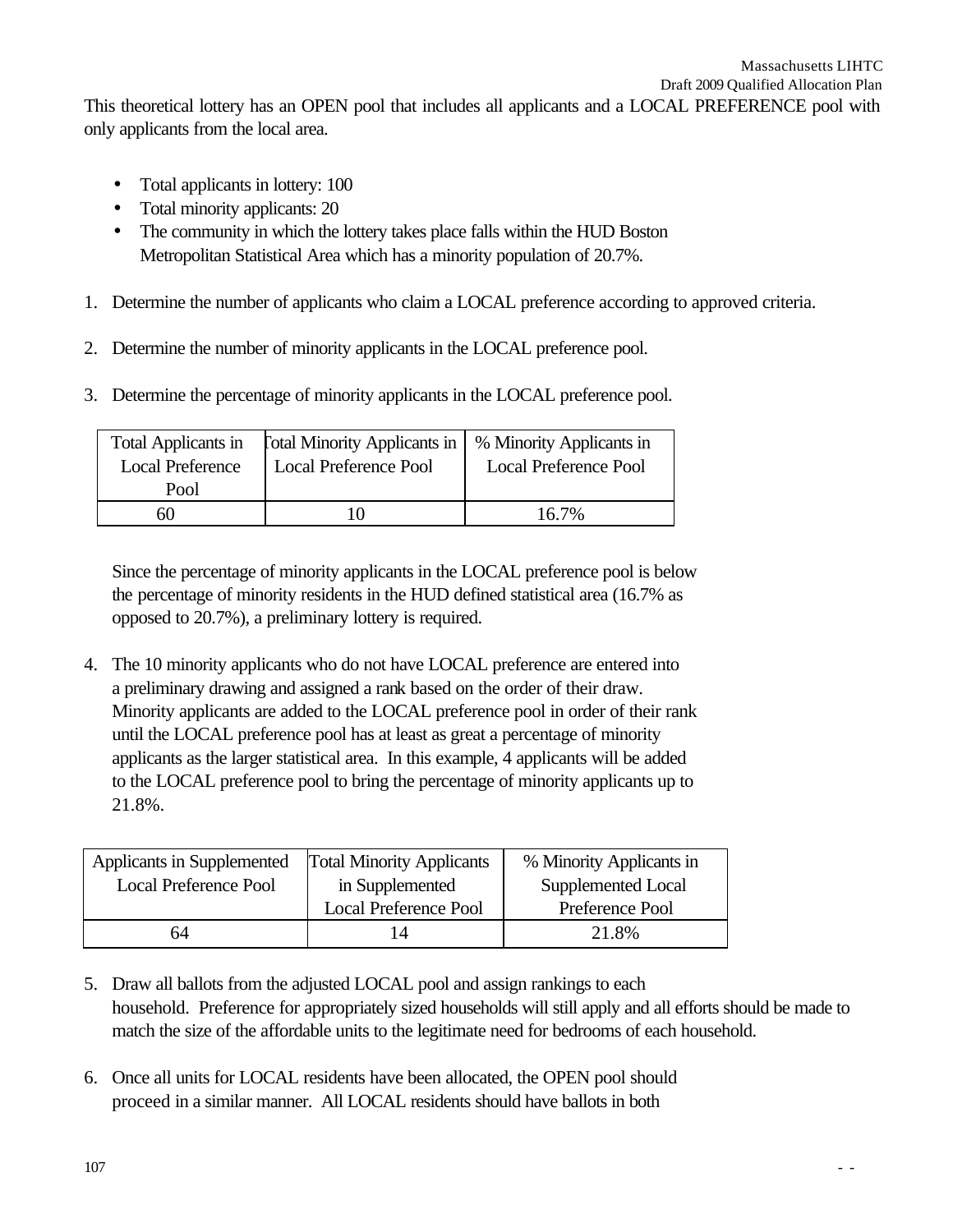This theoretical lottery has an OPEN pool that includes all applicants and a LOCAL PREFERENCE pool with only applicants from the local area.

- Total applicants in lottery: 100
- Total minority applicants: 20
- The community in which the lottery takes place falls within the HUD Boston Metropolitan Statistical Area which has a minority population of 20.7%.

1. Determine the number of applicants who claim a LOCAL preference according to approved criteria.

2. Determine the number of minority applicants in the LOCAL preference pool.

3. Determine the percentage of minority applicants in the LOCAL preference pool.

| Total Applicants in Local Preference Pool | Total Minority Applicants in Local Preference Pool | % Minority Applicants in Local Preference Pool |
|---|---|---|
| 60 | 10 | 16.7% |

Since the percentage of minority applicants in the LOCAL preference pool is below the percentage of minority residents in the HUD defined statistical area (16.7% as opposed to 20.7%), a preliminary lottery is required.

4. The 10 minority applicants who do not have LOCAL preference are entered into a preliminary drawing and assigned a rank based on the order of their draw. Minority applicants are added to the LOCAL preference pool in order of their rank until the LOCAL preference pool has at least as great a percentage of minority applicants as the larger statistical area. In this example, 4 applicants will be added to the LOCAL preference pool to bring the percentage of minority applicants up to 21.8%.

| Applicants in Supplemented Local Preference Pool | Total Minority Applicants in Supplemented Local Preference Pool | % Minority Applicants in Supplemented Local Preference Pool |
|---|---|---|
| 64 | 14 | 21.8% |

5. Draw all ballots from the adjusted LOCAL pool and assign rankings to each household. Preference for appropriately sized households will still apply and all efforts should be made to match the size of the affordable units to the legitimate need for bedrooms of each household.

6. Once all units for LOCAL residents have been allocated, the OPEN pool should proceed in a similar manner. All LOCAL residents should have ballots in both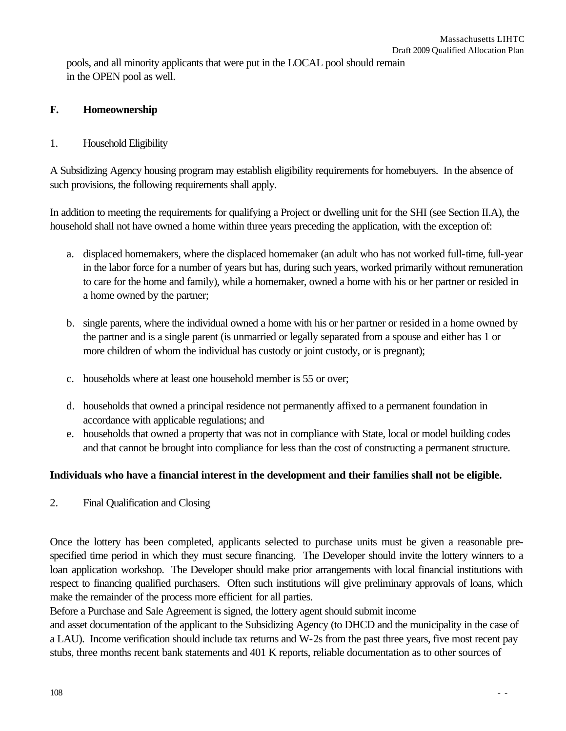pools, and all minority applicants that were put in the LOCAL pool should remain in the OPEN pool as well.

## F. Homeownership

### 1. Household Eligibility

A Subsidizing Agency housing program may establish eligibility requirements for homebuyers. In the absence of such provisions, the following requirements shall apply.

In addition to meeting the requirements for qualifying a Project or dwelling unit for the SHI (see Section II.A), the household shall not have owned a home within three years preceding the application, with the exception of:

a. displaced homemakers, where the displaced homemaker (an adult who has not worked full-time, full-year in the labor force for a number of years but has, during such years, worked primarily without remuneration to care for the home and family), while a homemaker, owned a home with his or her partner or resided in a home owned by the partner;

b. single parents, where the individual owned a home with his or her partner or resided in a home owned by the partner and is a single parent (is unmarried or legally separated from a spouse and either has 1 or more children of whom the individual has custody or joint custody, or is pregnant);

c. households where at least one household member is 55 or over;

d. households that owned a principal residence not permanently affixed to a permanent foundation in accordance with applicable regulations; and

e. households that owned a property that was not in compliance with State, local or model building codes and that cannot be brought into compliance for less than the cost of constructing a permanent structure.

**Individuals who have a financial interest in the development and their families shall not be eligible.**

### 2. Final Qualification and Closing

Once the lottery has been completed, applicants selected to purchase units must be given a reasonable pre-specified time period in which they must secure financing. The Developer should invite the lottery winners to a loan application workshop. The Developer should make prior arrangements with local financial institutions with respect to financing qualified purchasers. Often such institutions will give preliminary approvals of loans, which make the remainder of the process more efficient for all parties.

Before a Purchase and Sale Agreement is signed, the lottery agent should submit income and asset documentation of the applicant to the Subsidizing Agency (to DHCD and the municipality in the case of a LAU). Income verification should include tax returns and W-2s from the past three years, five most recent pay stubs, three months recent bank statements and 401 K reports, reliable documentation as to other sources of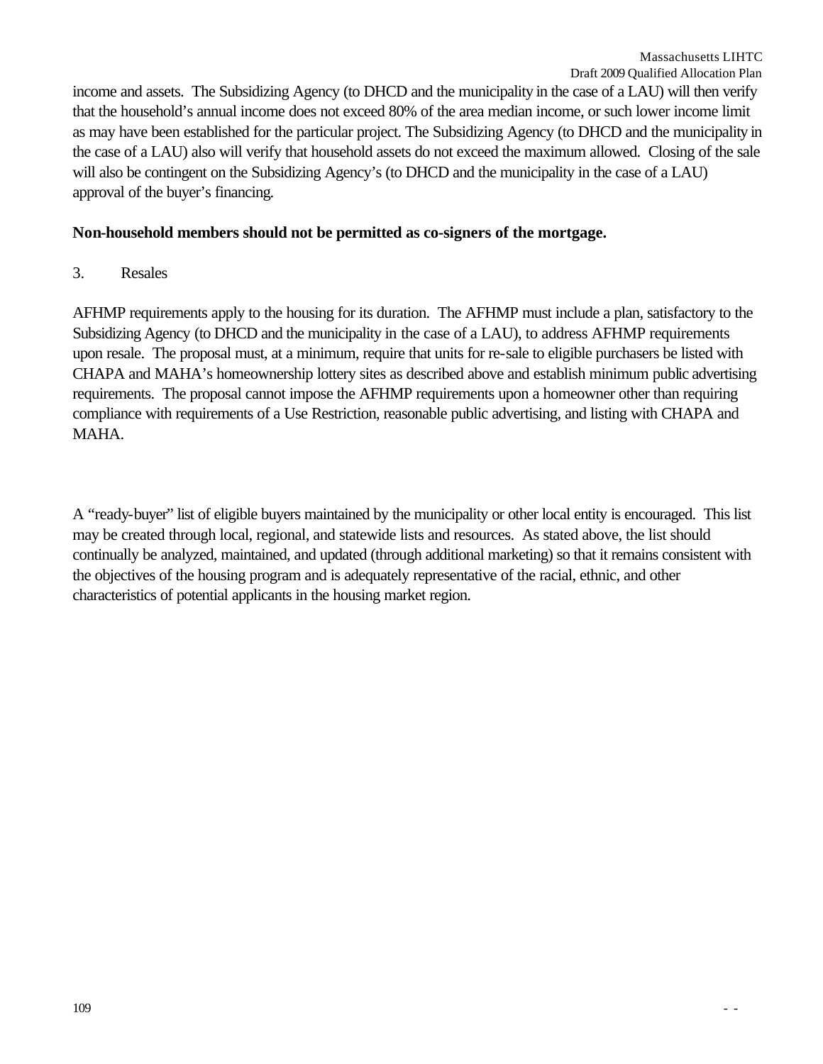income and assets. The Subsidizing Agency (to DHCD and the municipality in the case of a LAU) will then verify that the household's annual income does not exceed 80% of the area median income, or such lower income limit as may have been established for the particular project. The Subsidizing Agency (to DHCD and the municipality in the case of a LAU) also will verify that household assets do not exceed the maximum allowed. Closing of the sale will also be contingent on the Subsidizing Agency's (to DHCD and the municipality in the case of a LAU) approval of the buyer's financing.

**Non-household members should not be permitted as co-signers of the mortgage.**

3. Resales

AFHMP requirements apply to the housing for its duration. The AFHMP must include a plan, satisfactory to the Subsidizing Agency (to DHCD and the municipality in the case of a LAU), to address AFHMP requirements upon resale. The proposal must, at a minimum, require that units for re-sale to eligible purchasers be listed with CHAPA and MAHA's homeownership lottery sites as described above and establish minimum public advertising requirements. The proposal cannot impose the AFHMP requirements upon a homeowner other than requiring compliance with requirements of a Use Restriction, reasonable public advertising, and listing with CHAPA and MAHA.

A "ready-buyer" list of eligible buyers maintained by the municipality or other local entity is encouraged. This list may be created through local, regional, and statewide lists and resources. As stated above, the list should continually be analyzed, maintained, and updated (through additional marketing) so that it remains consistent with the objectives of the housing program and is adequately representative of the racial, ethnic, and other characteristics of potential applicants in the housing market region.